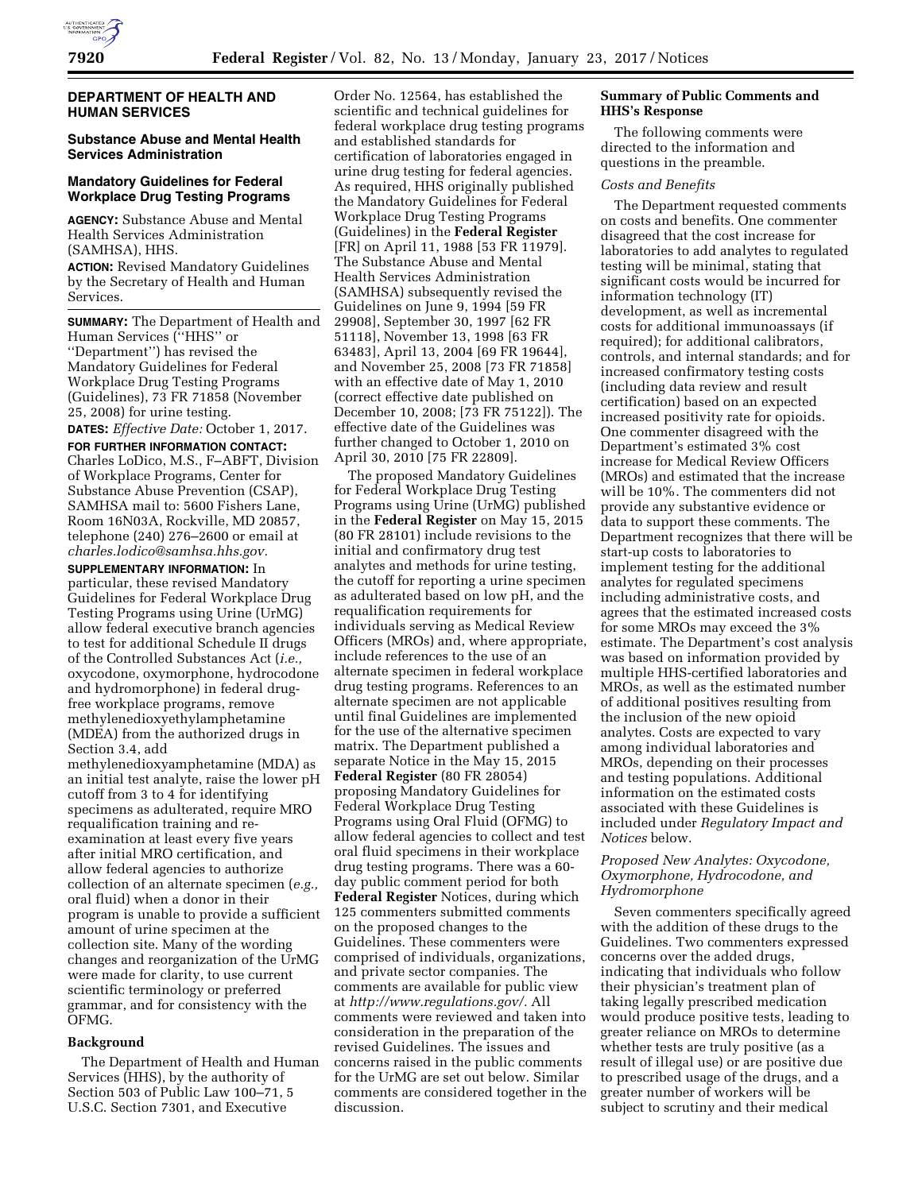## DEPARTMENT OF HEALTH AND HUMAN SERVICES

### Substance Abuse and Mental Health Services Administration

### Mandatory Guidelines for Federal Workplace Drug Testing Programs

**AGENCY:** Substance Abuse and Mental Health Services Administration (SAMHSA), HHS.

**ACTION:** Revised Mandatory Guidelines by the Secretary of Health and Human Services.

**SUMMARY:** The Department of Health and Human Services (''HHS'' or ''Department'') has revised the Mandatory Guidelines for Federal Workplace Drug Testing Programs (Guidelines), 73 FR 71858 (November 25, 2008) for urine testing.

**DATES:** *Effective Date:* October 1, 2017.

**FOR FURTHER INFORMATION CONTACT:** Charles LoDico, M.S., F–ABFT, Division of Workplace Programs, Center for Substance Abuse Prevention (CSAP), SAMHSA mail to: 5600 Fishers Lane, Room 16N03A, Rockville, MD 20857, telephone (240) 276–2600 or email at *charles.lodico@samhsa.hhs.gov.*

**SUPPLEMENTARY INFORMATION:** In particular, these revised Mandatory Guidelines for Federal Workplace Drug Testing Programs using Urine (UrMG) allow federal executive branch agencies to test for additional Schedule II drugs of the Controlled Substances Act (*i.e.,* oxycodone, oxymorphone, hydrocodone and hydromorphone) in federal drug-free workplace programs, remove methylenedioxyethylamphetamine (MDEA) from the authorized drugs in Section 3.4, add methylenedioxyamphetamine (MDA) as an initial test analyte, raise the lower pH cutoff from 3 to 4 for identifying specimens as adulterated, require MRO requalification training and re-examination at least every five years after initial MRO certification, and allow federal agencies to authorize collection of an alternate specimen (*e.g.,* oral fluid) when a donor in their program is unable to provide a sufficient amount of urine specimen at the collection site. Many of the wording changes and reorganization of the UrMG were made for clarity, to use current scientific terminology or preferred grammar, and for consistency with the OFMG.

### Background

The Department of Health and Human Services (HHS), by the authority of Section 503 of Public Law 100–71, 5 U.S.C. Section 7301, and Executive Order No. 12564, has established the scientific and technical guidelines for federal workplace drug testing programs and established standards for certification of laboratories engaged in urine drug testing for federal agencies. As required, HHS originally published the Mandatory Guidelines for Federal Workplace Drug Testing Programs (Guidelines) in the **Federal Register** [FR] on April 11, 1988 [53 FR 11979]. The Substance Abuse and Mental Health Services Administration (SAMHSA) subsequently revised the Guidelines on June 9, 1994 [59 FR 29908], September 30, 1997 [62 FR 51118], November 13, 1998 [63 FR 63483], April 13, 2004 [69 FR 19644], and November 25, 2008 [73 FR 71858] with an effective date of May 1, 2010 (correct effective date published on December 10, 2008; [73 FR 75122]). The effective date of the Guidelines was further changed to October 1, 2010 on April 30, 2010 [75 FR 22809].

The proposed Mandatory Guidelines for Federal Workplace Drug Testing Programs using Urine (UrMG) published in the **Federal Register** on May 15, 2015 (80 FR 28101) include revisions to the initial and confirmatory drug test analytes and methods for urine testing, the cutoff for reporting a urine specimen as adulterated based on low pH, and the requalification requirements for individuals serving as Medical Review Officers (MROs) and, where appropriate, include references to the use of an alternate specimen in federal workplace drug testing programs. References to an alternate specimen are not applicable until final Guidelines are implemented for the use of the alternative specimen matrix. The Department published a separate Notice in the May 15, 2015 **Federal Register** (80 FR 28054) proposing Mandatory Guidelines for Federal Workplace Drug Testing Programs using Oral Fluid (OFMG) to allow federal agencies to collect and test oral fluid specimens in their workplace drug testing programs. There was a 60-day public comment period for both **Federal Register** Notices, during which 125 commenters submitted comments on the proposed changes to the Guidelines. These commenters were comprised of individuals, organizations, and private sector companies. The comments are available for public view at *http://www.regulations.gov/.* All comments were reviewed and taken into consideration in the preparation of the revised Guidelines. The issues and concerns raised in the public comments for the UrMG are set out below. Similar comments are considered together in the discussion.

### Summary of Public Comments and HHS's Response

The following comments were directed to the information and questions in the preamble.

#### *Costs and Benefits*

The Department requested comments on costs and benefits. One commenter disagreed that the cost increase for laboratories to add analytes to regulated testing will be minimal, stating that significant costs would be incurred for information technology (IT) development, as well as incremental costs for additional immunoassays (if required); for additional calibrators, controls, and internal standards; and for increased confirmatory testing costs (including data review and result certification) based on an expected increased positivity rate for opioids. One commenter disagreed with the Department's estimated 3% cost increase for Medical Review Officers (MROs) and estimated that the increase will be 10%. The commenters did not provide any substantive evidence or data to support these comments. The Department recognizes that there will be start-up costs to laboratories to implement testing for the additional analytes for regulated specimens including administrative costs, and agrees that the estimated increased costs for some MROs may exceed the 3% estimate. The Department's cost analysis was based on information provided by multiple HHS-certified laboratories and MROs, as well as the estimated number of additional positives resulting from the inclusion of the new opioid analytes. Costs are expected to vary among individual laboratories and MROs, depending on their processes and testing populations. Additional information on the estimated costs associated with these Guidelines is included under *Regulatory Impact and Notices* below.

#### *Proposed New Analytes: Oxycodone, Oxymorphone, Hydrocodone, and Hydromorphone*

Seven commenters specifically agreed with the addition of these drugs to the Guidelines. Two commenters expressed concerns over the added drugs, indicating that individuals who follow their physician's treatment plan of taking legally prescribed medication would produce positive tests, leading to greater reliance on MROs to determine whether tests are truly positive (as a result of illegal use) or are positive due to prescribed usage of the drugs, and a greater number of workers will be subject to scrutiny and their medical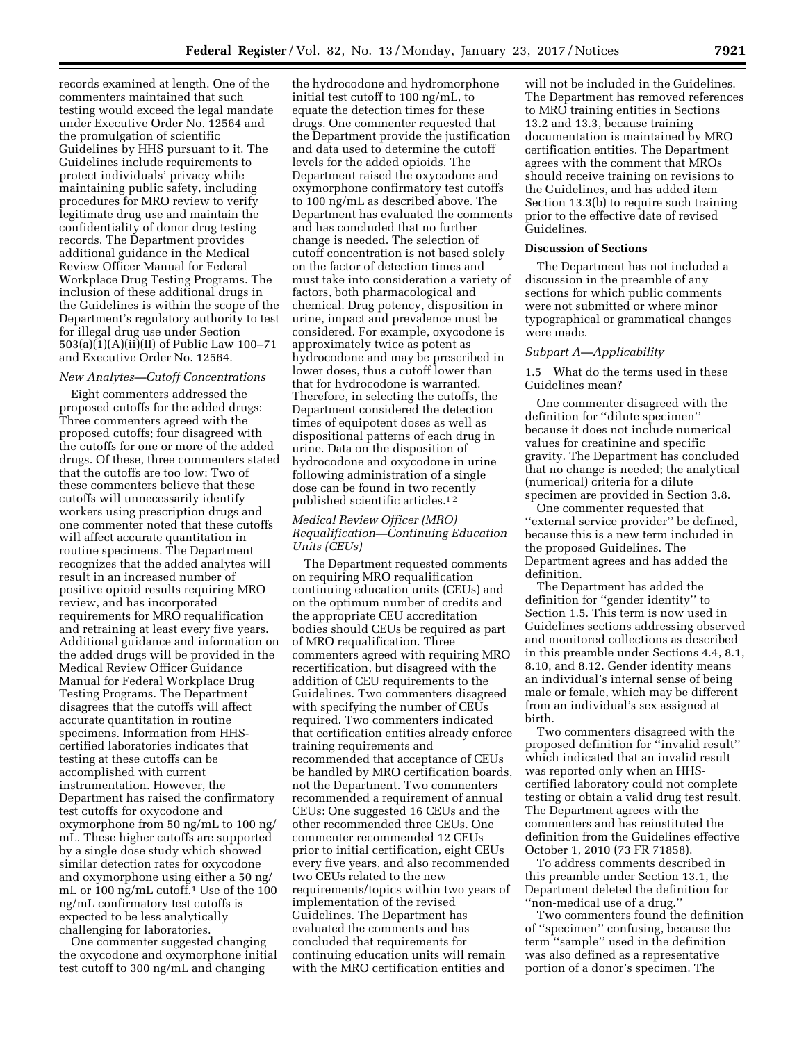records examined at length. One of the commenters maintained that such testing would exceed the legal mandate under Executive Order No. 12564 and the promulgation of scientific Guidelines by HHS pursuant to it. The Guidelines include requirements to protect individuals' privacy while maintaining public safety, including procedures for MRO review to verify legitimate drug use and maintain the confidentiality of donor drug testing records. The Department provides additional guidance in the Medical Review Officer Manual for Federal Workplace Drug Testing Programs. The inclusion of these additional drugs in the Guidelines is within the scope of the Department's regulatory authority to test for illegal drug use under Section 503(a)(1)(A)(ii)(II) of Public Law 100–71 and Executive Order No. 12564.

*New Analytes—Cutoff Concentrations*

Eight commenters addressed the proposed cutoffs for the added drugs: Three commenters agreed with the proposed cutoffs; four disagreed with the cutoffs for one or more of the added drugs. Of these, three commenters stated that the cutoffs are too low: Two of these commenters believe that these cutoffs will unnecessarily identify workers using prescription drugs and one commenter noted that these cutoffs will affect accurate quantitation in routine specimens. The Department recognizes that the added analytes will result in an increased number of positive opioid results requiring MRO review, and has incorporated requirements for MRO requalification and retraining at least every five years. Additional guidance and information on the added drugs will be provided in the Medical Review Officer Guidance Manual for Federal Workplace Drug Testing Programs. The Department disagrees that the cutoffs will affect accurate quantitation in routine specimens. Information from HHS-certified laboratories indicates that testing at these cutoffs can be accomplished with current instrumentation. However, the Department has raised the confirmatory test cutoffs for oxycodone and oxymorphone from 50 ng/mL to 100 ng/mL. These higher cutoffs are supported by a single dose study which showed similar detection rates for oxycodone and oxymorphone using either a 50 ng/mL or 100 ng/mL cutoff.[1] Use of the 100 ng/mL confirmatory test cutoffs is expected to be less analytically challenging for laboratories.

One commenter suggested changing the oxycodone and oxymorphone initial test cutoff to 300 ng/mL and changing the hydrocodone and hydromorphone initial test cutoff to 100 ng/mL, to equate the detection times for these drugs. One commenter requested that the Department provide the justification and data used to determine the cutoff levels for the added opioids. The Department raised the oxycodone and oxymorphone confirmatory test cutoffs to 100 ng/mL as described above. The Department has evaluated the comments and has concluded that no further change is needed. The selection of cutoff concentration is not based solely on the factor of detection times and must take into consideration a variety of factors, both pharmacological and chemical. Drug potency, disposition in urine, impact and prevalence must be considered. For example, oxycodone is approximately twice as potent as hydrocodone and may be prescribed in lower doses, thus a cutoff lower than that for hydrocodone is warranted. Therefore, in selecting the cutoffs, the Department considered the detection times of equipotent doses as well as dispositional patterns of each drug in urine. Data on the disposition of hydrocodone and oxycodone in urine following administration of a single dose can be found in two recently published scientific articles.[1 2]

*Medical Review Officer (MRO) Requalification—Continuing Education Units (CEUs)*

The Department requested comments on requiring MRO requalification continuing education units (CEUs) and on the optimum number of credits and the appropriate CEU accreditation bodies should CEUs be required as part of MRO requalification. Three commenters agreed with requiring MRO recertification, but disagreed with the addition of CEU requirements to the Guidelines. Two commenters disagreed with specifying the number of CEUs required. Two commenters indicated that certification entities already enforce training requirements and recommended that acceptance of CEUs be handled by MRO certification boards, not the Department. Two commenters recommended a requirement of annual CEUs: One suggested 16 CEUs and the other recommended three CEUs. One commenter recommended 12 CEUs prior to initial certification, eight CEUs every five years, and also recommended two CEUs related to the new requirements/topics within two years of implementation of the revised Guidelines. The Department has evaluated the comments and has concluded that requirements for continuing education units will remain with the MRO certification entities and will not be included in the Guidelines. The Department has removed references to MRO training entities in Sections 13.2 and 13.3, because training documentation is maintained by MRO certification entities. The Department agrees with the comment that MROs should receive training on revisions to the Guidelines, and has added item Section 13.3(b) to require such training prior to the effective date of revised Guidelines.

**Discussion of Sections**

The Department has not included a discussion in the preamble of any sections for which public comments were not submitted or where minor typographical or grammatical changes were made.

*Subpart A—Applicability*

1.5 What do the terms used in these Guidelines mean?

One commenter disagreed with the definition for ''dilute specimen'' because it does not include numerical values for creatinine and specific gravity. The Department has concluded that no change is needed; the analytical (numerical) criteria for a dilute specimen are provided in Section 3.8.

One commenter requested that ''external service provider'' be defined, because this is a new term included in the proposed Guidelines. The Department agrees and has added the definition.

The Department has added the definition for ''gender identity'' to Section 1.5. This term is now used in Guidelines sections addressing observed and monitored collections as described in this preamble under Sections 4.4, 8.1, 8.10, and 8.12. Gender identity means an individual's internal sense of being male or female, which may be different from an individual's sex assigned at birth.

Two commenters disagreed with the proposed definition for ''invalid result'' which indicated that an invalid result was reported only when an HHS-certified laboratory could not complete testing or obtain a valid drug test result. The Department agrees with the commenters and has reinstituted the definition from the Guidelines effective October 1, 2010 (73 FR 71858).

To address comments described in this preamble under Section 13.1, the Department deleted the definition for ''non-medical use of a drug.''

Two commenters found the definition of ''specimen'' confusing, because the term ''sample'' used in the definition was also defined as a representative portion of a donor's specimen. The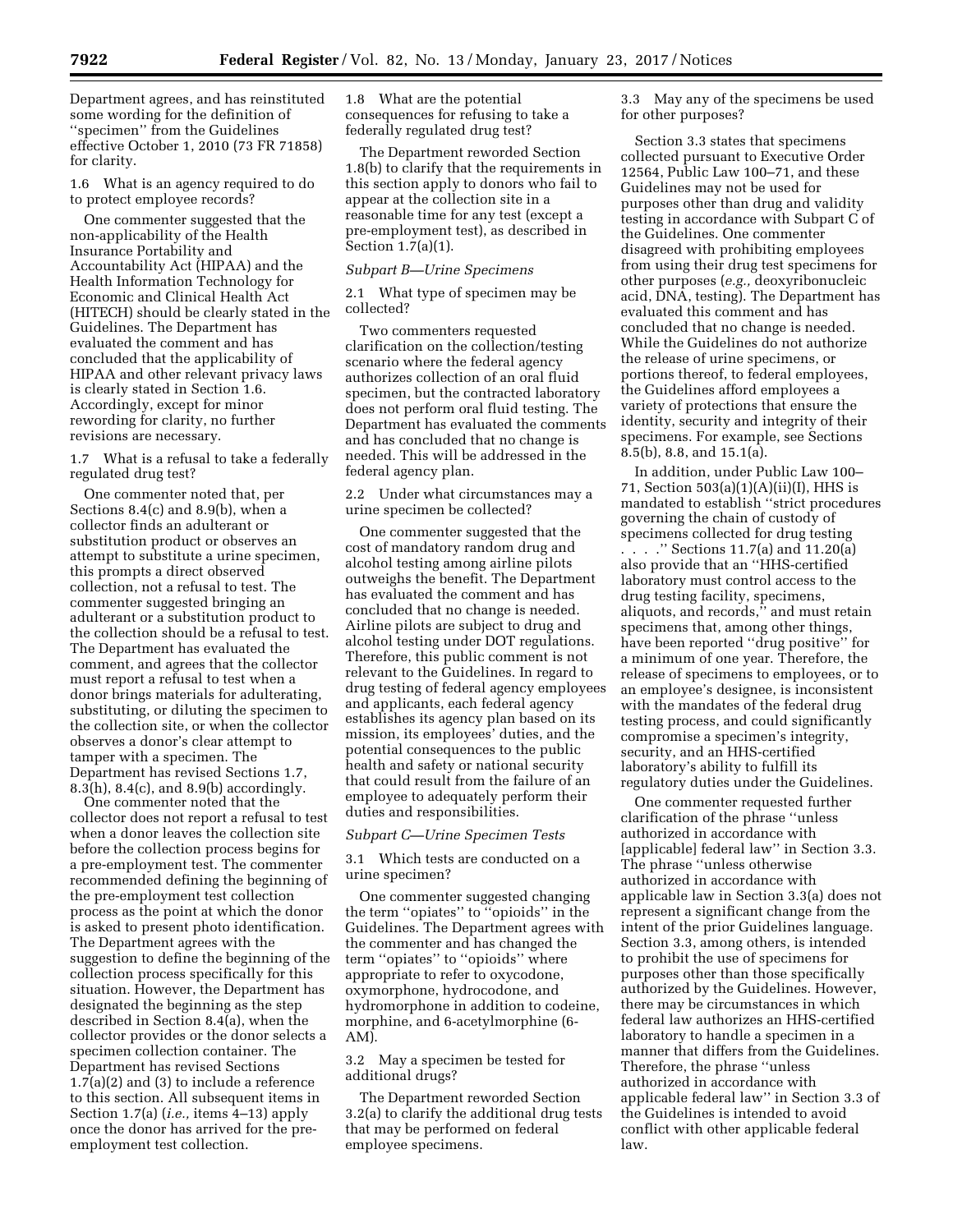Department agrees, and has reinstituted some wording for the definition of ''specimen'' from the Guidelines effective October 1, 2010 (73 FR 71858) for clarity.

1.6 What is an agency required to do to protect employee records?

One commenter suggested that the non-applicability of the Health Insurance Portability and Accountability Act (HIPAA) and the Health Information Technology for Economic and Clinical Health Act (HITECH) should be clearly stated in the Guidelines. The Department has evaluated the comment and has concluded that the applicability of HIPAA and other relevant privacy laws is clearly stated in Section 1.6. Accordingly, except for minor rewording for clarity, no further revisions are necessary.

1.7 What is a refusal to take a federally regulated drug test?

One commenter noted that, per Sections 8.4(c) and 8.9(b), when a collector finds an adulterant or substitution product or observes an attempt to substitute a urine specimen, this prompts a direct observed collection, not a refusal to test. The commenter suggested bringing an adulterant or a substitution product to the collection should be a refusal to test. The Department has evaluated the comment, and agrees that the collector must report a refusal to test when a donor brings materials for adulterating, substituting, or diluting the specimen to the collection site, or when the collector observes a donor's clear attempt to tamper with a specimen. The Department has revised Sections 1.7, 8.3(h), 8.4(c), and 8.9(b) accordingly.

One commenter noted that the collector does not report a refusal to test when a donor leaves the collection site before the collection process begins for a pre-employment test. The commenter recommended defining the beginning of the pre-employment test collection process as the point at which the donor is asked to present photo identification. The Department agrees with the suggestion to define the beginning of the collection process specifically for this situation. However, the Department has designated the beginning as the step described in Section 8.4(a), when the collector provides or the donor selects a specimen collection container. The Department has revised Sections 1.7(a)(2) and (3) to include a reference to this section. All subsequent items in Section 1.7(a) (*i.e.,* items 4–13) apply once the donor has arrived for the pre-employment test collection.

1.8 What are the potential consequences for refusing to take a federally regulated drug test?

The Department reworded Section 1.8(b) to clarify that the requirements in this section apply to donors who fail to appear at the collection site in a reasonable time for any test (except a pre-employment test), as described in Section 1.7(a)(1).

*Subpart B—Urine Specimens*

2.1 What type of specimen may be collected?

Two commenters requested clarification on the collection/testing scenario where the federal agency authorizes collection of an oral fluid specimen, but the contracted laboratory does not perform oral fluid testing. The Department has evaluated the comments and has concluded that no change is needed. This will be addressed in the federal agency plan.

2.2 Under what circumstances may a urine specimen be collected?

One commenter suggested that the cost of mandatory random drug and alcohol testing among airline pilots outweighs the benefit. The Department has evaluated the comment and has concluded that no change is needed. Airline pilots are subject to drug and alcohol testing under DOT regulations. Therefore, this public comment is not relevant to the Guidelines. In regard to drug testing of federal agency employees and applicants, each federal agency establishes its agency plan based on its mission, its employees' duties, and the potential consequences to the public health and safety or national security that could result from the failure of an employee to adequately perform their duties and responsibilities.

*Subpart C—Urine Specimen Tests*

3.1 Which tests are conducted on a urine specimen?

One commenter suggested changing the term ''opiates'' to ''opioids'' in the Guidelines. The Department agrees with the commenter and has changed the term ''opiates'' to ''opioids'' where appropriate to refer to oxycodone, oxymorphone, hydrocodone, and hydromorphone in addition to codeine, morphine, and 6-acetylmorphine (6-AM).

3.2 May a specimen be tested for additional drugs?

The Department reworded Section 3.2(a) to clarify the additional drug tests that may be performed on federal employee specimens.

3.3 May any of the specimens be used for other purposes?

Section 3.3 states that specimens collected pursuant to Executive Order 12564, Public Law 100–71, and these Guidelines may not be used for purposes other than drug and validity testing in accordance with Subpart C of the Guidelines. One commenter disagreed with prohibiting employees from using their drug test specimens for other purposes (*e.g.,* deoxyribonucleic acid, DNA, testing). The Department has evaluated this comment and has concluded that no change is needed. While the Guidelines do not authorize the release of urine specimens, or portions thereof, to federal employees, the Guidelines afford employees a variety of protections that ensure the identity, security and integrity of their specimens. For example, see Sections 8.5(b), 8.8, and 15.1(a).

In addition, under Public Law 100–71, Section 503(a)(1)(A)(ii)(I), HHS is mandated to establish ''strict procedures governing the chain of custody of specimens collected for drug testing . . . .'' Sections 11.7(a) and 11.20(a) also provide that an ''HHS-certified laboratory must control access to the drug testing facility, specimens, aliquots, and records,'' and must retain specimens that, among other things, have been reported ''drug positive'' for a minimum of one year. Therefore, the release of specimens to employees, or to an employee's designee, is inconsistent with the mandates of the federal drug testing process, and could significantly compromise a specimen's integrity, security, and an HHS-certified laboratory's ability to fulfill its regulatory duties under the Guidelines.

One commenter requested further clarification of the phrase ''unless authorized in accordance with [applicable] federal law'' in Section 3.3. The phrase ''unless otherwise authorized in accordance with applicable law in Section 3.3(a) does not represent a significant change from the intent of the prior Guidelines language. Section 3.3, among others, is intended to prohibit the use of specimens for purposes other than those specifically authorized by the Guidelines. However, there may be circumstances in which federal law authorizes an HHS-certified laboratory to handle a specimen in a manner that differs from the Guidelines. Therefore, the phrase ''unless authorized in accordance with applicable federal law'' in Section 3.3 of the Guidelines is intended to avoid conflict with other applicable federal law.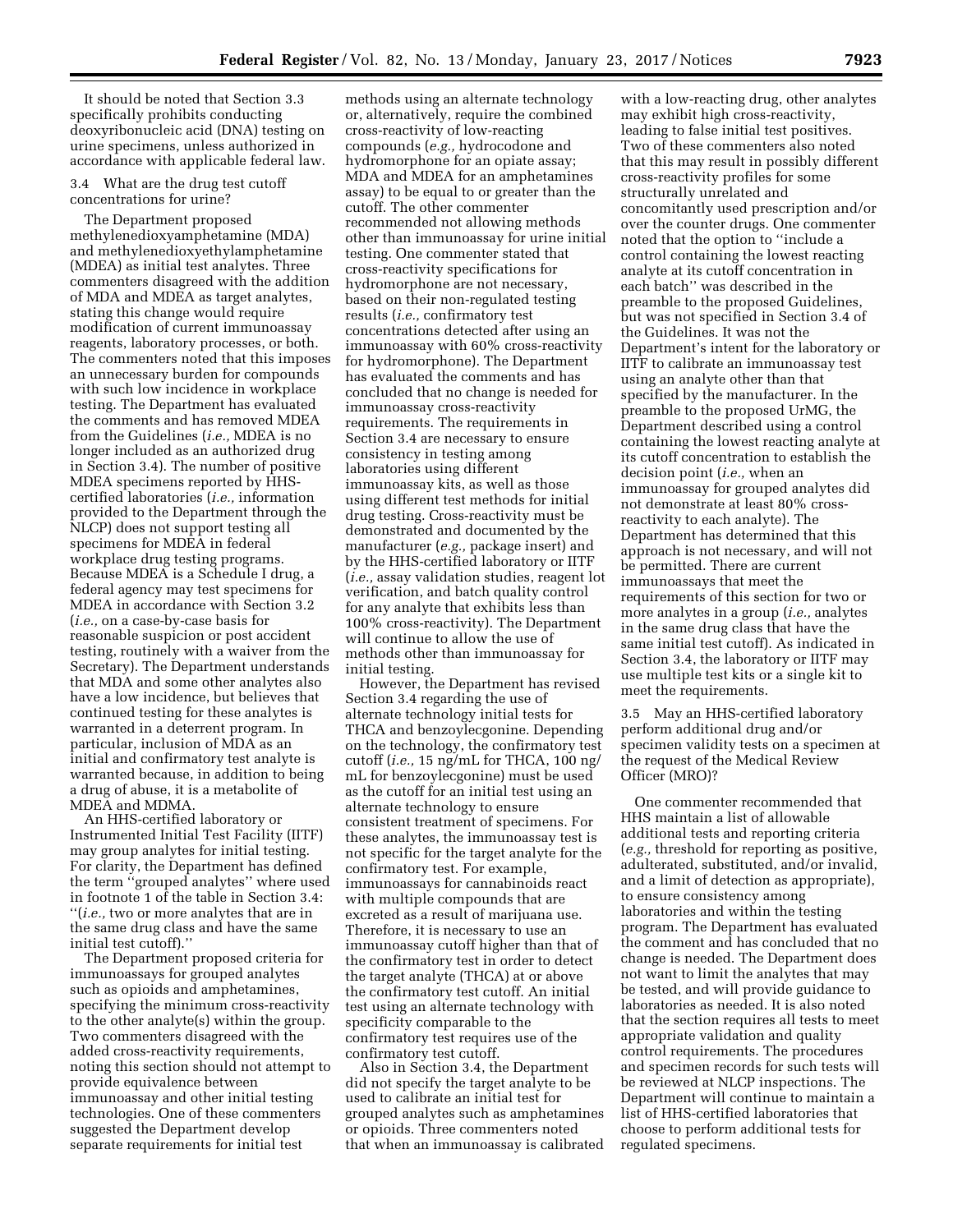It should be noted that Section 3.3 specifically prohibits conducting deoxyribonucleic acid (DNA) testing on urine specimens, unless authorized in accordance with applicable federal law.

3.4 What are the drug test cutoff concentrations for urine?

The Department proposed methylenedioxyamphetamine (MDA) and methylenedioxyethylamphetamine (MDEA) as initial test analytes. Three commenters disagreed with the addition of MDA and MDEA as target analytes, stating this change would require modification of current immunoassay reagents, laboratory processes, or both. The commenters noted that this imposes an unnecessary burden for compounds with such low incidence in workplace testing. The Department has evaluated the comments and has removed MDEA from the Guidelines (*i.e.,* MDEA is no longer included as an authorized drug in Section 3.4). The number of positive MDEA specimens reported by HHS-certified laboratories (*i.e.,* information provided to the Department through the NLCP) does not support testing all specimens for MDEA in federal workplace drug testing programs. Because MDEA is a Schedule I drug, a federal agency may test specimens for MDEA in accordance with Section 3.2 (*i.e.,* on a case-by-case basis for reasonable suspicion or post accident testing, routinely with a waiver from the Secretary). The Department understands that MDA and some other analytes also have a low incidence, but believes that continued testing for these analytes is warranted in a deterrent program. In particular, inclusion of MDA as an initial and confirmatory test analyte is warranted because, in addition to being a drug of abuse, it is a metabolite of MDEA and MDMA.

An HHS-certified laboratory or Instrumented Initial Test Facility (IITF) may group analytes for initial testing. For clarity, the Department has defined the term ''grouped analytes'' where used in footnote 1 of the table in Section 3.4: ''(*i.e.,* two or more analytes that are in the same drug class and have the same initial test cutoff).''

The Department proposed criteria for immunoassays for grouped analytes such as opioids and amphetamines, specifying the minimum cross-reactivity to the other analyte(s) within the group. Two commenters disagreed with the added cross-reactivity requirements, noting this section should not attempt to provide equivalence between immunoassay and other initial testing technologies. One of these commenters suggested the Department develop separate requirements for initial test methods using an alternate technology or, alternatively, require the combined cross-reactivity of low-reacting compounds (*e.g.,* hydrocodone and hydromorphone for an opiate assay; MDA and MDEA for an amphetamines assay) to be equal to or greater than the cutoff. The other commenter recommended not allowing methods other than immunoassay for urine initial testing. One commenter stated that cross-reactivity specifications for hydromorphone are not necessary, based on their non-regulated testing results (*i.e.,* confirmatory test concentrations detected after using an immunoassay with 60% cross-reactivity for hydromorphone). The Department has evaluated the comments and has concluded that no change is needed for immunoassay cross-reactivity requirements. The requirements in Section 3.4 are necessary to ensure consistency in testing among laboratories using different immunoassay kits, as well as those using different test methods for initial drug testing. Cross-reactivity must be demonstrated and documented by the manufacturer (*e.g.,* package insert) and by the HHS-certified laboratory or IITF (*i.e.,* assay validation studies, reagent lot verification, and batch quality control for any analyte that exhibits less than 100% cross-reactivity). The Department will continue to allow the use of methods other than immunoassay for initial testing.

However, the Department has revised Section 3.4 regarding the use of alternate technology initial tests for THCA and benzoylecgonine. Depending on the technology, the confirmatory test cutoff (*i.e.,* 15 ng/mL for THCA, 100 ng/mL for benzoylecgonine) must be used as the cutoff for an initial test using an alternate technology to ensure consistent treatment of specimens. For these analytes, the immunoassay test is not specific for the target analyte for the confirmatory test. For example, immunoassays for cannabinoids react with multiple compounds that are excreted as a result of marijuana use. Therefore, it is necessary to use an immunoassay cutoff higher than that of the confirmatory test in order to detect the target analyte (THCA) at or above the confirmatory test cutoff. An initial test using an alternate technology with specificity comparable to the confirmatory test requires use of the confirmatory test cutoff.

Also in Section 3.4, the Department did not specify the target analyte to be used to calibrate an initial test for grouped analytes such as amphetamines or opioids. Three commenters noted that when an immunoassay is calibrated with a low-reacting drug, other analytes may exhibit high cross-reactivity, leading to false initial test positives. Two of these commenters also noted that this may result in possibly different cross-reactivity profiles for some structurally unrelated and concomitantly used prescription and/or over the counter drugs. One commenter noted that the option to ''include a control containing the lowest reacting analyte at its cutoff concentration in each batch'' was described in the preamble to the proposed Guidelines, but was not specified in Section 3.4 of the Guidelines. It was not the Department's intent for the laboratory or IITF to calibrate an immunoassay test using an analyte other than that specified by the manufacturer. In the preamble to the proposed UrMG, the Department described using a control containing the lowest reacting analyte at its cutoff concentration to establish the decision point (*i.e.,* when an immunoassay for grouped analytes did not demonstrate at least 80% cross-reactivity to each analyte). The Department has determined that this approach is not necessary, and will not be permitted. There are current immunoassays that meet the requirements of this section for two or more analytes in a group (*i.e.,* analytes in the same drug class that have the same initial test cutoff). As indicated in Section 3.4, the laboratory or IITF may use multiple test kits or a single kit to meet the requirements.

3.5 May an HHS-certified laboratory perform additional drug and/or specimen validity tests on a specimen at the request of the Medical Review Officer (MRO)?

One commenter recommended that HHS maintain a list of allowable additional tests and reporting criteria (*e.g.,* threshold for reporting as positive, adulterated, substituted, and/or invalid, and a limit of detection as appropriate), to ensure consistency among laboratories and within the testing program. The Department has evaluated the comment and has concluded that no change is needed. The Department does not want to limit the analytes that may be tested, and will provide guidance to laboratories as needed. It is also noted that the section requires all tests to meet appropriate validation and quality control requirements. The procedures and specimen records for such tests will be reviewed at NLCP inspections. The Department will continue to maintain a list of HHS-certified laboratories that choose to perform additional tests for regulated specimens.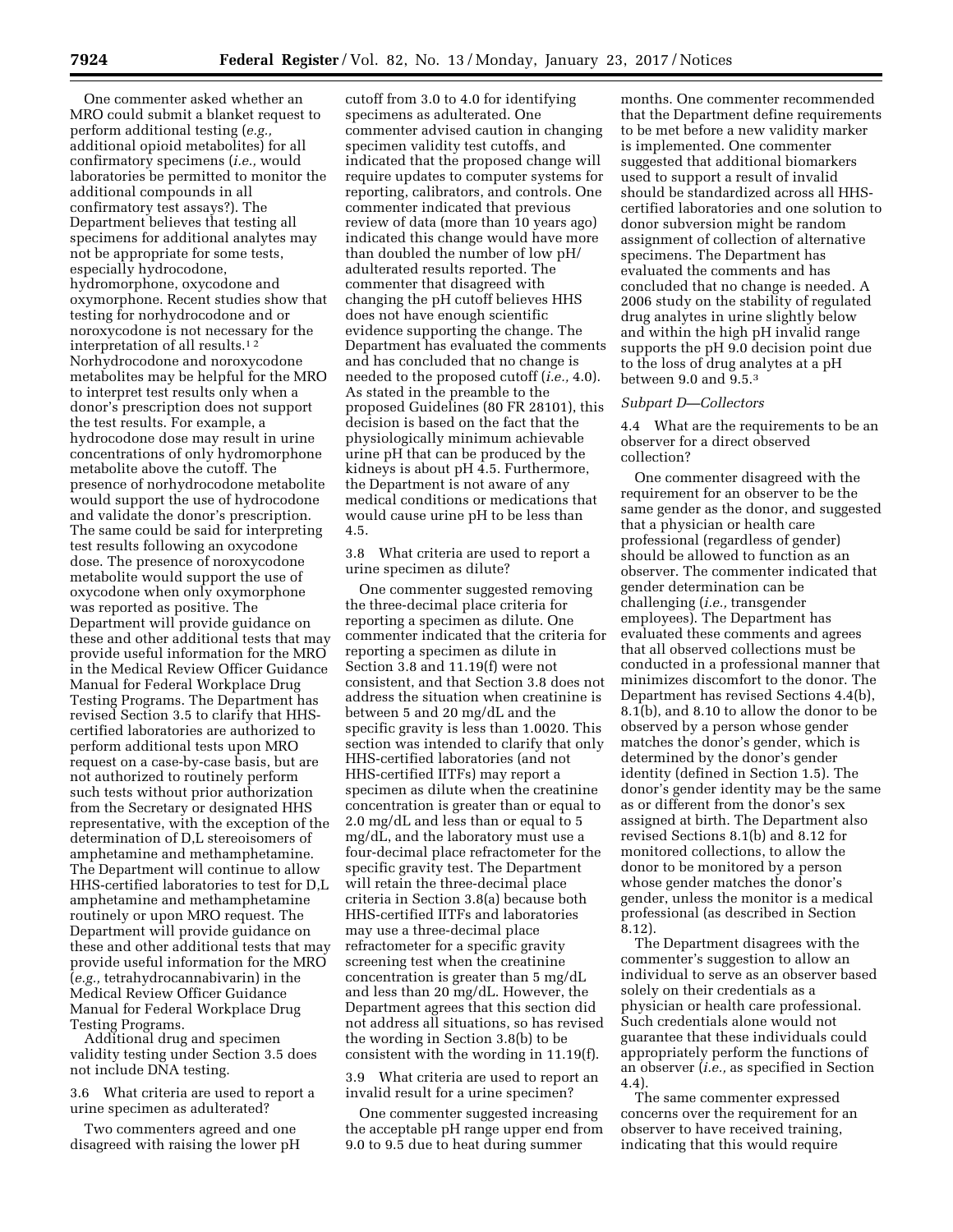One commenter asked whether an MRO could submit a blanket request to perform additional testing (*e.g.,* additional opioid metabolites) for all confirmatory specimens (*i.e.,* would laboratories be permitted to monitor the additional compounds in all confirmatory test assays?). The Department believes that testing all specimens for additional analytes may not be appropriate for some tests, especially hydrocodone, hydromorphone, oxycodone and oxymorphone. Recent studies show that testing for norhydrocodone and or noroxycodone is not necessary for the interpretation of all results.[1 2] Norhydrocodone and noroxycodone metabolites may be helpful for the MRO to interpret test results only when a donor's prescription does not support the test results. For example, a hydrocodone dose may result in urine concentrations of only hydromorphone metabolite above the cutoff. The presence of norhydrocodone metabolite would support the use of hydrocodone and validate the donor's prescription. The same could be said for interpreting test results following an oxycodone dose. The presence of noroxycodone metabolite would support the use of oxycodone when only oxymorphone was reported as positive. The Department will provide guidance on these and other additional tests that may provide useful information for the MRO in the Medical Review Officer Guidance Manual for Federal Workplace Drug Testing Programs. The Department has revised Section 3.5 to clarify that HHS-certified laboratories are authorized to perform additional tests upon MRO request on a case-by-case basis, but are not authorized to routinely perform such tests without prior authorization from the Secretary or designated HHS representative, with the exception of the determination of D,L stereoisomers of amphetamine and methamphetamine. The Department will continue to allow HHS-certified laboratories to test for D,L amphetamine and methamphetamine routinely or upon MRO request. The Department will provide guidance on these and other additional tests that may provide useful information for the MRO (*e.g.,* tetrahydrocannabivarin) in the Medical Review Officer Guidance Manual for Federal Workplace Drug Testing Programs.

Additional drug and specimen validity testing under Section 3.5 does not include DNA testing.

3.6 What criteria are used to report a urine specimen as adulterated?

Two commenters agreed and one disagreed with raising the lower pH cutoff from 3.0 to 4.0 for identifying specimens as adulterated. One commenter advised caution in changing specimen validity test cutoffs, and indicated that the proposed change will require updates to computer systems for reporting, calibrators, and controls. One commenter indicated that previous review of data (more than 10 years ago) indicated this change would have more than doubled the number of low pH/adulterated results reported. The commenter that disagreed with changing the pH cutoff believes HHS does not have enough scientific evidence supporting the change. The Department has evaluated the comments and has concluded that no change is needed to the proposed cutoff (*i.e.,* 4.0). As stated in the preamble to the proposed Guidelines (80 FR 28101), this decision is based on the fact that the physiologically minimum achievable urine pH that can be produced by the kidneys is about pH 4.5. Furthermore, the Department is not aware of any medical conditions or medications that would cause urine pH to be less than 4.5.

3.8 What criteria are used to report a urine specimen as dilute?

One commenter suggested removing the three-decimal place criteria for reporting a specimen as dilute. One commenter indicated that the criteria for reporting a specimen as dilute in Section 3.8 and 11.19(f) were not consistent, and that Section 3.8 does not address the situation when creatinine is between 5 and 20 mg/dL and the specific gravity is less than 1.0020. This section was intended to clarify that only HHS-certified laboratories (and not HHS-certified IITFs) may report a specimen as dilute when the creatinine concentration is greater than or equal to 2.0 mg/dL and less than or equal to 5 mg/dL, and the laboratory must use a four-decimal place refractometer for the specific gravity test. The Department will retain the three-decimal place criteria in Section 3.8(a) because both HHS-certified IITFs and laboratories may use a three-decimal place refractometer for a specific gravity screening test when the creatinine concentration is greater than 5 mg/dL and less than 20 mg/dL. However, the Department agrees that this section did not address all situations, so has revised the wording in Section 3.8(b) to be consistent with the wording in 11.19(f).

3.9 What criteria are used to report an invalid result for a urine specimen?

One commenter suggested increasing the acceptable pH range upper end from 9.0 to 9.5 due to heat during summer months. One commenter recommended that the Department define requirements to be met before a new validity marker is implemented. One commenter suggested that additional biomarkers used to support a result of invalid should be standardized across all HHS-certified laboratories and one solution to donor subversion might be random assignment of collection of alternative specimens. The Department has evaluated the comments and has concluded that no change is needed. A 2006 study on the stability of regulated drug analytes in urine slightly below and within the high pH invalid range supports the pH 9.0 decision point due to the loss of drug analytes at a pH between 9.0 and 9.5.[3]

*Subpart D—Collectors*

4.4 What are the requirements to be an observer for a direct observed collection?

One commenter disagreed with the requirement for an observer to be the same gender as the donor, and suggested that a physician or health care professional (regardless of gender) should be allowed to function as an observer. The commenter indicated that gender determination can be challenging (*i.e.,* transgender employees). The Department has evaluated these comments and agrees that all observed collections must be conducted in a professional manner that minimizes discomfort to the donor. The Department has revised Sections 4.4(b), 8.1(b), and 8.10 to allow the donor to be observed by a person whose gender matches the donor's gender, which is determined by the donor's gender identity (defined in Section 1.5). The donor's gender identity may be the same as or different from the donor's sex assigned at birth. The Department also revised Sections 8.1(b) and 8.12 for monitored collections, to allow the donor to be monitored by a person whose gender matches the donor's gender, unless the monitor is a medical professional (as described in Section 8.12).

The Department disagrees with the commenter's suggestion to allow an individual to serve as an observer based solely on their credentials as a physician or health care professional. Such credentials alone would not guarantee that these individuals could appropriately perform the functions of an observer (*i.e.,* as specified in Section 4.4).

The same commenter expressed concerns over the requirement for an observer to have received training, indicating that this would require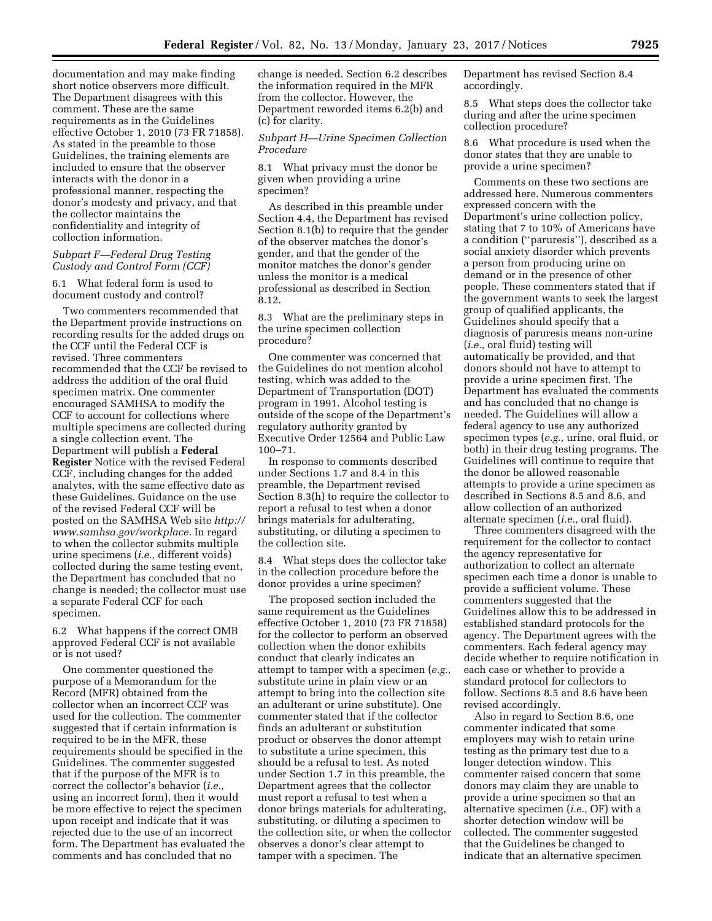documentation and may make finding short notice observers more difficult. The Department disagrees with this comment. These are the same requirements as in the Guidelines effective October 1, 2010 (73 FR 71858). As stated in the preamble to those Guidelines, the training elements are included to ensure that the observer interacts with the donor in a professional manner, respecting the donor's modesty and privacy, and that the collector maintains the confidentiality and integrity of collection information.

*Subpart F—Federal Drug Testing Custody and Control Form (CCF)*

6.1 What federal form is used to document custody and control?

Two commenters recommended that the Department provide instructions on recording results for the added drugs on the CCF until the Federal CCF is revised. Three commenters recommended that the CCF be revised to address the addition of the oral fluid specimen matrix. One commenter encouraged SAMHSA to modify the CCF to account for collections where multiple specimens are collected during a single collection event. The Department will publish a **Federal Register** Notice with the revised Federal CCF, including changes for the added analytes, with the same effective date as these Guidelines. Guidance on the use of the revised Federal CCF will be posted on the SAMHSA Web site *http://www.samhsa.gov/workplace.* In regard to when the collector submits multiple urine specimens (*i.e.,* different voids) collected during the same testing event, the Department has concluded that no change is needed; the collector must use a separate Federal CCF for each specimen.

6.2 What happens if the correct OMB approved Federal CCF is not available or is not used?

One commenter questioned the purpose of a Memorandum for the Record (MFR) obtained from the collector when an incorrect CCF was used for the collection. The commenter suggested that if certain information is required to be in the MFR, these requirements should be specified in the Guidelines. The commenter suggested that if the purpose of the MFR is to correct the collector's behavior (*i.e.,* using an incorrect form), then it would be more effective to reject the specimen upon receipt and indicate that it was rejected due to the use of an incorrect form. The Department has evaluated the comments and has concluded that no change is needed. Section 6.2 describes the information required in the MFR from the collector. However, the Department reworded items 6.2(b) and (c) for clarity.

*Subpart H—Urine Specimen Collection Procedure*

8.1 What privacy must the donor be given when providing a urine specimen?

As described in this preamble under Section 4.4, the Department has revised Section 8.1(b) to require that the gender of the observer matches the donor's gender, and that the gender of the monitor matches the donor's gender unless the monitor is a medical professional as described in Section 8.12.

8.3 What are the preliminary steps in the urine specimen collection procedure?

One commenter was concerned that the Guidelines do not mention alcohol testing, which was added to the Department of Transportation (DOT) program in 1991. Alcohol testing is outside of the scope of the Department's regulatory authority granted by Executive Order 12564 and Public Law 100–71.

In response to comments described under Sections 1.7 and 8.4 in this preamble, the Department revised Section 8.3(h) to require the collector to report a refusal to test when a donor brings materials for adulterating, substituting, or diluting a specimen to the collection site.

8.4 What steps does the collector take in the collection procedure before the donor provides a urine specimen?

The proposed section included the same requirement as the Guidelines effective October 1, 2010 (73 FR 71858) for the collector to perform an observed collection when the donor exhibits conduct that clearly indicates an attempt to tamper with a specimen (*e.g.,* substitute urine in plain view or an attempt to bring into the collection site an adulterant or urine substitute). One commenter stated that if the collector finds an adulterant or substitution product or observes the donor attempt to substitute a urine specimen, this should be a refusal to test. As noted under Section 1.7 in this preamble, the Department agrees that the collector must report a refusal to test when a donor brings materials for adulterating, substituting, or diluting a specimen to the collection site, or when the collector observes a donor's clear attempt to tamper with a specimen. The Department has revised Section 8.4 accordingly.

8.5 What steps does the collector take during and after the urine specimen collection procedure?

8.6 What procedure is used when the donor states that they are unable to provide a urine specimen?

Comments on these two sections are addressed here. Numerous commenters expressed concern with the Department's urine collection policy, stating that 7 to 10% of Americans have a condition (''paruresis''), described as a social anxiety disorder which prevents a person from producing urine on demand or in the presence of other people. These commenters stated that if the government wants to seek the largest group of qualified applicants, the Guidelines should specify that a diagnosis of paruresis means non-urine (*i.e.,* oral fluid) testing will automatically be provided, and that donors should not have to attempt to provide a urine specimen first. The Department has evaluated the comments and has concluded that no change is needed. The Guidelines will allow a federal agency to use any authorized specimen types (*e.g.,* urine, oral fluid, or both) in their drug testing programs. The Guidelines will continue to require that the donor be allowed reasonable attempts to provide a urine specimen as described in Sections 8.5 and 8.6, and allow collection of an authorized alternate specimen (*i.e.,* oral fluid).

Three commenters disagreed with the requirement for the collector to contact the agency representative for authorization to collect an alternate specimen each time a donor is unable to provide a sufficient volume. These commenters suggested that the Guidelines allow this to be addressed in established standard protocols for the agency. The Department agrees with the commenters. Each federal agency may decide whether to require notification in each case or whether to provide a standard protocol for collectors to follow. Sections 8.5 and 8.6 have been revised accordingly.

Also in regard to Section 8.6, one commenter indicated that some employers may wish to retain urine testing as the primary test due to a longer detection window. This commenter raised concern that some donors may claim they are unable to provide a urine specimen so that an alternative specimen (*i.e.,* OF) with a shorter detection window will be collected. The commenter suggested that the Guidelines be changed to indicate that an alternative specimen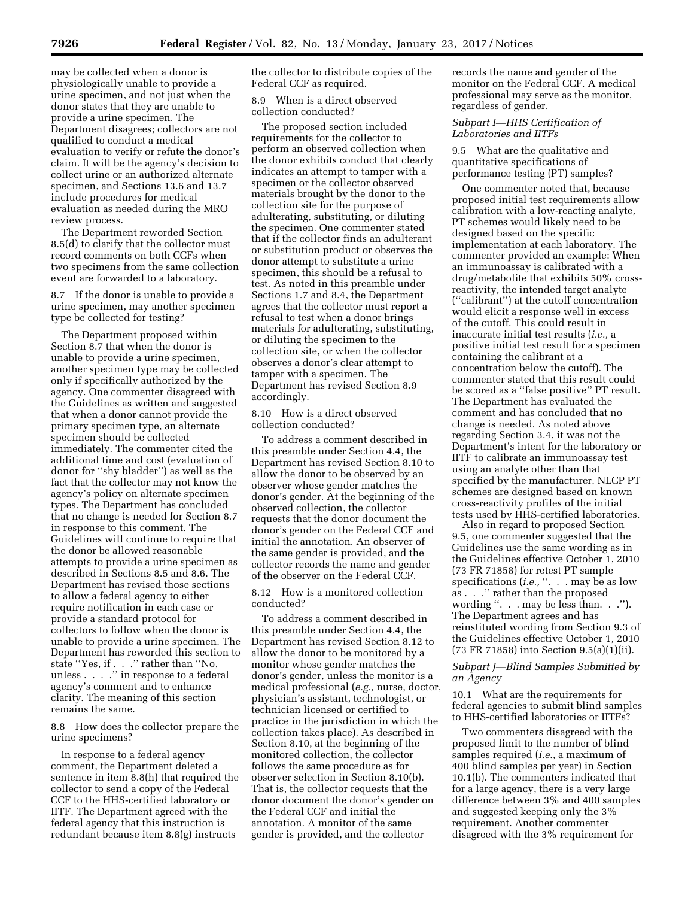may be collected when a donor is physiologically unable to provide a urine specimen, and not just when the donor states that they are unable to provide a urine specimen. The Department disagrees; collectors are not qualified to conduct a medical evaluation to verify or refute the donor's claim. It will be the agency's decision to collect urine or an authorized alternate specimen, and Sections 13.6 and 13.7 include procedures for medical evaluation as needed during the MRO review process.

The Department reworded Section 8.5(d) to clarify that the collector must record comments on both CCFs when two specimens from the same collection event are forwarded to a laboratory.

8.7 If the donor is unable to provide a urine specimen, may another specimen type be collected for testing?

The Department proposed within Section 8.7 that when the donor is unable to provide a urine specimen, another specimen type may be collected only if specifically authorized by the agency. One commenter disagreed with the Guidelines as written and suggested that when a donor cannot provide the primary specimen type, an alternate specimen should be collected immediately. The commenter cited the additional time and cost (evaluation of donor for ''shy bladder'') as well as the fact that the collector may not know the agency's policy on alternate specimen types. The Department has concluded that no change is needed for Section 8.7 in response to this comment. The Guidelines will continue to require that the donor be allowed reasonable attempts to provide a urine specimen as described in Sections 8.5 and 8.6. The Department has revised those sections to allow a federal agency to either require notification in each case or provide a standard protocol for collectors to follow when the donor is unable to provide a urine specimen. The Department has reworded this section to state ''Yes, if . . .'' rather than ''No, unless . . . .'' in response to a federal agency's comment and to enhance clarity. The meaning of this section remains the same.

8.8 How does the collector prepare the urine specimens?

In response to a federal agency comment, the Department deleted a sentence in item 8.8(h) that required the collector to send a copy of the Federal CCF to the HHS-certified laboratory or IITF. The Department agreed with the federal agency that this instruction is redundant because item 8.8(g) instructs the collector to distribute copies of the Federal CCF as required.

8.9 When is a direct observed collection conducted?

The proposed section included requirements for the collector to perform an observed collection when the donor exhibits conduct that clearly indicates an attempt to tamper with a specimen or the collector observed materials brought by the donor to the collection site for the purpose of adulterating, substituting, or diluting the specimen. One commenter stated that if the collector finds an adulterant or substitution product or observes the donor attempt to substitute a urine specimen, this should be a refusal to test. As noted in this preamble under Sections 1.7 and 8.4, the Department agrees that the collector must report a refusal to test when a donor brings materials for adulterating, substituting, or diluting the specimen to the collection site, or when the collector observes a donor's clear attempt to tamper with a specimen. The Department has revised Section 8.9 accordingly.

8.10 How is a direct observed collection conducted?

To address a comment described in this preamble under Section 4.4, the Department has revised Section 8.10 to allow the donor to be observed by an observer whose gender matches the donor's gender. At the beginning of the observed collection, the collector requests that the donor document the donor's gender on the Federal CCF and initial the annotation. An observer of the same gender is provided, and the collector records the name and gender of the observer on the Federal CCF.

8.12 How is a monitored collection conducted?

To address a comment described in this preamble under Section 4.4, the Department has revised Section 8.12 to allow the donor to be monitored by a monitor whose gender matches the donor's gender, unless the monitor is a medical professional (*e.g.,* nurse, doctor, physician's assistant, technologist, or technician licensed or certified to practice in the jurisdiction in which the collection takes place). As described in Section 8.10, at the beginning of the monitored collection, the collector follows the same procedure as for observer selection in Section 8.10(b). That is, the collector requests that the donor document the donor's gender on the Federal CCF and initial the annotation. A monitor of the same gender is provided, and the collector records the name and gender of the monitor on the Federal CCF. A medical professional may serve as the monitor, regardless of gender.

*Subpart I—HHS Certification of Laboratories and IITFs*

9.5 What are the qualitative and quantitative specifications of performance testing (PT) samples?

One commenter noted that, because proposed initial test requirements allow calibration with a low-reacting analyte, PT schemes would likely need to be designed based on the specific implementation at each laboratory. The commenter provided an example: When an immunoassay is calibrated with a drug/metabolite that exhibits 50% cross-reactivity, the intended target analyte (''calibrant'') at the cutoff concentration would elicit a response well in excess of the cutoff. This could result in inaccurate initial test results (*i.e.,* a positive initial test result for a specimen containing the calibrant at a concentration below the cutoff). The commenter stated that this result could be scored as a ''false positive'' PT result. The Department has evaluated the comment and has concluded that no change is needed. As noted above regarding Section 3.4, it was not the Department's intent for the laboratory or IITF to calibrate an immunoassay test using an analyte other than that specified by the manufacturer. NLCP PT schemes are designed based on known cross-reactivity profiles of the initial tests used by HHS-certified laboratories.

Also in regard to proposed Section 9.5, one commenter suggested that the Guidelines use the same wording as in the Guidelines effective October 1, 2010 (73 FR 71858) for retest PT sample specifications (*i.e.,* ''. . . may be as low as . . .'' rather than the proposed wording ''. . . may be less than. . .''). The Department agrees and has reinstituted wording from Section 9.3 of the Guidelines effective October 1, 2010 (73 FR 71858) into Section 9.5(a)(1)(ii).

*Subpart J—Blind Samples Submitted by an Agency*

10.1 What are the requirements for federal agencies to submit blind samples to HHS-certified laboratories or IITFs?

Two commenters disagreed with the proposed limit to the number of blind samples required (*i.e.,* a maximum of 400 blind samples per year) in Section 10.1(b). The commenters indicated that for a large agency, there is a very large difference between 3% and 400 samples and suggested keeping only the 3% requirement. Another commenter disagreed with the 3% requirement for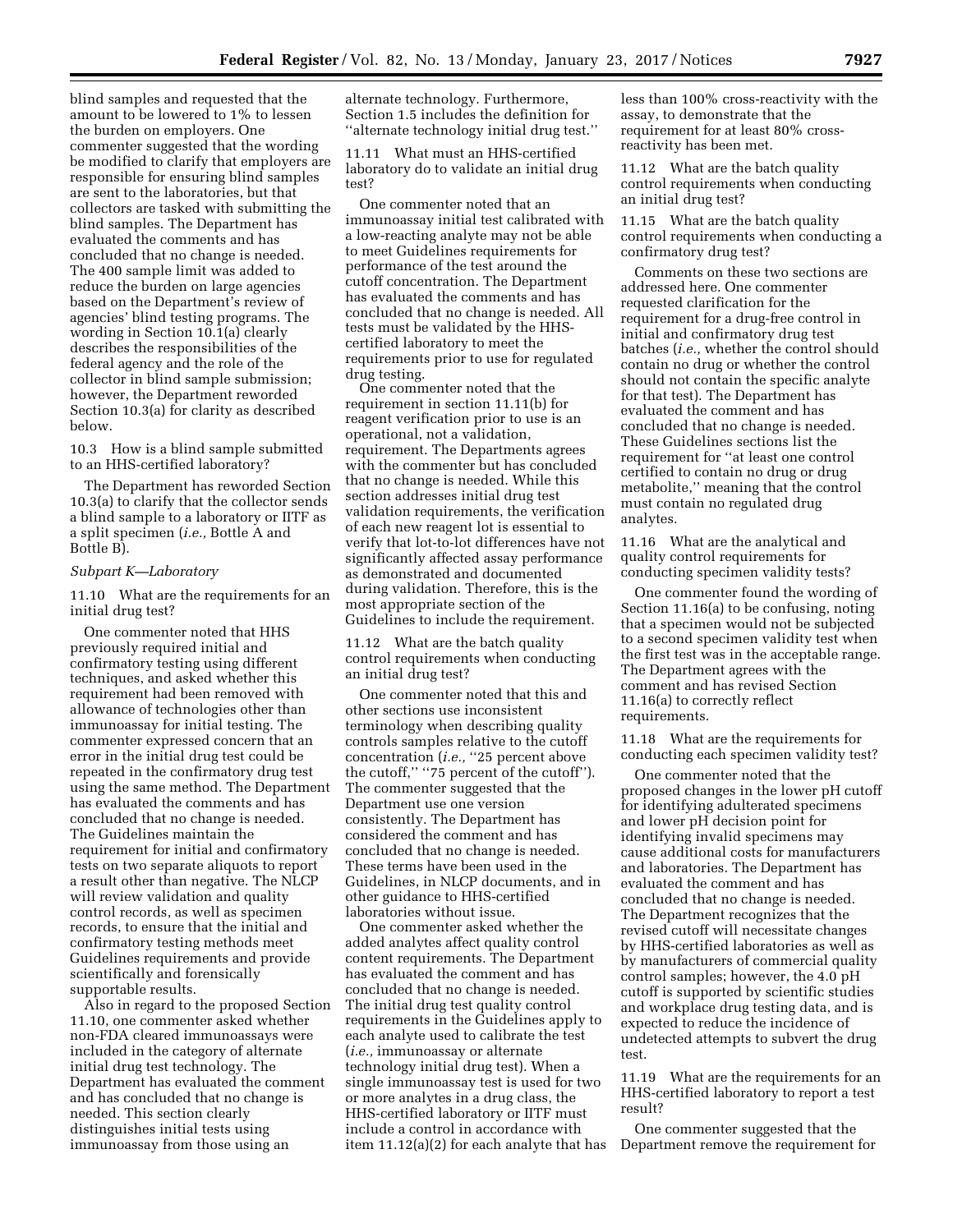blind samples and requested that the amount to be lowered to 1% to lessen the burden on employers. One commenter suggested that the wording be modified to clarify that employers are responsible for ensuring blind samples are sent to the laboratories, but that collectors are tasked with submitting the blind samples. The Department has evaluated the comments and has concluded that no change is needed. The 400 sample limit was added to reduce the burden on large agencies based on the Department's review of agencies' blind testing programs. The wording in Section 10.1(a) clearly describes the responsibilities of the federal agency and the role of the collector in blind sample submission; however, the Department reworded Section 10.3(a) for clarity as described below.

10.3 How is a blind sample submitted to an HHS-certified laboratory?

The Department has reworded Section 10.3(a) to clarify that the collector sends a blind sample to a laboratory or IITF as a split specimen (*i.e.,* Bottle A and Bottle B).

*Subpart K—Laboratory*

11.10 What are the requirements for an initial drug test?

One commenter noted that HHS previously required initial and confirmatory testing using different techniques, and asked whether this requirement had been removed with allowance of technologies other than immunoassay for initial testing. The commenter expressed concern that an error in the initial drug test could be repeated in the confirmatory drug test using the same method. The Department has evaluated the comments and has concluded that no change is needed. The Guidelines maintain the requirement for initial and confirmatory tests on two separate aliquots to report a result other than negative. The NLCP will review validation and quality control records, as well as specimen records, to ensure that the initial and confirmatory testing methods meet Guidelines requirements and provide scientifically and forensically supportable results.

Also in regard to the proposed Section 11.10, one commenter asked whether non-FDA cleared immunoassays were included in the category of alternate initial drug test technology. The Department has evaluated the comment and has concluded that no change is needed. This section clearly distinguishes initial tests using immunoassay from those using an alternate technology. Furthermore, Section 1.5 includes the definition for ''alternate technology initial drug test.''

11.11 What must an HHS-certified laboratory do to validate an initial drug test?

One commenter noted that an immunoassay initial test calibrated with a low-reacting analyte may not be able to meet Guidelines requirements for performance of the test around the cutoff concentration. The Department has evaluated the comments and has concluded that no change is needed. All tests must be validated by the HHS-certified laboratory to meet the requirements prior to use for regulated drug testing.

One commenter noted that the requirement in section 11.11(b) for reagent verification prior to use is an operational, not a validation, requirement. The Departments agrees with the commenter but has concluded that no change is needed. While this section addresses initial drug test validation requirements, the verification of each new reagent lot is essential to verify that lot-to-lot differences have not significantly affected assay performance as demonstrated and documented during validation. Therefore, this is the most appropriate section of the Guidelines to include the requirement.

11.12 What are the batch quality control requirements when conducting an initial drug test?

One commenter noted that this and other sections use inconsistent terminology when describing quality controls samples relative to the cutoff concentration (*i.e.,* ''25 percent above the cutoff,'' ''75 percent of the cutoff''). The commenter suggested that the Department use one version consistently. The Department has considered the comment and has concluded that no change is needed. These terms have been used in the Guidelines, in NLCP documents, and in other guidance to HHS-certified laboratories without issue.

One commenter asked whether the added analytes affect quality control content requirements. The Department has evaluated the comment and has concluded that no change is needed. The initial drug test quality control requirements in the Guidelines apply to each analyte used to calibrate the test (*i.e.,* immunoassay or alternate technology initial drug test). When a single immunoassay test is used for two or more analytes in a drug class, the HHS-certified laboratory or IITF must include a control in accordance with item 11.12(a)(2) for each analyte that has less than 100% cross-reactivity with the assay, to demonstrate that the requirement for at least 80% cross-reactivity has been met.

11.12 What are the batch quality control requirements when conducting an initial drug test?

11.15 What are the batch quality control requirements when conducting a confirmatory drug test?

Comments on these two sections are addressed here. One commenter requested clarification for the requirement for a drug-free control in initial and confirmatory drug test batches (*i.e.,* whether the control should contain no drug or whether the control should not contain the specific analyte for that test). The Department has evaluated the comment and has concluded that no change is needed. These Guidelines sections list the requirement for ''at least one control certified to contain no drug or drug metabolite,'' meaning that the control must contain no regulated drug analytes.

11.16 What are the analytical and quality control requirements for conducting specimen validity tests?

One commenter found the wording of Section 11.16(a) to be confusing, noting that a specimen would not be subjected to a second specimen validity test when the first test was in the acceptable range. The Department agrees with the comment and has revised Section 11.16(a) to correctly reflect requirements.

11.18 What are the requirements for conducting each specimen validity test?

One commenter noted that the proposed changes in the lower pH cutoff for identifying adulterated specimens and lower pH decision point for identifying invalid specimens may cause additional costs for manufacturers and laboratories. The Department has evaluated the comment and has concluded that no change is needed. The Department recognizes that the revised cutoff will necessitate changes by HHS-certified laboratories as well as by manufacturers of commercial quality control samples; however, the 4.0 pH cutoff is supported by scientific studies and workplace drug testing data, and is expected to reduce the incidence of undetected attempts to subvert the drug test.

11.19 What are the requirements for an HHS-certified laboratory to report a test result?

One commenter suggested that the Department remove the requirement for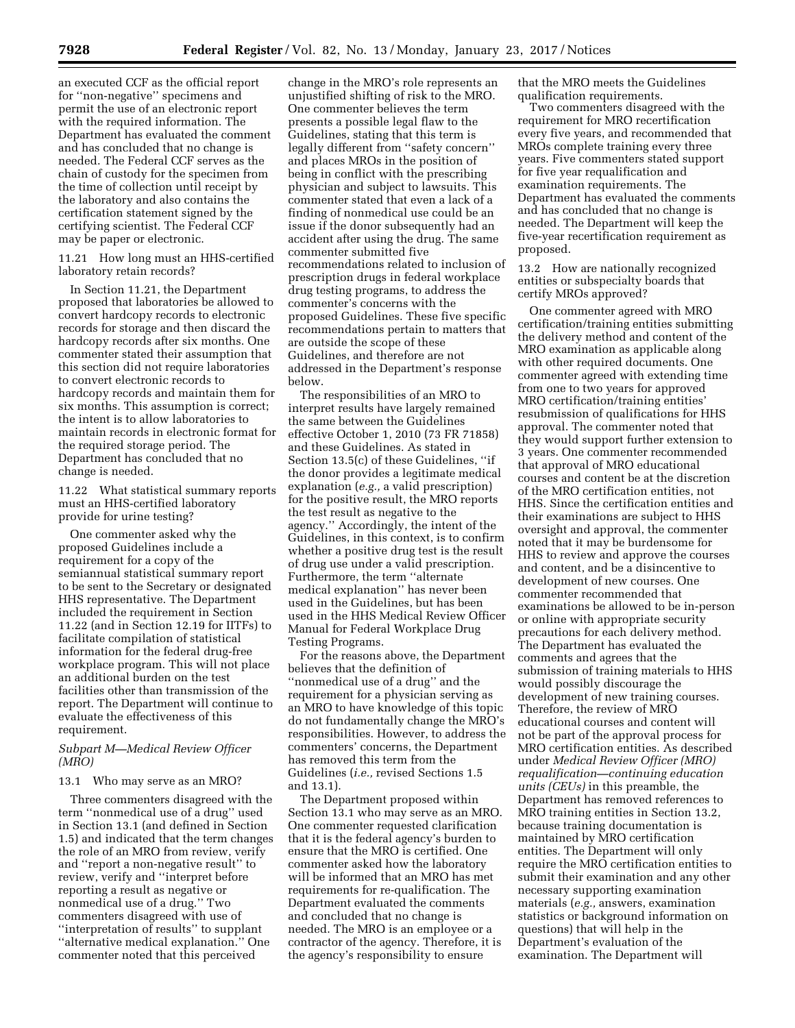an executed CCF as the official report for ''non-negative'' specimens and permit the use of an electronic report with the required information. The Department has evaluated the comment and has concluded that no change is needed. The Federal CCF serves as the chain of custody for the specimen from the time of collection until receipt by the laboratory and also contains the certification statement signed by the certifying scientist. The Federal CCF may be paper or electronic.

11.21 How long must an HHS-certified laboratory retain records?

In Section 11.21, the Department proposed that laboratories be allowed to convert hardcopy records to electronic records for storage and then discard the hardcopy records after six months. One commenter stated their assumption that this section did not require laboratories to convert electronic records to hardcopy records and maintain them for six months. This assumption is correct; the intent is to allow laboratories to maintain records in electronic format for the required storage period. The Department has concluded that no change is needed.

11.22 What statistical summary reports must an HHS-certified laboratory provide for urine testing?

One commenter asked why the proposed Guidelines include a requirement for a copy of the semiannual statistical summary report to be sent to the Secretary or designated HHS representative. The Department included the requirement in Section 11.22 (and in Section 12.19 for IITFs) to facilitate compilation of statistical information for the federal drug-free workplace program. This will not place an additional burden on the test facilities other than transmission of the report. The Department will continue to evaluate the effectiveness of this requirement.

*Subpart M—Medical Review Officer (MRO)*

13.1 Who may serve as an MRO?

Three commenters disagreed with the term ''nonmedical use of a drug'' used in Section 13.1 (and defined in Section 1.5) and indicated that the term changes the role of an MRO from review, verify and ''report a non-negative result'' to review, verify and ''interpret before reporting a result as negative or nonmedical use of a drug.'' Two commenters disagreed with use of ''interpretation of results'' to supplant ''alternative medical explanation.'' One commenter noted that this perceived change in the MRO's role represents an unjustified shifting of risk to the MRO. One commenter believes the term presents a possible legal flaw to the Guidelines, stating that this term is legally different from ''safety concern'' and places MROs in the position of being in conflict with the prescribing physician and subject to lawsuits. This commenter stated that even a lack of a finding of nonmedical use could be an issue if the donor subsequently had an accident after using the drug. The same commenter submitted five recommendations related to inclusion of prescription drugs in federal workplace drug testing programs, to address the commenter's concerns with the proposed Guidelines. These five specific recommendations pertain to matters that are outside the scope of these Guidelines, and therefore are not addressed in the Department's response below.

The responsibilities of an MRO to interpret results have largely remained the same between the Guidelines effective October 1, 2010 (73 FR 71858) and these Guidelines. As stated in Section 13.5(c) of these Guidelines, ''if the donor provides a legitimate medical explanation (*e.g.,* a valid prescription) for the positive result, the MRO reports the test result as negative to the agency.'' Accordingly, the intent of the Guidelines, in this context, is to confirm whether a positive drug test is the result of drug use under a valid prescription. Furthermore, the term ''alternate medical explanation'' has never been used in the Guidelines, but has been used in the HHS Medical Review Officer Manual for Federal Workplace Drug Testing Programs.

For the reasons above, the Department believes that the definition of ''nonmedical use of a drug'' and the requirement for a physician serving as an MRO to have knowledge of this topic do not fundamentally change the MRO's responsibilities. However, to address the commenters' concerns, the Department has removed this term from the Guidelines (*i.e.,* revised Sections 1.5 and 13.1).

The Department proposed within Section 13.1 who may serve as an MRO. One commenter requested clarification that it is the federal agency's burden to ensure that the MRO is certified. One commenter asked how the laboratory will be informed that an MRO has met requirements for re-qualification. The Department evaluated the comments and concluded that no change is needed. The MRO is an employee or a contractor of the agency. Therefore, it is the agency's responsibility to ensure that the MRO meets the Guidelines qualification requirements.

Two commenters disagreed with the requirement for MRO recertification every five years, and recommended that MROs complete training every three years. Five commenters stated support for five year requalification and examination requirements. The Department has evaluated the comments and has concluded that no change is needed. The Department will keep the five-year recertification requirement as proposed.

13.2 How are nationally recognized entities or subspecialty boards that certify MROs approved?

One commenter agreed with MRO certification/training entities submitting the delivery method and content of the MRO examination as applicable along with other required documents. One commenter agreed with extending time from one to two years for approved MRO certification/training entities' resubmission of qualifications for HHS approval. The commenter noted that they would support further extension to 3 years. One commenter recommended that approval of MRO educational courses and content be at the discretion of the MRO certification entities, not HHS. Since the certification entities and their examinations are subject to HHS oversight and approval, the commenter noted that it may be burdensome for HHS to review and approve the courses and content, and be a disincentive to development of new courses. One commenter recommended that examinations be allowed to be in-person or online with appropriate security precautions for each delivery method. The Department has evaluated the comments and agrees that the submission of training materials to HHS would possibly discourage the development of new training courses. Therefore, the review of MRO educational courses and content will not be part of the approval process for MRO certification entities. As described under *Medical Review Officer (MRO) requalification—continuing education units (CEUs)* in this preamble, the Department has removed references to MRO training entities in Section 13.2, because training documentation is maintained by MRO certification entities. The Department will only require the MRO certification entities to submit their examination and any other necessary supporting examination materials (*e.g.,* answers, examination statistics or background information on questions) that will help in the Department's evaluation of the examination. The Department will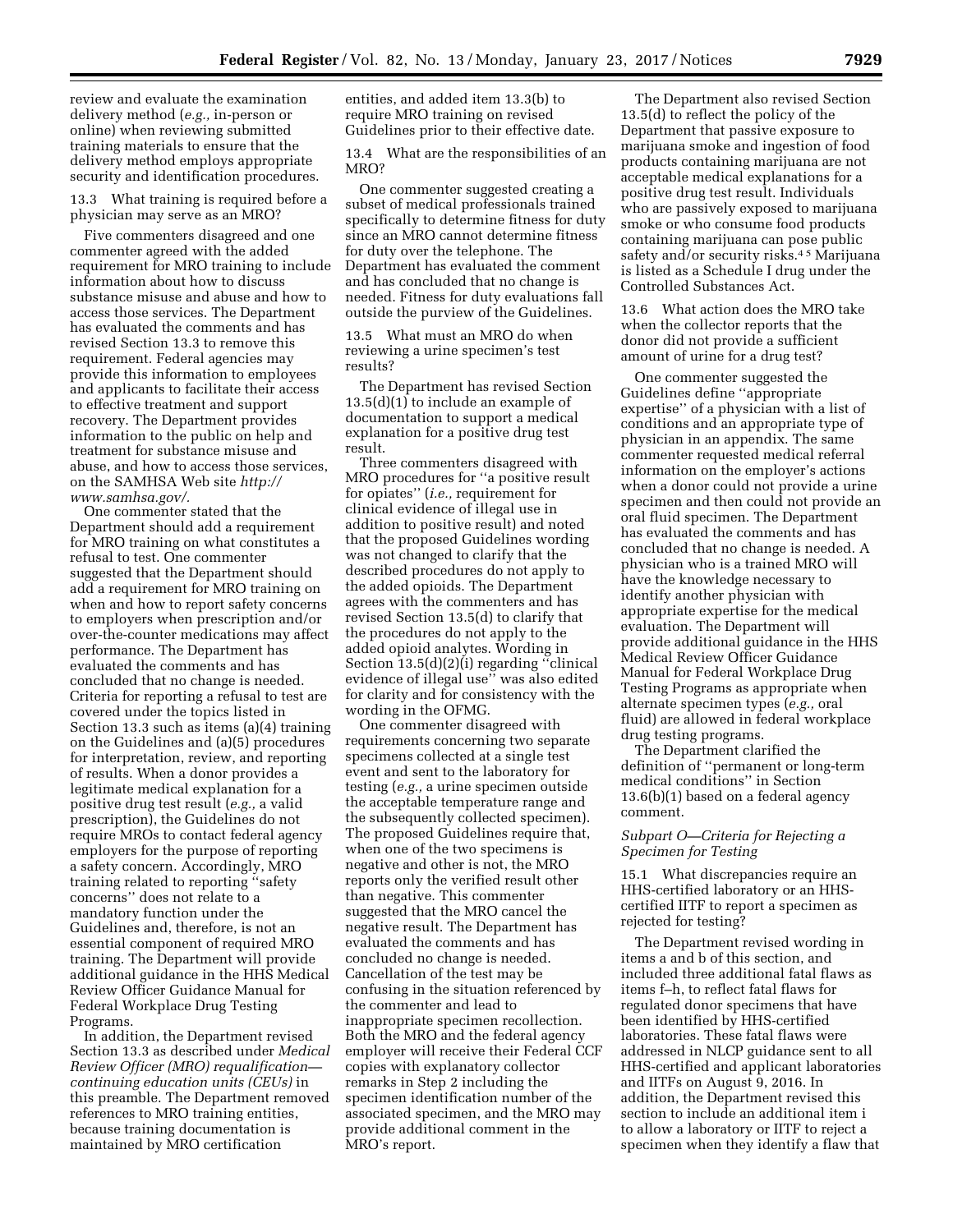review and evaluate the examination delivery method (*e.g.,* in-person or online) when reviewing submitted training materials to ensure that the delivery method employs appropriate security and identification procedures.

13.3 What training is required before a physician may serve as an MRO?

Five commenters disagreed and one commenter agreed with the added requirement for MRO training to include information about how to discuss substance misuse and abuse and how to access those services. The Department has evaluated the comments and has revised Section 13.3 to remove this requirement. Federal agencies may provide this information to employees and applicants to facilitate their access to effective treatment and support recovery. The Department provides information to the public on help and treatment for substance misuse and abuse, and how to access those services, on the SAMHSA Web site *http://www.samhsa.gov/.*

One commenter stated that the Department should add a requirement for MRO training on what constitutes a refusal to test. One commenter suggested that the Department should add a requirement for MRO training on when and how to report safety concerns to employers when prescription and/or over-the-counter medications may affect performance. The Department has evaluated the comments and has concluded that no change is needed. Criteria for reporting a refusal to test are covered under the topics listed in Section 13.3 such as items (a)(4) training on the Guidelines and (a)(5) procedures for interpretation, review, and reporting of results. When a donor provides a legitimate medical explanation for a positive drug test result (*e.g.,* a valid prescription), the Guidelines do not require MROs to contact federal agency employers for the purpose of reporting a safety concern. Accordingly, MRO training related to reporting ''safety concerns'' does not relate to a mandatory function under the Guidelines and, therefore, is not an essential component of required MRO training. The Department will provide additional guidance in the HHS Medical Review Officer Guidance Manual for Federal Workplace Drug Testing Programs.

In addition, the Department revised Section 13.3 as described under *Medical Review Officer (MRO) requalification—continuing education units (CEUs)* in this preamble. The Department removed references to MRO training entities, because training documentation is maintained by MRO certification entities, and added item 13.3(b) to require MRO training on revised Guidelines prior to their effective date.

13.4 What are the responsibilities of an MRO?

One commenter suggested creating a subset of medical professionals trained specifically to determine fitness for duty since an MRO cannot determine fitness for duty over the telephone. The Department has evaluated the comment and has concluded that no change is needed. Fitness for duty evaluations fall outside the purview of the Guidelines.

13.5 What must an MRO do when reviewing a urine specimen's test results?

The Department has revised Section 13.5(d)(1) to include an example of documentation to support a medical explanation for a positive drug test result.

Three commenters disagreed with MRO procedures for ''a positive result for opiates'' (*i.e.,* requirement for clinical evidence of illegal use in addition to positive result) and noted that the proposed Guidelines wording was not changed to clarify that the described procedures do not apply to the added opioids. The Department agrees with the commenters and has revised Section 13.5(d) to clarify that the procedures do not apply to the added opioid analytes. Wording in Section 13.5(d)(2)(i) regarding ''clinical evidence of illegal use'' was also edited for clarity and for consistency with the wording in the OFMG.

One commenter disagreed with requirements concerning two separate specimens collected at a single test event and sent to the laboratory for testing (*e.g.,* a urine specimen outside the acceptable temperature range and the subsequently collected specimen). The proposed Guidelines require that, when one of the two specimens is negative and other is not, the MRO reports only the verified result other than negative. This commenter suggested that the MRO cancel the negative result. The Department has evaluated the comments and has concluded no change is needed. Cancellation of the test may be confusing in the situation referenced by the commenter and lead to inappropriate specimen recollection. Both the MRO and the federal agency employer will receive their Federal CCF copies with explanatory collector remarks in Step 2 including the specimen identification number of the associated specimen, and the MRO may provide additional comment in the MRO's report.

The Department also revised Section 13.5(d) to reflect the policy of the Department that passive exposure to marijuana smoke and ingestion of food products containing marijuana are not acceptable medical explanations for a positive drug test result. Individuals who are passively exposed to marijuana smoke or who consume food products containing marijuana can pose public safety and/or security risks.[4 5] Marijuana is listed as a Schedule I drug under the Controlled Substances Act.

13.6 What action does the MRO take when the collector reports that the donor did not provide a sufficient amount of urine for a drug test?

One commenter suggested the Guidelines define ''appropriate expertise'' of a physician with a list of conditions and an appropriate type of physician in an appendix. The same commenter requested medical referral information on the employer's actions when a donor could not provide a urine specimen and then could not provide an oral fluid specimen. The Department has evaluated the comments and has concluded that no change is needed. A physician who is a trained MRO will have the knowledge necessary to identify another physician with appropriate expertise for the medical evaluation. The Department will provide additional guidance in the HHS Medical Review Officer Guidance Manual for Federal Workplace Drug Testing Programs as appropriate when alternate specimen types (*e.g.,* oral fluid) are allowed in federal workplace drug testing programs.

The Department clarified the definition of ''permanent or long-term medical conditions'' in Section 13.6(b)(1) based on a federal agency comment.

*Subpart O—Criteria for Rejecting a Specimen for Testing*

15.1 What discrepancies require an HHS-certified laboratory or an HHS-certified IITF to report a specimen as rejected for testing?

The Department revised wording in items a and b of this section, and included three additional fatal flaws as items f–h, to reflect fatal flaws for regulated donor specimens that have been identified by HHS-certified laboratories. These fatal flaws were addressed in NLCP guidance sent to all HHS-certified and applicant laboratories and IITFs on August 9, 2016. In addition, the Department revised this section to include an additional item i to allow a laboratory or IITF to reject a specimen when they identify a flaw that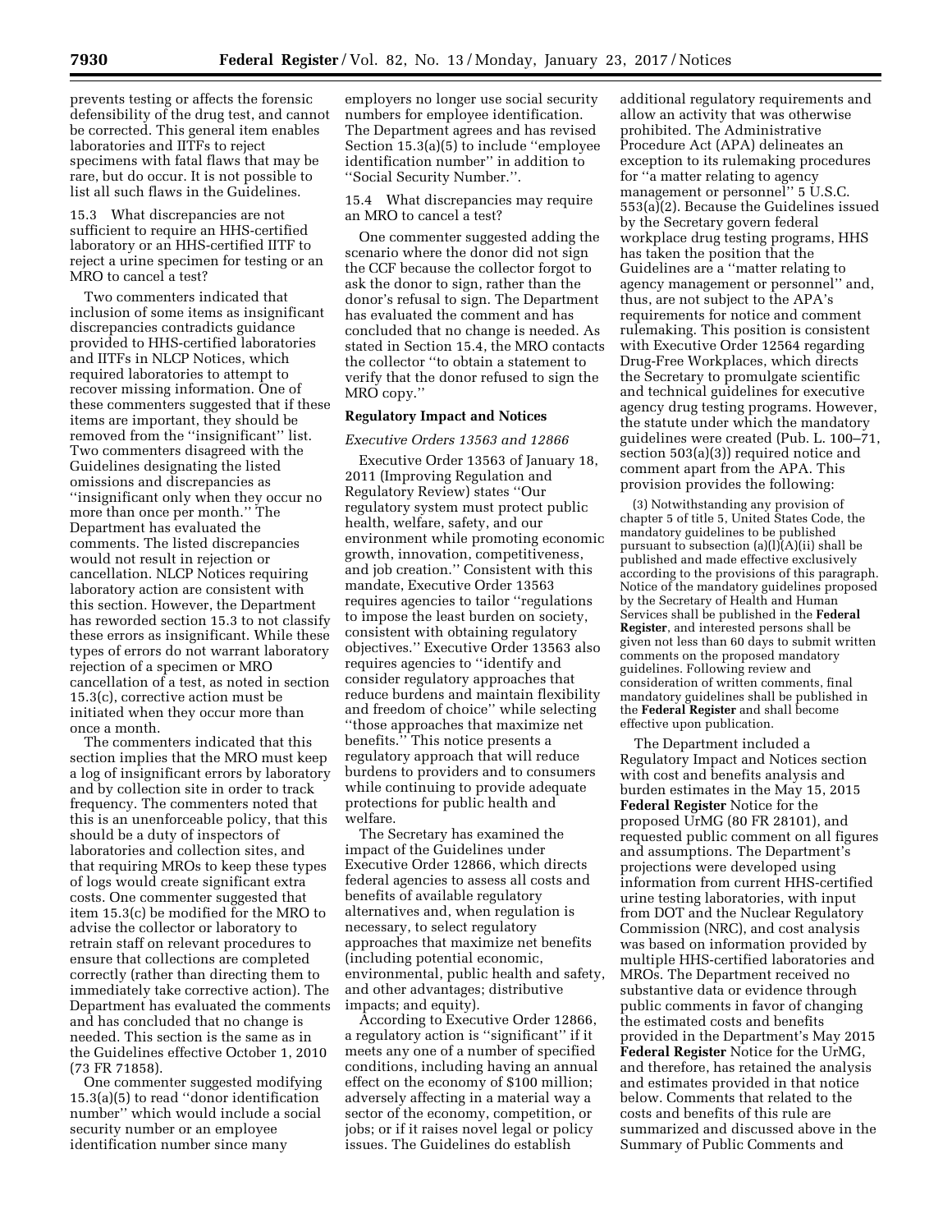prevents testing or affects the forensic defensibility of the drug test, and cannot be corrected. This general item enables laboratories and IITFs to reject specimens with fatal flaws that may be rare, but do occur. It is not possible to list all such flaws in the Guidelines.

15.3 What discrepancies are not sufficient to require an HHS-certified laboratory or an HHS-certified IITF to reject a urine specimen for testing or an MRO to cancel a test?

Two commenters indicated that inclusion of some items as insignificant discrepancies contradicts guidance provided to HHS-certified laboratories and IITFs in NLCP Notices, which required laboratories to attempt to recover missing information. One of these commenters suggested that if these items are important, they should be removed from the ''insignificant'' list. Two commenters disagreed with the Guidelines designating the listed omissions and discrepancies as ''insignificant only when they occur no more than once per month.'' The Department has evaluated the comments. The listed discrepancies would not result in rejection or cancellation. NLCP Notices requiring laboratory action are consistent with this section. However, the Department has reworded section 15.3 to not classify these errors as insignificant. While these types of errors do not warrant laboratory rejection of a specimen or MRO cancellation of a test, as noted in section 15.3(c), corrective action must be initiated when they occur more than once a month.

The commenters indicated that this section implies that the MRO must keep a log of insignificant errors by laboratory and by collection site in order to track frequency. The commenters noted that this is an unenforceable policy, that this should be a duty of inspectors of laboratories and collection sites, and that requiring MROs to keep these types of logs would create significant extra costs. One commenter suggested that item 15.3(c) be modified for the MRO to advise the collector or laboratory to retrain staff on relevant procedures to ensure that collections are completed correctly (rather than directing them to immediately take corrective action). The Department has evaluated the comments and has concluded that no change is needed. This section is the same as in the Guidelines effective October 1, 2010 (73 FR 71858).

One commenter suggested modifying 15.3(a)(5) to read ''donor identification number'' which would include a social security number or an employee identification number since many employers no longer use social security numbers for employee identification. The Department agrees and has revised Section 15.3(a)(5) to include ''employee identification number'' in addition to ''Social Security Number.''.

15.4 What discrepancies may require an MRO to cancel a test?

One commenter suggested adding the scenario where the donor did not sign the CCF because the collector forgot to ask the donor to sign, rather than the donor's refusal to sign. The Department has evaluated the comment and has concluded that no change is needed. As stated in Section 15.4, the MRO contacts the collector ''to obtain a statement to verify that the donor refused to sign the MRO copy.''

## Regulatory Impact and Notices

### *Executive Orders 13563 and 12866*

Executive Order 13563 of January 18, 2011 (Improving Regulation and Regulatory Review) states ''Our regulatory system must protect public health, welfare, safety, and our environment while promoting economic growth, innovation, competitiveness, and job creation.'' Consistent with this mandate, Executive Order 13563 requires agencies to tailor ''regulations to impose the least burden on society, consistent with obtaining regulatory objectives.'' Executive Order 13563 also requires agencies to ''identify and consider regulatory approaches that reduce burdens and maintain flexibility and freedom of choice'' while selecting ''those approaches that maximize net benefits.'' This notice presents a regulatory approach that will reduce burdens to providers and to consumers while continuing to provide adequate protections for public health and welfare.

The Secretary has examined the impact of the Guidelines under Executive Order 12866, which directs federal agencies to assess all costs and benefits of available regulatory alternatives and, when regulation is necessary, to select regulatory approaches that maximize net benefits (including potential economic, environmental, public health and safety, and other advantages; distributive impacts; and equity).

According to Executive Order 12866, a regulatory action is ''significant'' if it meets any one of a number of specified conditions, including having an annual effect on the economy of $100 million; adversely affecting in a material way a sector of the economy, competition, or jobs; or if it raises novel legal or policy issues. The Guidelines do establish additional regulatory requirements and allow an activity that was otherwise prohibited. The Administrative Procedure Act (APA) delineates an exception to its rulemaking procedures for ''a matter relating to agency management or personnel'' 5 U.S.C. 553(a)(2). Because the Guidelines issued by the Secretary govern federal workplace drug testing programs, HHS has taken the position that the Guidelines are a ''matter relating to agency management or personnel'' and, thus, are not subject to the APA's requirements for notice and comment rulemaking. This position is consistent with Executive Order 12564 regarding Drug-Free Workplaces, which directs the Secretary to promulgate scientific and technical guidelines for executive agency drug testing programs. However, the statute under which the mandatory guidelines were created (Pub. L. 100–71, section 503(a)(3)) required notice and comment apart from the APA. This provision provides the following:

> (3) Notwithstanding any provision of chapter 5 of title 5, United States Code, the mandatory guidelines to be published pursuant to subsection (a)(l)(A)(ii) shall be published and made effective exclusively according to the provisions of this paragraph. Notice of the mandatory guidelines proposed by the Secretary of Health and Human Services shall be published in the **Federal Register**, and interested persons shall be given not less than 60 days to submit written comments on the proposed mandatory guidelines. Following review and consideration of written comments, final mandatory guidelines shall be published in the **Federal Register** and shall become effective upon publication.

The Department included a Regulatory Impact and Notices section with cost and benefits analysis and burden estimates in the May 15, 2015 **Federal Register** Notice for the proposed UrMG (80 FR 28101), and requested public comment on all figures and assumptions. The Department's projections were developed using information from current HHS-certified urine testing laboratories, with input from DOT and the Nuclear Regulatory Commission (NRC), and cost analysis was based on information provided by multiple HHS-certified laboratories and MROs. The Department received no substantive data or evidence through public comments in favor of changing the estimated costs and benefits provided in the Department's May 2015 **Federal Register** Notice for the UrMG, and therefore, has retained the analysis and estimates provided in that notice below. Comments that related to the costs and benefits of this rule are summarized and discussed above in the Summary of Public Comments and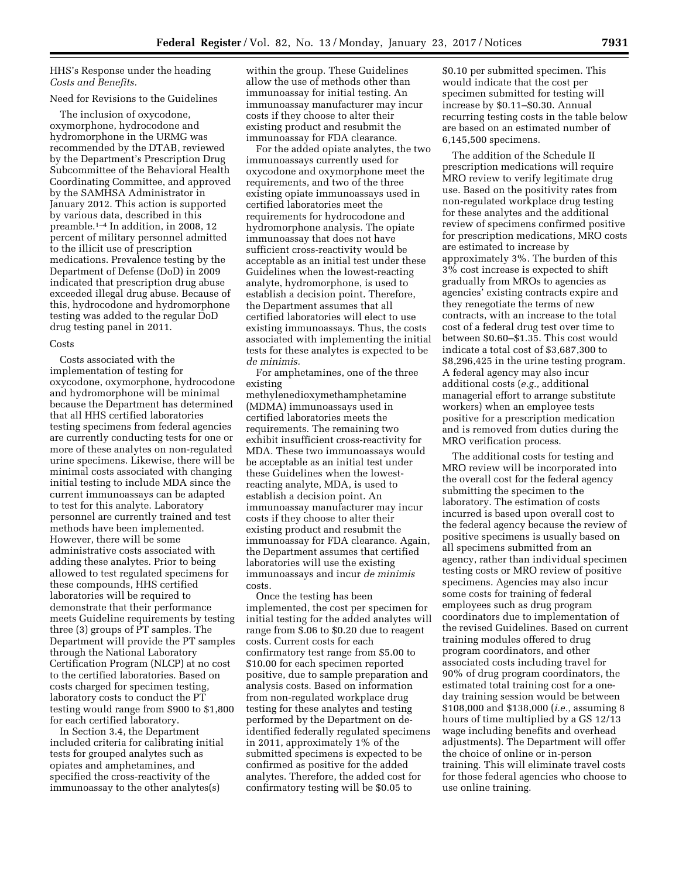HHS's Response under the heading *Costs and Benefits.*

Need for Revisions to the Guidelines

The inclusion of oxycodone, oxymorphone, hydrocodone and hydromorphone in the URMG was recommended by the DTAB, reviewed by the Department's Prescription Drug Subcommittee of the Behavioral Health Coordinating Committee, and approved by the SAMHSA Administrator in January 2012. This action is supported by various data, described in this preamble.[1–4] In addition, in 2008, 12 percent of military personnel admitted to the illicit use of prescription medications. Prevalence testing by the Department of Defense (DoD) in 2009 indicated that prescription drug abuse exceeded illegal drug abuse. Because of this, hydrocodone and hydromorphone testing was added to the regular DoD drug testing panel in 2011.

Costs

Costs associated with the implementation of testing for oxycodone, oxymorphone, hydrocodone and hydromorphone will be minimal because the Department has determined that all HHS certified laboratories testing specimens from federal agencies are currently conducting tests for one or more of these analytes on non-regulated urine specimens. Likewise, there will be minimal costs associated with changing initial testing to include MDA since the current immunoassays can be adapted to test for this analyte. Laboratory personnel are currently trained and test methods have been implemented. However, there will be some administrative costs associated with adding these analytes. Prior to being allowed to test regulated specimens for these compounds, HHS certified laboratories will be required to demonstrate that their performance meets Guideline requirements by testing three (3) groups of PT samples. The Department will provide the PT samples through the National Laboratory Certification Program (NLCP) at no cost to the certified laboratories. Based on costs charged for specimen testing, laboratory costs to conduct the PT testing would range from $900 to $1,800 for each certified laboratory.

In Section 3.4, the Department included criteria for calibrating initial tests for grouped analytes such as opiates and amphetamines, and specified the cross-reactivity of the immunoassay to the other analytes(s) within the group. These Guidelines allow the use of methods other than immunoassay for initial testing. An immunoassay manufacturer may incur costs if they choose to alter their existing product and resubmit the immunoassay for FDA clearance.

For the added opiate analytes, the two immunoassays currently used for oxycodone and oxymorphone meet the requirements, and two of the three existing opiate immunoassays used in certified laboratories meet the requirements for hydrocodone and hydromorphone analysis. The opiate immunoassay that does not have sufficient cross-reactivity would be acceptable as an initial test under these Guidelines when the lowest-reacting analyte, hydromorphone, is used to establish a decision point. Therefore, the Department assumes that all certified laboratories will elect to use existing immunoassays. Thus, the costs associated with implementing the initial tests for these analytes is expected to be *de minimis.*

For amphetamines, one of the three existing methylenedioxymethamphetamine (MDMA) immunoassays used in certified laboratories meets the requirements. The remaining two exhibit insufficient cross-reactivity for MDA. These two immunoassays would be acceptable as an initial test under these Guidelines when the lowest-reacting analyte, MDA, is used to establish a decision point. An immunoassay manufacturer may incur costs if they choose to alter their existing product and resubmit the immunoassay for FDA clearance. Again, the Department assumes that certified laboratories will use the existing immunoassays and incur *de minimis* costs.

Once the testing has been implemented, the cost per specimen for initial testing for the added analytes will range from $.06 to $0.20 due to reagent costs. Current costs for each confirmatory test range from $5.00 to $10.00 for each specimen reported positive, due to sample preparation and analysis costs. Based on information from non-regulated workplace drug testing for these analytes and testing performed by the Department on de-identified federally regulated specimens in 2011, approximately 1% of the submitted specimens is expected to be confirmed as positive for the added analytes. Therefore, the added cost for confirmatory testing will be $0.05 to $0.10 per submitted specimen. This would indicate that the cost per specimen submitted for testing will increase by $0.11–$0.30. Annual recurring testing costs in the table below are based on an estimated number of 6,145,500 specimens.

The addition of the Schedule II prescription medications will require MRO review to verify legitimate drug use. Based on the positivity rates from non-regulated workplace drug testing for these analytes and the additional review of specimens confirmed positive for prescription medications, MRO costs are estimated to increase by approximately 3%. The burden of this 3% cost increase is expected to shift gradually from MROs to agencies as agencies' existing contracts expire and they renegotiate the terms of new contracts, with an increase to the total cost of a federal drug test over time to between $0.60–$1.35. This cost would indicate a total cost of $3,687,300 to $8,296,425 in the urine testing program. A federal agency may also incur additional costs (*e.g.,* additional managerial effort to arrange substitute workers) when an employee tests positive for a prescription medication and is removed from duties during the MRO verification process.

The additional costs for testing and MRO review will be incorporated into the overall cost for the federal agency submitting the specimen to the laboratory. The estimation of costs incurred is based upon overall cost to the federal agency because the review of positive specimens is usually based on all specimens submitted from an agency, rather than individual specimen testing costs or MRO review of positive specimens. Agencies may also incur some costs for training of federal employees such as drug program coordinators due to implementation of the revised Guidelines. Based on current training modules offered to drug program coordinators, and other associated costs including travel for 90% of drug program coordinators, the estimated total training cost for a one-day training session would be between $108,000 and $138,000 (*i.e.,* assuming 8 hours of time multiplied by a GS 12/13 wage including benefits and overhead adjustments). The Department will offer the choice of online or in-person training. This will eliminate travel costs for those federal agencies who choose to use online training.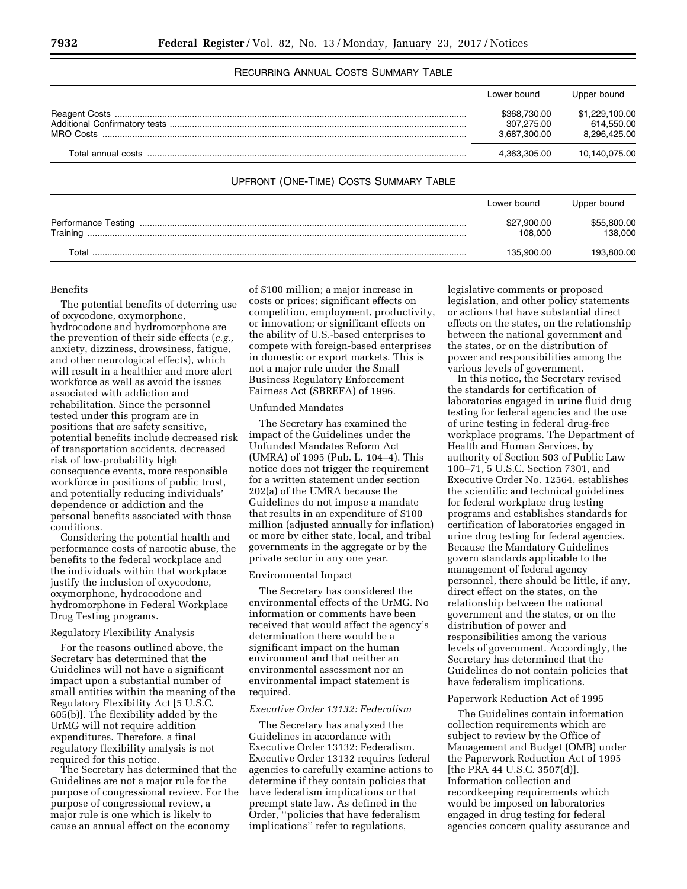RECURRING ANNUAL COSTS SUMMARY TABLE

| | Lower bound | Upper bound |
|---|---|---|
| Reagent Costs | $368,730.00 | $1,229,100.00 |
| Additional Confirmatory tests | 307,275.00 | 614,550.00 |
| MRO Costs | 3,687,300.00 | 8,296,425.00 |
| Total annual costs | 4,363,305.00 | 10,140,075.00 |

UPFRONT (ONE-TIME) COSTS SUMMARY TABLE

| | Lower bound | Upper bound |
|---|---|---|
| Performance Testing | $27,900.00 | $55,800.00 |
| Training | 108,000 | 138,000 |
| Total | 135,900.00 | 193,800.00 |

Benefits

The potential benefits of deterring use of oxycodone, oxymorphone, hydrocodone and hydromorphone are the prevention of their side effects (*e.g.,* anxiety, dizziness, drowsiness, fatigue, and other neurological effects), which will result in a healthier and more alert workforce as well as avoid the issues associated with addiction and rehabilitation. Since the personnel tested under this program are in positions that are safety sensitive, potential benefits include decreased risk of transportation accidents, decreased risk of low-probability high consequence events, more responsible workforce in positions of public trust, and potentially reducing individuals' dependence or addiction and the personal benefits associated with those conditions.

Considering the potential health and performance costs of narcotic abuse, the benefits to the federal workplace and the individuals within that workplace justify the inclusion of oxycodone, oxymorphone, hydrocodone and hydromorphone in Federal Workplace Drug Testing programs.

Regulatory Flexibility Analysis

For the reasons outlined above, the Secretary has determined that the Guidelines will not have a significant impact upon a substantial number of small entities within the meaning of the Regulatory Flexibility Act [5 U.S.C. 605(b)]. The flexibility added by the UrMG will not require addition expenditures. Therefore, a final regulatory flexibility analysis is not required for this notice.

The Secretary has determined that the Guidelines are not a major rule for the purpose of congressional review. For the purpose of congressional review, a major rule is one which is likely to cause an annual effect on the economy of $100 million; a major increase in costs or prices; significant effects on competition, employment, productivity, or innovation; or significant effects on the ability of U.S.-based enterprises to compete with foreign-based enterprises in domestic or export markets. This is not a major rule under the Small Business Regulatory Enforcement Fairness Act (SBREFA) of 1996.

Unfunded Mandates

The Secretary has examined the impact of the Guidelines under the Unfunded Mandates Reform Act (UMRA) of 1995 (Pub. L. 104–4). This notice does not trigger the requirement for a written statement under section 202(a) of the UMRA because the Guidelines do not impose a mandate that results in an expenditure of $100 million (adjusted annually for inflation) or more by either state, local, and tribal governments in the aggregate or by the private sector in any one year.

Environmental Impact

The Secretary has considered the environmental effects of the UrMG. No information or comments have been received that would affect the agency's determination there would be a significant impact on the human environment and that neither an environmental assessment nor an environmental impact statement is required.

*Executive Order 13132: Federalism*

The Secretary has analyzed the Guidelines in accordance with Executive Order 13132: Federalism. Executive Order 13132 requires federal agencies to carefully examine actions to determine if they contain policies that have federalism implications or that preempt state law. As defined in the Order, "policies that have federalism implications" refer to regulations, legislative comments or proposed legislation, and other policy statements or actions that have substantial direct effects on the states, on the relationship between the national government and the states, or on the distribution of power and responsibilities among the various levels of government.

In this notice, the Secretary revised the standards for certification of laboratories engaged in urine fluid drug testing for federal agencies and the use of urine testing in federal drug-free workplace programs. The Department of Health and Human Services, by authority of Section 503 of Public Law 100–71, 5 U.S.C. Section 7301, and Executive Order No. 12564, establishes the scientific and technical guidelines for federal workplace drug testing programs and establishes standards for certification of laboratories engaged in urine drug testing for federal agencies. Because the Mandatory Guidelines govern standards applicable to the management of federal agency personnel, there should be little, if any, direct effect on the states, on the relationship between the national government and the states, or on the distribution of power and responsibilities among the various levels of government. Accordingly, the Secretary has determined that the Guidelines do not contain policies that have federalism implications.

Paperwork Reduction Act of 1995

The Guidelines contain information collection requirements which are subject to review by the Office of Management and Budget (OMB) under the Paperwork Reduction Act of 1995 [the PRA 44 U.S.C. 3507(d)]. Information collection and recordkeeping requirements which would be imposed on laboratories engaged in drug testing for federal agencies concern quality assurance and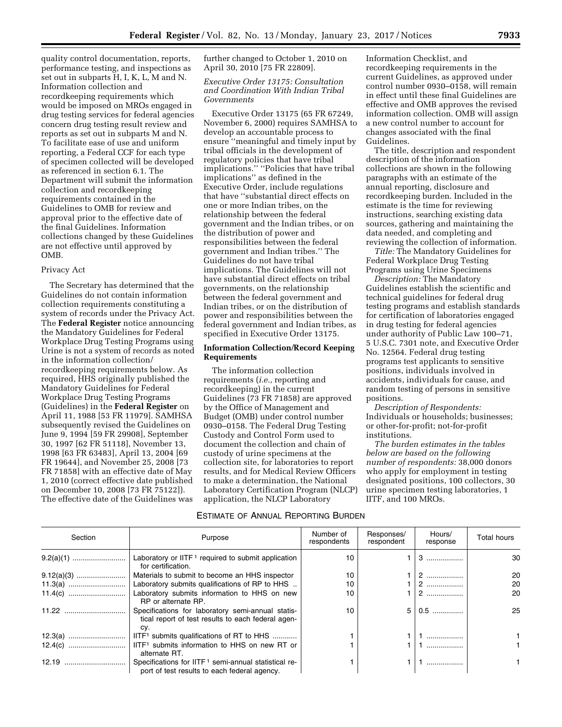quality control documentation, reports, performance testing, and inspections as set out in subparts H, I, K, L, M and N. Information collection and recordkeeping requirements which would be imposed on MROs engaged in drug testing services for federal agencies concern drug testing result review and reports as set out in subparts M and N. To facilitate ease of use and uniform reporting, a Federal CCF for each type of specimen collected will be developed as referenced in section 6.1. The Department will submit the information collection and recordkeeping requirements contained in the Guidelines to OMB for review and approval prior to the effective date of the final Guidelines. Information collections changed by these Guidelines are not effective until approved by OMB.

Privacy Act

The Secretary has determined that the Guidelines do not contain information collection requirements constituting a system of records under the Privacy Act. The **Federal Register** notice announcing the Mandatory Guidelines for Federal Workplace Drug Testing Programs using Urine is not a system of records as noted in the information collection/recordkeeping requirements below. As required, HHS originally published the Mandatory Guidelines for Federal Workplace Drug Testing Programs (Guidelines) in the **Federal Register** on April 11, 1988 [53 FR 11979]. SAMHSA subsequently revised the Guidelines on June 9, 1994 [59 FR 29908], September 30, 1997 [62 FR 51118], November 13, 1998 [63 FR 63483], April 13, 2004 [69 FR 19644], and November 25, 2008 [73 FR 71858] with an effective date of May 1, 2010 (correct effective date published on December 10, 2008 [73 FR 75122]). The effective date of the Guidelines was further changed to October 1, 2010 on April 30, 2010 [75 FR 22809].

*Executive Order 13175: Consultation and Coordination With Indian Tribal Governments*

Executive Order 13175 (65 FR 67249, November 6, 2000) requires SAMHSA to develop an accountable process to ensure ''meaningful and timely input by tribal officials in the development of regulatory policies that have tribal implications.'' ''Policies that have tribal implications'' as defined in the Executive Order, include regulations that have ''substantial direct effects on one or more Indian tribes, on the relationship between the federal government and the Indian tribes, or on the distribution of power and responsibilities between the federal government and Indian tribes.'' The Guidelines do not have tribal implications. The Guidelines will not have substantial direct effects on tribal governments, on the relationship between the federal government and Indian tribes, or on the distribution of power and responsibilities between the federal government and Indian tribes, as specified in Executive Order 13175.

**Information Collection/Record Keeping Requirements**

The information collection requirements (*i.e.,* reporting and recordkeeping) in the current Guidelines (73 FR 71858) are approved by the Office of Management and Budget (OMB) under control number 0930–0158. The Federal Drug Testing Custody and Control Form used to document the collection and chain of custody of urine specimens at the collection site, for laboratories to report results, and for Medical Review Officers to make a determination, the National Laboratory Certification Program (NLCP) application, the NLCP Laboratory Information Checklist, and recordkeeping requirements in the current Guidelines, as approved under control number 0930–0158, will remain in effect until these final Guidelines are effective and OMB approves the revised information collection. OMB will assign a new control number to account for changes associated with the final Guidelines.

The title, description and respondent description of the information collections are shown in the following paragraphs with an estimate of the annual reporting, disclosure and recordkeeping burden. Included in the estimate is the time for reviewing instructions, searching existing data sources, gathering and maintaining the data needed, and completing and reviewing the collection of information.

*Title:* The Mandatory Guidelines for Federal Workplace Drug Testing Programs using Urine Specimens

*Description:* The Mandatory Guidelines establish the scientific and technical guidelines for federal drug testing programs and establish standards for certification of laboratories engaged in drug testing for federal agencies under authority of Public Law 100–71, 5 U.S.C. 7301 note, and Executive Order No. 12564. Federal drug testing programs test applicants to sensitive positions, individuals involved in accidents, individuals for cause, and random testing of persons in sensitive positions.

*Description of Respondents:* Individuals or households; businesses; or other-for-profit; not-for-profit institutions.

*The burden estimates in the tables below are based on the following number of respondents:* 38,000 donors who apply for employment in testing designated positions, 100 collectors, 30 urine specimen testing laboratories, 1 IITF, and 100 MROs.

ESTIMATE OF ANNUAL REPORTING BURDEN

| Section | Purpose | Number of respondents | Responses/ respondent | Hours/ response | Total hours |
|---|---|---|---|---|---|
| 9.2(a)(1) | Laboratory or IITF[1] required to submit application for certification. | 10 | 1 | 3 | 30 |
| 9.12(a)(3) | Materials to submit to become an HHS inspector | 10 | 1 | 2 | 20 |
| 11.3(a) | Laboratory submits qualifications of RP to HHS | 10 | 1 | 2 | 20 |
| 11.4(c) | Laboratory submits information to HHS on new RP or alternate RP. | 10 | 1 | 2 | 20 |
| 11.22 | Specifications for laboratory semi-annual statistical report of test results to each federal agency. | 10 | 5 | 0.5 | 25 |
| 12.3(a) | IITF[1] submits qualifications of RT to HHS | 1 | 1 | 1 | 1 |
| 12.4(c) | IITF[1] submits information to HHS on new RT or alternate RT. | 1 | 1 | 1 | 1 |
| 12.19 | Specifications for IITF[1] semi-annual statistical report of test results to each federal agency. | 1 | 1 | 1 | 1 |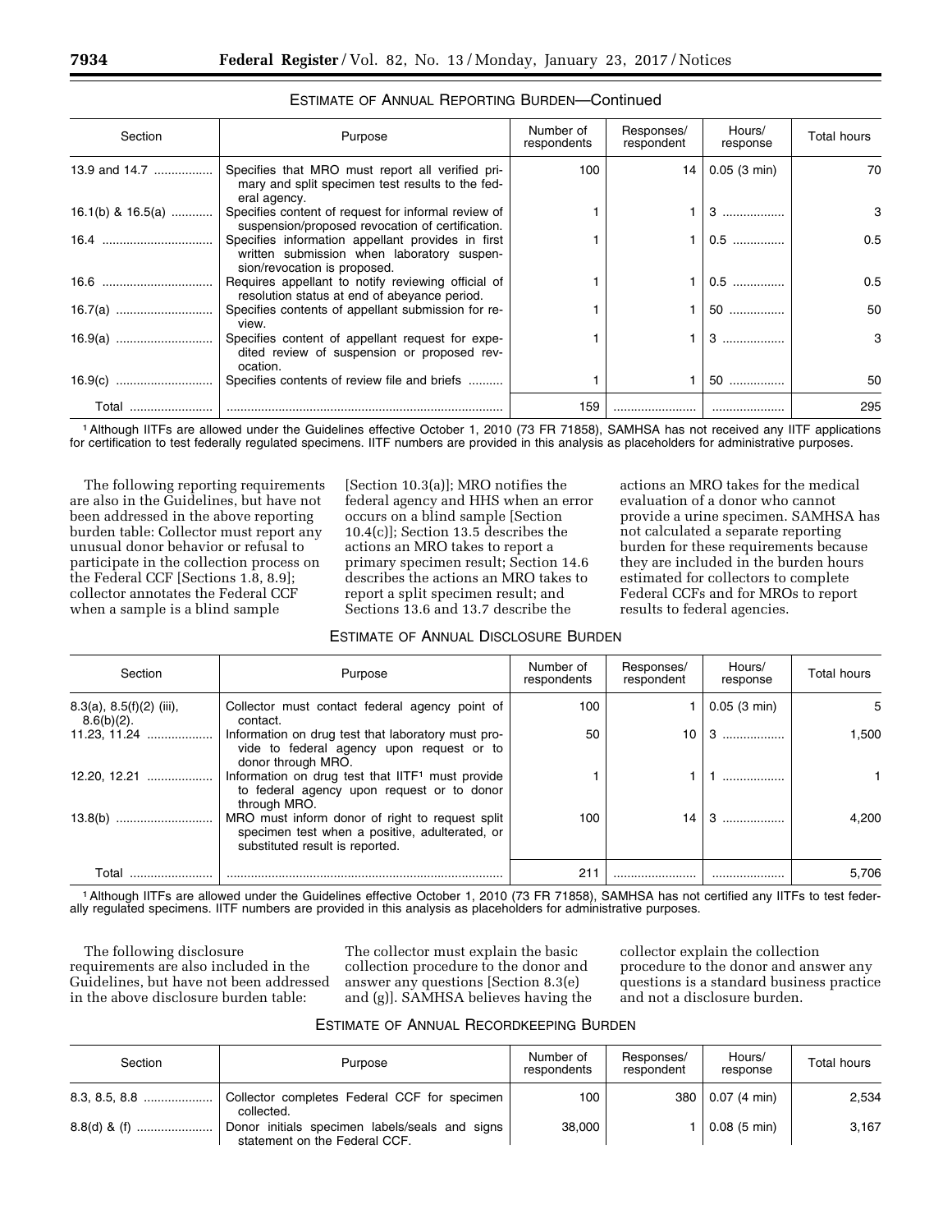### ESTIMATE OF ANNUAL REPORTING BURDEN—Continued

| Section | Purpose | Number of respondents | Responses/respondent | Hours/response | Total hours |
|---|---|---|---|---|---|
| 13.9 and 14.7 | Specifies that MRO must report all verified primary and split specimen test results to the federal agency. | 100 | 14 | 0.05 (3 min) | 70 |
| 16.1(b) & 16.5(a) | Specifies content of request for informal review of suspension/proposed revocation of certification. | 1 | 1 | 3 | 3 |
| 16.4 | Specifies information appellant provides in first written submission when laboratory suspension/revocation is proposed. | 1 | 1 | 0.5 | 0.5 |
| 16.6 | Requires appellant to notify reviewing official of resolution status at end of abeyance period. | 1 | 1 | 0.5 | 0.5 |
| 16.7(a) | Specifies contents of appellant submission for review. | 1 | 1 | 50 | 50 |
| 16.9(a) | Specifies content of appellant request for expedited review of suspension or proposed revocation. | 1 | 1 | 3 | 3 |
| 16.9(c) | Specifies contents of review file and briefs | 1 | 1 | 50 | 50 |
| Total | | 159 | | | 295 |

[1] Although IITFs are allowed under the Guidelines effective October 1, 2010 (73 FR 71858), SAMHSA has not received any IITF applications for certification to test federally regulated specimens. IITF numbers are provided in this analysis as placeholders for administrative purposes.

The following reporting requirements are also in the Guidelines, but have not been addressed in the above reporting burden table: Collector must report any unusual donor behavior or refusal to participate in the collection process on the Federal CCF [Sections 1.8, 8.9]; collector annotates the Federal CCF when a sample is a blind sample [Section 10.3(a)]; MRO notifies the federal agency and HHS when an error occurs on a blind sample [Section 10.4(c)]; Section 13.5 describes the actions an MRO takes to report a primary specimen result; Section 14.6 describes the actions an MRO takes to report a split specimen result; and Sections 13.6 and 13.7 describe the actions an MRO takes for the medical evaluation of a donor who cannot provide a urine specimen. SAMHSA has not calculated a separate reporting burden for these requirements because they are included in the burden hours estimated for collectors to complete Federal CCFs and for MROs to report results to federal agencies.

### ESTIMATE OF ANNUAL DISCLOSURE BURDEN

| Section | Purpose | Number of respondents | Responses/respondent | Hours/response | Total hours |
|---|---|---|---|---|---|
| 8.3(a), 8.5(f)(2) (iii), 8.6(b)(2). | Collector must contact federal agency point of contact. | 100 | 1 | 0.05 (3 min) | 5 |
| 11.23, 11.24 | Information on drug test that laboratory must provide to federal agency upon request or to donor through MRO. | 50 | 10 | 3 | 1,500 |
| 12.20, 12.21 | Information on drug test that IITF[1] must provide to federal agency upon request or to donor through MRO. | 1 | 1 | 1 | 1 |
| 13.8(b) | MRO must inform donor of right to request split specimen test when a positive, adulterated, or substituted result is reported. | 100 | 14 | 3 | 4,200 |
| Total | | 211 | | | 5,706 |

[1] Although IITFs are allowed under the Guidelines effective October 1, 2010 (73 FR 71858), SAMHSA has not certified any IITFs to test federally regulated specimens. IITF numbers are provided in this analysis as placeholders for administrative purposes.

The following disclosure requirements are also included in the Guidelines, but have not been addressed in the above disclosure burden table: The collector must explain the basic collection procedure to the donor and answer any questions [Section 8.3(e) and (g)]. SAMHSA believes having the collector explain the collection procedure to the donor and answer any questions is a standard business practice and not a disclosure burden.

### ESTIMATE OF ANNUAL RECORDKEEPING BURDEN

| Section | Purpose | Number of respondents | Responses/respondent | Hours/response | Total hours |
|---|---|---|---|---|---|
| 8.3, 8.5, 8.8 | Collector completes Federal CCF for specimen collected. | 100 | 380 | 0.07 (4 min) | 2,534 |
| 8.8(d) & (f) | Donor initials specimen labels/seals and signs statement on the Federal CCF. | 38,000 | 1 | 0.08 (5 min) | 3,167 |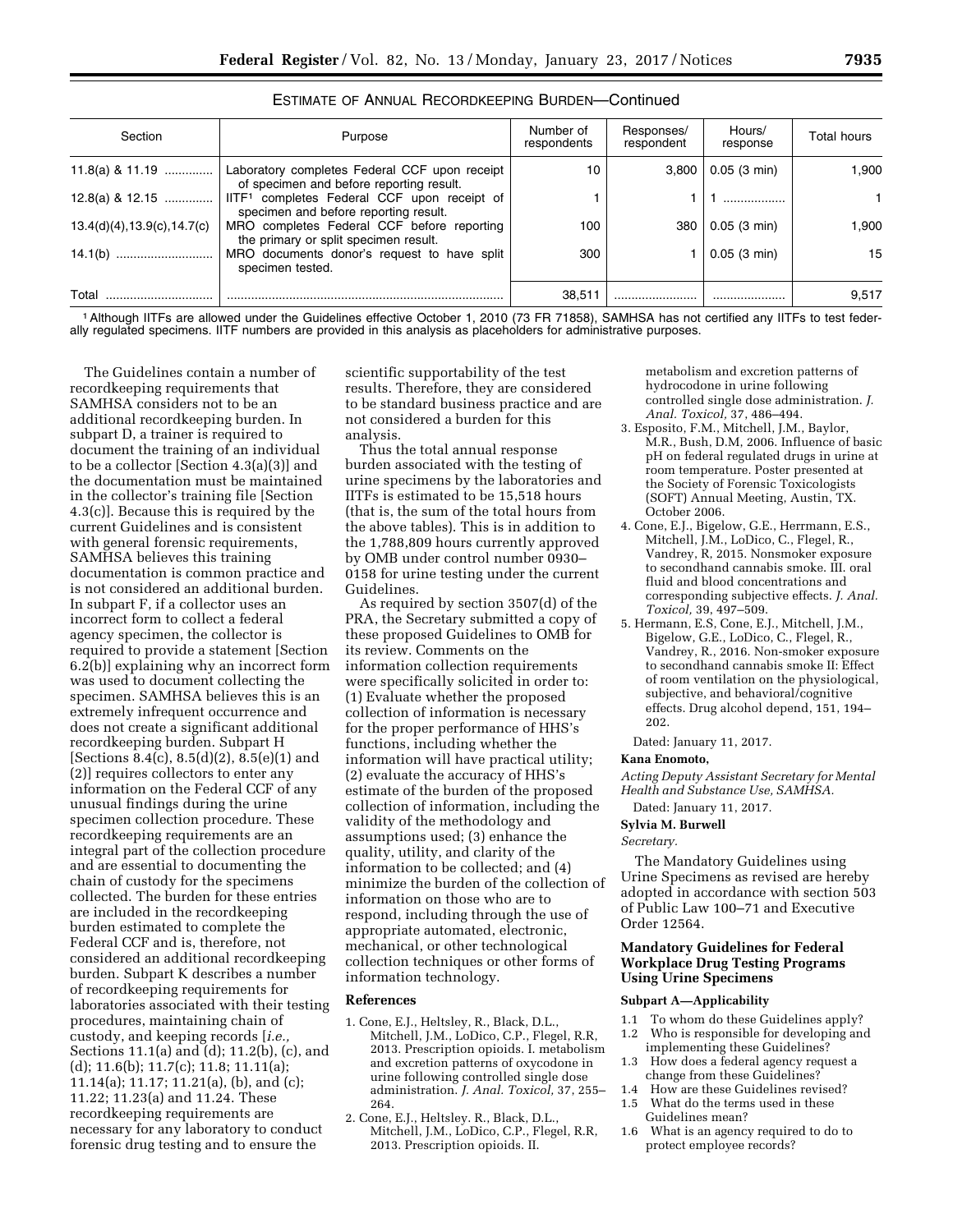ESTIMATE OF ANNUAL RECORDKEEPING BURDEN—Continued

| Section | Purpose | Number of respondents | Responses/ respondent | Hours/ response | Total hours |
|---|---|---|---|---|---|
| 11.8(a) & 11.19 ............. | Laboratory completes Federal CCF upon receipt of specimen and before reporting result. | 10 | 3,800 | 0.05 (3 min) | 1,900 |
| 12.8(a) & 12.15 ............. | IITF[1] completes Federal CCF upon receipt of specimen and before reporting result. | 1 | 1 | 1 ................. | 1 |
| 13.4(d)(4),13.9(c),14.7(c) | MRO completes Federal CCF before reporting the primary or split specimen result. | 100 | 380 | 0.05 (3 min) | 1,900 |
| 14.1(b) ........................... | MRO documents donor's request to have split specimen tested. | 300 | 1 | 0.05 (3 min) | 15 |
| Total .............................. | ................................................................................ | 38,511 | ........................ | ..................... | 9,517 |

[1] Although IITFs are allowed under the Guidelines effective October 1, 2010 (73 FR 71858), SAMHSA has not certified any IITFs to test federally regulated specimens. IITF numbers are provided in this analysis as placeholders for administrative purposes.

The Guidelines contain a number of recordkeeping requirements that SAMHSA considers not to be an additional recordkeeping burden. In subpart D, a trainer is required to document the training of an individual to be a collector [Section 4.3(a)(3)] and the documentation must be maintained in the collector's training file [Section 4.3(c)]. Because this is required by the current Guidelines and is consistent with general forensic requirements, SAMHSA believes this training documentation is common practice and is not considered an additional burden. In subpart F, if a collector uses an incorrect form to collect a federal agency specimen, the collector is required to provide a statement [Section 6.2(b)] explaining why an incorrect form was used to document collecting the specimen. SAMHSA believes this is an extremely infrequent occurrence and does not create a significant additional recordkeeping burden. Subpart H [Sections 8.4(c), 8.5(d)(2), 8.5(e)(1) and (2)] requires collectors to enter any information on the Federal CCF of any unusual findings during the urine specimen collection procedure. These recordkeeping requirements are an integral part of the collection procedure and are essential to documenting the chain of custody for the specimens collected. The burden for these entries are included in the recordkeeping burden estimated to complete the Federal CCF and is, therefore, not considered an additional recordkeeping burden. Subpart K describes a number of recordkeeping requirements for laboratories associated with their testing procedures, maintaining chain of custody, and keeping records [*i.e.,* Sections 11.1(a) and (d); 11.2(b), (c), and (d); 11.6(b); 11.7(c); 11.8; 11.11(a); 11.14(a); 11.17; 11.21(a), (b), and (c); 11.22; 11.23(a) and 11.24. These recordkeeping requirements are necessary for any laboratory to conduct forensic drug testing and to ensure the scientific supportability of the test results. Therefore, they are considered to be standard business practice and are not considered a burden for this analysis.

Thus the total annual response burden associated with the testing of urine specimens by the laboratories and IITFs is estimated to be 15,518 hours (that is, the sum of the total hours from the above tables). This is in addition to the 1,788,809 hours currently approved by OMB under control number 0930–0158 for urine testing under the current Guidelines.

As required by section 3507(d) of the PRA, the Secretary submitted a copy of these proposed Guidelines to OMB for its review. Comments on the information collection requirements were specifically solicited in order to: (1) Evaluate whether the proposed collection of information is necessary for the proper performance of HHS's functions, including whether the information will have practical utility; (2) evaluate the accuracy of HHS's estimate of the burden of the proposed collection of information, including the validity of the methodology and assumptions used; (3) enhance the quality, utility, and clarity of the information to be collected; and (4) minimize the burden of the collection of information on those who are to respond, including through the use of appropriate automated, electronic, mechanical, or other technological collection techniques or other forms of information technology.

### References

1. Cone, E.J., Heltsley, R., Black, D.L., Mitchell, J.M., LoDico, C.P., Flegel, R.R, 2013. Prescription opioids. I. metabolism and excretion patterns of oxycodone in urine following controlled single dose administration. *J. Anal. Toxicol,* 37, 255–264.
2. Cone, E.J., Heltsley. R., Black, D.L., Mitchell, J.M., LoDico, C.P., Flegel, R.R, 2013. Prescription opioids. II. metabolism and excretion patterns of hydrocodone in urine following controlled single dose administration. *J. Anal. Toxicol,* 37, 486–494.
3. Esposito, F.M., Mitchell, J.M., Baylor, M.R., Bush, D.M, 2006. Influence of basic pH on federal regulated drugs in urine at room temperature. Poster presented at the Society of Forensic Toxicologists (SOFT) Annual Meeting, Austin, TX. October 2006.
4. Cone, E.J., Bigelow, G.E., Herrmann, E.S., Mitchell, J.M., LoDico, C., Flegel, R., Vandrey, R, 2015. Nonsmoker exposure to secondhand cannabis smoke. III. oral fluid and blood concentrations and corresponding subjective effects. *J. Anal. Toxicol,* 39, 497–509.
5. Hermann, E.S, Cone, E.J., Mitchell, J.M., Bigelow, G.E., LoDico, C., Flegel, R., Vandrey, R., 2016. Non-smoker exposure to secondhand cannabis smoke II: Effect of room ventilation on the physiological, subjective, and behavioral/cognitive effects. Drug alcohol depend, 151, 194–202.

Dated: January 11, 2017.

**Kana Enomoto,**

*Acting Deputy Assistant Secretary for Mental Health and Substance Use, SAMHSA.*

Dated: January 11, 2017.

**Sylvia M. Burwell**

*Secretary.*

The Mandatory Guidelines using Urine Specimens as revised are hereby adopted in accordance with section 503 of Public Law 100–71 and Executive Order 12564.

## Mandatory Guidelines for Federal Workplace Drug Testing Programs Using Urine Specimens

### Subpart A—Applicability

1.1 To whom do these Guidelines apply?
1.2 Who is responsible for developing and implementing these Guidelines?
1.3 How does a federal agency request a change from these Guidelines?
1.4 How are these Guidelines revised?
1.5 What do the terms used in these Guidelines mean?
1.6 What is an agency required to do to protect employee records?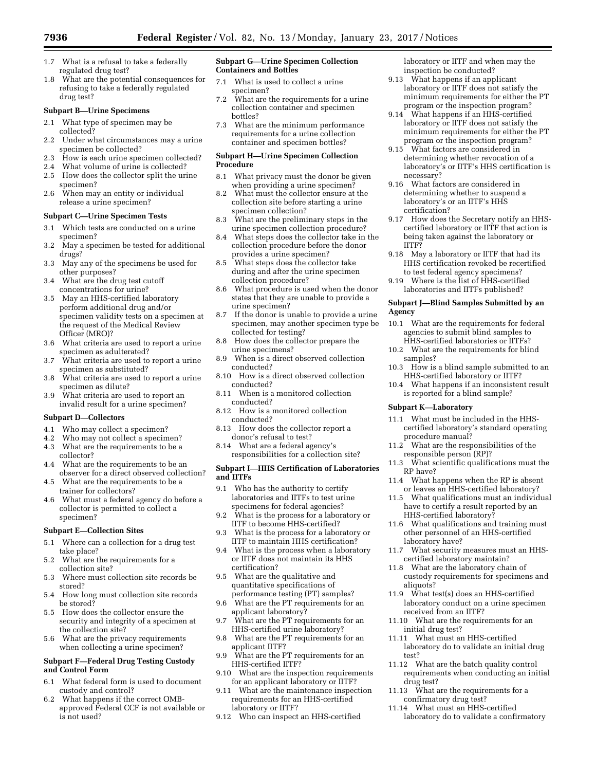1.7 What is a refusal to take a federally regulated drug test?

1.8 What are the potential consequences for refusing to take a federally regulated drug test?

**Subpart B—Urine Specimens**

2.1 What type of specimen may be collected?

2.2 Under what circumstances may a urine specimen be collected?

2.3 How is each urine specimen collected?

2.4 What volume of urine is collected?

2.5 How does the collector split the urine specimen?

2.6 When may an entity or individual release a urine specimen?

**Subpart C—Urine Specimen Tests**

3.1 Which tests are conducted on a urine specimen?

3.2 May a specimen be tested for additional drugs?

3.3 May any of the specimens be used for other purposes?

3.4 What are the drug test cutoff concentrations for urine?

3.5 May an HHS-certified laboratory perform additional drug and/or specimen validity tests on a specimen at the request of the Medical Review Officer (MRO)?

3.6 What criteria are used to report a urine specimen as adulterated?

3.7 What criteria are used to report a urine specimen as substituted?

3.8 What criteria are used to report a urine specimen as dilute?

3.9 What criteria are used to report an invalid result for a urine specimen?

**Subpart D—Collectors**

4.1 Who may collect a specimen?

4.2 Who may not collect a specimen?

4.3 What are the requirements to be a collector?

4.4 What are the requirements to be an observer for a direct observed collection?

4.5 What are the requirements to be a trainer for collectors?

4.6 What must a federal agency do before a collector is permitted to collect a specimen?

**Subpart E—Collection Sites**

5.1 Where can a collection for a drug test take place?

5.2 What are the requirements for a collection site?

5.3 Where must collection site records be stored?

5.4 How long must collection site records be stored?

5.5 How does the collector ensure the security and integrity of a specimen at the collection site?

5.6 What are the privacy requirements when collecting a urine specimen?

**Subpart F—Federal Drug Testing Custody and Control Form**

6.1 What federal form is used to document custody and control?

6.2 What happens if the correct OMB-approved Federal CCF is not available or is not used?

**Subpart G—Urine Specimen Collection Containers and Bottles**

7.1 What is used to collect a urine specimen?

7.2 What are the requirements for a urine collection container and specimen bottles?

7.3 What are the minimum performance requirements for a urine collection container and specimen bottles?

**Subpart H—Urine Specimen Collection Procedure**

8.1 What privacy must the donor be given when providing a urine specimen?

8.2 What must the collector ensure at the collection site before starting a urine specimen collection?

8.3 What are the preliminary steps in the urine specimen collection procedure?

8.4 What steps does the collector take in the collection procedure before the donor provides a urine specimen?

8.5 What steps does the collector take during and after the urine specimen collection procedure?

8.6 What procedure is used when the donor states that they are unable to provide a urine specimen?

8.7 If the donor is unable to provide a urine specimen, may another specimen type be collected for testing?

8.8 How does the collector prepare the urine specimens?

8.9 When is a direct observed collection conducted?

8.10 How is a direct observed collection conducted?

8.11 When is a monitored collection conducted?

8.12 How is a monitored collection conducted?

8.13 How does the collector report a donor's refusal to test?

8.14 What are a federal agency's responsibilities for a collection site?

**Subpart I—HHS Certification of Laboratories and IITFs**

9.1 Who has the authority to certify laboratories and IITFs to test urine specimens for federal agencies?

9.2 What is the process for a laboratory or IITF to become HHS-certified?

9.3 What is the process for a laboratory or IITF to maintain HHS certification?

9.4 What is the process when a laboratory or IITF does not maintain its HHS certification?

9.5 What are the qualitative and quantitative specifications of performance testing (PT) samples?

9.6 What are the PT requirements for an applicant laboratory?

9.7 What are the PT requirements for an HHS-certified urine laboratory?

9.8 What are the PT requirements for an applicant IITF?

9.9 What are the PT requirements for an HHS-certified IITF?

9.10 What are the inspection requirements for an applicant laboratory or IITF?

9.11 What are the maintenance inspection requirements for an HHS-certified laboratory or IITF?

9.12 Who can inspect an HHS-certified laboratory or IITF and when may the inspection be conducted?

9.13 What happens if an applicant laboratory or IITF does not satisfy the minimum requirements for either the PT program or the inspection program?

9.14 What happens if an HHS-certified laboratory or IITF does not satisfy the minimum requirements for either the PT program or the inspection program?

9.15 What factors are considered in determining whether revocation of a laboratory's or IITF's HHS certification is necessary?

9.16 What factors are considered in determining whether to suspend a laboratory's or an IITF's HHS certification?

9.17 How does the Secretary notify an HHS-certified laboratory or IITF that action is being taken against the laboratory or IITF?

9.18 May a laboratory or IITF that had its HHS certification revoked be recertified to test federal agency specimens?

9.19 Where is the list of HHS-certified laboratories and IITFs published?

**Subpart J—Blind Samples Submitted by an Agency**

10.1 What are the requirements for federal agencies to submit blind samples to HHS-certified laboratories or IITFs?

10.2 What are the requirements for blind samples?

10.3 How is a blind sample submitted to an HHS-certified laboratory or IITF?

10.4 What happens if an inconsistent result is reported for a blind sample?

**Subpart K—Laboratory**

11.1 What must be included in the HHS-certified laboratory's standard operating procedure manual?

11.2 What are the responsibilities of the responsible person (RP)?

11.3 What scientific qualifications must the RP have?

11.4 What happens when the RP is absent or leaves an HHS-certified laboratory?

11.5 What qualifications must an individual have to certify a result reported by an HHS-certified laboratory?

11.6 What qualifications and training must other personnel of an HHS-certified laboratory have?

11.7 What security measures must an HHS-certified laboratory maintain?

11.8 What are the laboratory chain of custody requirements for specimens and aliquots?

11.9 What test(s) does an HHS-certified laboratory conduct on a urine specimen received from an IITF?

11.10 What are the requirements for an initial drug test?

11.11 What must an HHS-certified laboratory do to validate an initial drug test?

11.12 What are the batch quality control requirements when conducting an initial drug test?

11.13 What are the requirements for a confirmatory drug test?

11.14 What must an HHS-certified laboratory do to validate a confirmatory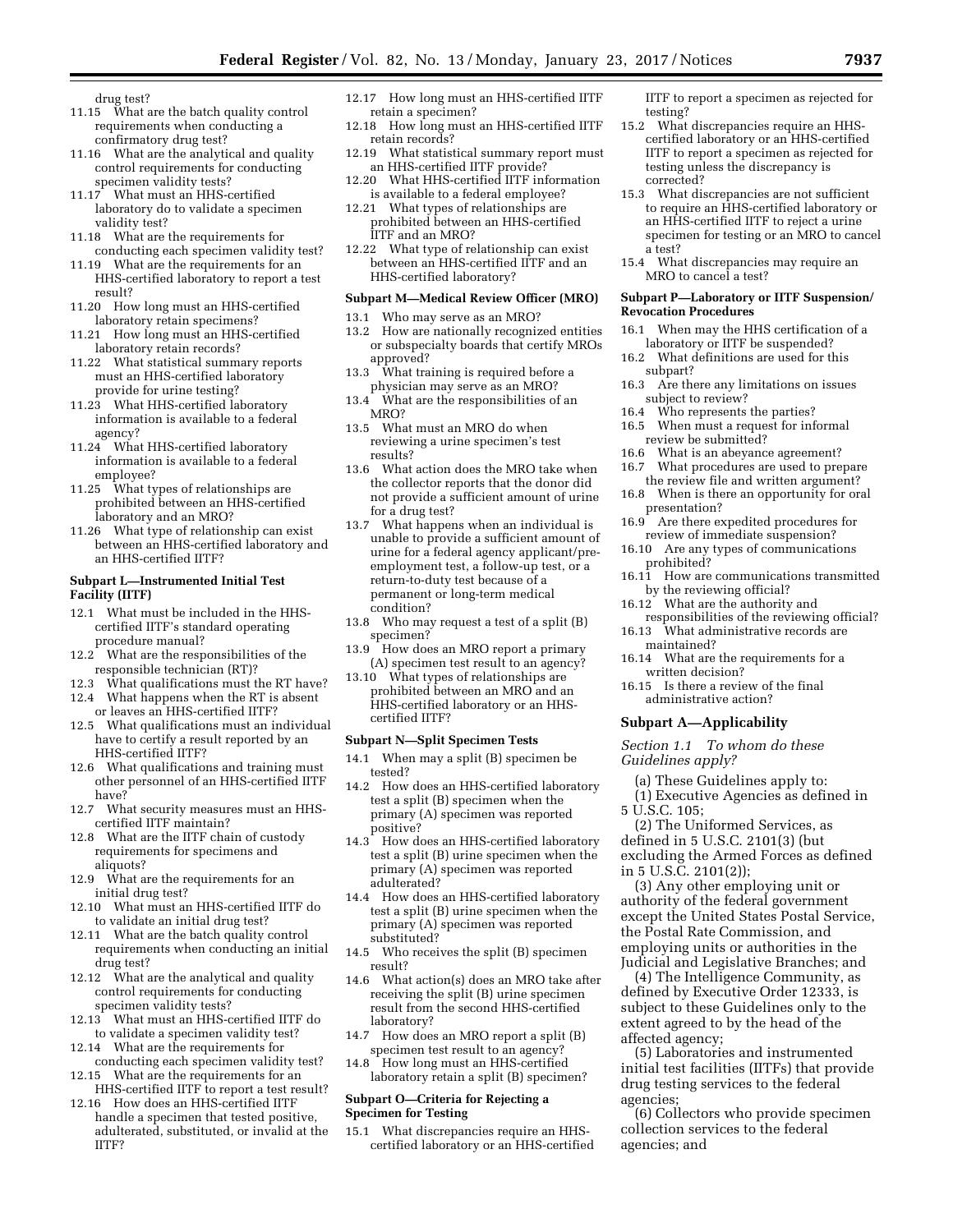drug test?

11.15 What are the batch quality control requirements when conducting a confirmatory drug test?

11.16 What are the analytical and quality control requirements for conducting specimen validity tests?

11.17 What must an HHS-certified laboratory do to validate a specimen validity test?

11.18 What are the requirements for conducting each specimen validity test?

11.19 What are the requirements for an HHS-certified laboratory to report a test result?

11.20 How long must an HHS-certified laboratory retain specimens?

11.21 How long must an HHS-certified laboratory retain records?

11.22 What statistical summary reports must an HHS-certified laboratory provide for urine testing?

11.23 What HHS-certified laboratory information is available to a federal agency?

11.24 What HHS-certified laboratory information is available to a federal employee?

11.25 What types of relationships are prohibited between an HHS-certified laboratory and an MRO?

11.26 What type of relationship can exist between an HHS-certified laboratory and an HHS-certified IITF?

#### Subpart L—Instrumented Initial Test Facility (IITF)

12.1 What must be included in the HHS-certified IITF's standard operating procedure manual?

12.2 What are the responsibilities of the responsible technician (RT)?

12.3 What qualifications must the RT have?

12.4 What happens when the RT is absent or leaves an HHS-certified IITF?

12.5 What qualifications must an individual have to certify a result reported by an HHS-certified IITF?

12.6 What qualifications and training must other personnel of an HHS-certified IITF have?

12.7 What security measures must an HHS-certified IITF maintain?

12.8 What are the IITF chain of custody requirements for specimens and aliquots?

12.9 What are the requirements for an initial drug test?

12.10 What must an HHS-certified IITF do to validate an initial drug test?

12.11 What are the batch quality control requirements when conducting an initial drug test?

12.12 What are the analytical and quality control requirements for conducting specimen validity tests?

12.13 What must an HHS-certified IITF do to validate a specimen validity test?

12.14 What are the requirements for conducting each specimen validity test?

12.15 What are the requirements for an HHS-certified IITF to report a test result?

12.16 How does an HHS-certified IITF handle a specimen that tested positive, adulterated, substituted, or invalid at the IITF?

12.17 How long must an HHS-certified IITF retain a specimen?

12.18 How long must an HHS-certified IITF retain records?

12.19 What statistical summary report must an HHS-certified IITF provide?

12.20 What HHS-certified IITF information is available to a federal employee?

12.21 What types of relationships are prohibited between an HHS-certified IITF and an MRO?

12.22 What type of relationship can exist between an HHS-certified IITF and an HHS-certified laboratory?

#### Subpart M—Medical Review Officer (MRO)

13.1 Who may serve as an MRO?

13.2 How are nationally recognized entities or subspecialty boards that certify MROs approved?

13.3 What training is required before a physician may serve as an MRO?

13.4 What are the responsibilities of an MRO?

13.5 What must an MRO do when reviewing a urine specimen's test results?

13.6 What action does the MRO take when the collector reports that the donor did not provide a sufficient amount of urine for a drug test?

13.7 What happens when an individual is unable to provide a sufficient amount of urine for a federal agency applicant/pre-employment test, a follow-up test, or a return-to-duty test because of a permanent or long-term medical condition?

13.8 Who may request a test of a split (B) specimen?

13.9 How does an MRO report a primary (A) specimen test result to an agency?

13.10 What types of relationships are prohibited between an MRO and an HHS-certified laboratory or an HHS-certified IITF?

#### Subpart N—Split Specimen Tests

14.1 When may a split (B) specimen be tested?

14.2 How does an HHS-certified laboratory test a split (B) specimen when the primary (A) specimen was reported positive?

14.3 How does an HHS-certified laboratory test a split (B) urine specimen when the primary (A) specimen was reported adulterated?

14.4 How does an HHS-certified laboratory test a split (B) urine specimen when the primary (A) specimen was reported substituted?

14.5 Who receives the split (B) specimen result?

14.6 What action(s) does an MRO take after receiving the split (B) urine specimen result from the second HHS-certified laboratory?

14.7 How does an MRO report a split (B) specimen test result to an agency?

14.8 How long must an HHS-certified laboratory retain a split (B) specimen?

#### Subpart O—Criteria for Rejecting a Specimen for Testing

15.1 What discrepancies require an HHS-certified laboratory or an HHS-certified IITF to report a specimen as rejected for testing?

15.2 What discrepancies require an HHS-certified laboratory or an HHS-certified IITF to report a specimen as rejected for testing unless the discrepancy is corrected?

15.3 What discrepancies are not sufficient to require an HHS-certified laboratory or an HHS-certified IITF to reject a urine specimen for testing or an MRO to cancel a test?

15.4 What discrepancies may require an MRO to cancel a test?

#### Subpart P—Laboratory or IITF Suspension/Revocation Procedures

16.1 When may the HHS certification of a laboratory or IITF be suspended?

16.2 What definitions are used for this subpart?

16.3 Are there any limitations on issues subject to review?

16.4 Who represents the parties?

16.5 When must a request for informal review be submitted?

16.6 What is an abeyance agreement?

16.7 What procedures are used to prepare the review file and written argument?

16.8 When is there an opportunity for oral presentation?

16.9 Are there expedited procedures for review of immediate suspension?

16.10 Are any types of communications prohibited?

16.11 How are communications transmitted by the reviewing official?

16.12 What are the authority and responsibilities of the reviewing official?

16.13 What administrative records are maintained?

16.14 What are the requirements for a written decision?

16.15 Is there a review of the final administrative action?

### Subpart A—Applicability

*Section 1.1 To whom do these Guidelines apply?*

(a) These Guidelines apply to:

(1) Executive Agencies as defined in 5 U.S.C. 105;

(2) The Uniformed Services, as defined in 5 U.S.C. 2101(3) (but excluding the Armed Forces as defined in 5 U.S.C. 2101(2));

(3) Any other employing unit or authority of the federal government except the United States Postal Service, the Postal Rate Commission, and employing units or authorities in the Judicial and Legislative Branches; and

(4) The Intelligence Community, as defined by Executive Order 12333, is subject to these Guidelines only to the extent agreed to by the head of the affected agency;

(5) Laboratories and instrumented initial test facilities (IITFs) that provide drug testing services to the federal agencies;

(6) Collectors who provide specimen collection services to the federal agencies; and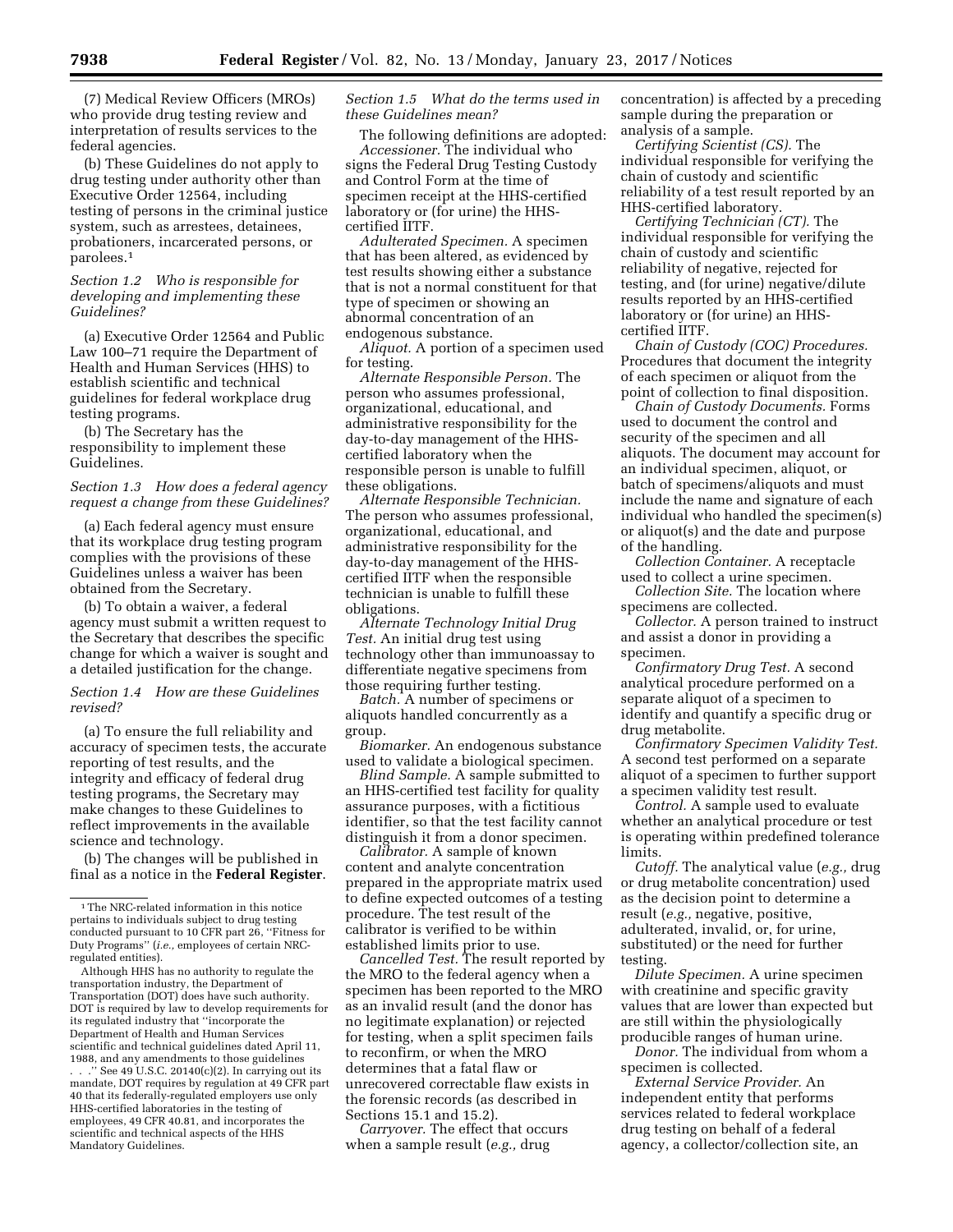(7) Medical Review Officers (MROs) who provide drug testing review and interpretation of results services to the federal agencies.

(b) These Guidelines do not apply to drug testing under authority other than Executive Order 12564, including testing of persons in the criminal justice system, such as arrestees, detainees, probationers, incarcerated persons, or parolees.[1]

*Section 1.2 Who is responsible for developing and implementing these Guidelines?*

(a) Executive Order 12564 and Public Law 100–71 require the Department of Health and Human Services (HHS) to establish scientific and technical guidelines for federal workplace drug testing programs.

(b) The Secretary has the responsibility to implement these Guidelines.

*Section 1.3 How does a federal agency request a change from these Guidelines?*

(a) Each federal agency must ensure that its workplace drug testing program complies with the provisions of these Guidelines unless a waiver has been obtained from the Secretary.

(b) To obtain a waiver, a federal agency must submit a written request to the Secretary that describes the specific change for which a waiver is sought and a detailed justification for the change.

*Section 1.4 How are these Guidelines revised?*

(a) To ensure the full reliability and accuracy of specimen tests, the accurate reporting of test results, and the integrity and efficacy of federal drug testing programs, the Secretary may make changes to these Guidelines to reflect improvements in the available science and technology.

(b) The changes will be published in final as a notice in the **Federal Register**.

*Section 1.5 What do the terms used in these Guidelines mean?*

The following definitions are adopted:

*Accessioner.* The individual who signs the Federal Drug Testing Custody and Control Form at the time of specimen receipt at the HHS-certified laboratory or (for urine) the HHS-certified IITF.

*Adulterated Specimen.* A specimen that has been altered, as evidenced by test results showing either a substance that is not a normal constituent for that type of specimen or showing an abnormal concentration of an endogenous substance.

*Aliquot.* A portion of a specimen used for testing.

*Alternate Responsible Person.* The person who assumes professional, organizational, educational, and administrative responsibility for the day-to-day management of the HHS-certified laboratory when the responsible person is unable to fulfill these obligations.

*Alternate Responsible Technician.* The person who assumes professional, organizational, educational, and administrative responsibility for the day-to-day management of the HHS-certified IITF when the responsible technician is unable to fulfill these obligations.

*Alternate Technology Initial Drug Test.* An initial drug test using technology other than immunoassay to differentiate negative specimens from those requiring further testing.

*Batch.* A number of specimens or aliquots handled concurrently as a group.

*Biomarker.* An endogenous substance used to validate a biological specimen.

*Blind Sample.* A sample submitted to an HHS-certified test facility for quality assurance purposes, with a fictitious identifier, so that the test facility cannot distinguish it from a donor specimen.

*Calibrator.* A sample of known content and analyte concentration prepared in the appropriate matrix used to define expected outcomes of a testing procedure. The test result of the calibrator is verified to be within established limits prior to use.

*Cancelled Test.* The result reported by the MRO to the federal agency when a specimen has been reported to the MRO as an invalid result (and the donor has no legitimate explanation) or rejected for testing, when a split specimen fails to reconfirm, or when the MRO determines that a fatal flaw or unrecovered correctable flaw exists in the forensic records (as described in Sections 15.1 and 15.2).

*Carryover.* The effect that occurs when a sample result (*e.g.,* drug concentration) is affected by a preceding sample during the preparation or analysis of a sample.

*Certifying Scientist (CS).* The individual responsible for verifying the chain of custody and scientific reliability of a test result reported by an HHS-certified laboratory.

*Certifying Technician (CT).* The individual responsible for verifying the chain of custody and scientific reliability of negative, rejected for testing, and (for urine) negative/dilute results reported by an HHS-certified laboratory or (for urine) an HHS-certified IITF.

*Chain of Custody (COC) Procedures.* Procedures that document the integrity of each specimen or aliquot from the point of collection to final disposition.

*Chain of Custody Documents.* Forms used to document the control and security of the specimen and all aliquots. The document may account for an individual specimen, aliquot, or batch of specimens/aliquots and must include the name and signature of each individual who handled the specimen(s) or aliquot(s) and the date and purpose of the handling.

*Collection Container.* A receptacle used to collect a urine specimen.

*Collection Site.* The location where specimens are collected.

*Collector.* A person trained to instruct and assist a donor in providing a specimen.

*Confirmatory Drug Test.* A second analytical procedure performed on a separate aliquot of a specimen to identify and quantify a specific drug or drug metabolite.

*Confirmatory Specimen Validity Test.* A second test performed on a separate aliquot of a specimen to further support a specimen validity test result.

*Control.* A sample used to evaluate whether an analytical procedure or test is operating within predefined tolerance limits.

*Cutoff.* The analytical value (*e.g.,* drug or drug metabolite concentration) used as the decision point to determine a result (*e.g.,* negative, positive, adulterated, invalid, or, for urine, substituted) or the need for further testing.

*Dilute Specimen.* A urine specimen with creatinine and specific gravity values that are lower than expected but are still within the physiologically producible ranges of human urine.

*Donor.* The individual from whom a specimen is collected.

*External Service Provider.* An independent entity that performs services related to federal workplace drug testing on behalf of a federal agency, a collector/collection site, an

---

[1] The NRC-related information in this notice pertains to individuals subject to drug testing conducted pursuant to 10 CFR part 26, "Fitness for Duty Programs" (*i.e.,* employees of certain NRC-regulated entities).

Although HHS has no authority to regulate the transportation industry, the Department of Transportation (DOT) does have such authority. DOT is required by law to develop requirements for its regulated industry that "incorporate the Department of Health and Human Services scientific and technical guidelines dated April 11, 1988, and any amendments to those guidelines . . ." See 49 U.S.C. 20140(c)(2). In carrying out its mandate, DOT requires by regulation at 49 CFR part 40 that its federally-regulated employers use only HHS-certified laboratories in the testing of employees, 49 CFR 40.81, and incorporates the scientific and technical aspects of the HHS Mandatory Guidelines.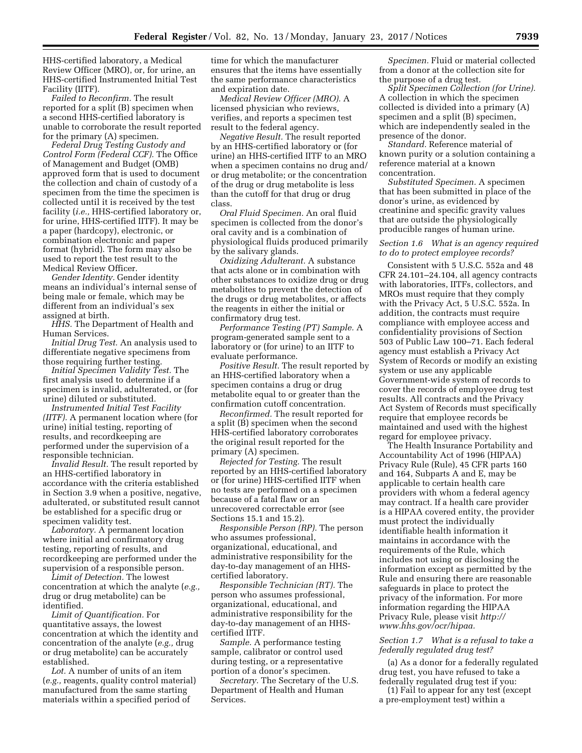HHS-certified laboratory, a Medical Review Officer (MRO), or, for urine, an HHS-certified Instrumented Initial Test Facility (IITF).

*Failed to Reconfirm.* The result reported for a split (B) specimen when a second HHS-certified laboratory is unable to corroborate the result reported for the primary (A) specimen.

*Federal Drug Testing Custody and Control Form (Federal CCF).* The Office of Management and Budget (OMB) approved form that is used to document the collection and chain of custody of a specimen from the time the specimen is collected until it is received by the test facility (*i.e.,* HHS-certified laboratory or, for urine, HHS-certified IITF). It may be a paper (hardcopy), electronic, or combination electronic and paper format (hybrid). The form may also be used to report the test result to the Medical Review Officer.

*Gender Identity.* Gender identity means an individual's internal sense of being male or female, which may be different from an individual's sex assigned at birth.

*HHS.* The Department of Health and Human Services.

*Initial Drug Test.* An analysis used to differentiate negative specimens from those requiring further testing.

*Initial Specimen Validity Test.* The first analysis used to determine if a specimen is invalid, adulterated, or (for urine) diluted or substituted.

*Instrumented Initial Test Facility (IITF).* A permanent location where (for urine) initial testing, reporting of results, and recordkeeping are performed under the supervision of a responsible technician.

*Invalid Result.* The result reported by an HHS-certified laboratory in accordance with the criteria established in Section 3.9 when a positive, negative, adulterated, or substituted result cannot be established for a specific drug or specimen validity test.

*Laboratory.* A permanent location where initial and confirmatory drug testing, reporting of results, and recordkeeping are performed under the supervision of a responsible person.

*Limit of Detection.* The lowest concentration at which the analyte (*e.g.,* drug or drug metabolite) can be identified.

*Limit of Quantification.* For quantitative assays, the lowest concentration at which the identity and concentration of the analyte (*e.g.,* drug or drug metabolite) can be accurately established.

*Lot.* A number of units of an item (*e.g.,* reagents, quality control material) manufactured from the same starting materials within a specified period of time for which the manufacturer ensures that the items have essentially the same performance characteristics and expiration date.

*Medical Review Officer (MRO).* A licensed physician who reviews, verifies, and reports a specimen test result to the federal agency.

*Negative Result.* The result reported by an HHS-certified laboratory or (for urine) an HHS-certified IITF to an MRO when a specimen contains no drug and/or drug metabolite; or the concentration of the drug or drug metabolite is less than the cutoff for that drug or drug class.

*Oral Fluid Specimen.* An oral fluid specimen is collected from the donor's oral cavity and is a combination of physiological fluids produced primarily by the salivary glands.

*Oxidizing Adulterant.* A substance that acts alone or in combination with other substances to oxidize drug or drug metabolites to prevent the detection of the drugs or drug metabolites, or affects the reagents in either the initial or confirmatory drug test.

*Performance Testing (PT) Sample.* A program-generated sample sent to a laboratory or (for urine) to an IITF to evaluate performance.

*Positive Result.* The result reported by an HHS-certified laboratory when a specimen contains a drug or drug metabolite equal to or greater than the confirmation cutoff concentration.

*Reconfirmed.* The result reported for a split (B) specimen when the second HHS-certified laboratory corroborates the original result reported for the primary (A) specimen.

*Rejected for Testing.* The result reported by an HHS-certified laboratory or (for urine) HHS-certified IITF when no tests are performed on a specimen because of a fatal flaw or an unrecovered correctable error (see Sections 15.1 and 15.2).

*Responsible Person (RP).* The person who assumes professional, organizational, educational, and administrative responsibility for the day-to-day management of an HHS-certified laboratory.

*Responsible Technician (RT).* The person who assumes professional, organizational, educational, and administrative responsibility for the day-to-day management of an HHS-certified IITF.

*Sample.* A performance testing sample, calibrator or control used during testing, or a representative portion of a donor's specimen.

*Secretary.* The Secretary of the U.S. Department of Health and Human Services.

*Specimen.* Fluid or material collected from a donor at the collection site for the purpose of a drug test.

*Split Specimen Collection (for Urine).* A collection in which the specimen collected is divided into a primary (A) specimen and a split (B) specimen, which are independently sealed in the presence of the donor.

*Standard.* Reference material of known purity or a solution containing a reference material at a known concentration.

*Substituted Specimen.* A specimen that has been submitted in place of the donor's urine, as evidenced by creatinine and specific gravity values that are outside the physiologically producible ranges of human urine.

### *Section 1.6 What is an agency required to do to protect employee records?*

Consistent with 5 U.S.C. 552a and 48 CFR 24.101–24.104, all agency contracts with laboratories, IITFs, collectors, and MROs must require that they comply with the Privacy Act, 5 U.S.C. 552a. In addition, the contracts must require compliance with employee access and confidentiality provisions of Section 503 of Public Law 100–71. Each federal agency must establish a Privacy Act System of Records or modify an existing system or use any applicable Government-wide system of records to cover the records of employee drug test results. All contracts and the Privacy Act System of Records must specifically require that employee records be maintained and used with the highest regard for employee privacy.

The Health Insurance Portability and Accountability Act of 1996 (HIPAA) Privacy Rule (Rule), 45 CFR parts 160 and 164, Subparts A and E, may be applicable to certain health care providers with whom a federal agency may contract. If a health care provider is a HIPAA covered entity, the provider must protect the individually identifiable health information it maintains in accordance with the requirements of the Rule, which includes not using or disclosing the information except as permitted by the Rule and ensuring there are reasonable safeguards in place to protect the privacy of the information. For more information regarding the HIPAA Privacy Rule, please visit *http://www.hhs.gov/ocr/hipaa.*

### *Section 1.7 What is a refusal to take a federally regulated drug test?*

(a) As a donor for a federally regulated drug test, you have refused to take a federally regulated drug test if you:

(1) Fail to appear for any test (except a pre-employment test) within a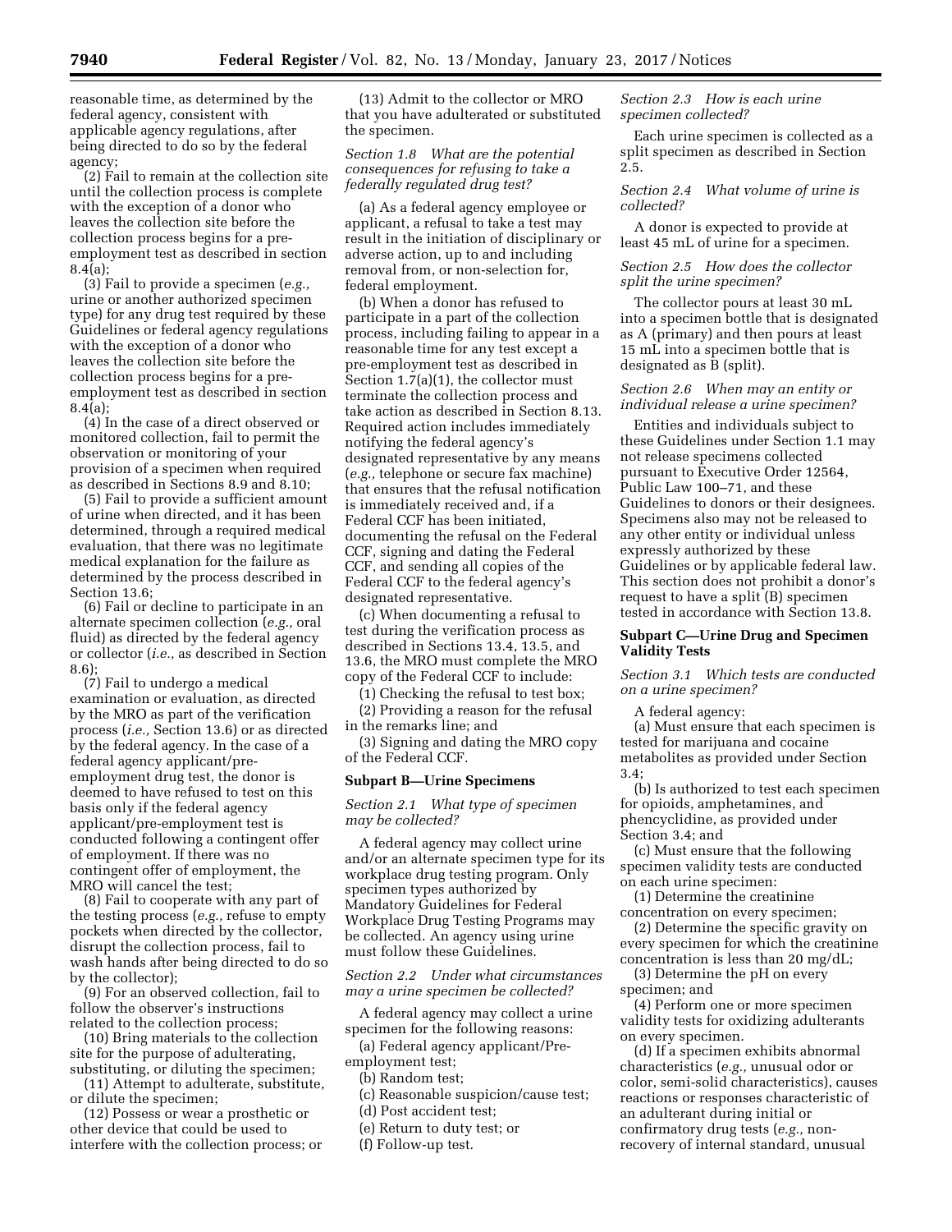reasonable time, as determined by the federal agency, consistent with applicable agency regulations, after being directed to do so by the federal agency;

(2) Fail to remain at the collection site until the collection process is complete with the exception of a donor who leaves the collection site before the collection process begins for a pre-employment test as described in section 8.4(a);

(3) Fail to provide a specimen (*e.g.,* urine or another authorized specimen type) for any drug test required by these Guidelines or federal agency regulations with the exception of a donor who leaves the collection site before the collection process begins for a pre-employment test as described in section 8.4(a);

(4) In the case of a direct observed or monitored collection, fail to permit the observation or monitoring of your provision of a specimen when required as described in Sections 8.9 and 8.10;

(5) Fail to provide a sufficient amount of urine when directed, and it has been determined, through a required medical evaluation, that there was no legitimate medical explanation for the failure as determined by the process described in Section 13.6;

(6) Fail or decline to participate in an alternate specimen collection (*e.g.,* oral fluid) as directed by the federal agency or collector (*i.e.,* as described in Section 8.6);

(7) Fail to undergo a medical examination or evaluation, as directed by the MRO as part of the verification process (*i.e.,* Section 13.6) or as directed by the federal agency. In the case of a federal agency applicant/pre-employment drug test, the donor is deemed to have refused to test on this basis only if the federal agency applicant/pre-employment test is conducted following a contingent offer of employment. If there was no contingent offer of employment, the MRO will cancel the test;

(8) Fail to cooperate with any part of the testing process (*e.g.,* refuse to empty pockets when directed by the collector, disrupt the collection process, fail to wash hands after being directed to do so by the collector);

(9) For an observed collection, fail to follow the observer's instructions related to the collection process;

(10) Bring materials to the collection site for the purpose of adulterating, substituting, or diluting the specimen;

(11) Attempt to adulterate, substitute, or dilute the specimen;

(12) Possess or wear a prosthetic or other device that could be used to interfere with the collection process; or

(13) Admit to the collector or MRO that you have adulterated or substituted the specimen.

*Section 1.8 What are the potential consequences for refusing to take a federally regulated drug test?*

(a) As a federal agency employee or applicant, a refusal to take a test may result in the initiation of disciplinary or adverse action, up to and including removal from, or non-selection for, federal employment.

(b) When a donor has refused to participate in a part of the collection process, including failing to appear in a reasonable time for any test except a pre-employment test as described in Section 1.7(a)(1), the collector must terminate the collection process and take action as described in Section 8.13. Required action includes immediately notifying the federal agency's designated representative by any means (*e.g.,* telephone or secure fax machine) that ensures that the refusal notification is immediately received and, if a Federal CCF has been initiated, documenting the refusal on the Federal CCF, signing and dating the Federal CCF, and sending all copies of the Federal CCF to the federal agency's designated representative.

(c) When documenting a refusal to test during the verification process as described in Sections 13.4, 13.5, and 13.6, the MRO must complete the MRO copy of the Federal CCF to include:

(1) Checking the refusal to test box;

(2) Providing a reason for the refusal in the remarks line; and

(3) Signing and dating the MRO copy of the Federal CCF.

## Subpart B—Urine Specimens

*Section 2.1 What type of specimen may be collected?*

A federal agency may collect urine and/or an alternate specimen type for its workplace drug testing program. Only specimen types authorized by Mandatory Guidelines for Federal Workplace Drug Testing Programs may be collected. An agency using urine must follow these Guidelines.

*Section 2.2 Under what circumstances may a urine specimen be collected?*

A federal agency may collect a urine specimen for the following reasons:

(a) Federal agency applicant/Pre-employment test;

(b) Random test;

(c) Reasonable suspicion/cause test;

(d) Post accident test;

(e) Return to duty test; or

(f) Follow-up test.

*Section 2.3 How is each urine specimen collected?*

Each urine specimen is collected as a split specimen as described in Section 2.5.

*Section 2.4 What volume of urine is collected?*

A donor is expected to provide at least 45 mL of urine for a specimen.

*Section 2.5 How does the collector split the urine specimen?*

The collector pours at least 30 mL into a specimen bottle that is designated as A (primary) and then pours at least 15 mL into a specimen bottle that is designated as B (split).

*Section 2.6 When may an entity or individual release a urine specimen?*

Entities and individuals subject to these Guidelines under Section 1.1 may not release specimens collected pursuant to Executive Order 12564, Public Law 100–71, and these Guidelines to donors or their designees. Specimens also may not be released to any other entity or individual unless expressly authorized by these Guidelines or by applicable federal law. This section does not prohibit a donor's request to have a split (B) specimen tested in accordance with Section 13.8.

## Subpart C—Urine Drug and Specimen Validity Tests

*Section 3.1 Which tests are conducted on a urine specimen?*

A federal agency:

(a) Must ensure that each specimen is tested for marijuana and cocaine metabolites as provided under Section 3.4;

(b) Is authorized to test each specimen for opioids, amphetamines, and phencyclidine, as provided under Section 3.4; and

(c) Must ensure that the following specimen validity tests are conducted on each urine specimen:

(1) Determine the creatinine concentration on every specimen;

(2) Determine the specific gravity on every specimen for which the creatinine concentration is less than 20 mg/dL;

(3) Determine the pH on every specimen; and

(4) Perform one or more specimen validity tests for oxidizing adulterants on every specimen.

(d) If a specimen exhibits abnormal characteristics (*e.g.,* unusual odor or color, semi-solid characteristics), causes reactions or responses characteristic of an adulterant during initial or confirmatory drug tests (*e.g.,* non-recovery of internal standard, unusual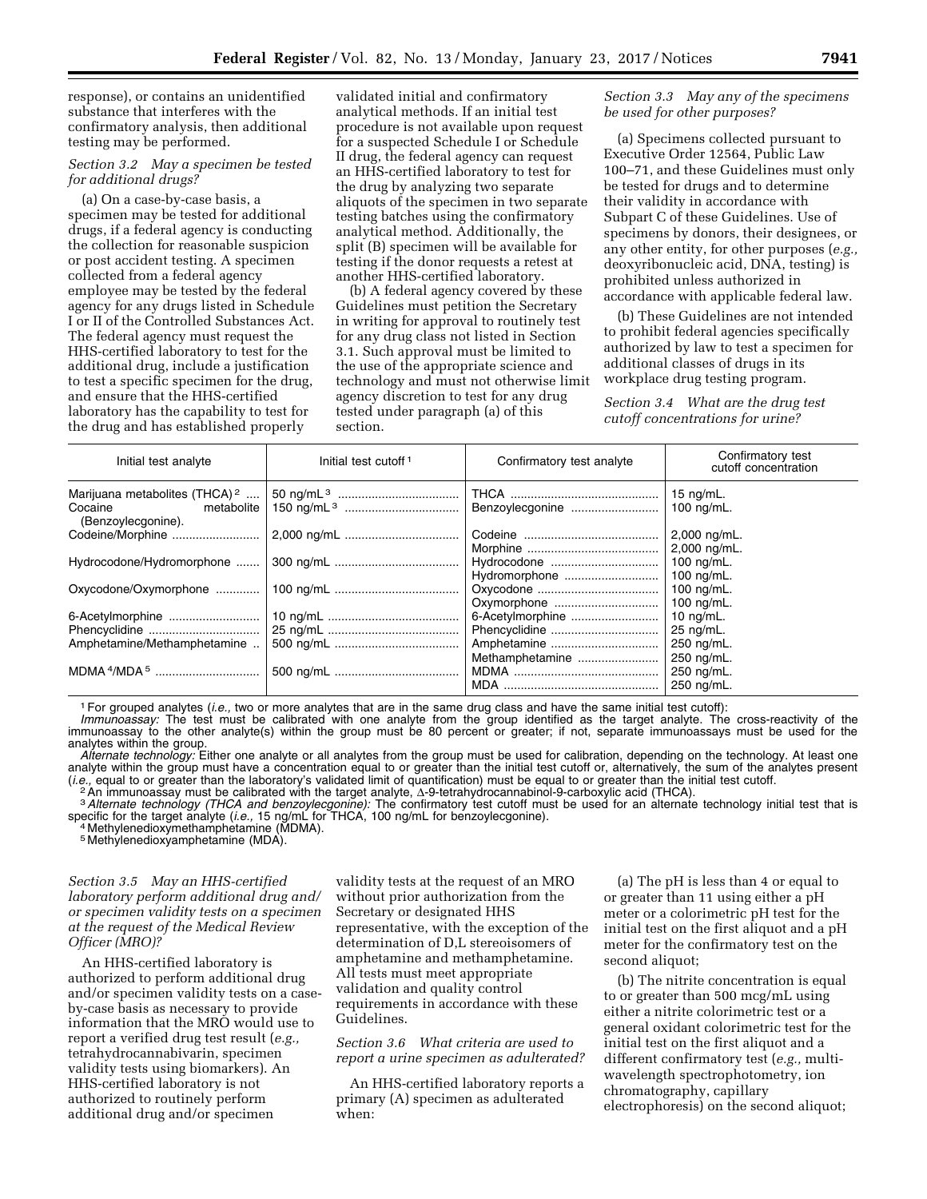response), or contains an unidentified substance that interferes with the confirmatory analysis, then additional testing may be performed.

*Section 3.2 May a specimen be tested for additional drugs?*

(a) On a case-by-case basis, a specimen may be tested for additional drugs, if a federal agency is conducting the collection for reasonable suspicion or post accident testing. A specimen collected from a federal agency employee may be tested by the federal agency for any drugs listed in Schedule I or II of the Controlled Substances Act. The federal agency must request the HHS-certified laboratory to test for the additional drug, include a justification to test a specific specimen for the drug, and ensure that the HHS-certified laboratory has the capability to test for the drug and has established properly validated initial and confirmatory analytical methods. If an initial test procedure is not available upon request for a suspected Schedule I or Schedule II drug, the federal agency can request an HHS-certified laboratory to test for the drug by analyzing two separate aliquots of the specimen in two separate testing batches using the confirmatory analytical method. Additionally, the split (B) specimen will be available for testing if the donor requests a retest at another HHS-certified laboratory.

(b) A federal agency covered by these Guidelines must petition the Secretary in writing for approval to routinely test for any drug class not listed in Section 3.1. Such approval must be limited to the use of the appropriate science and technology and must not otherwise limit agency discretion to test for any drug tested under paragraph (a) of this section.

*Section 3.3 May any of the specimens be used for other purposes?*

(a) Specimens collected pursuant to Executive Order 12564, Public Law 100–71, and these Guidelines must only be tested for drugs and to determine their validity in accordance with Subpart C of these Guidelines. Use of specimens by donors, their designees, or any other entity, for other purposes (*e.g.,* deoxyribonucleic acid, DNA, testing) is prohibited unless authorized in accordance with applicable federal law.

(b) These Guidelines are not intended to prohibit federal agencies specifically authorized by law to test a specimen for additional classes of drugs in its workplace drug testing program.

*Section 3.4 What are the drug test cutoff concentrations for urine?*

| Initial test analyte | Initial test cutoff [1] | Confirmatory test analyte | Confirmatory test cutoff concentration |
|---|---|---|---|
| Marijuana metabolites (THCA) [2] | 50 ng/mL [3] | THCA | 15 ng/mL. |
| Cocaine metabolite (Benzoylecgonine). | 150 ng/mL [3] | Benzoylecgonine | 100 ng/mL. |
| Codeine/Morphine | 2,000 ng/mL | Codeine | 2,000 ng/mL. |
| | | Morphine | 2,000 ng/mL. |
| Hydrocodone/Hydromorphone | 300 ng/mL | Hydrocodone | 100 ng/mL. |
| | | Hydromorphone | 100 ng/mL. |
| Oxycodone/Oxymorphone | 100 ng/mL | Oxycodone | 100 ng/mL. |
| | | Oxymorphone | 100 ng/mL. |
| 6-Acetylmorphine | 10 ng/mL | 6-Acetylmorphine | 10 ng/mL. |
| Phencyclidine | 25 ng/mL | Phencyclidine | 25 ng/mL. |
| Amphetamine/Methamphetamine | 500 ng/mL | Amphetamine | 250 ng/mL. |
| | | Methamphetamine | 250 ng/mL. |
| MDMA [4]/MDA [5] | 500 ng/mL | MDMA | 250 ng/mL. |
| | | MDA | 250 ng/mL. |

[1] For grouped analytes (*i.e.,* two or more analytes that are in the same drug class and have the same initial test cutoff):
*Immunoassay:* The test must be calibrated with one analyte from the group identified as the target analyte. The cross-reactivity of the immunoassay to the other analyte(s) within the group must be 80 percent or greater; if not, separate immunoassays must be used for the analytes within the group.
*Alternate technology:* Either one analyte or all analytes from the group must be used for calibration, depending on the technology. At least one analyte within the group must have a concentration equal to or greater than the initial test cutoff or, alternatively, the sum of the analytes present (*i.e.,* equal to or greater than the laboratory's validated limit of quantification) must be equal to or greater than the initial test cutoff.
[2] An immunoassay must be calibrated with the target analyte, Δ-9-tetrahydrocannabinol-9-carboxylic acid (THCA).
[3] *Alternate technology (THCA and benzoylecgonine):* The confirmatory test cutoff must be used for an alternate technology initial test that is specific for the target analyte (*i.e.,* 15 ng/mL for THCA, 100 ng/mL for benzoylecgonine).
[4] Methylenedioxymethamphetamine (MDMA).
[5] Methylenedioxyamphetamine (MDA).

*Section 3.5 May an HHS-certified laboratory perform additional drug and/or specimen validity tests on a specimen at the request of the Medical Review Officer (MRO)?*

An HHS-certified laboratory is authorized to perform additional drug and/or specimen validity tests on a case-by-case basis as necessary to provide information that the MRO would use to report a verified drug test result (*e.g.,* tetrahydrocannabivarin, specimen validity tests using biomarkers). An HHS-certified laboratory is not authorized to routinely perform additional drug and/or specimen validity tests at the request of an MRO without prior authorization from the Secretary or designated HHS representative, with the exception of the determination of D,L stereoisomers of amphetamine and methamphetamine. All tests must meet appropriate validation and quality control requirements in accordance with these Guidelines.

*Section 3.6 What criteria are used to report a urine specimen as adulterated?*

An HHS-certified laboratory reports a primary (A) specimen as adulterated when:

(a) The pH is less than 4 or equal to or greater than 11 using either a pH meter or a colorimetric pH test for the initial test on the first aliquot and a pH meter for the confirmatory test on the second aliquot;

(b) The nitrite concentration is equal to or greater than 500 mcg/mL using either a nitrite colorimetric test or a general oxidant colorimetric test for the initial test on the first aliquot and a different confirmatory test (*e.g.,* multi-wavelength spectrophotometry, ion chromatography, capillary electrophoresis) on the second aliquot;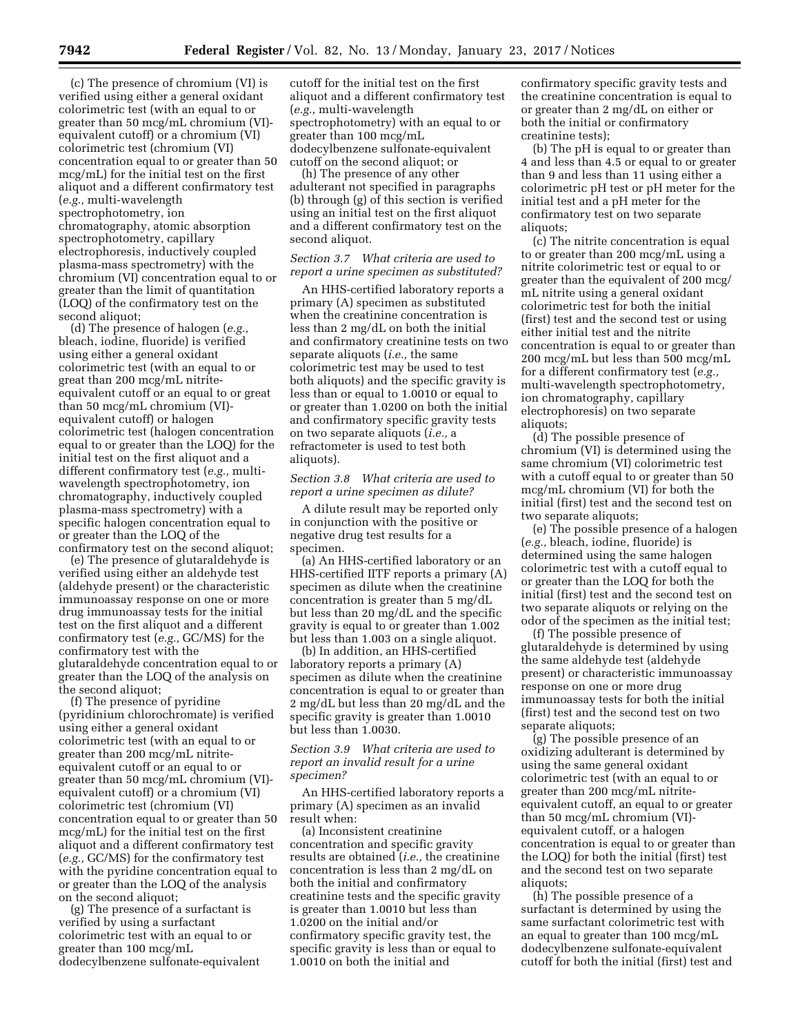(c) The presence of chromium (VI) is verified using either a general oxidant colorimetric test (with an equal to or greater than 50 mcg/mL chromium (VI)-equivalent cutoff) or a chromium (VI) colorimetric test (chromium (VI) concentration equal to or greater than 50 mcg/mL) for the initial test on the first aliquot and a different confirmatory test (*e.g.,* multi-wavelength spectrophotometry, ion chromatography, atomic absorption spectrophotometry, capillary electrophoresis, inductively coupled plasma-mass spectrometry) with the chromium (VI) concentration equal to or greater than the limit of quantitation (LOQ) of the confirmatory test on the second aliquot;

(d) The presence of halogen (*e.g.,* bleach, iodine, fluoride) is verified using either a general oxidant colorimetric test (with an equal to or great than 200 mcg/mL nitrite-equivalent cutoff or an equal to or great than 50 mcg/mL chromium (VI)-equivalent cutoff) or halogen colorimetric test (halogen concentration equal to or greater than the LOQ) for the initial test on the first aliquot and a different confirmatory test (*e.g.,* multi-wavelength spectrophotometry, ion chromatography, inductively coupled plasma-mass spectrometry) with a specific halogen concentration equal to or greater than the LOQ of the confirmatory test on the second aliquot;

(e) The presence of glutaraldehyde is verified using either an aldehyde test (aldehyde present) or the characteristic immunoassay response on one or more drug immunoassay tests for the initial test on the first aliquot and a different confirmatory test (*e.g.,* GC/MS) for the confirmatory test with the glutaraldehyde concentration equal to or greater than the LOQ of the analysis on the second aliquot;

(f) The presence of pyridine (pyridinium chlorochromate) is verified using either a general oxidant colorimetric test (with an equal to or greater than 200 mcg/mL nitrite-equivalent cutoff or an equal to or greater than 50 mcg/mL chromium (VI)-equivalent cutoff) or a chromium (VI) colorimetric test (chromium (VI) concentration equal to or greater than 50 mcg/mL) for the initial test on the first aliquot and a different confirmatory test (*e.g.,* GC/MS) for the confirmatory test with the pyridine concentration equal to or greater than the LOQ of the analysis on the second aliquot;

(g) The presence of a surfactant is verified by using a surfactant colorimetric test with an equal to or greater than 100 mcg/mL dodecylbenzene sulfonate-equivalent cutoff for the initial test on the first aliquot and a different confirmatory test (*e.g.,* multi-wavelength spectrophotometry) with an equal to or greater than 100 mcg/mL dodecylbenzene sulfonate-equivalent cutoff on the second aliquot; or

(h) The presence of any other adulterant not specified in paragraphs (b) through (g) of this section is verified using an initial test on the first aliquot and a different confirmatory test on the second aliquot.

*Section 3.7 What criteria are used to report a urine specimen as substituted?*

An HHS-certified laboratory reports a primary (A) specimen as substituted when the creatinine concentration is less than 2 mg/dL on both the initial and confirmatory creatinine tests on two separate aliquots (*i.e.,* the same colorimetric test may be used to test both aliquots) and the specific gravity is less than or equal to 1.0010 or equal to or greater than 1.0200 on both the initial and confirmatory specific gravity tests on two separate aliquots (*i.e.,* a refractometer is used to test both aliquots).

*Section 3.8 What criteria are used to report a urine specimen as dilute?*

A dilute result may be reported only in conjunction with the positive or negative drug test results for a specimen.

(a) An HHS-certified laboratory or an HHS-certified IITF reports a primary (A) specimen as dilute when the creatinine concentration is greater than 5 mg/dL but less than 20 mg/dL and the specific gravity is equal to or greater than 1.002 but less than 1.003 on a single aliquot.

(b) In addition, an HHS-certified laboratory reports a primary (A) specimen as dilute when the creatinine concentration is equal to or greater than 2 mg/dL but less than 20 mg/dL and the specific gravity is greater than 1.0010 but less than 1.0030.

*Section 3.9 What criteria are used to report an invalid result for a urine specimen?*

An HHS-certified laboratory reports a primary (A) specimen as an invalid result when:

(a) Inconsistent creatinine concentration and specific gravity results are obtained (*i.e.,* the creatinine concentration is less than 2 mg/dL on both the initial and confirmatory creatinine tests and the specific gravity is greater than 1.0010 but less than 1.0200 on the initial and/or confirmatory specific gravity test, the specific gravity is less than or equal to 1.0010 on both the initial and confirmatory specific gravity tests and the creatinine concentration is equal to or greater than 2 mg/dL on either or both the initial or confirmatory creatinine tests);

(b) The pH is equal to or greater than 4 and less than 4.5 or equal to or greater than 9 and less than 11 using either a colorimetric pH test or pH meter for the initial test and a pH meter for the confirmatory test on two separate aliquots;

(c) The nitrite concentration is equal to or greater than 200 mcg/mL using a nitrite colorimetric test or equal to or greater than the equivalent of 200 mcg/mL nitrite using a general oxidant colorimetric test for both the initial (first) test and the second test or using either initial test and the nitrite concentration is equal to or greater than 200 mcg/mL but less than 500 mcg/mL for a different confirmatory test (*e.g.,* multi-wavelength spectrophotometry, ion chromatography, capillary electrophoresis) on two separate aliquots;

(d) The possible presence of chromium (VI) is determined using the same chromium (VI) colorimetric test with a cutoff equal to or greater than 50 mcg/mL chromium (VI) for both the initial (first) test and the second test on two separate aliquots;

(e) The possible presence of a halogen (*e.g.,* bleach, iodine, fluoride) is determined using the same halogen colorimetric test with a cutoff equal to or greater than the LOQ for both the initial (first) test and the second test on two separate aliquots or relying on the odor of the specimen as the initial test;

(f) The possible presence of glutaraldehyde is determined by using the same aldehyde test (aldehyde present) or characteristic immunoassay response on one or more drug immunoassay tests for both the initial (first) test and the second test on two separate aliquots;

(g) The possible presence of an oxidizing adulterant is determined by using the same general oxidant colorimetric test (with an equal to or greater than 200 mcg/mL nitrite-equivalent cutoff, an equal to or greater than 50 mcg/mL chromium (VI)-equivalent cutoff, or a halogen concentration is equal to or greater than the LOQ) for both the initial (first) test and the second test on two separate aliquots;

(h) The possible presence of a surfactant is determined by using the same surfactant colorimetric test with an equal to greater than 100 mcg/mL dodecylbenzene sulfonate-equivalent cutoff for both the initial (first) test and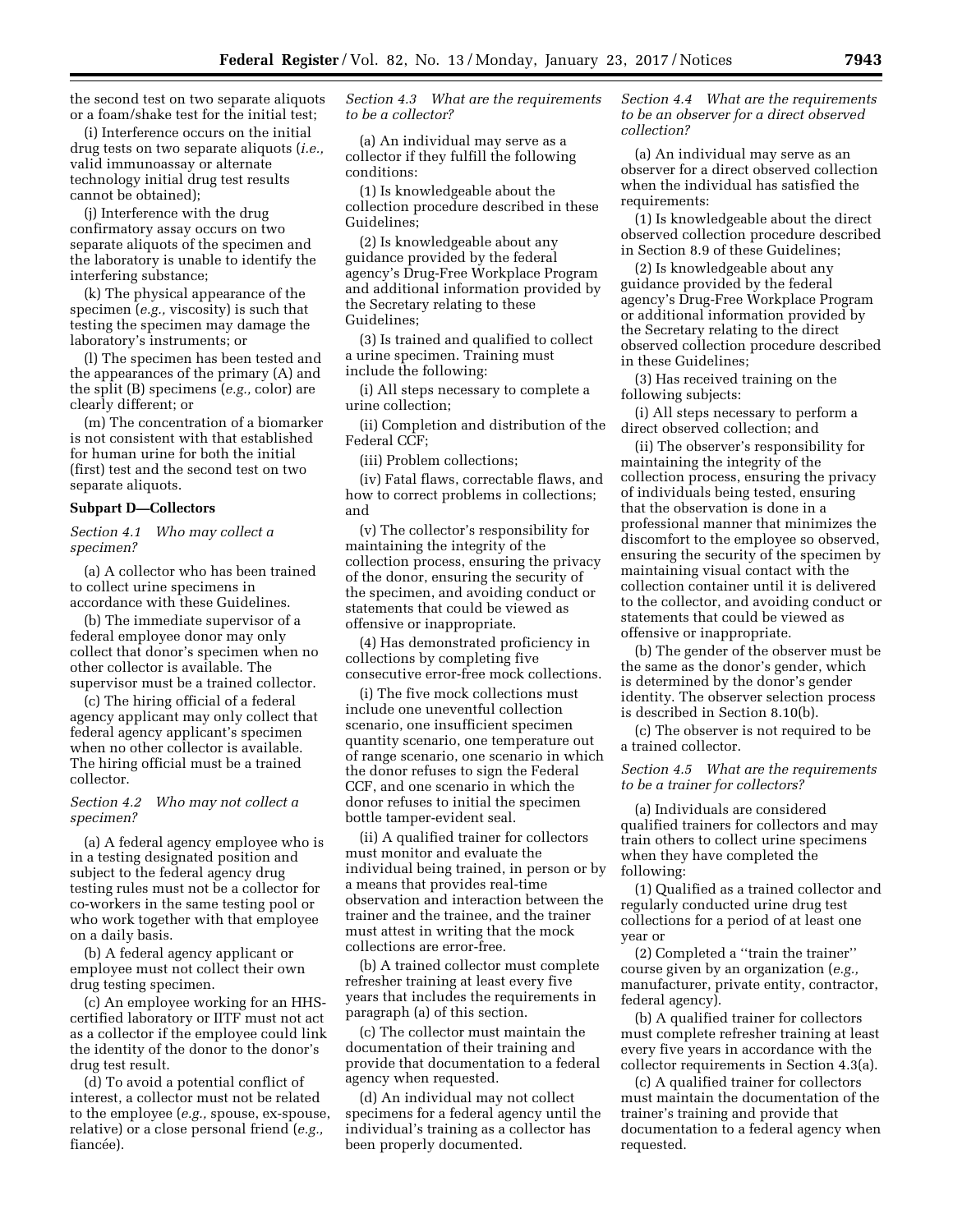the second test on two separate aliquots or a foam/shake test for the initial test;

(i) Interference occurs on the initial drug tests on two separate aliquots (*i.e.,* valid immunoassay or alternate technology initial drug test results cannot be obtained);

(j) Interference with the drug confirmatory assay occurs on two separate aliquots of the specimen and the laboratory is unable to identify the interfering substance;

(k) The physical appearance of the specimen (*e.g.,* viscosity) is such that testing the specimen may damage the laboratory's instruments; or

(l) The specimen has been tested and the appearances of the primary (A) and the split (B) specimens (*e.g.,* color) are clearly different; or

(m) The concentration of a biomarker is not consistent with that established for human urine for both the initial (first) test and the second test on two separate aliquots.

**Subpart D—Collectors**

*Section 4.1 Who may collect a specimen?*

(a) A collector who has been trained to collect urine specimens in accordance with these Guidelines.

(b) The immediate supervisor of a federal employee donor may only collect that donor's specimen when no other collector is available. The supervisor must be a trained collector.

(c) The hiring official of a federal agency applicant may only collect that federal agency applicant's specimen when no other collector is available. The hiring official must be a trained collector.

*Section 4.2 Who may not collect a specimen?*

(a) A federal agency employee who is in a testing designated position and subject to the federal agency drug testing rules must not be a collector for co-workers in the same testing pool or who work together with that employee on a daily basis.

(b) A federal agency applicant or employee must not collect their own drug testing specimen.

(c) An employee working for an HHS-certified laboratory or IITF must not act as a collector if the employee could link the identity of the donor to the donor's drug test result.

(d) To avoid a potential conflict of interest, a collector must not be related to the employee (*e.g.,* spouse, ex-spouse, relative) or a close personal friend (*e.g.,* fiancée).

*Section 4.3 What are the requirements to be a collector?*

(a) An individual may serve as a collector if they fulfill the following conditions:

(1) Is knowledgeable about the collection procedure described in these Guidelines;

(2) Is knowledgeable about any guidance provided by the federal agency's Drug-Free Workplace Program and additional information provided by the Secretary relating to these Guidelines;

(3) Is trained and qualified to collect a urine specimen. Training must include the following:

(i) All steps necessary to complete a urine collection;

(ii) Completion and distribution of the Federal CCF;

(iii) Problem collections;

(iv) Fatal flaws, correctable flaws, and how to correct problems in collections; and

(v) The collector's responsibility for maintaining the integrity of the collection process, ensuring the privacy of the donor, ensuring the security of the specimen, and avoiding conduct or statements that could be viewed as offensive or inappropriate.

(4) Has demonstrated proficiency in collections by completing five consecutive error-free mock collections.

(i) The five mock collections must include one uneventful collection scenario, one insufficient specimen quantity scenario, one temperature out of range scenario, one scenario in which the donor refuses to sign the Federal CCF, and one scenario in which the donor refuses to initial the specimen bottle tamper-evident seal.

(ii) A qualified trainer for collectors must monitor and evaluate the individual being trained, in person or by a means that provides real-time observation and interaction between the trainer and the trainee, and the trainer must attest in writing that the mock collections are error-free.

(b) A trained collector must complete refresher training at least every five years that includes the requirements in paragraph (a) of this section.

(c) The collector must maintain the documentation of their training and provide that documentation to a federal agency when requested.

(d) An individual may not collect specimens for a federal agency until the individual's training as a collector has been properly documented.

*Section 4.4 What are the requirements to be an observer for a direct observed collection?*

(a) An individual may serve as an observer for a direct observed collection when the individual has satisfied the requirements:

(1) Is knowledgeable about the direct observed collection procedure described in Section 8.9 of these Guidelines;

(2) Is knowledgeable about any guidance provided by the federal agency's Drug-Free Workplace Program or additional information provided by the Secretary relating to the direct observed collection procedure described in these Guidelines;

(3) Has received training on the following subjects:

(i) All steps necessary to perform a direct observed collection; and

(ii) The observer's responsibility for maintaining the integrity of the collection process, ensuring the privacy of individuals being tested, ensuring that the observation is done in a professional manner that minimizes the discomfort to the employee so observed, ensuring the security of the specimen by maintaining visual contact with the collection container until it is delivered to the collector, and avoiding conduct or statements that could be viewed as offensive or inappropriate.

(b) The gender of the observer must be the same as the donor's gender, which is determined by the donor's gender identity. The observer selection process is described in Section 8.10(b).

(c) The observer is not required to be a trained collector.

*Section 4.5 What are the requirements to be a trainer for collectors?*

(a) Individuals are considered qualified trainers for collectors and may train others to collect urine specimens when they have completed the following:

(1) Qualified as a trained collector and regularly conducted urine drug test collections for a period of at least one year or

(2) Completed a "train the trainer" course given by an organization (*e.g.,* manufacturer, private entity, contractor, federal agency).

(b) A qualified trainer for collectors must complete refresher training at least every five years in accordance with the collector requirements in Section 4.3(a).

(c) A qualified trainer for collectors must maintain the documentation of the trainer's training and provide that documentation to a federal agency when requested.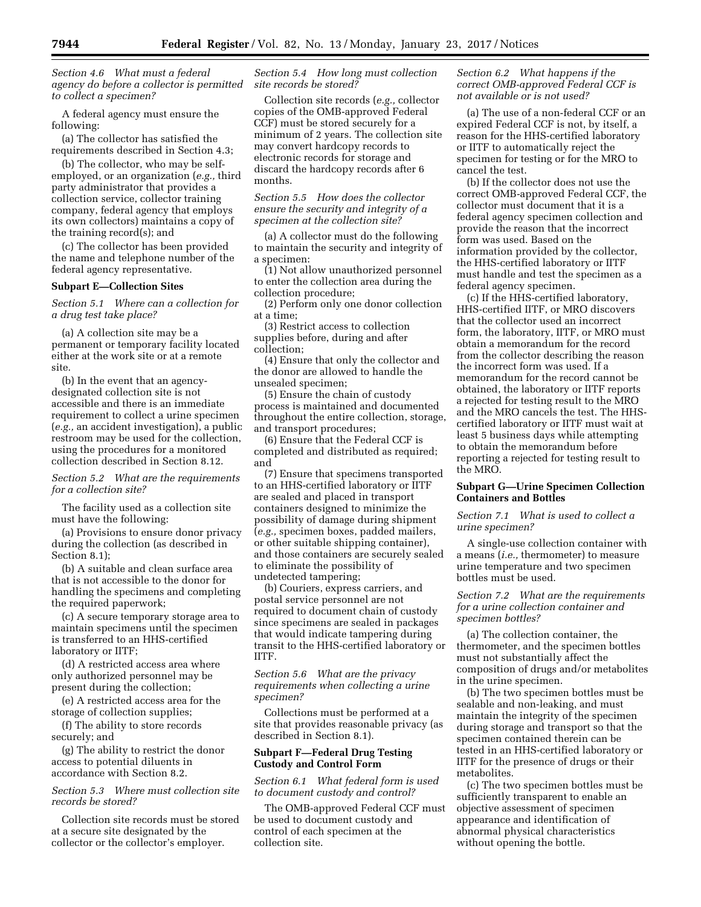*Section 4.6 What must a federal agency do before a collector is permitted to collect a specimen?*

A federal agency must ensure the following:

(a) The collector has satisfied the requirements described in Section 4.3;

(b) The collector, who may be self-employed, or an organization (*e.g.,* third party administrator that provides a collection service, collector training company, federal agency that employs its own collectors) maintains a copy of the training record(s); and

(c) The collector has been provided the name and telephone number of the federal agency representative.

**Subpart E—Collection Sites**

*Section 5.1 Where can a collection for a drug test take place?*

(a) A collection site may be a permanent or temporary facility located either at the work site or at a remote site.

(b) In the event that an agency-designated collection site is not accessible and there is an immediate requirement to collect a urine specimen (*e.g.,* an accident investigation), a public restroom may be used for the collection, using the procedures for a monitored collection described in Section 8.12.

*Section 5.2 What are the requirements for a collection site?*

The facility used as a collection site must have the following:

(a) Provisions to ensure donor privacy during the collection (as described in Section 8.1);

(b) A suitable and clean surface area that is not accessible to the donor for handling the specimens and completing the required paperwork;

(c) A secure temporary storage area to maintain specimens until the specimen is transferred to an HHS-certified laboratory or IITF;

(d) A restricted access area where only authorized personnel may be present during the collection;

(e) A restricted access area for the storage of collection supplies;

(f) The ability to store records securely; and

(g) The ability to restrict the donor access to potential diluents in accordance with Section 8.2.

*Section 5.3 Where must collection site records be stored?*

Collection site records must be stored at a secure site designated by the collector or the collector's employer.

*Section 5.4 How long must collection site records be stored?*

Collection site records (*e.g.,* collector copies of the OMB-approved Federal CCF) must be stored securely for a minimum of 2 years. The collection site may convert hardcopy records to electronic records for storage and discard the hardcopy records after 6 months.

*Section 5.5 How does the collector ensure the security and integrity of a specimen at the collection site?*

(a) A collector must do the following to maintain the security and integrity of a specimen:

(1) Not allow unauthorized personnel to enter the collection area during the collection procedure;

(2) Perform only one donor collection at a time;

(3) Restrict access to collection supplies before, during and after collection;

(4) Ensure that only the collector and the donor are allowed to handle the unsealed specimen;

(5) Ensure the chain of custody process is maintained and documented throughout the entire collection, storage, and transport procedures;

(6) Ensure that the Federal CCF is completed and distributed as required; and

(7) Ensure that specimens transported to an HHS-certified laboratory or IITF are sealed and placed in transport containers designed to minimize the possibility of damage during shipment (*e.g.,* specimen boxes, padded mailers, or other suitable shipping container), and those containers are securely sealed to eliminate the possibility of undetected tampering;

(b) Couriers, express carriers, and postal service personnel are not required to document chain of custody since specimens are sealed in packages that would indicate tampering during transit to the HHS-certified laboratory or IITF.

*Section 5.6 What are the privacy requirements when collecting a urine specimen?*

Collections must be performed at a site that provides reasonable privacy (as described in Section 8.1).

**Subpart F—Federal Drug Testing Custody and Control Form**

*Section 6.1 What federal form is used to document custody and control?*

The OMB-approved Federal CCF must be used to document custody and control of each specimen at the collection site.

*Section 6.2 What happens if the correct OMB-approved Federal CCF is not available or is not used?*

(a) The use of a non-federal CCF or an expired Federal CCF is not, by itself, a reason for the HHS-certified laboratory or IITF to automatically reject the specimen for testing or for the MRO to cancel the test.

(b) If the collector does not use the correct OMB-approved Federal CCF, the collector must document that it is a federal agency specimen collection and provide the reason that the incorrect form was used. Based on the information provided by the collector, the HHS-certified laboratory or IITF must handle and test the specimen as a federal agency specimen.

(c) If the HHS-certified laboratory, HHS-certified IITF, or MRO discovers that the collector used an incorrect form, the laboratory, IITF, or MRO must obtain a memorandum for the record from the collector describing the reason the incorrect form was used. If a memorandum for the record cannot be obtained, the laboratory or IITF reports a rejected for testing result to the MRO and the MRO cancels the test. The HHS-certified laboratory or IITF must wait at least 5 business days while attempting to obtain the memorandum before reporting a rejected for testing result to the MRO.

**Subpart G—Urine Specimen Collection Containers and Bottles**

*Section 7.1 What is used to collect a urine specimen?*

A single-use collection container with a means (*i.e.,* thermometer) to measure urine temperature and two specimen bottles must be used.

*Section 7.2 What are the requirements for a urine collection container and specimen bottles?*

(a) The collection container, the thermometer, and the specimen bottles must not substantially affect the composition of drugs and/or metabolites in the urine specimen.

(b) The two specimen bottles must be sealable and non-leaking, and must maintain the integrity of the specimen during storage and transport so that the specimen contained therein can be tested in an HHS-certified laboratory or IITF for the presence of drugs or their metabolites.

(c) The two specimen bottles must be sufficiently transparent to enable an objective assessment of specimen appearance and identification of abnormal physical characteristics without opening the bottle.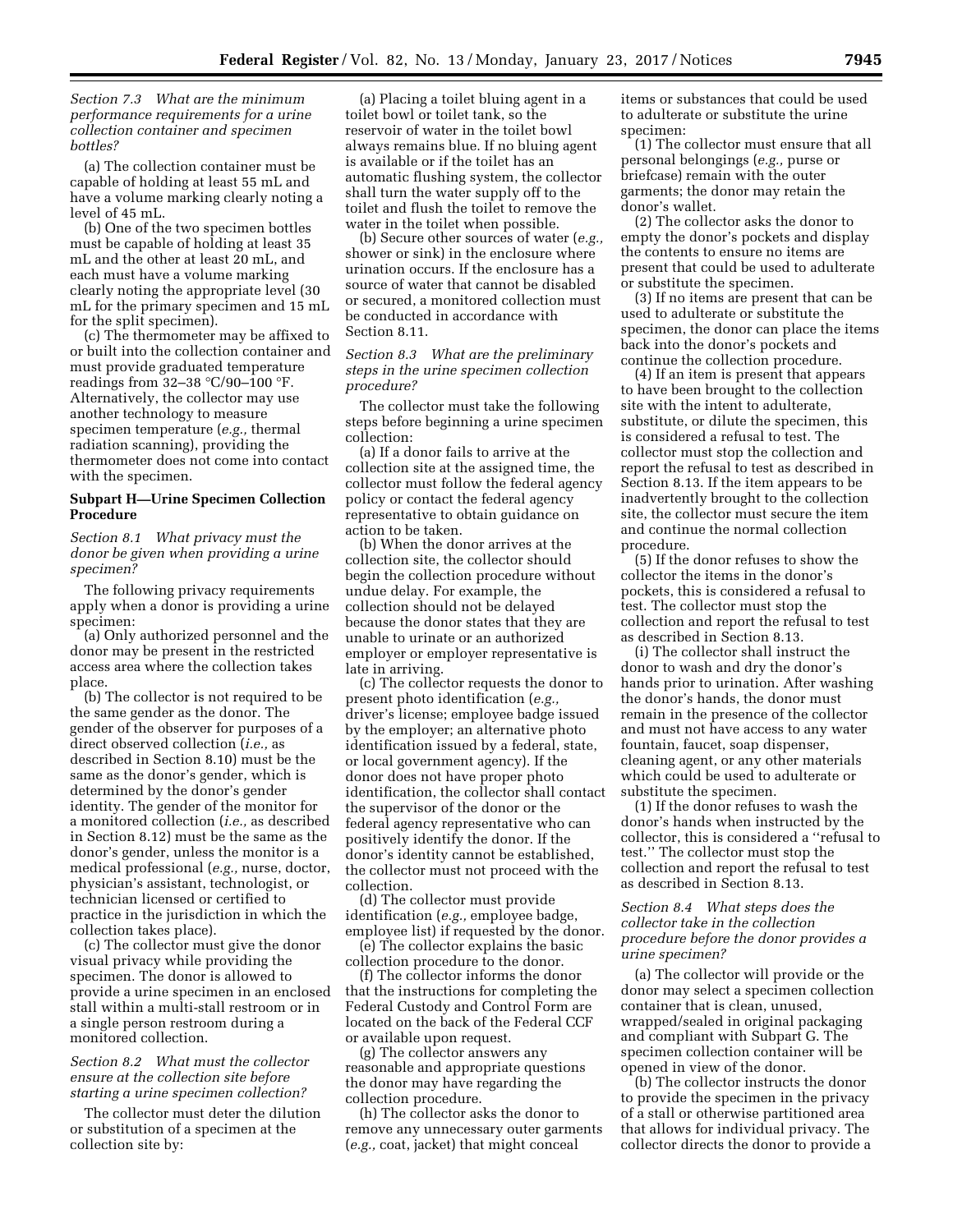*Section 7.3 What are the minimum performance requirements for a urine collection container and specimen bottles?*

(a) The collection container must be capable of holding at least 55 mL and have a volume marking clearly noting a level of 45 mL.

(b) One of the two specimen bottles must be capable of holding at least 35 mL and the other at least 20 mL, and each must have a volume marking clearly noting the appropriate level (30 mL for the primary specimen and 15 mL for the split specimen).

(c) The thermometer may be affixed to or built into the collection container and must provide graduated temperature readings from 32–38 °C/90–100 °F. Alternatively, the collector may use another technology to measure specimen temperature (*e.g.,* thermal radiation scanning), providing the thermometer does not come into contact with the specimen.

## Subpart H—Urine Specimen Collection Procedure

*Section 8.1 What privacy must the donor be given when providing a urine specimen?*

The following privacy requirements apply when a donor is providing a urine specimen:

(a) Only authorized personnel and the donor may be present in the restricted access area where the collection takes place.

(b) The collector is not required to be the same gender as the donor. The gender of the observer for purposes of a directly observed collection (*i.e.,* as described in Section 8.10) must be the same as the donor's gender, which is determined by the donor's gender identity. The gender of the monitor for a monitored collection (*i.e.,* as described in Section 8.12) must be the same as the donor's gender, unless the monitor is a medical professional (*e.g.,* nurse, doctor, physician's assistant, technologist, or technician licensed or certified to practice in the jurisdiction in which the collection takes place).

(c) The collector must give the donor visual privacy while providing the specimen. The donor is allowed to provide a urine specimen in an enclosed stall within a multi-stall restroom or in a single person restroom during a monitored collection.

*Section 8.2 What must the collector ensure at the collection site before starting a urine specimen collection?*

The collector must deter the dilution or substitution of a specimen at the collection site by:

(a) Placing a toilet bluing agent in a toilet bowl or toilet tank, so the reservoir of water in the toilet bowl always remains blue. If no bluing agent is available or if the toilet has an automatic flushing system, the collector shall turn the water supply off to the toilet and flush the toilet to remove the water in the toilet when possible.

(b) Secure other sources of water (*e.g.,* shower or sink) in the enclosure where urination occurs. If the enclosure has a source of water that cannot be disabled or secured, a monitored collection must be conducted in accordance with Section 8.11.

*Section 8.3 What are the preliminary steps in the urine specimen collection procedure?*

The collector must take the following steps before beginning a urine specimen collection:

(a) If a donor fails to arrive at the collection site at the assigned time, the collector must follow the federal agency policy or contact the federal agency representative to obtain guidance on action to be taken.

(b) When the donor arrives at the collection site, the collector should begin the collection procedure without undue delay. For example, the collection should not be delayed because the donor states that they are unable to urinate or an authorized employer or employer representative is late in arriving.

(c) The collector requests the donor to present photo identification (*e.g.,* driver's license; employee badge issued by the employer; an alternative photo identification issued by a federal, state, or local government agency). If the donor does not have proper photo identification, the collector shall contact the supervisor of the donor or the federal agency representative who can positively identify the donor. If the donor's identity cannot be established, the collector must not proceed with the collection.

(d) The collector must provide identification (*e.g.,* employee badge, employee list) if requested by the donor.

(e) The collector explains the basic collection procedure to the donor.

(f) The collector informs the donor that the instructions for completing the Federal Custody and Control Form are located on the back of the Federal CCF or available upon request.

(g) The collector answers any reasonable and appropriate questions the donor may have regarding the collection procedure.

(h) The collector asks the donor to remove any unnecessary outer garments (*e.g.,* coat, jacket) that might conceal items or substances that could be used to adulterate or substitute the urine specimen:

(1) The collector must ensure that all personal belongings (*e.g.,* purse or briefcase) remain with the outer garments; the donor may retain the donor's wallet.

(2) The collector asks the donor to empty the donor's pockets and display the contents to ensure no items are present that could be used to adulterate or substitute the specimen.

(3) If no items are present that can be used to adulterate or substitute the specimen, the donor can place the items back into the donor's pockets and continue the collection procedure.

(4) If an item is present that appears to have been brought to the collection site with the intent to adulterate, substitute, or dilute the specimen, this is considered a refusal to test. The collector must stop the collection and report the refusal to test as described in Section 8.13. If the item appears to be inadvertently brought to the collection site, the collector must secure the item and continue the normal collection procedure.

(5) If the donor refuses to show the collector the items in the donor's pockets, this is considered a refusal to test. The collector must stop the collection and report the refusal to test as described in Section 8.13.

(i) The collector shall instruct the donor to wash and dry the donor's hands prior to urination. After washing the donor's hands, the donor must remain in the presence of the collector and must not have access to any water fountain, faucet, soap dispenser, cleaning agent, or any other materials which could be used to adulterate or substitute the specimen.

(1) If the donor refuses to wash the donor's hands when instructed by the collector, this is considered a ''refusal to test.'' The collector must stop the collection and report the refusal to test as described in Section 8.13.

*Section 8.4 What steps does the collector take in the collection procedure before the donor provides a urine specimen?*

(a) The collector will provide or the donor may select a specimen collection container that is clean, unused, wrapped/sealed in original packaging and compliant with Subpart G. The specimen collection container will be opened in view of the donor.

(b) The collector instructs the donor to provide the specimen in the privacy of a stall or otherwise partitioned area that allows for individual privacy. The collector directs the donor to provide a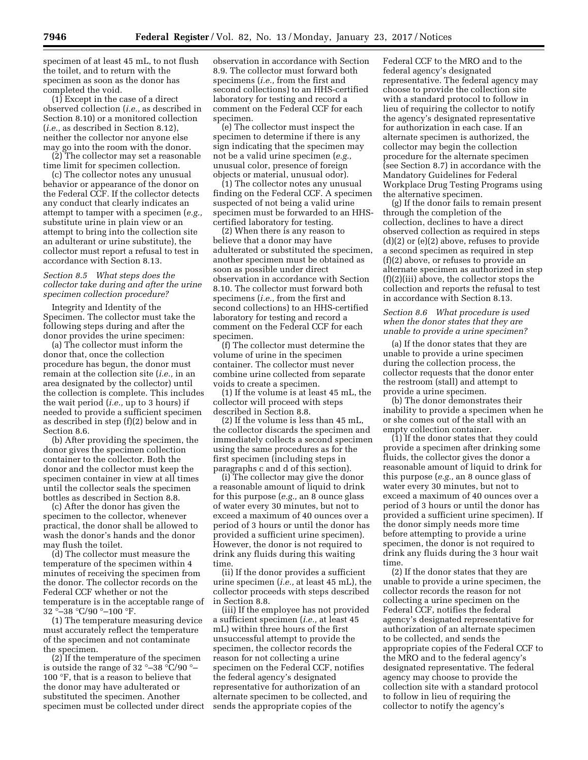specimen of at least 45 mL, to not flush the toilet, and to return with the specimen as soon as the donor has completed the void.

(1) Except in the case of a direct observed collection (*i.e.,* as described in Section 8.10) or a monitored collection (*i.e.,* as described in Section 8.12), neither the collector nor anyone else may go into the room with the donor.

(2) The collector may set a reasonable time limit for specimen collection.

(c) The collector notes any unusual behavior or appearance of the donor on the Federal CCF. If the collector detects any conduct that clearly indicates an attempt to tamper with a specimen (*e.g.,* substitute urine in plain view or an attempt to bring into the collection site an adulterant or urine substitute), the collector must report a refusal to test in accordance with Section 8.13.

### *Section 8.5 What steps does the collector take during and after the urine specimen collection procedure?*

Integrity and Identity of the Specimen. The collector must take the following steps during and after the donor provides the urine specimen:

(a) The collector must inform the donor that, once the collection procedure has begun, the donor must remain at the collection site (*i.e.,* in an area designated by the collector) until the collection is complete. This includes the wait period (*i.e.,* up to 3 hours) if needed to provide a sufficient specimen as described in step (f)(2) below and in Section 8.6.

(b) After providing the specimen, the donor gives the specimen collection container to the collector. Both the donor and the collector must keep the specimen container in view at all times until the collector seals the specimen bottles as described in Section 8.8.

(c) After the donor has given the specimen to the collector, whenever practical, the donor shall be allowed to wash the donor's hands and the donor may flush the toilet.

(d) The collector must measure the temperature of the specimen within 4 minutes of receiving the specimen from the donor. The collector records on the Federal CCF whether or not the temperature is in the acceptable range of 32 °–38 °C/90 °–100 °F.

(1) The temperature measuring device must accurately reflect the temperature of the specimen and not contaminate the specimen.

(2) If the temperature of the specimen is outside the range of 32 °–38 °C/90 °–100 °F, that is a reason to believe that the donor may have adulterated or substituted the specimen. Another specimen must be collected under direct observation in accordance with Section 8.9. The collector must forward both specimens (*i.e.,* from the first and second collections) to an HHS-certified laboratory for testing and record a comment on the Federal CCF for each specimen.

(e) The collector must inspect the specimen to determine if there is any sign indicating that the specimen may not be a valid urine specimen (*e.g.,* unusual color, presence of foreign objects or material, unusual odor).

(1) The collector notes any unusual finding on the Federal CCF. A specimen suspected of not being a valid urine specimen must be forwarded to an HHS-certified laboratory for testing.

(2) When there is any reason to believe that a donor may have adulterated or substituted the specimen, another specimen must be obtained as soon as possible under direct observation in accordance with Section 8.10. The collector must forward both specimens (*i.e.,* from the first and second collections) to an HHS-certified laboratory for testing and record a comment on the Federal CCF for each specimen.

(f) The collector must determine the volume of urine in the specimen container. The collector must never combine urine collected from separate voids to create a specimen.

(1) If the volume is at least 45 mL, the collector will proceed with steps described in Section 8.8.

(2) If the volume is less than 45 mL, the collector discards the specimen and immediately collects a second specimen using the same procedures as for the first specimen (including steps in paragraphs c and d of this section).

(i) The collector may give the donor a reasonable amount of liquid to drink for this purpose (*e.g.,* an 8 ounce glass of water every 30 minutes, but not to exceed a maximum of 40 ounces over a period of 3 hours or until the donor has provided a sufficient urine specimen). However, the donor is not required to drink any fluids during this waiting time.

(ii) If the donor provides a sufficient urine specimen (*i.e.,* at least 45 mL), the collector proceeds with steps described in Section 8.8.

(iii) If the employee has not provided a sufficient specimen (*i.e.,* at least 45 mL) within three hours of the first unsuccessful attempt to provide the specimen, the collector records the reason for not collecting a urine specimen on the Federal CCF, notifies the federal agency's designated representative for authorization of an alternate specimen to be collected, and sends the appropriate copies of the Federal CCF to the MRO and to the federal agency's designated representative. The federal agency may choose to provide the collection site with a standard protocol to follow in lieu of requiring the collector to notify the agency's designated representative for authorization in each case. If an alternate specimen is authorized, the collector may begin the collection procedure for the alternate specimen (see Section 8.7) in accordance with the Mandatory Guidelines for Federal Workplace Drug Testing Programs using the alternative specimen.

(g) If the donor fails to remain present through the completion of the collection, declines to have a direct observed collection as required in steps (d)(2) or (e)(2) above, refuses to provide a second specimen as required in step (f)(2) above, or refuses to provide an alternate specimen as authorized in step (f)(2)(iii) above, the collector stops the collection and reports the refusal to test in accordance with Section 8.13.

### *Section 8.6 What procedure is used when the donor states that they are unable to provide a urine specimen?*

(a) If the donor states that they are unable to provide a urine specimen during the collection process, the collector requests that the donor enter the restroom (stall) and attempt to provide a urine specimen.

(b) The donor demonstrates their inability to provide a specimen when he or she comes out of the stall with an empty collection container.

(1) If the donor states that they could provide a specimen after drinking some fluids, the collector gives the donor a reasonable amount of liquid to drink for this purpose (*e.g.,* an 8 ounce glass of water every 30 minutes, but not to exceed a maximum of 40 ounces over a period of 3 hours or until the donor has provided a sufficient urine specimen). If the donor simply needs more time before attempting to provide a urine specimen, the donor is not required to drink any fluids during the 3 hour wait time.

(2) If the donor states that they are unable to provide a urine specimen, the collector records the reason for not collecting a urine specimen on the Federal CCF, notifies the federal agency's designated representative for authorization of an alternate specimen to be collected, and sends the appropriate copies of the Federal CCF to the MRO and to the federal agency's designated representative. The federal agency may choose to provide the collection site with a standard protocol to follow in lieu of requiring the collector to notify the agency's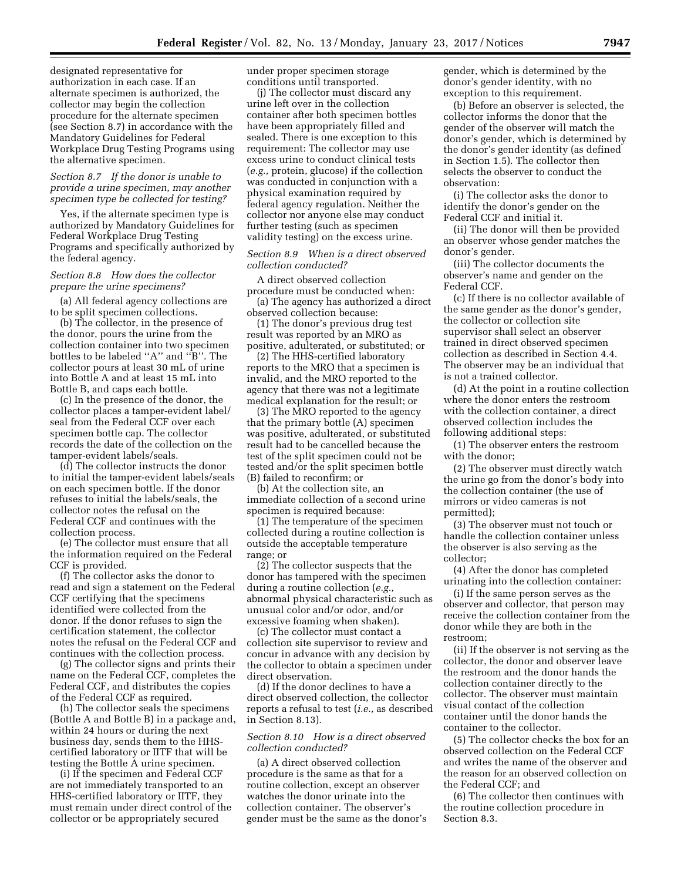designated representative for authorization in each case. If an alternate specimen is authorized, the collector may begin the collection procedure for the alternate specimen (see Section 8.7) in accordance with the Mandatory Guidelines for Federal Workplace Drug Testing Programs using the alternative specimen.

*Section 8.7 If the donor is unable to provide a urine specimen, may another specimen type be collected for testing?*

Yes, if the alternate specimen type is authorized by Mandatory Guidelines for Federal Workplace Drug Testing Programs and specifically authorized by the federal agency.

*Section 8.8 How does the collector prepare the urine specimens?*

(a) All federal agency collections are to be split specimen collections.

(b) The collector, in the presence of the donor, pours the urine from the collection container into two specimen bottles to be labeled ''A'' and ''B''. The collector pours at least 30 mL of urine into Bottle A and at least 15 mL into Bottle B, and caps each bottle.

(c) In the presence of the donor, the collector places a tamper-evident label/seal from the Federal CCF over each specimen bottle cap. The collector records the date of the collection on the tamper-evident labels/seals.

(d) The collector instructs the donor to initial the tamper-evident labels/seals on each specimen bottle. If the donor refuses to initial the labels/seals, the collector notes the refusal on the Federal CCF and continues with the collection process.

(e) The collector must ensure that all the information required on the Federal CCF is provided.

(f) The collector asks the donor to read and sign a statement on the Federal CCF certifying that the specimens identified were collected from the donor. If the donor refuses to sign the certification statement, the collector notes the refusal on the Federal CCF and continues with the collection process.

(g) The collector signs and prints their name on the Federal CCF, completes the Federal CCF, and distributes the copies of the Federal CCF as required.

(h) The collector seals the specimens (Bottle A and Bottle B) in a package and, within 24 hours or during the next business day, sends them to the HHS-certified laboratory or IITF that will be testing the Bottle A urine specimen.

(i) If the specimen and Federal CCF are not immediately transported to an HHS-certified laboratory or IITF, they must remain under direct control of the collector or be appropriately secured under proper specimen storage conditions until transported.

(j) The collector must discard any urine left over in the collection container after both specimen bottles have been appropriately filled and sealed. There is one exception to this requirement: The collector may use excess urine to conduct clinical tests (*e.g.,* protein, glucose) if the collection was conducted in conjunction with a physical examination required by federal agency regulation. Neither the collector nor anyone else may conduct further testing (such as specimen validity testing) on the excess urine.

*Section 8.9 When is a direct observed collection conducted?*

A direct observed collection procedure must be conducted when:

(a) The agency has authorized a direct observed collection because:

(1) The donor's previous drug test result was reported by an MRO as positive, adulterated, or substituted; or

(2) The HHS-certified laboratory reports to the MRO that a specimen is invalid, and the MRO reported to the agency that there was not a legitimate medical explanation for the result; or

(3) The MRO reported to the agency that the primary bottle (A) specimen was positive, adulterated, or substituted result had to be cancelled because the test of the split specimen could not be tested and/or the split specimen bottle (B) failed to reconfirm; or

(b) At the collection site, an immediate collection of a second urine specimen is required because:

(1) The temperature of the specimen collected during a routine collection is outside the acceptable temperature range; or

(2) The collector suspects that the donor has tampered with the specimen during a routine collection (*e.g.,* abnormal physical characteristic such as unusual color and/or odor, and/or excessive foaming when shaken).

(c) The collector must contact a collection site supervisor to review and concur in advance with any decision by the collector to obtain a specimen under direct observation.

(d) If the donor declines to have a direct observed collection, the collector reports a refusal to test (*i.e.,* as described in Section 8.13).

*Section 8.10 How is a direct observed collection conducted?*

(a) A direct observed collection procedure is the same as that for a routine collection, except an observer watches the donor urinate into the collection container. The observer's gender must be the same as the donor's gender, which is determined by the donor's gender identity, with no exception to this requirement.

(b) Before an observer is selected, the collector informs the donor that the gender of the observer will match the donor's gender, which is determined by the donor's gender identity (as defined in Section 1.5). The collector then selects the observer to conduct the observation:

(i) The collector asks the donor to identify the donor's gender on the Federal CCF and initial it.

(ii) The donor will then be provided an observer whose gender matches the donor's gender.

(iii) The collector documents the observer's name and gender on the Federal CCF.

(c) If there is no collector available of the same gender as the donor's gender, the collector or collection site supervisor shall select an observer trained in direct observed specimen collection as described in Section 4.4. The observer may be an individual that is not a trained collector.

(d) At the point in a routine collection where the donor enters the restroom with the collection container, a direct observed collection includes the following additional steps:

(1) The observer enters the restroom with the donor;

(2) The observer must directly watch the urine go from the donor's body into the collection container (the use of mirrors or video cameras is not permitted);

(3) The observer must not touch or handle the collection container unless the observer is also serving as the collector;

(4) After the donor has completed urinating into the collection container:

(i) If the same person serves as the observer and collector, that person may receive the collection container from the donor while they are both in the restroom;

(ii) If the observer is not serving as the collector, the donor and observer leave the restroom and the donor hands the collection container directly to the collector. The observer must maintain visual contact of the collection container until the donor hands the container to the collector.

(5) The collector checks the box for an observed collection on the Federal CCF and writes the name of the observer and the reason for an observed collection on the Federal CCF; and

(6) The collector then continues with the routine collection procedure in Section 8.3.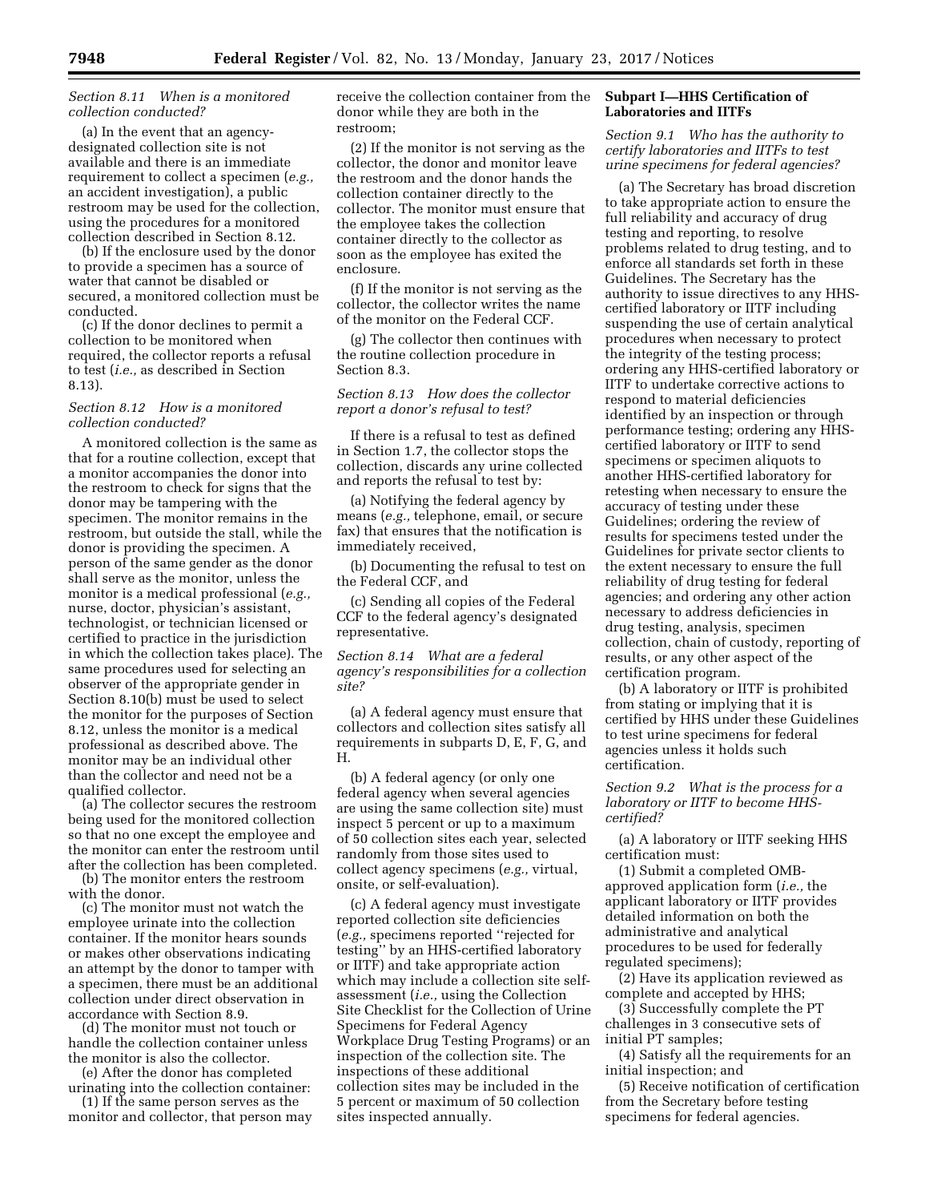*Section 8.11 When is a monitored collection conducted?*

(a) In the event that an agency-designated collection site is not available and there is an immediate requirement to collect a specimen (*e.g.,* an accident investigation), a public restroom may be used for the collection, using the procedures for a monitored collection described in Section 8.12.

(b) If the enclosure used by the donor to provide a specimen has a source of water that cannot be disabled or secured, a monitored collection must be conducted.

(c) If the donor declines to permit a collection to be monitored when required, the collector reports a refusal to test (*i.e.,* as described in Section 8.13).

*Section 8.12 How is a monitored collection conducted?*

A monitored collection is the same as that for a routine collection, except that a monitor accompanies the donor into the restroom to check for signs that the donor may be tampering with the specimen. The monitor remains in the restroom, but outside the stall, while the donor is providing the specimen. A person of the same gender as the donor shall serve as the monitor, unless the monitor is a medical professional (*e.g.,* nurse, doctor, physician's assistant, technologist, or technician licensed or certified to practice in the jurisdiction in which the collection takes place). The same procedures used for selecting an observer of the appropriate gender in Section 8.10(b) must be used to select the monitor for the purposes of Section 8.12, unless the monitor is a medical professional as described above. The monitor may be an individual other than the collector and need not be a qualified collector.

(a) The collector secures the restroom being used for the monitored collection so that no one except the employee and the monitor can enter the restroom until after the collection has been completed.

(b) The monitor enters the restroom with the donor.

(c) The monitor must not watch the employee urinate into the collection container. If the monitor hears sounds or makes other observations indicating an attempt by the donor to tamper with a specimen, there must be an additional collection under direct observation in accordance with Section 8.9.

(d) The monitor must not touch or handle the collection container unless the monitor is also the collector.

(e) After the donor has completed urinating into the collection container:

(1) If the same person serves as the monitor and collector, that person may receive the collection container from the donor while they are both in the restroom;

(2) If the monitor is not serving as the collector, the donor and monitor leave the restroom and the donor hands the collection container directly to the collector. The monitor must ensure that the employee takes the collection container directly to the collector as soon as the employee has exited the enclosure.

(f) If the monitor is not serving as the collector, the collector writes the name of the monitor on the Federal CCF.

(g) The collector then continues with the routine collection procedure in Section 8.3.

*Section 8.13 How does the collector report a donor's refusal to test?*

If there is a refusal to test as defined in Section 1.7, the collector stops the collection, discards any urine collected and reports the refusal to test by:

(a) Notifying the federal agency by means (*e.g.,* telephone, email, or secure fax) that ensures that the notification is immediately received,

(b) Documenting the refusal to test on the Federal CCF, and

(c) Sending all copies of the Federal CCF to the federal agency's designated representative.

*Section 8.14 What are a federal agency's responsibilities for a collection site?*

(a) A federal agency must ensure that collectors and collection sites satisfy all requirements in subparts D, E, F, G, and H.

(b) A federal agency (or only one federal agency when several agencies are using the same collection site) must inspect 5 percent or up to a maximum of 50 collection sites each year, selected randomly from those sites used to collect agency specimens (*e.g.,* virtual, onsite, or self-evaluation).

(c) A federal agency must investigate reported collection site deficiencies (*e.g.,* specimens reported ''rejected for testing'' by an HHS-certified laboratory or IITF) and take appropriate action which may include a collection site self-assessment (*i.e.,* using the Collection Site Checklist for the Collection of Urine Specimens for Federal Agency Workplace Drug Testing Programs) or an inspection of the collection site. The inspections of these additional collection sites may be included in the 5 percent or maximum of 50 collection sites inspected annually.

**Subpart I—HHS Certification of Laboratories and IITFs**

*Section 9.1 Who has the authority to certify laboratories and IITFs to test urine specimens for federal agencies?*

(a) The Secretary has broad discretion to take appropriate action to ensure the full reliability and accuracy of drug testing and reporting, to resolve problems related to drug testing, and to enforce all standards set forth in these Guidelines. The Secretary has the authority to issue directives to any HHS-certified laboratory or IITF including suspending the use of certain analytical procedures when necessary to protect the integrity of the testing process; ordering any HHS-certified laboratory or IITF to undertake corrective actions to respond to material deficiencies identified by an inspection or through performance testing; ordering any HHS-certified laboratory or IITF to send specimens or specimen aliquots to another HHS-certified laboratory for retesting when necessary to ensure the accuracy of testing under these Guidelines; ordering the review of results for specimens tested under the Guidelines for private sector clients to the extent necessary to ensure the full reliability of drug testing for federal agencies; and ordering any other action necessary to address deficiencies in drug testing, analysis, specimen collection, chain of custody, reporting of results, or any other aspect of the certification program.

(b) A laboratory or IITF is prohibited from stating or implying that it is certified by HHS under these Guidelines to test urine specimens for federal agencies unless it holds such certification.

*Section 9.2 What is the process for a laboratory or IITF to become HHS-certified?*

(a) A laboratory or IITF seeking HHS certification must:

(1) Submit a completed OMB-approved application form (*i.e.,* the applicant laboratory or IITF provides detailed information on both the administrative and analytical procedures to be used for federally regulated specimens);

(2) Have its application reviewed as complete and accepted by HHS;

(3) Successfully complete the PT challenges in 3 consecutive sets of initial PT samples;

(4) Satisfy all the requirements for an initial inspection; and

(5) Receive notification of certification from the Secretary before testing specimens for federal agencies.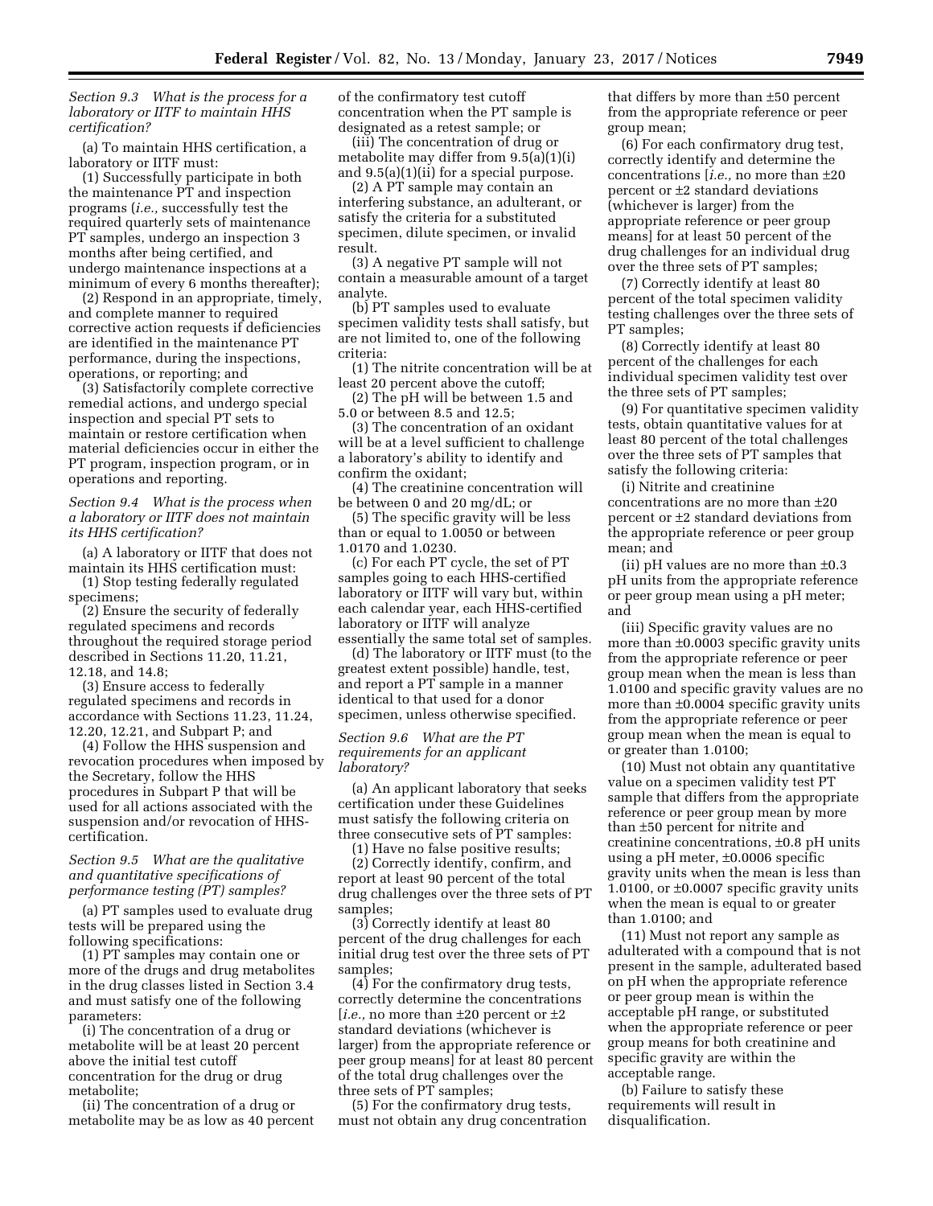*Section 9.3 What is the process for a laboratory or IITF to maintain HHS certification?*

(a) To maintain HHS certification, a laboratory or IITF must:

(1) Successfully participate in both the maintenance PT and inspection programs (*i.e.,* successfully test the required quarterly sets of maintenance PT samples, undergo an inspection 3 months after being certified, and undergo maintenance inspections at a minimum of every 6 months thereafter);

(2) Respond in an appropriate, timely, and complete manner to required corrective action requests if deficiencies are identified in the maintenance PT performance, during the inspections, operations, or reporting; and

(3) Satisfactorily complete corrective remedial actions, and undergo special inspection and special PT sets to maintain or restore certification when material deficiencies occur in either the PT program, inspection program, or in operations and reporting.

*Section 9.4 What is the process when a laboratory or IITF does not maintain its HHS certification?*

(a) A laboratory or IITF that does not maintain its HHS certification must:

(1) Stop testing federally regulated specimens;

(2) Ensure the security of federally regulated specimens and records throughout the required storage period described in Sections 11.20, 11.21, 12.18, and 14.8;

(3) Ensure access to federally regulated specimens and records in accordance with Sections 11.23, 11.24, 12.20, 12.21, and Subpart P; and

(4) Follow the HHS suspension and revocation procedures when imposed by the Secretary, follow the HHS procedures in Subpart P that will be used for all actions associated with the suspension and/or revocation of HHS-certification.

*Section 9.5 What are the qualitative and quantitative specifications of performance testing (PT) samples?*

(a) PT samples used to evaluate drug tests will be prepared using the following specifications:

(1) PT samples may contain one or more of the drugs and drug metabolites in the drug classes listed in Section 3.4 and must satisfy one of the following parameters:

(i) The concentration of a drug or metabolite will be at least 20 percent above the initial test cutoff concentration for the drug or drug metabolite;

(ii) The concentration of a drug or metabolite may be as low as 40 percent of the confirmatory test cutoff concentration when the PT sample is designated as a retest sample; or

(iii) The concentration of drug or metabolite may differ from 9.5(a)(1)(i) and 9.5(a)(1)(ii) for a special purpose.

(2) A PT sample may contain an interfering substance, an adulterant, or satisfy the criteria for a substituted specimen, dilute specimen, or invalid result.

(3) A negative PT sample will not contain a measurable amount of a target analyte.

(b) PT samples used to evaluate specimen validity tests shall satisfy, but are not limited to, one of the following criteria:

(1) The nitrite concentration will be at least 20 percent above the cutoff;

(2) The pH will be between 1.5 and 5.0 or between 8.5 and 12.5;

(3) The concentration of an oxidant will be at a level sufficient to challenge a laboratory's ability to identify and confirm the oxidant;

(4) The creatinine concentration will be between 0 and 20 mg/dL; or

(5) The specific gravity will be less than or equal to 1.0050 or between 1.0170 and 1.0230.

(c) For each PT cycle, the set of PT samples going to each HHS-certified laboratory or IITF will vary but, within each calendar year, each HHS-certified laboratory or IITF will analyze essentially the same total set of samples.

(d) The laboratory or IITF must (to the greatest extent possible) handle, test, and report a PT sample in a manner identical to that used for a donor specimen, unless otherwise specified.

*Section 9.6 What are the PT requirements for an applicant laboratory?*

(a) An applicant laboratory that seeks certification under these Guidelines must satisfy the following criteria on three consecutive sets of PT samples:

(1) Have no false positive results;

(2) Correctly identify, confirm, and report at least 90 percent of the total drug challenges over the three sets of PT samples;

(3) Correctly identify at least 80 percent of the drug challenges for each initial drug test over the three sets of PT samples;

(4) For the confirmatory drug tests, correctly determine the concentrations [*i.e.,* no more than ±20 percent or ±2 standard deviations (whichever is larger) from the appropriate reference or peer group means] for at least 80 percent of the total drug challenges over the three sets of PT samples;

(5) For the confirmatory drug tests, must not obtain any drug concentration that differs by more than ±50 percent from the appropriate reference or peer group mean;

(6) For each confirmatory drug test, correctly identify and determine the concentrations [*i.e.,* no more than ±20 percent or ±2 standard deviations (whichever is larger) from the appropriate reference or peer group means] for at least 50 percent of the drug challenges for an individual drug over the three sets of PT samples;

(7) Correctly identify at least 80 percent of the total specimen validity testing challenges over the three sets of PT samples;

(8) Correctly identify at least 80 percent of the challenges for each individual specimen validity test over the three sets of PT samples;

(9) For quantitative specimen validity tests, obtain quantitative values for at least 80 percent of the total challenges over the three sets of PT samples that satisfy the following criteria:

(i) Nitrite and creatinine concentrations are no more than ±20 percent or ±2 standard deviations from the appropriate reference or peer group mean; and

(ii) pH values are no more than ±0.3 pH units from the appropriate reference or peer group mean using a pH meter; and

(iii) Specific gravity values are no more than ±0.0003 specific gravity units from the appropriate reference or peer group mean when the mean is less than 1.0100 and specific gravity values are no more than ±0.0004 specific gravity units from the appropriate reference or peer group mean when the mean is equal to or greater than 1.0100;

(10) Must not obtain any quantitative value on a specimen validity test PT sample that differs from the appropriate reference or peer group mean by more than ±50 percent for nitrite and creatinine concentrations, ±0.8 pH units using a pH meter, ±0.0006 specific gravity units when the mean is less than 1.0100, or ±0.0007 specific gravity units when the mean is equal to or greater than 1.0100; and

(11) Must not report any sample as adulterated with a compound that is not present in the sample, adulterated based on pH when the appropriate reference or peer group mean is within the acceptable pH range, or substituted when the appropriate reference or peer group means for both creatinine and specific gravity are within the acceptable range.

(b) Failure to satisfy these requirements will result in disqualification.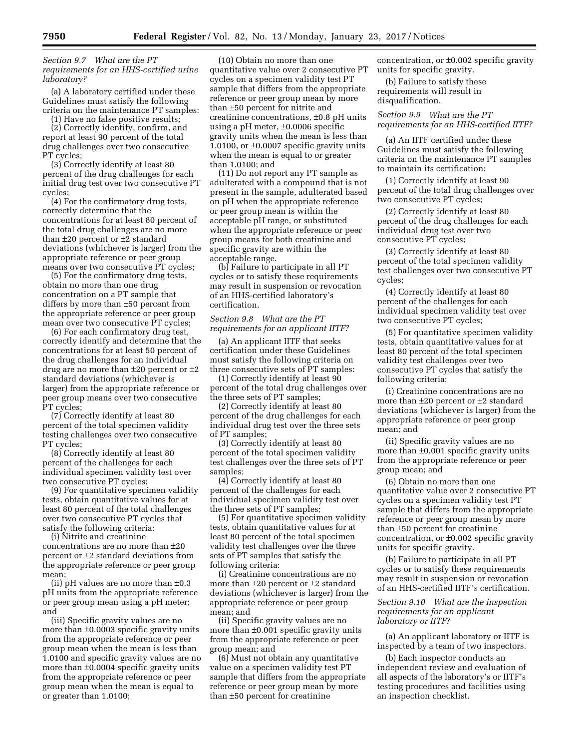*Section 9.7 What are the PT requirements for an HHS-certified urine laboratory?*

(a) A laboratory certified under these Guidelines must satisfy the following criteria on the maintenance PT samples:

(1) Have no false positive results;

(2) Correctly identify, confirm, and report at least 90 percent of the total drug challenges over two consecutive PT cycles;

(3) Correctly identify at least 80 percent of the drug challenges for each initial drug test over two consecutive PT cycles;

(4) For the confirmatory drug tests, correctly determine that the concentrations for at least 80 percent of the total drug challenges are no more than ±20 percent or ±2 standard deviations (whichever is larger) from the appropriate reference or peer group means over two consecutive PT cycles;

(5) For the confirmatory drug tests, obtain no more than one drug concentration on a PT sample that differs by more than ±50 percent from the appropriate reference or peer group mean over two consecutive PT cycles;

(6) For each confirmatory drug test, correctly identify and determine that the concentrations for at least 50 percent of the drug challenges for an individual drug are no more than ±20 percent or ±2 standard deviations (whichever is larger) from the appropriate reference or peer group means over two consecutive PT cycles;

(7) Correctly identify at least 80 percent of the total specimen validity testing challenges over two consecutive PT cycles;

(8) Correctly identify at least 80 percent of the challenges for each individual specimen validity test over two consecutive PT cycles;

(9) For quantitative specimen validity tests, obtain quantitative values for at least 80 percent of the total challenges over two consecutive PT cycles that satisfy the following criteria:

(i) Nitrite and creatinine concentrations are no more than ±20 percent or ±2 standard deviations from the appropriate reference or peer group mean;

(ii) pH values are no more than ±0.3 pH units from the appropriate reference or peer group mean using a pH meter; and

(iii) Specific gravity values are no more than ±0.0003 specific gravity units from the appropriate reference or peer group mean when the mean is less than 1.0100 and specific gravity values are no more than ±0.0004 specific gravity units from the appropriate reference or peer group mean when the mean is equal to or greater than 1.0100;

(10) Obtain no more than one quantitative value over 2 consecutive PT cycles on a specimen validity test PT sample that differs from the appropriate reference or peer group mean by more than ±50 percent for nitrite and creatinine concentrations, ±0.8 pH units using a pH meter, ±0.0006 specific gravity units when the mean is less than 1.0100, or ±0.0007 specific gravity units when the mean is equal to or greater than 1.0100; and

(11) Do not report any PT sample as adulterated with a compound that is not present in the sample, adulterated based on pH when the appropriate reference or peer group mean is within the acceptable pH range, or substituted when the appropriate reference or peer group means for both creatinine and specific gravity are within the acceptable range.

(b) Failure to participate in all PT cycles or to satisfy these requirements may result in suspension or revocation of an HHS-certified laboratory's certification.

*Section 9.8 What are the PT requirements for an applicant IITF?*

(a) An applicant IITF that seeks certification under these Guidelines must satisfy the following criteria on three consecutive sets of PT samples:

(1) Correctly identify at least 90 percent of the total drug challenges over the three sets of PT samples;

(2) Correctly identify at least 80 percent of the drug challenges for each individual drug test over the three sets of PT samples;

(3) Correctly identify at least 80 percent of the total specimen validity test challenges over the three sets of PT samples;

(4) Correctly identify at least 80 percent of the challenges for each individual specimen validity test over the three sets of PT samples;

(5) For quantitative specimen validity tests, obtain quantitative values for at least 80 percent of the total specimen validity test challenges over the three sets of PT samples that satisfy the following criteria:

(i) Creatinine concentrations are no more than ±20 percent or ±2 standard deviations (whichever is larger) from the appropriate reference or peer group mean; and

(ii) Specific gravity values are no more than ±0.001 specific gravity units from the appropriate reference or peer group mean; and

(6) Must not obtain any quantitative value on a specimen validity test PT sample that differs from the appropriate reference or peer group mean by more than ±50 percent for creatinine concentration, or ±0.002 specific gravity units for specific gravity.

(b) Failure to satisfy these requirements will result in disqualification.

*Section 9.9 What are the PT requirements for an HHS-certified IITF?*

(a) An IITF certified under these Guidelines must satisfy the following criteria on the maintenance PT samples to maintain its certification:

(1) Correctly identify at least 90 percent of the total drug challenges over two consecutive PT cycles;

(2) Correctly identify at least 80 percent of the drug challenges for each individual drug test over two consecutive PT cycles;

(3) Correctly identify at least 80 percent of the total specimen validity test challenges over two consecutive PT cycles;

(4) Correctly identify at least 80 percent of the challenges for each individual specimen validity test over two consecutive PT cycles;

(5) For quantitative specimen validity tests, obtain quantitative values for at least 80 percent of the total specimen validity test challenges over two consecutive PT cycles that satisfy the following criteria:

(i) Creatinine concentrations are no more than ±20 percent or ±2 standard deviations (whichever is larger) from the appropriate reference or peer group mean; and

(ii) Specific gravity values are no more than ±0.001 specific gravity units from the appropriate reference or peer group mean; and

(6) Obtain no more than one quantitative value over 2 consecutive PT cycles on a specimen validity test PT sample that differs from the appropriate reference or peer group mean by more than ±50 percent for creatinine concentration, or ±0.002 specific gravity units for specific gravity.

(b) Failure to participate in all PT cycles or to satisfy these requirements may result in suspension or revocation of an HHS-certified IITF's certification.

*Section 9.10 What are the inspection requirements for an applicant laboratory or IITF?*

(a) An applicant laboratory or IITF is inspected by a team of two inspectors.

(b) Each inspector conducts an independent review and evaluation of all aspects of the laboratory's or IITF's testing procedures and facilities using an inspection checklist.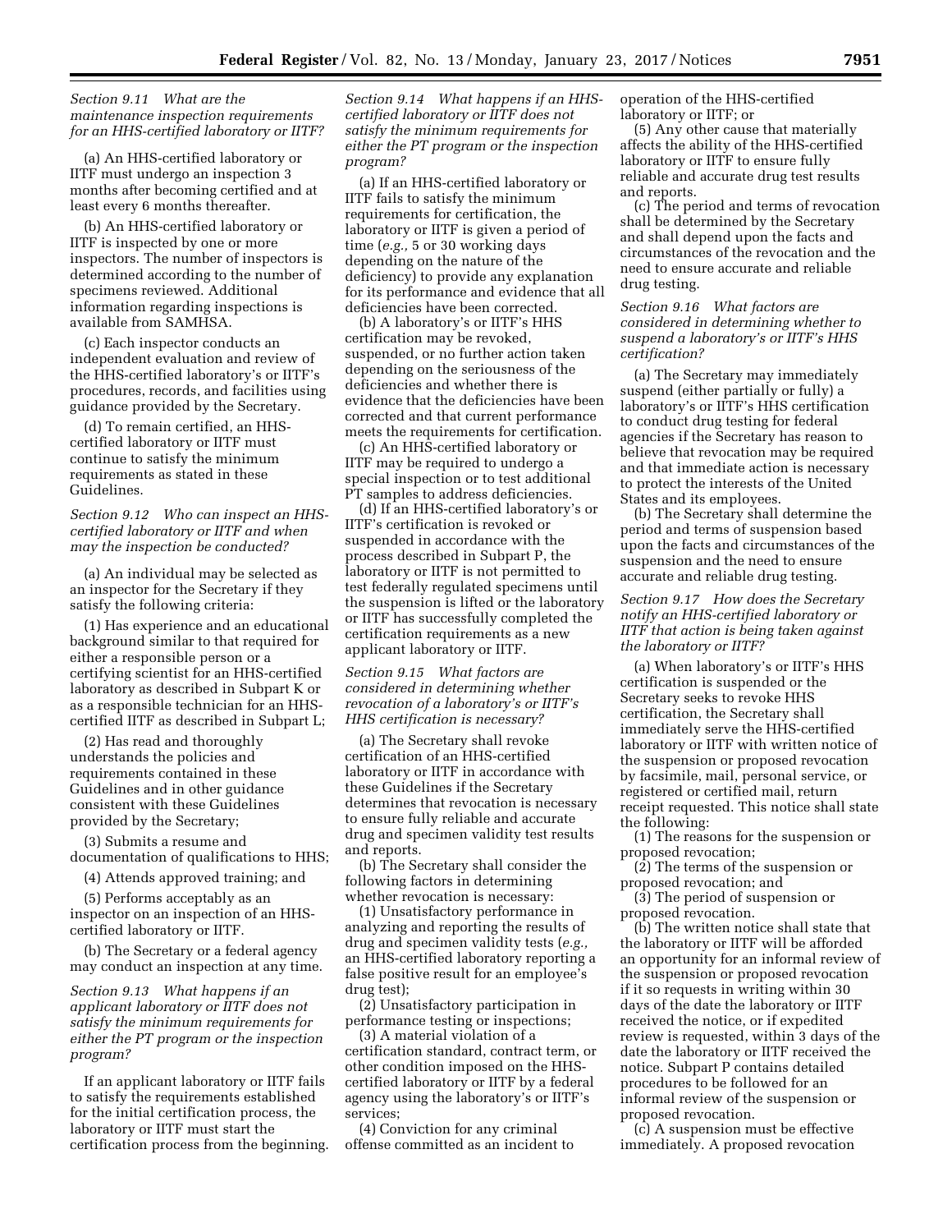*Section 9.11 What are the maintenance inspection requirements for an HHS-certified laboratory or IITF?*

(a) An HHS-certified laboratory or IITF must undergo an inspection 3 months after becoming certified and at least every 6 months thereafter.

(b) An HHS-certified laboratory or IITF is inspected by one or more inspectors. The number of inspectors is determined according to the number of specimens reviewed. Additional information regarding inspections is available from SAMHSA.

(c) Each inspector conducts an independent evaluation and review of the HHS-certified laboratory's or IITF's procedures, records, and facilities using guidance provided by the Secretary.

(d) To remain certified, an HHS-certified laboratory or IITF must continue to satisfy the minimum requirements as stated in these Guidelines.

*Section 9.12 Who can inspect an HHS-certified laboratory or IITF and when may the inspection be conducted?*

(a) An individual may be selected as an inspector for the Secretary if they satisfy the following criteria:

(1) Has experience and an educational background similar to that required for either a responsible person or a certifying scientist for an HHS-certified laboratory as described in Subpart K or as a responsible technician for an HHS-certified IITF as described in Subpart L;

(2) Has read and thoroughly understands the policies and requirements contained in these Guidelines and in other guidance consistent with these Guidelines provided by the Secretary;

(3) Submits a resume and documentation of qualifications to HHS;

(4) Attends approved training; and

(5) Performs acceptably as an inspector on an inspection of an HHS-certified laboratory or IITF.

(b) The Secretary or a federal agency may conduct an inspection at any time.

*Section 9.13 What happens if an applicant laboratory or IITF does not satisfy the minimum requirements for either the PT program or the inspection program?*

If an applicant laboratory or IITF fails to satisfy the requirements established for the initial certification process, the laboratory or IITF must start the certification process from the beginning.

*Section 9.14 What happens if an HHS-certified laboratory or IITF does not satisfy the minimum requirements for either the PT program or the inspection program?*

(a) If an HHS-certified laboratory or IITF fails to satisfy the minimum requirements for certification, the laboratory or IITF is given a period of time (*e.g.,* 5 or 30 working days depending on the nature of the deficiency) to provide any explanation for its performance and evidence that all deficiencies have been corrected.

(b) A laboratory's or IITF's HHS certification may be revoked, suspended, or no further action taken depending on the seriousness of the deficiencies and whether there is evidence that the deficiencies have been corrected and that current performance meets the requirements for certification.

(c) An HHS-certified laboratory or IITF may be required to undergo a special inspection or to test additional PT samples to address deficiencies.

(d) If an HHS-certified laboratory's or IITF's certification is revoked or suspended in accordance with the process described in Subpart P, the laboratory or IITF is not permitted to test federally regulated specimens until the suspension is lifted or the laboratory or IITF has successfully completed the certification requirements as a new applicant laboratory or IITF.

*Section 9.15 What factors are considered in determining whether revocation of a laboratory's or IITF's HHS certification is necessary?*

(a) The Secretary shall revoke certification of an HHS-certified laboratory or IITF in accordance with these Guidelines if the Secretary determines that revocation is necessary to ensure fully reliable and accurate drug and specimen validity test results and reports.

(b) The Secretary shall consider the following factors in determining whether revocation is necessary:

(1) Unsatisfactory performance in analyzing and reporting the results of drug and specimen validity tests (*e.g.,* an HHS-certified laboratory reporting a false positive result for an employee's drug test);

(2) Unsatisfactory participation in performance testing or inspections;

(3) A material violation of a certification standard, contract term, or other condition imposed on the HHS-certified laboratory or IITF by a federal agency using the laboratory's or IITF's services;

(4) Conviction for any criminal offense committed as an incident to operation of the HHS-certified laboratory or IITF; or

(5) Any other cause that materially affects the ability of the HHS-certified laboratory or IITF to ensure fully reliable and accurate drug test results and reports.

(c) The period and terms of revocation shall be determined by the Secretary and shall depend upon the facts and circumstances of the revocation and the need to ensure accurate and reliable drug testing.

*Section 9.16 What factors are considered in determining whether to suspend a laboratory's or IITF's HHS certification?*

(a) The Secretary may immediately suspend (either partially or fully) a laboratory's or IITF's HHS certification to conduct drug testing for federal agencies if the Secretary has reason to believe that revocation may be required and that immediate action is necessary to protect the interests of the United States and its employees.

(b) The Secretary shall determine the period and terms of suspension based upon the facts and circumstances of the suspension and the need to ensure accurate and reliable drug testing.

*Section 9.17 How does the Secretary notify an HHS-certified laboratory or IITF that action is being taken against the laboratory or IITF?*

(a) When laboratory's or IITF's HHS certification is suspended or the Secretary seeks to revoke HHS certification, the Secretary shall immediately serve the HHS-certified laboratory or IITF with written notice of the suspension or proposed revocation by facsimile, mail, personal service, or registered or certified mail, return receipt requested. This notice shall state the following:

(1) The reasons for the suspension or proposed revocation;

(2) The terms of the suspension or proposed revocation; and

(3) The period of suspension or proposed revocation.

(b) The written notice shall state that the laboratory or IITF will be afforded an opportunity for an informal review of the suspension or proposed revocation if it so requests in writing within 30 days of the date the laboratory or IITF received the notice, or if expedited review is requested, within 3 days of the date the laboratory or IITF received the notice. Subpart P contains detailed procedures to be followed for an informal review of the suspension or proposed revocation.

(c) A suspension must be effective immediately. A proposed revocation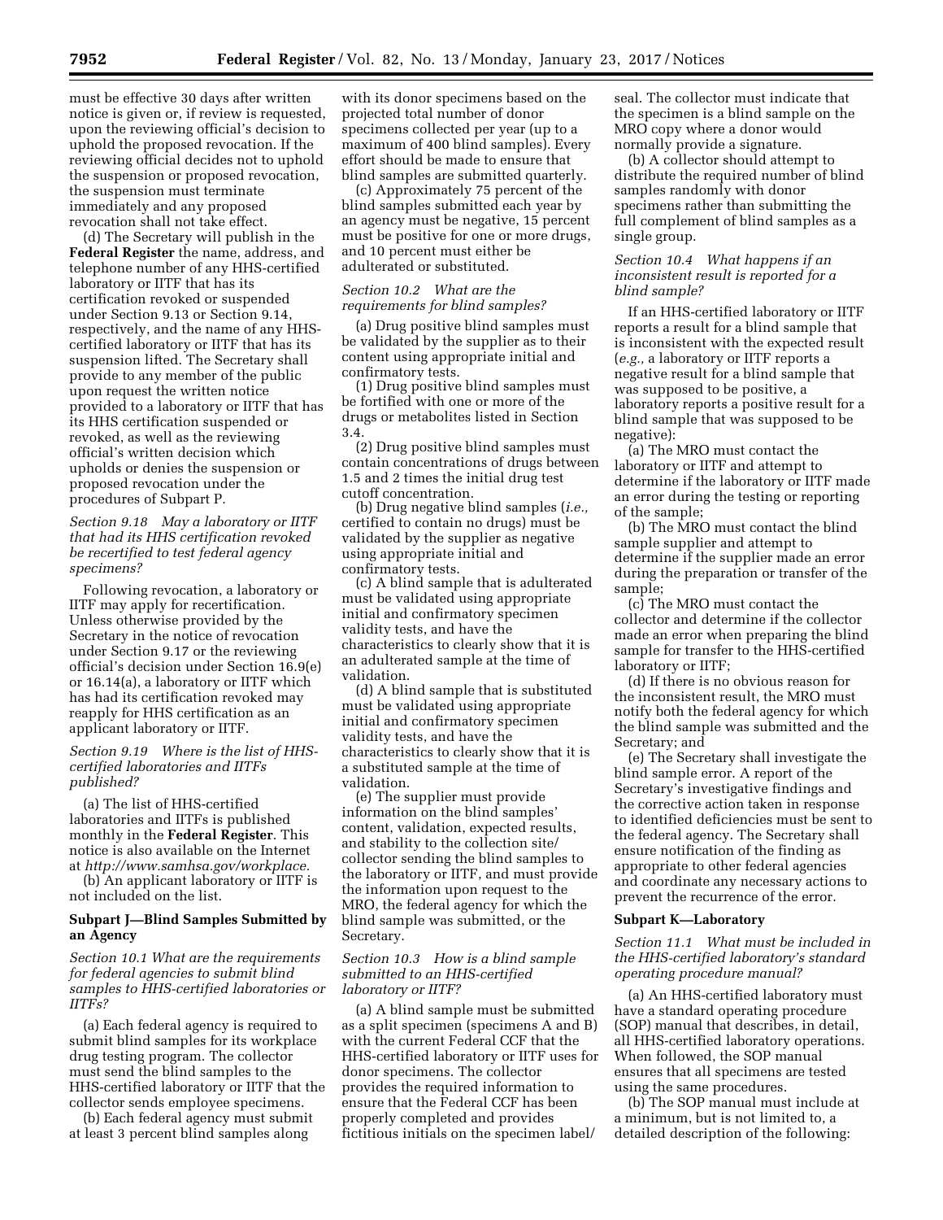must be effective 30 days after written notice is given or, if review is requested, upon the reviewing official's decision to uphold the proposed revocation. If the reviewing official decides not to uphold the suspension or proposed revocation, the suspension must terminate immediately and any proposed revocation shall not take effect.

(d) The Secretary will publish in the **Federal Register** the name, address, and telephone number of any HHS-certified laboratory or IITF that has its certification revoked or suspended under Section 9.13 or Section 9.14, respectively, and the name of any HHS-certified laboratory or IITF that has its suspension lifted. The Secretary shall provide to any member of the public upon request the written notice provided to a laboratory or IITF that has its HHS certification suspended or revoked, as well as the reviewing official's written decision which upholds or denies the suspension or proposed revocation under the procedures of Subpart P.

*Section 9.18 May a laboratory or IITF that had its HHS certification revoked be recertified to test federal agency specimens?*

Following revocation, a laboratory or IITF may apply for recertification. Unless otherwise provided by the Secretary in the notice of revocation under Section 9.17 or the reviewing official's decision under Section 16.9(e) or 16.14(a), a laboratory or IITF which has had its certification revoked may reapply for HHS certification as an applicant laboratory or IITF.

*Section 9.19 Where is the list of HHS-certified laboratories and IITFs published?*

(a) The list of HHS-certified laboratories and IITFs is published monthly in the **Federal Register**. This notice is also available on the Internet at *http://www.samhsa.gov/workplace.*

(b) An applicant laboratory or IITF is not included on the list.

**Subpart J—Blind Samples Submitted by an Agency**

*Section 10.1 What are the requirements for federal agencies to submit blind samples to HHS-certified laboratories or IITFs?*

(a) Each federal agency is required to submit blind samples for its workplace drug testing program. The collector must send the blind samples to the HHS-certified laboratory or IITF that the collector sends employee specimens.

(b) Each federal agency must submit at least 3 percent blind samples along with its donor specimens based on the projected total number of donor specimens collected per year (up to a maximum of 400 blind samples). Every effort should be made to ensure that blind samples are submitted quarterly.

(c) Approximately 75 percent of the blind samples submitted each year by an agency must be negative, 15 percent must be positive for one or more drugs, and 10 percent must either be adulterated or substituted.

*Section 10.2 What are the requirements for blind samples?*

(a) Drug positive blind samples must be validated by the supplier as to their content using appropriate initial and confirmatory tests.

(1) Drug positive blind samples must be fortified with one or more of the drugs or metabolites listed in Section 3.4.

(2) Drug positive blind samples must contain concentrations of drugs between 1.5 and 2 times the initial drug test cutoff concentration.

(b) Drug negative blind samples (*i.e.,* certified to contain no drugs) must be validated by the supplier as negative using appropriate initial and confirmatory tests.

(c) A blind sample that is adulterated must be validated using appropriate initial and confirmatory specimen validity tests, and have the characteristics to clearly show that it is an adulterated sample at the time of validation.

(d) A blind sample that is substituted must be validated using appropriate initial and confirmatory specimen validity tests, and have the characteristics to clearly show that it is a substituted sample at the time of validation.

(e) The supplier must provide information on the blind samples' content, validation, expected results, and stability to the collection site/collector sending the blind samples to the laboratory or IITF, and must provide the information upon request to the MRO, the federal agency for which the blind sample was submitted, or the Secretary.

*Section 10.3 How is a blind sample submitted to an HHS-certified laboratory or IITF?*

(a) A blind sample must be submitted as a split specimen (specimens A and B) with the current Federal CCF that the HHS-certified laboratory or IITF uses for donor specimens. The collector provides the required information to ensure that the Federal CCF has been properly completed and provides fictitious initials on the specimen label/seal. The collector must indicate that the specimen is a blind sample on the MRO copy where a donor would normally provide a signature.

(b) A collector should attempt to distribute the required number of blind samples randomly with donor specimens rather than submitting the full complement of blind samples as a single group.

*Section 10.4 What happens if an inconsistent result is reported for a blind sample?*

If an HHS-certified laboratory or IITF reports a result for a blind sample that is inconsistent with the expected result (*e.g.,* a laboratory or IITF reports a negative result for a blind sample that was supposed to be positive, a laboratory reports a positive result for a blind sample that was supposed to be negative):

(a) The MRO must contact the laboratory or IITF and attempt to determine if the laboratory or IITF made an error during the testing or reporting of the sample;

(b) The MRO must contact the blind sample supplier and attempt to determine if the supplier made an error during the preparation or transfer of the sample;

(c) The MRO must contact the collector and determine if the collector made an error when preparing the blind sample for transfer to the HHS-certified laboratory or IITF;

(d) If there is no obvious reason for the inconsistent result, the MRO must notify both the federal agency for which the blind sample was submitted and the Secretary; and

(e) The Secretary shall investigate the blind sample error. A report of the Secretary's investigative findings and the corrective action taken in response to identified deficiencies must be sent to the federal agency. The Secretary shall ensure notification of the finding as appropriate to other federal agencies and coordinate any necessary actions to prevent the recurrence of the error.

**Subpart K—Laboratory**

*Section 11.1 What must be included in the HHS-certified laboratory's standard operating procedure manual?*

(a) An HHS-certified laboratory must have a standard operating procedure (SOP) manual that describes, in detail, all HHS-certified laboratory operations. When followed, the SOP manual ensures that all specimens are tested using the same procedures.

(b) The SOP manual must include at a minimum, but is not limited to, a detailed description of the following: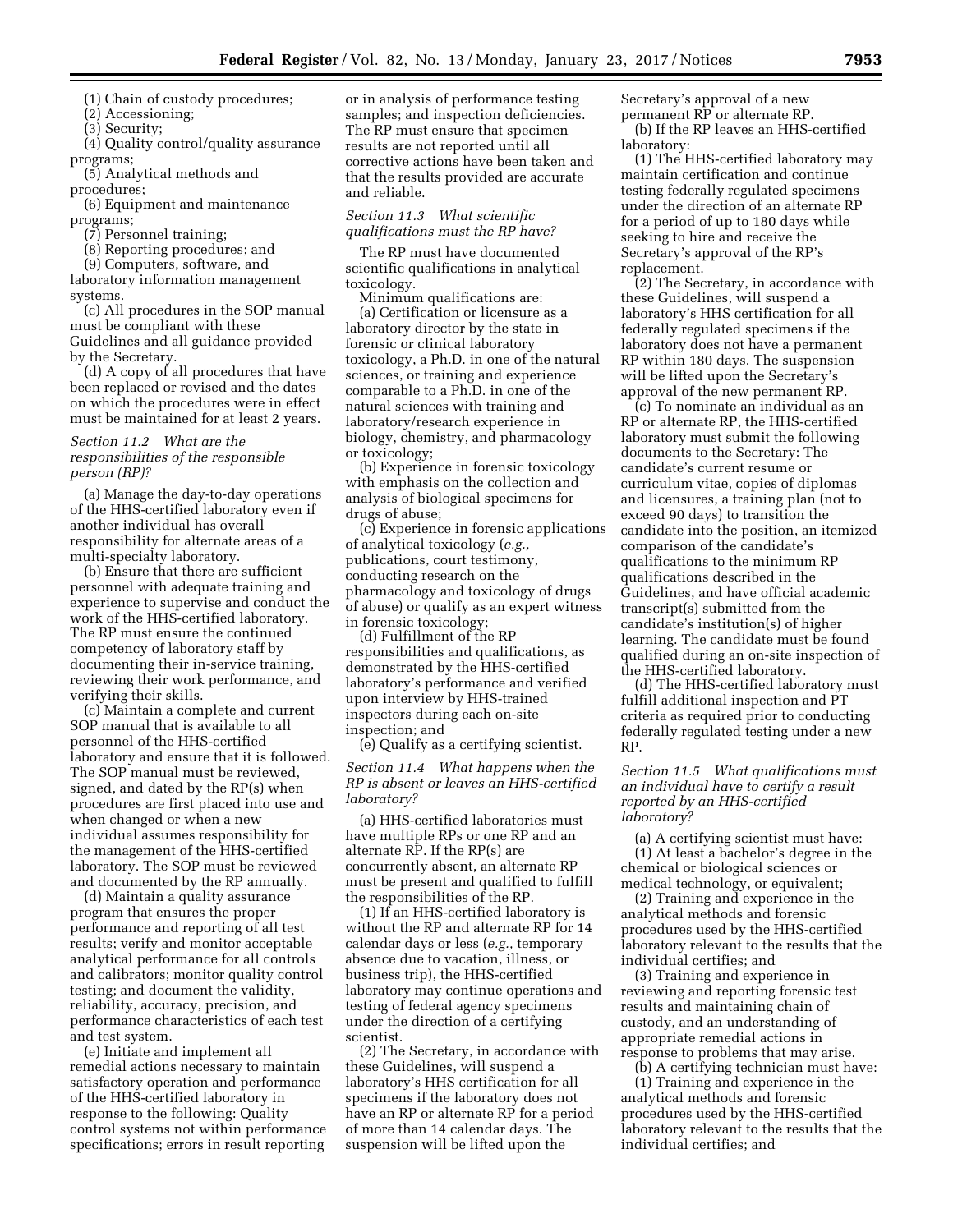(1) Chain of custody procedures;

(2) Accessioning;

(3) Security;

(4) Quality control/quality assurance programs;

(5) Analytical methods and procedures;

(6) Equipment and maintenance programs;

(7) Personnel training;

(8) Reporting procedures; and

(9) Computers, software, and laboratory information management systems.

(c) All procedures in the SOP manual must be compliant with these Guidelines and all guidance provided by the Secretary.

(d) A copy of all procedures that have been replaced or revised and the dates on which the procedures were in effect must be maintained for at least 2 years.

*Section 11.2 What are the responsibilities of the responsible person (RP)?*

(a) Manage the day-to-day operations of the HHS-certified laboratory even if another individual has overall responsibility for alternate areas of a multi-specialty laboratory.

(b) Ensure that there are sufficient personnel with adequate training and experience to supervise and conduct the work of the HHS-certified laboratory. The RP must ensure the continued competency of laboratory staff by documenting their in-service training, reviewing their work performance, and verifying their skills.

(c) Maintain a complete and current SOP manual that is available to all personnel of the HHS-certified laboratory and ensure that it is followed. The SOP manual must be reviewed, signed, and dated by the RP(s) when procedures are first placed into use and when changed or when a new individual assumes responsibility for the management of the HHS-certified laboratory. The SOP must be reviewed and documented by the RP annually.

(d) Maintain a quality assurance program that ensures the proper performance and reporting of all test results; verify and monitor acceptable analytical performance for all controls and calibrators; monitor quality control testing; and document the validity, reliability, accuracy, precision, and performance characteristics of each test and test system.

(e) Initiate and implement all remedial actions necessary to maintain satisfactory operation and performance of the HHS-certified laboratory in response to the following: Quality control systems not within performance specifications; errors in result reporting or in analysis of performance testing samples; and inspection deficiencies. The RP must ensure that specimen results are not reported until all corrective actions have been taken and that the results provided are accurate and reliable.

*Section 11.3 What scientific qualifications must the RP have?*

The RP must have documented scientific qualifications in analytical toxicology.

Minimum qualifications are:

(a) Certification or licensure as a laboratory director by the state in forensic or clinical laboratory toxicology, a Ph.D. in one of the natural sciences, or training and experience comparable to a Ph.D. in one of the natural sciences with training and laboratory/research experience in biology, chemistry, and pharmacology or toxicology;

(b) Experience in forensic toxicology with emphasis on the collection and analysis of biological specimens for drugs of abuse;

(c) Experience in forensic applications of analytical toxicology (*e.g.,* publications, court testimony, conducting research on the pharmacology and toxicology of drugs of abuse) or qualify as an expert witness in forensic toxicology;

(d) Fulfillment of the RP responsibilities and qualifications, as demonstrated by the HHS-certified laboratory's performance and verified upon interview by HHS-trained inspectors during each on-site inspection; and

(e) Qualify as a certifying scientist.

*Section 11.4 What happens when the RP is absent or leaves an HHS-certified laboratory?*

(a) HHS-certified laboratories must have multiple RPs or one RP and an alternate RP. If the RP(s) are concurrently absent, an alternate RP must be present and qualified to fulfill the responsibilities of the RP.

(1) If an HHS-certified laboratory is without the RP and alternate RP for 14 calendar days or less (*e.g.,* temporary absence due to vacation, illness, or business trip), the HHS-certified laboratory may continue operations and testing of federal agency specimens under the direction of a certifying scientist.

(2) The Secretary, in accordance with these Guidelines, will suspend a laboratory's HHS certification for all specimens if the laboratory does not have an RP or alternate RP for a period of more than 14 calendar days. The suspension will be lifted upon the Secretary's approval of a new permanent RP or alternate RP.

(b) If the RP leaves an HHS-certified laboratory:

(1) The HHS-certified laboratory may maintain certification and continue testing federally regulated specimens under the direction of an alternate RP for a period of up to 180 days while seeking to hire and receive the Secretary's approval of the RP's replacement.

(2) The Secretary, in accordance with these Guidelines, will suspend a laboratory's HHS certification for all federally regulated specimens if the laboratory does not have a permanent RP within 180 days. The suspension will be lifted upon the Secretary's approval of the new permanent RP.

(c) To nominate an individual as an RP or alternate RP, the HHS-certified laboratory must submit the following documents to the Secretary: The candidate's current resume or curriculum vitae, copies of diplomas and licensures, a training plan (not to exceed 90 days) to transition the candidate into the position, an itemized comparison of the candidate's qualifications to the minimum RP qualifications described in the Guidelines, and have official academic transcript(s) submitted from the candidate's institution(s) of higher learning. The candidate must be found qualified during an on-site inspection of the HHS-certified laboratory.

(d) The HHS-certified laboratory must fulfill additional inspection and PT criteria as required prior to conducting federally regulated testing under a new RP.

*Section 11.5 What qualifications must an individual have to certify a result reported by an HHS-certified laboratory?*

(a) A certifying scientist must have:

(1) At least a bachelor's degree in the chemical or biological sciences or medical technology, or equivalent;

(2) Training and experience in the analytical methods and forensic procedures used by the HHS-certified laboratory relevant to the results that the individual certifies; and

(3) Training and experience in reviewing and reporting forensic test results and maintaining chain of custody, and an understanding of appropriate remedial actions in response to problems that may arise.

(b) A certifying technician must have:

(1) Training and experience in the analytical methods and forensic procedures used by the HHS-certified laboratory relevant to the results that the individual certifies; and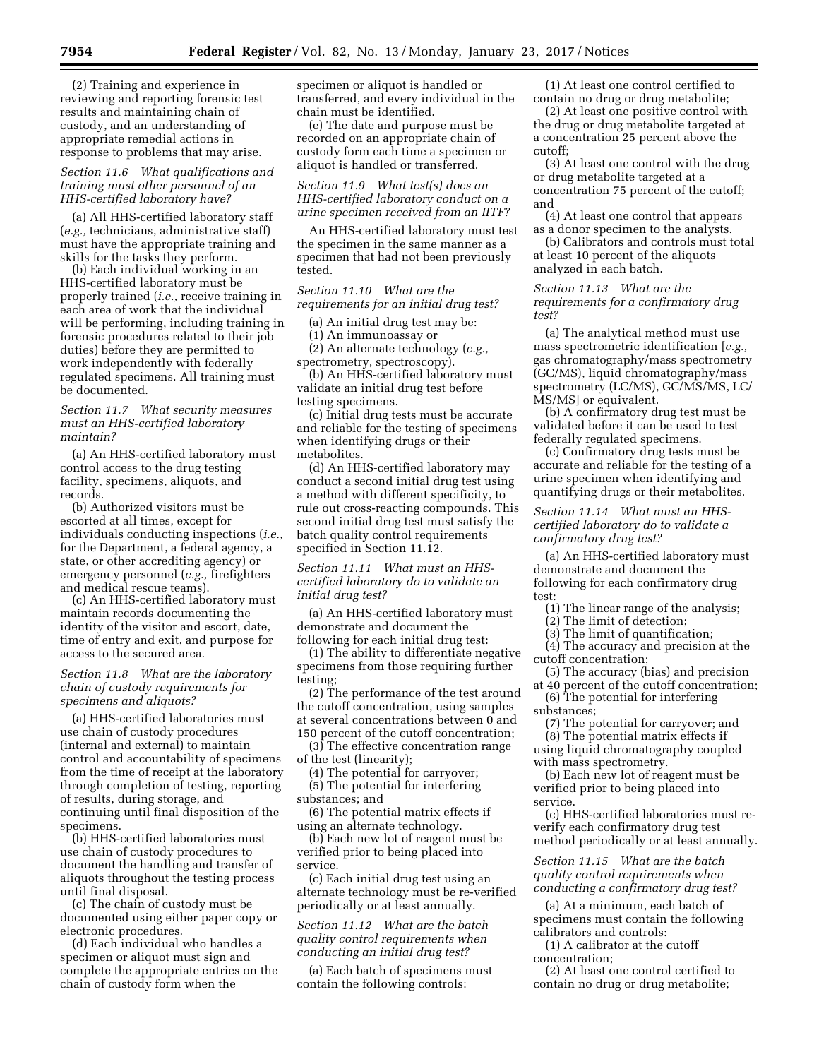(2) Training and experience in reviewing and reporting forensic test results and maintaining chain of custody, and an understanding of appropriate remedial actions in response to problems that may arise.

*Section 11.6 What qualifications and training must other personnel of an HHS-certified laboratory have?*

(a) All HHS-certified laboratory staff (*e.g.,* technicians, administrative staff) must have the appropriate training and skills for the tasks they perform.

(b) Each individual working in an HHS-certified laboratory must be properly trained (*i.e.,* receive training in each area of work that the individual will be performing, including training in forensic procedures related to their job duties) before they are permitted to work independently with federally regulated specimens. All training must be documented.

*Section 11.7 What security measures must an HHS-certified laboratory maintain?*

(a) An HHS-certified laboratory must control access to the drug testing facility, specimens, aliquots, and records.

(b) Authorized visitors must be escorted at all times, except for individuals conducting inspections (*i.e.,* for the Department, a federal agency, a state, or other accrediting agency) or emergency personnel (*e.g.,* firefighters and medical rescue teams).

(c) An HHS-certified laboratory must maintain records documenting the identity of the visitor and escort, date, time of entry and exit, and purpose for access to the secured area.

*Section 11.8 What are the laboratory chain of custody requirements for specimens and aliquots?*

(a) HHS-certified laboratories must use chain of custody procedures (internal and external) to maintain control and accountability of specimens from the time of receipt at the laboratory through completion of testing, reporting of results, during storage, and continuing until final disposition of the specimens.

(b) HHS-certified laboratories must use chain of custody procedures to document the handling and transfer of aliquots throughout the testing process until final disposal.

(c) The chain of custody must be documented using either paper copy or electronic procedures.

(d) Each individual who handles a specimen or aliquot must sign and complete the appropriate entries on the chain of custody form when the specimen or aliquot is handled or transferred, and every individual in the chain must be identified.

(e) The date and purpose must be recorded on an appropriate chain of custody form each time a specimen or aliquot is handled or transferred.

*Section 11.9 What test(s) does an HHS-certified laboratory conduct on a urine specimen received from an IITF?*

An HHS-certified laboratory must test the specimen in the same manner as a specimen that had not been previously tested.

*Section 11.10 What are the requirements for an initial drug test?*

(a) An initial drug test may be:

(1) An immunoassay or

(2) An alternate technology (*e.g.,* spectrometry, spectroscopy).

(b) An HHS-certified laboratory must validate an initial drug test before testing specimens.

(c) Initial drug tests must be accurate and reliable for the testing of specimens when identifying drugs or their metabolites.

(d) An HHS-certified laboratory may conduct a second initial drug test using a method with different specificity, to rule out cross-reacting compounds. This second initial drug test must satisfy the batch quality control requirements specified in Section 11.12.

*Section 11.11 What must an HHS-certified laboratory do to validate an initial drug test?*

(a) An HHS-certified laboratory must demonstrate and document the following for each initial drug test:

(1) The ability to differentiate negative specimens from those requiring further testing;

(2) The performance of the test around the cutoff concentration, using samples at several concentrations between 0 and 150 percent of the cutoff concentration;

(3) The effective concentration range of the test (linearity);

(4) The potential for carryover;

(5) The potential for interfering substances; and

(6) The potential matrix effects if using an alternate technology.

(b) Each new lot of reagent must be verified prior to being placed into service.

(c) Each initial drug test using an alternate technology must be re-verified periodically or at least annually.

*Section 11.12 What are the batch quality control requirements when conducting an initial drug test?*

(a) Each batch of specimens must contain the following controls:

(1) At least one control certified to contain no drug or drug metabolite;

(2) At least one positive control with the drug or drug metabolite targeted at a concentration 25 percent above the cutoff;

(3) At least one control with the drug or drug metabolite targeted at a concentration 75 percent of the cutoff; and

(4) At least one control that appears as a donor specimen to the analysts.

(b) Calibrators and controls must total at least 10 percent of the aliquots analyzed in each batch.

*Section 11.13 What are the requirements for a confirmatory drug test?*

(a) The analytical method must use mass spectrometric identification [*e.g.,* gas chromatography/mass spectrometry (GC/MS), liquid chromatography/mass spectrometry (LC/MS), GC/MS/MS, LC/MS/MS] or equivalent.

(b) A confirmatory drug test must be validated before it can be used to test federally regulated specimens.

(c) Confirmatory drug tests must be accurate and reliable for the testing of a urine specimen when identifying and quantifying drugs or their metabolites.

*Section 11.14 What must an HHS-certified laboratory do to validate a confirmatory drug test?*

(a) An HHS-certified laboratory must demonstrate and document the following for each confirmatory drug test:

(1) The linear range of the analysis;

(2) The limit of detection;

(3) The limit of quantification;

(4) The accuracy and precision at the cutoff concentration;

(5) The accuracy (bias) and precision at 40 percent of the cutoff concentration;

(6) The potential for interfering substances;

(7) The potential for carryover; and

(8) The potential matrix effects if using liquid chromatography coupled with mass spectrometry.

(b) Each new lot of reagent must be verified prior to being placed into service.

(c) HHS-certified laboratories must re-verify each confirmatory drug test method periodically or at least annually.

*Section 11.15 What are the batch quality control requirements when conducting a confirmatory drug test?*

(a) At a minimum, each batch of specimens must contain the following calibrators and controls:

(1) A calibrator at the cutoff concentration;

(2) At least one control certified to contain no drug or drug metabolite;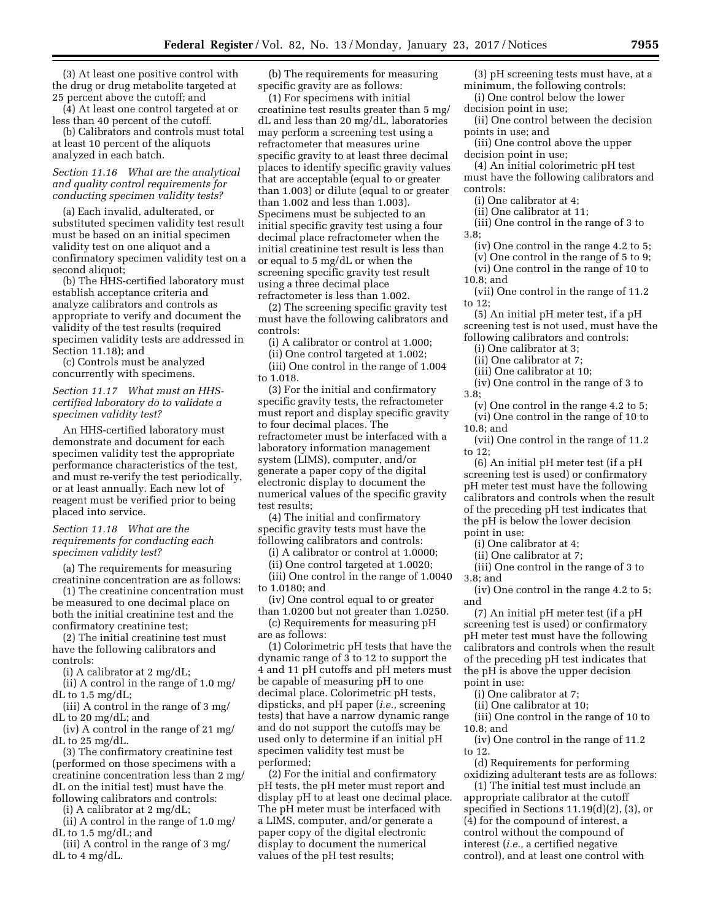(3) At least one positive control with the drug or drug metabolite targeted at 25 percent above the cutoff; and

(4) At least one control targeted at or less than 40 percent of the cutoff.

(b) Calibrators and controls must total at least 10 percent of the aliquots analyzed in each batch.

*Section 11.16 What are the analytical and quality control requirements for conducting specimen validity tests?*

(a) Each invalid, adulterated, or substituted specimen validity test result must be based on an initial specimen validity test on one aliquot and a confirmatory specimen validity test on a second aliquot;

(b) The HHS-certified laboratory must establish acceptance criteria and analyze calibrators and controls as appropriate to verify and document the validity of the test results (required specimen validity tests are addressed in Section 11.18); and

(c) Controls must be analyzed concurrently with specimens.

*Section 11.17 What must an HHS-certified laboratory do to validate a specimen validity test?*

An HHS-certified laboratory must demonstrate and document for each specimen validity test the appropriate performance characteristics of the test, and must re-verify the test periodically, or at least annually. Each new lot of reagent must be verified prior to being placed into service.

*Section 11.18 What are the requirements for conducting each specimen validity test?*

(a) The requirements for measuring creatinine concentration are as follows:

(1) The creatinine concentration must be measured to one decimal place on both the initial creatinine test and the confirmatory creatinine test;

(2) The initial creatinine test must have the following calibrators and controls:

(i) A calibrator at 2 mg/dL;

(ii) A control in the range of 1.0 mg/dL to 1.5 mg/dL;

(iii) A control in the range of 3 mg/dL to 20 mg/dL; and

(iv) A control in the range of 21 mg/dL to 25 mg/dL.

(3) The confirmatory creatinine test (performed on those specimens with a creatinine concentration less than 2 mg/dL on the initial test) must have the following calibrators and controls:

(i) A calibrator at 2 mg/dL;

(ii) A control in the range of 1.0 mg/dL to 1.5 mg/dL; and

(iii) A control in the range of 3 mg/dL to 4 mg/dL.

(b) The requirements for measuring specific gravity are as follows:

(1) For specimens with initial creatinine test results greater than 5 mg/dL and less than 20 mg/dL, laboratories may perform a screening test using a refractometer that measures urine specific gravity to at least three decimal places to identify specific gravity values that are acceptable (equal to or greater than 1.003) or dilute (equal to or greater than 1.002 and less than 1.003). Specimens must be subjected to an initial specific gravity test using a four decimal place refractometer when the initial creatinine test result is less than or equal to 5 mg/dL or when the screening specific gravity test result using a three decimal place refractometer is less than 1.002.

(2) The screening specific gravity test must have the following calibrators and controls:

(i) A calibrator or control at 1.000;

(ii) One control targeted at 1.002;

(iii) One control in the range of 1.004 to 1.018.

(3) For the initial and confirmatory specific gravity tests, the refractometer must report and display specific gravity to four decimal places. The refractometer must be interfaced with a laboratory information management system (LIMS), computer, and/or generate a paper copy of the digital electronic display to document the numerical values of the specific gravity test results;

(4) The initial and confirmatory specific gravity tests must have the following calibrators and controls:

(i) A calibrator or control at 1.0000;

(ii) One control targeted at 1.0020;

(iii) One control in the range of 1.0040 to 1.0180; and

(iv) One control equal to or greater than 1.0200 but not greater than 1.0250.

(c) Requirements for measuring pH are as follows:

(1) Colorimetric pH tests that have the dynamic range of 3 to 12 to support the 4 and 11 pH cutoffs and pH meters must be capable of measuring pH to one decimal place. Colorimetric pH tests, dipsticks, and pH paper (*i.e.,* screening tests) that have a narrow dynamic range and do not support the cutoffs may be used only to determine if an initial pH specimen validity test must be performed;

(2) For the initial and confirmatory pH tests, the pH meter must report and display pH to at least one decimal place. The pH meter must be interfaced with a LIMS, computer, and/or generate a paper copy of the digital electronic display to document the numerical values of the pH test results;

(3) pH screening tests must have, at a minimum, the following controls:

(i) One control below the lower decision point in use;

(ii) One control between the decision points in use; and

(iii) One control above the upper decision point in use;

(4) An initial colorimetric pH test must have the following calibrators and controls:

(i) One calibrator at 4;

(ii) One calibrator at 11;

(iii) One control in the range of 3 to 3.8;

(iv) One control in the range 4.2 to 5;

(v) One control in the range of 5 to 9;

(vi) One control in the range of 10 to 10.8; and

(vii) One control in the range of 11.2 to 12;

(5) An initial pH meter test, if a pH screening test is not used, must have the following calibrators and controls:

(i) One calibrator at 3;

(ii) One calibrator at 7;

(iii) One calibrator at 10;

(iv) One control in the range of 3 to 3.8;

(v) One control in the range 4.2 to 5;

(vi) One control in the range of 10 to 10.8; and

(vii) One control in the range of 11.2 to 12;

(6) An initial pH meter test (if a pH screening test is used) or confirmatory pH meter test must have the following calibrators and controls when the result of the preceding pH test indicates that the pH is below the lower decision point in use:

(i) One calibrator at 4;

(ii) One calibrator at 7;

(iii) One control in the range of 3 to 3.8; and

(iv) One control in the range 4.2 to 5; and

(7) An initial pH meter test (if a pH screening test is used) or confirmatory pH meter test must have the following calibrators and controls when the result of the preceding pH test indicates that the pH is above the upper decision point in use:

(i) One calibrator at 7;

(ii) One calibrator at 10;

(iii) One control in the range of 10 to 10.8; and

(iv) One control in the range of 11.2 to 12.

(d) Requirements for performing oxidizing adulterant tests are as follows:

(1) The initial test must include an appropriate calibrator at the cutoff specified in Sections 11.19(d)(2), (3), or (4) for the compound of interest, a control without the compound of interest (*i.e.,* a certified negative control), and at least one control with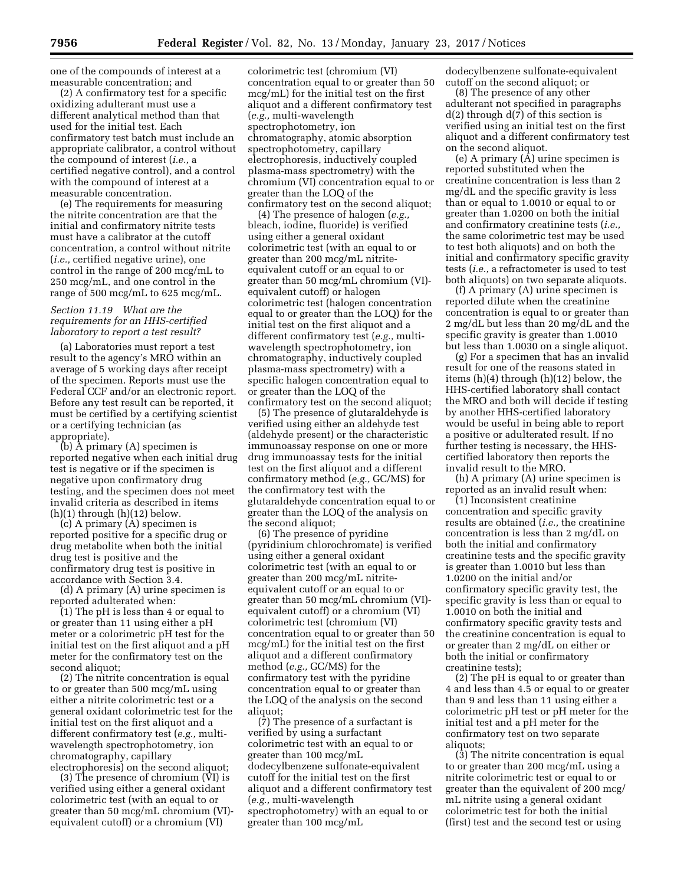one of the compounds of interest at a measurable concentration; and

(2) A confirmatory test for a specific oxidizing adulterant must use a different analytical method than that used for the initial test. Each confirmatory test batch must include an appropriate calibrator, a control without the compound of interest (*i.e.,* a certified negative control), and a control with the compound of interest at a measurable concentration.

(e) The requirements for measuring the nitrite concentration are that the initial and confirmatory nitrite tests must have a calibrator at the cutoff concentration, a control without nitrite (*i.e.,* certified negative urine), one control in the range of 200 mcg/mL to 250 mcg/mL, and one control in the range of 500 mcg/mL to 625 mcg/mL.

### *Section 11.19 What are the requirements for an HHS-certified laboratory to report a test result?*

(a) Laboratories must report a test result to the agency's MRO within an average of 5 working days after receipt of the specimen. Reports must use the Federal CCF and/or an electronic report. Before any test result can be reported, it must be certified by a certifying scientist or a certifying technician (as appropriate).

(b) A primary (A) specimen is reported negative when each initial drug test is negative or if the specimen is negative upon confirmatory drug testing, and the specimen does not meet invalid criteria as described in items (h)(1) through (h)(12) below.

(c) A primary (A) specimen is reported positive for a specific drug or drug metabolite when both the initial drug test is positive and the confirmatory drug test is positive in accordance with Section 3.4.

(d) A primary (A) urine specimen is reported adulterated when:

(1) The pH is less than 4 or equal to or greater than 11 using either a pH meter or a colorimetric pH test for the initial test on the first aliquot and a pH meter for the confirmatory test on the second aliquot;

(2) The nitrite concentration is equal to or greater than 500 mcg/mL using either a nitrite colorimetric test or a general oxidant colorimetric test for the initial test on the first aliquot and a different confirmatory test (*e.g.,* multi-wavelength spectrophotometry, ion chromatography, capillary electrophoresis) on the second aliquot;

(3) The presence of chromium (VI) is verified using either a general oxidant colorimetric test (with an equal to or greater than 50 mcg/mL chromium (VI)-equivalent cutoff) or a chromium (VI) colorimetric test (chromium (VI) concentration equal to or greater than 50 mcg/mL) for the initial test on the first aliquot and a different confirmatory test (*e.g.,* multi-wavelength spectrophotometry, ion chromatography, atomic absorption spectrophotometry, capillary electrophoresis, inductively coupled plasma-mass spectrometry) with the chromium (VI) concentration equal to or greater than the LOQ of the confirmatory test on the second aliquot;

(4) The presence of halogen (*e.g.,* bleach, iodine, fluoride) is verified using either a general oxidant colorimetric test (with an equal to or greater than 200 mcg/mL nitrite-equivalent cutoff or an equal to or greater than 50 mcg/mL chromium (VI)-equivalent cutoff) or halogen colorimetric test (halogen concentration equal to or greater than the LOQ) for the initial test on the first aliquot and a different confirmatory test (*e.g.,* multi-wavelength spectrophotometry, ion chromatography, inductively coupled plasma-mass spectrometry) with a specific halogen concentration equal to or greater than the LOQ of the confirmatory test on the second aliquot;

(5) The presence of glutaraldehyde is verified using either an aldehyde test (aldehyde present) or the characteristic immunoassay response on one or more drug immunoassay tests for the initial test on the first aliquot and a different confirmatory method (*e.g.,* GC/MS) for the confirmatory test with the glutaraldehyde concentration equal to or greater than the LOQ of the analysis on the second aliquot;

(6) The presence of pyridine (pyridinium chlorochromate) is verified using either a general oxidant colorimetric test (with an equal to or greater than 200 mcg/mL nitrite-equivalent cutoff or an equal to or greater than 50 mcg/mL chromium (VI)-equivalent cutoff) or a chromium (VI) colorimetric test (chromium (VI) concentration equal to or greater than 50 mcg/mL) for the initial test on the first aliquot and a different confirmatory method (*e.g.,* GC/MS) for the confirmatory test with the pyridine concentration equal to or greater than the LOQ of the analysis on the second aliquot;

(7) The presence of a surfactant is verified by using a surfactant colorimetric test with an equal to or greater than 100 mcg/mL dodecylbenzene sulfonate-equivalent cutoff for the initial test on the first aliquot and a different confirmatory test (*e.g.,* multi-wavelength spectrophotometry) with an equal to or greater than 100 mcg/mL dodecylbenzene sulfonate-equivalent cutoff on the second aliquot; or

(8) The presence of any other adulterant not specified in paragraphs d(2) through d(7) of this section is verified using an initial test on the first aliquot and a different confirmatory test on the second aliquot.

(e) A primary (A) urine specimen is reported substituted when the creatinine concentration is less than 2 mg/dL and the specific gravity is less than or equal to 1.0010 or equal to or greater than 1.0200 on both the initial and confirmatory creatinine tests (*i.e.,* the same colorimetric test may be used to test both aliquots) and on both the initial and confirmatory specific gravity tests (*i.e.,* a refractometer is used to test both aliquots) on two separate aliquots.

(f) A primary (A) urine specimen is reported dilute when the creatinine concentration is equal to or greater than 2 mg/dL but less than 20 mg/dL and the specific gravity is greater than 1.0010 but less than 1.0030 on a single aliquot.

(g) For a specimen that has an invalid result for one of the reasons stated in items (h)(4) through (h)(12) below, the HHS-certified laboratory shall contact the MRO and both will decide if testing by another HHS-certified laboratory would be useful in being able to report a positive or adulterated result. If no further testing is necessary, the HHS-certified laboratory then reports the invalid result to the MRO.

(h) A primary (A) urine specimen is reported as an invalid result when:

(1) Inconsistent creatinine concentration and specific gravity results are obtained (*i.e.,* the creatinine concentration is less than 2 mg/dL on both the initial and confirmatory creatinine tests and the specific gravity is greater than 1.0010 but less than 1.0200 on the initial and/or confirmatory specific gravity test, the specific gravity is less than or equal to 1.0010 on both the initial and confirmatory specific gravity tests and the creatinine concentration is equal to or greater than 2 mg/dL on either or both the initial or confirmatory creatinine tests);

(2) The pH is equal to or greater than 4 and less than 4.5 or equal to or greater than 9 and less than 11 using either a colorimetric pH test or pH meter for the initial test and a pH meter for the confirmatory test on two separate aliquots;

(3) The nitrite concentration is equal to or greater than 200 mcg/mL using a nitrite colorimetric test or equal to or greater than the equivalent of 200 mcg/mL nitrite using a general oxidant colorimetric test for both the initial (first) test and the second test or using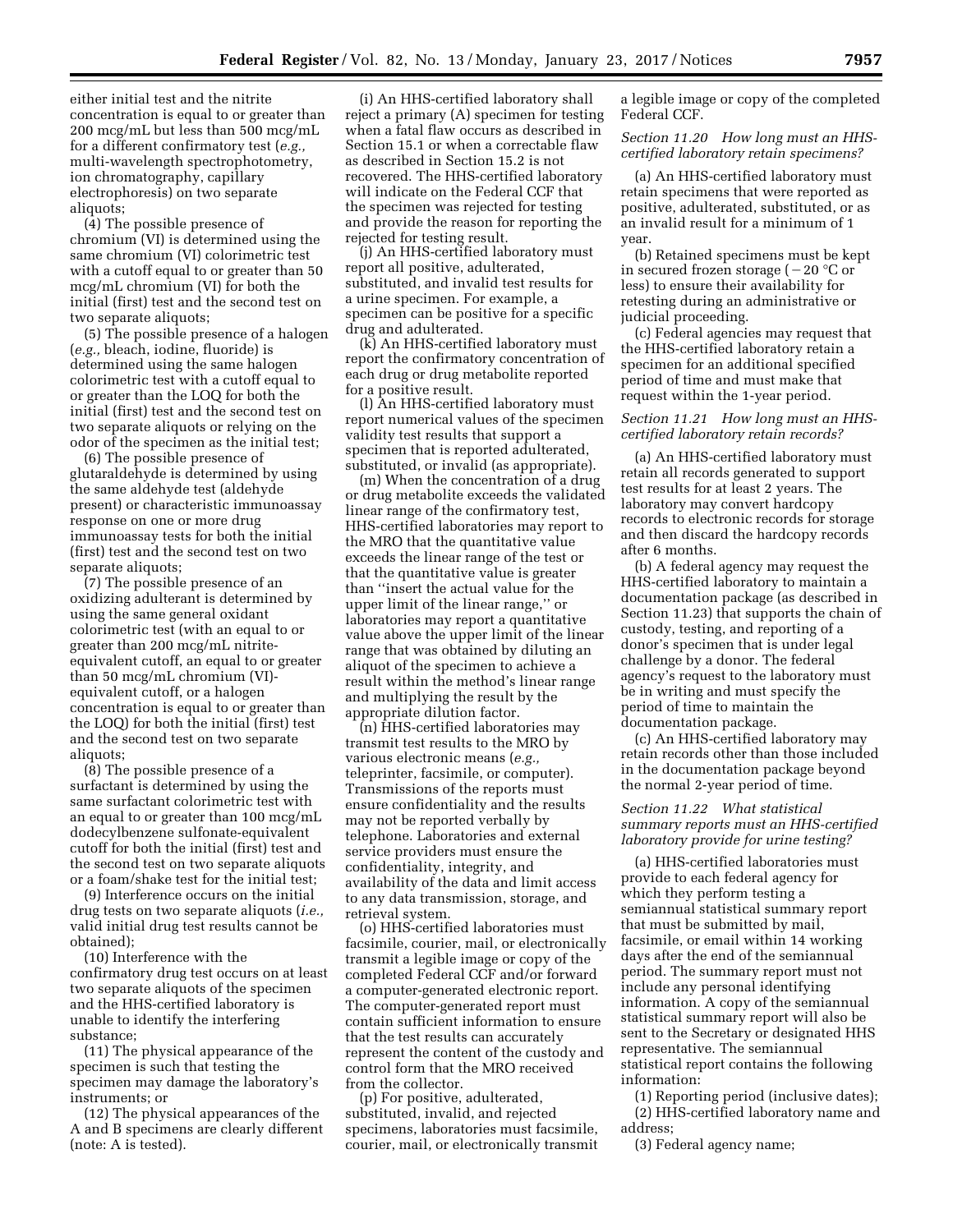either initial test and the nitrite concentration is equal to or greater than 200 mcg/mL but less than 500 mcg/mL for a different confirmatory test (*e.g.,* multi-wavelength spectrophotometry, ion chromatography, capillary electrophoresis) on two separate aliquots;

(4) The possible presence of chromium (VI) is determined using the same chromium (VI) colorimetric test with a cutoff equal to or greater than 50 mcg/mL chromium (VI) for both the initial (first) test and the second test on two separate aliquots;

(5) The possible presence of a halogen (*e.g.,* bleach, iodine, fluoride) is determined using the same halogen colorimetric test with a cutoff equal to or greater than the LOQ for both the initial (first) test and the second test on two separate aliquots or relying on the odor of the specimen as the initial test;

(6) The possible presence of glutaraldehyde is determined by using the same aldehyde test (aldehyde present) or characteristic immunoassay response on one or more drug immunoassay tests for both the initial (first) test and the second test on two separate aliquots;

(7) The possible presence of an oxidizing adulterant is determined by using the same general oxidant colorimetric test (with an equal to or greater than 200 mcg/mL nitrite-equivalent cutoff, an equal to or greater than 50 mcg/mL chromium (VI)-equivalent cutoff, or a halogen concentration is equal to or greater than the LOQ) for both the initial (first) test and the second test on two separate aliquots;

(8) The possible presence of a surfactant is determined by using the same surfactant colorimetric test with an equal to or greater than 100 mcg/mL dodecylbenzene sulfonate-equivalent cutoff for both the initial (first) test and the second test on two separate aliquots or a foam/shake test for the initial test;

(9) Interference occurs on the initial drug tests on two separate aliquots (*i.e.,* valid initial drug test results cannot be obtained);

(10) Interference with the confirmatory drug test occurs on at least two separate aliquots of the specimen and the HHS-certified laboratory is unable to identify the interfering substance;

(11) The physical appearance of the specimen is such that testing the specimen may damage the laboratory's instruments; or

(12) The physical appearances of the A and B specimens are clearly different (note: A is tested).

(i) An HHS-certified laboratory shall reject a primary (A) specimen for testing when a fatal flaw occurs as described in Section 15.1 or when a correctable flaw as described in Section 15.2 is not recovered. The HHS-certified laboratory will indicate on the Federal CCF that the specimen was rejected for testing and provide the reason for reporting the rejected for testing result.

(j) An HHS-certified laboratory must report all positive, adulterated, substituted, and invalid test results for a urine specimen. For example, a specimen can be positive for a specific drug and adulterated.

(k) An HHS-certified laboratory must report the confirmatory concentration of each drug or drug metabolite reported for a positive result.

(l) An HHS-certified laboratory must report numerical values of the specimen validity test results that support a specimen that is reported adulterated, substituted, or invalid (as appropriate).

(m) When the concentration of a drug or drug metabolite exceeds the validated linear range of the confirmatory test, HHS-certified laboratories may report to the MRO that the quantitative value exceeds the linear range of the test or that the quantitative value is greater than ''insert the actual value for the upper limit of the linear range,'' or laboratories may report a quantitative value above the upper limit of the linear range that was obtained by diluting an aliquot of the specimen to achieve a result within the method's linear range and multiplying the result by the appropriate dilution factor.

(n) HHS-certified laboratories may transmit test results to the MRO by various electronic means (*e.g.,* teleprinter, facsimile, or computer). Transmissions of the reports must ensure confidentiality and the results may not be reported verbally by telephone. Laboratories and external service providers must ensure the confidentiality, integrity, and availability of the data and limit access to any data transmission, storage, and retrieval system.

(o) HHS-certified laboratories must facsimile, courier, mail, or electronically transmit a legible image or copy of the completed Federal CCF and/or forward a computer-generated electronic report. The computer-generated report must contain sufficient information to ensure that the test results can accurately represent the content of the custody and control form that the MRO received from the collector.

(p) For positive, adulterated, substituted, invalid, and rejected specimens, laboratories must facsimile, courier, mail, or electronically transmit a legible image or copy of the completed Federal CCF.

*Section 11.20 How long must an HHS-certified laboratory retain specimens?*

(a) An HHS-certified laboratory must retain specimens that were reported as positive, adulterated, substituted, or as an invalid result for a minimum of 1 year.

(b) Retained specimens must be kept in secured frozen storage (−20 °C or less) to ensure their availability for retesting during an administrative or judicial proceeding.

(c) Federal agencies may request that the HHS-certified laboratory retain a specimen for an additional specified period of time and must make that request within the 1-year period.

*Section 11.21 How long must an HHS-certified laboratory retain records?*

(a) An HHS-certified laboratory must retain all records generated to support test results for at least 2 years. The laboratory may convert hardcopy records to electronic records for storage and then discard the hardcopy records after 6 months.

(b) A federal agency may request the HHS-certified laboratory to maintain a documentation package (as described in Section 11.23) that supports the chain of custody, testing, and reporting of a donor's specimen that is under legal challenge by a donor. The federal agency's request to the laboratory must be in writing and must specify the period of time to maintain the documentation package.

(c) An HHS-certified laboratory may retain records other than those included in the documentation package beyond the normal 2-year period of time.

*Section 11.22 What statistical summary reports must an HHS-certified laboratory provide for urine testing?*

(a) HHS-certified laboratories must provide to each federal agency for which they perform testing a semiannual statistical summary report that must be submitted by mail, facsimile, or email within 14 working days after the end of the semiannual period. The summary report must not include any personal identifying information. A copy of the semiannual statistical summary report will also be sent to the Secretary or designated HHS representative. The semiannual statistical report contains the following information:

(1) Reporting period (inclusive dates);

(2) HHS-certified laboratory name and address;

(3) Federal agency name;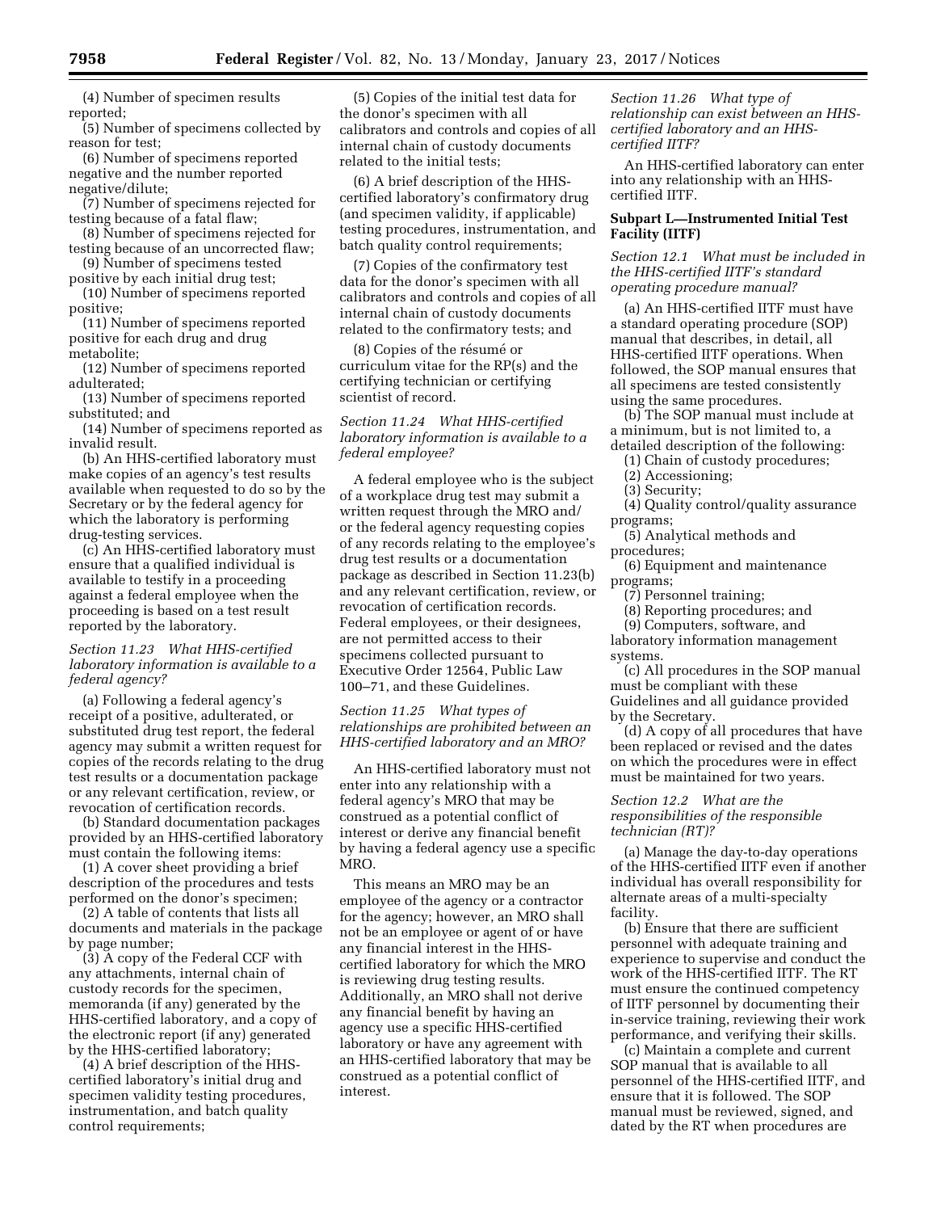(4) Number of specimen results reported;

(5) Number of specimens collected by reason for test;

(6) Number of specimens reported negative and the number reported negative/dilute;

(7) Number of specimens rejected for testing because of a fatal flaw;

(8) Number of specimens rejected for testing because of an uncorrected flaw;

(9) Number of specimens tested positive by each initial drug test;

(10) Number of specimens reported positive;

(11) Number of specimens reported positive for each drug and drug metabolite;

(12) Number of specimens reported adulterated;

(13) Number of specimens reported substituted; and

(14) Number of specimens reported as invalid result.

(b) An HHS-certified laboratory must make copies of an agency's test results available when requested to do so by the Secretary or by the federal agency for which the laboratory is performing drug-testing services.

(c) An HHS-certified laboratory must ensure that a qualified individual is available to testify in a proceeding against a federal employee when the proceeding is based on a test result reported by the laboratory.

*Section 11.23 What HHS-certified laboratory information is available to a federal agency?*

(a) Following a federal agency's receipt of a positive, adulterated, or substituted drug test report, the federal agency may submit a written request for copies of the records relating to the drug test results or a documentation package or any relevant certification, review, or revocation of certification records.

(b) Standard documentation packages provided by an HHS-certified laboratory must contain the following items:

(1) A cover sheet providing a brief description of the procedures and tests performed on the donor's specimen;

(2) A table of contents that lists all documents and materials in the package by page number;

(3) A copy of the Federal CCF with any attachments, internal chain of custody records for the specimen, memoranda (if any) generated by the HHS-certified laboratory, and a copy of the electronic report (if any) generated by the HHS-certified laboratory;

(4) A brief description of the HHS-certified laboratory's initial drug and specimen validity testing procedures, instrumentation, and batch quality control requirements;

(5) Copies of the initial test data for the donor's specimen with all calibrators and controls and copies of all internal chain of custody documents related to the initial tests;

(6) A brief description of the HHS-certified laboratory's confirmatory drug (and specimen validity, if applicable) testing procedures, instrumentation, and batch quality control requirements;

(7) Copies of the confirmatory test data for the donor's specimen with all calibrators and controls and copies of all internal chain of custody documents related to the confirmatory tests; and

(8) Copies of the résumé or curriculum vitae for the RP(s) and the certifying technician or certifying scientist of record.

*Section 11.24 What HHS-certified laboratory information is available to a federal employee?*

A federal employee who is the subject of a workplace drug test may submit a written request through the MRO and/or the federal agency requesting copies of any records relating to the employee's drug test results or a documentation package as described in Section 11.23(b) and any relevant certification, review, or revocation of certification records. Federal employees, or their designees, are not permitted access to their specimens collected pursuant to Executive Order 12564, Public Law 100–71, and these Guidelines.

*Section 11.25 What types of relationships are prohibited between an HHS-certified laboratory and an MRO?*

An HHS-certified laboratory must not enter into any relationship with a federal agency's MRO that may be construed as a potential conflict of interest or derive any financial benefit by having a federal agency use a specific MRO.

This means an MRO may be an employee of the agency or a contractor for the agency; however, an MRO shall not be an employee or agent of or have any financial interest in the HHS-certified laboratory for which the MRO is reviewing drug testing results. Additionally, an MRO shall not derive any financial benefit by having an agency use a specific HHS-certified laboratory or have any agreement with an HHS-certified laboratory that may be construed as a potential conflict of interest.

*Section 11.26 What type of relationship can exist between an HHS-certified laboratory and an HHS-certified IITF?*

An HHS-certified laboratory can enter into any relationship with an HHS-certified IITF.

**Subpart L—Instrumented Initial Test Facility (IITF)**

*Section 12.1 What must be included in the HHS-certified IITF's standard operating procedure manual?*

(a) An HHS-certified IITF must have a standard operating procedure (SOP) manual that describes, in detail, all HHS-certified IITF operations. When followed, the SOP manual ensures that all specimens are tested consistently using the same procedures.

(b) The SOP manual must include at a minimum, but is not limited to, a detailed description of the following:

(1) Chain of custody procedures;

(2) Accessioning;

(3) Security;

(4) Quality control/quality assurance programs;

(5) Analytical methods and procedures;

(6) Equipment and maintenance programs;

(7) Personnel training;

(8) Reporting procedures; and

(9) Computers, software, and laboratory information management systems.

(c) All procedures in the SOP manual must be compliant with these Guidelines and all guidance provided by the Secretary.

(d) A copy of all procedures that have been replaced or revised and the dates on which the procedures were in effect must be maintained for two years.

*Section 12.2 What are the responsibilities of the responsible technician (RT)?*

(a) Manage the day-to-day operations of the HHS-certified IITF even if another individual has overall responsibility for alternate areas of a multi-specialty facility.

(b) Ensure that there are sufficient personnel with adequate training and experience to supervise and conduct the work of the HHS-certified IITF. The RT must ensure the continued competency of IITF personnel by documenting their in-service training, reviewing their work performance, and verifying their skills.

(c) Maintain a complete and current SOP manual that is available to all personnel of the HHS-certified IITF, and ensure that it is followed. The SOP manual must be reviewed, signed, and dated by the RT when procedures are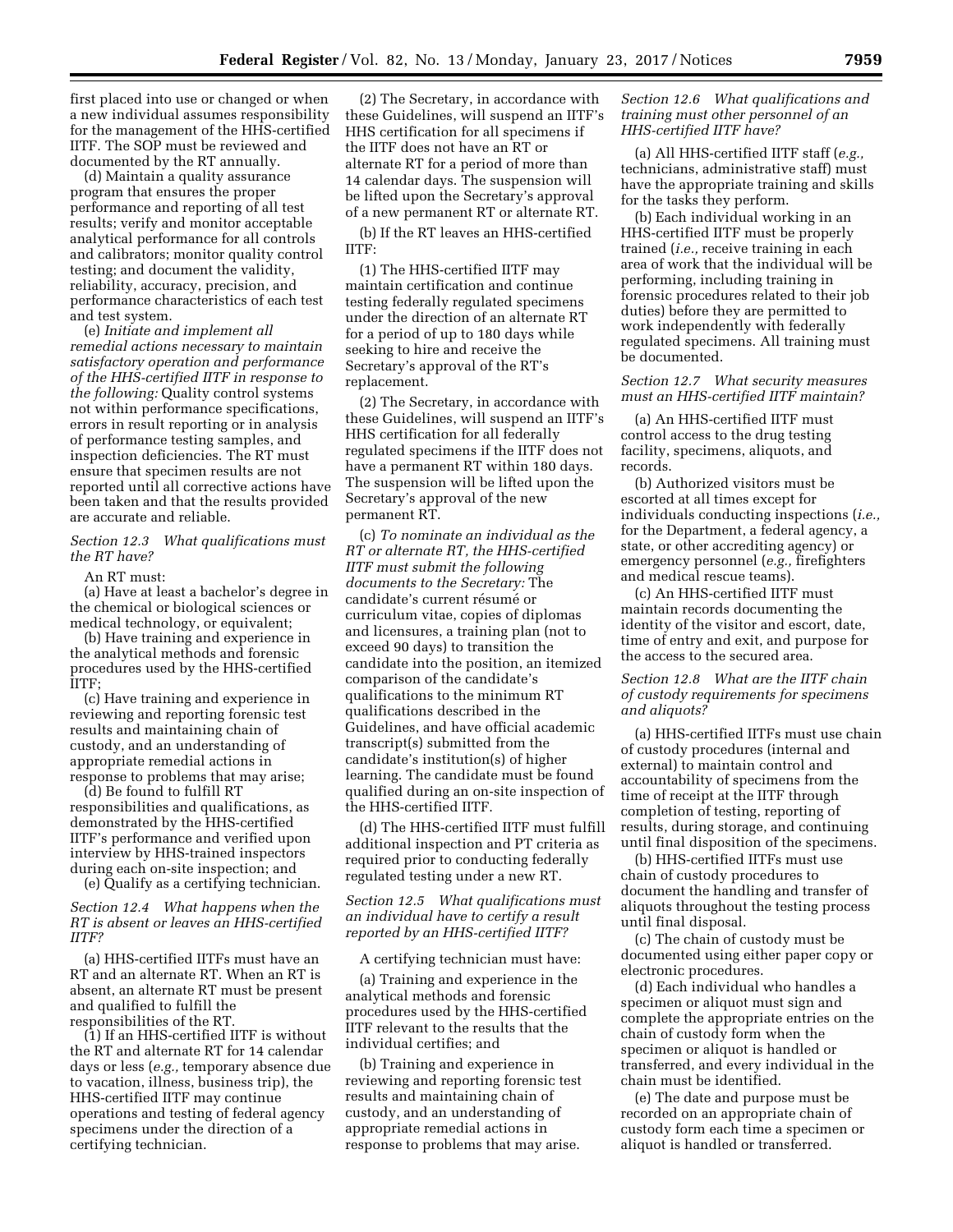first placed into use or changed or when a new individual assumes responsibility for the management of the HHS-certified IITF. The SOP must be reviewed and documented by the RT annually.

(d) Maintain a quality assurance program that ensures the proper performance and reporting of all test results; verify and monitor acceptable analytical performance for all controls and calibrators; monitor quality control testing; and document the validity, reliability, accuracy, precision, and performance characteristics of each test and test system.

(e) *Initiate and implement all remedial actions necessary to maintain satisfactory operation and performance of the HHS-certified IITF in response to the following:* Quality control systems not within performance specifications, errors in result reporting or in analysis of performance testing samples, and inspection deficiencies. The RT must ensure that specimen results are not reported until all corrective actions have been taken and that the results provided are accurate and reliable.

*Section 12.3 What qualifications must the RT have?*

An RT must:

(a) Have at least a bachelor's degree in the chemical or biological sciences or medical technology, or equivalent;

(b) Have training and experience in the analytical methods and forensic procedures used by the HHS-certified IITF;

(c) Have training and experience in reviewing and reporting forensic test results and maintaining chain of custody, and an understanding of appropriate remedial actions in response to problems that may arise;

(d) Be found to fulfill RT responsibilities and qualifications, as demonstrated by the HHS-certified IITF's performance and verified upon interview by HHS-trained inspectors during each on-site inspection; and

(e) Qualify as a certifying technician.

*Section 12.4 What happens when the RT is absent or leaves an HHS-certified IITF?*

(a) HHS-certified IITFs must have an RT and an alternate RT. When an RT is absent, an alternate RT must be present and qualified to fulfill the responsibilities of the RT.

(1) If an HHS-certified IITF is without the RT and alternate RT for 14 calendar days or less (*e.g.,* temporary absence due to vacation, illness, business trip), the HHS-certified IITF may continue operations and testing of federal agency specimens under the direction of a certifying technician.

(2) The Secretary, in accordance with these Guidelines, will suspend an IITF's HHS certification for all specimens if the IITF does not have an RT or alternate RT for a period of more than 14 calendar days. The suspension will be lifted upon the Secretary's approval of a new permanent RT or alternate RT.

(b) If the RT leaves an HHS-certified IITF:

(1) The HHS-certified IITF may maintain certification and continue testing federally regulated specimens under the direction of an alternate RT for a period of up to 180 days while seeking to hire and receive the Secretary's approval of the RT's replacement.

(2) The Secretary, in accordance with these Guidelines, will suspend an IITF's HHS certification for all federally regulated specimens if the IITF does not have a permanent RT within 180 days. The suspension will be lifted upon the Secretary's approval of the new permanent RT.

(c) *To nominate an individual as the RT or alternate RT, the HHS-certified IITF must submit the following documents to the Secretary:* The candidate's current résumé or curriculum vitae, copies of diplomas and licensures, a training plan (not to exceed 90 days) to transition the candidate into the position, an itemized comparison of the candidate's qualifications to the minimum RT qualifications described in the Guidelines, and have official academic transcript(s) submitted from the candidate's institution(s) of higher learning. The candidate must be found qualified during an on-site inspection of the HHS-certified IITF.

(d) The HHS-certified IITF must fulfill additional inspection and PT criteria as required prior to conducting federally regulated testing under a new RT.

*Section 12.5 What qualifications must an individual have to certify a result reported by an HHS-certified IITF?*

A certifying technician must have:

(a) Training and experience in the analytical methods and forensic procedures used by the HHS-certified IITF relevant to the results that the individual certifies; and

(b) Training and experience in reviewing and reporting forensic test results and maintaining chain of custody, and an understanding of appropriate remedial actions in response to problems that may arise.

*Section 12.6 What qualifications and training must other personnel of an HHS-certified IITF have?*

(a) All HHS-certified IITF staff (*e.g.,* technicians, administrative staff) must have the appropriate training and skills for the tasks they perform.

(b) Each individual working in an HHS-certified IITF must be properly trained (*i.e.,* receive training in each area of work that the individual will be performing, including training in forensic procedures related to their job duties) before they are permitted to work independently with federally regulated specimens. All training must be documented.

*Section 12.7 What security measures must an HHS-certified IITF maintain?*

(a) An HHS-certified IITF must control access to the drug testing facility, specimens, aliquots, and records.

(b) Authorized visitors must be escorted at all times except for individuals conducting inspections (*i.e.,* for the Department, a federal agency, a state, or other accrediting agency) or emergency personnel (*e.g.,* firefighters and medical rescue teams).

(c) An HHS-certified IITF must maintain records documenting the identity of the visitor and escort, date, time of entry and exit, and purpose for the access to the secured area.

*Section 12.8 What are the IITF chain of custody requirements for specimens and aliquots?*

(a) HHS-certified IITFs must use chain of custody procedures (internal and external) to maintain control and accountability of specimens from the time of receipt at the IITF through completion of testing, reporting of results, during storage, and continuing until final disposition of the specimens.

(b) HHS-certified IITFs must use chain of custody procedures to document the handling and transfer of aliquots throughout the testing process until final disposal.

(c) The chain of custody must be documented using either paper copy or electronic procedures.

(d) Each individual who handles a specimen or aliquot must sign and complete the appropriate entries on the chain of custody form when the specimen or aliquot is handled or transferred, and every individual in the chain must be identified.

(e) The date and purpose must be recorded on an appropriate chain of custody form each time a specimen or aliquot is handled or transferred.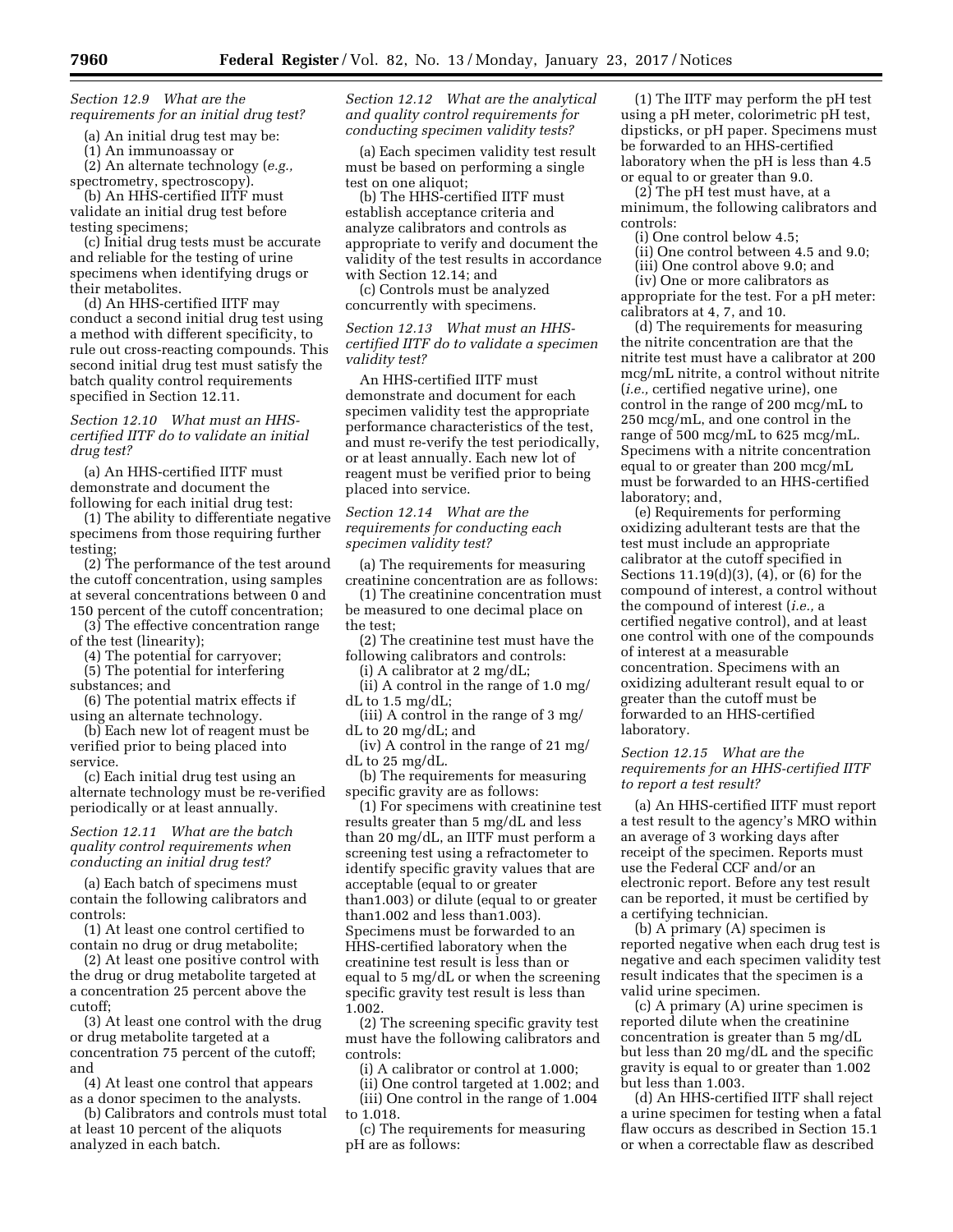*Section 12.9 What are the requirements for an initial drug test?*

(a) An initial drug test may be:

(1) An immunoassay or

(2) An alternate technology (*e.g.,* spectrometry, spectroscopy).

(b) An HHS-certified IITF must validate an initial drug test before testing specimens;

(c) Initial drug tests must be accurate and reliable for the testing of urine specimens when identifying drugs or their metabolites.

(d) An HHS-certified IITF may conduct a second initial drug test using a method with different specificity, to rule out cross-reacting compounds. This second initial drug test must satisfy the batch quality control requirements specified in Section 12.11.

*Section 12.10 What must an HHS-certified IITF do to validate an initial drug test?*

(a) An HHS-certified IITF must demonstrate and document the following for each initial drug test:

(1) The ability to differentiate negative specimens from those requiring further testing;

(2) The performance of the test around the cutoff concentration, using samples at several concentrations between 0 and 150 percent of the cutoff concentration;

(3) The effective concentration range of the test (linearity);

(4) The potential for carryover;

(5) The potential for interfering substances; and

(6) The potential matrix effects if using an alternate technology.

(b) Each new lot of reagent must be verified prior to being placed into service.

(c) Each initial drug test using an alternate technology must be re-verified periodically or at least annually.

*Section 12.11 What are the batch quality control requirements when conducting an initial drug test?*

(a) Each batch of specimens must contain the following calibrators and controls:

(1) At least one control certified to contain no drug or drug metabolite;

(2) At least one positive control with the drug or drug metabolite targeted at a concentration 25 percent above the cutoff;

(3) At least one control with the drug or drug metabolite targeted at a concentration 75 percent of the cutoff; and

(4) At least one control that appears as a donor specimen to the analysts.

(b) Calibrators and controls must total at least 10 percent of the aliquots analyzed in each batch.

*Section 12.12 What are the analytical and quality control requirements for conducting specimen validity tests?*

(a) Each specimen validity test result must be based on performing a single test on one aliquot;

(b) The HHS-certified IITF must establish acceptance criteria and analyze calibrators and controls as appropriate to verify and document the validity of the test results in accordance with Section 12.14; and

(c) Controls must be analyzed concurrently with specimens.

*Section 12.13 What must an HHS-certified IITF do to validate a specimen validity test?*

An HHS-certified IITF must demonstrate and document for each specimen validity test the appropriate performance characteristics of the test, and must re-verify the test periodically, or at least annually. Each new lot of reagent must be verified prior to being placed into service.

*Section 12.14 What are the requirements for conducting each specimen validity test?*

(a) The requirements for measuring creatinine concentration are as follows:

(1) The creatinine concentration must be measured to one decimal place on the test;

(2) The creatinine test must have the following calibrators and controls:

(i) A calibrator at 2 mg/dL;

(ii) A control in the range of 1.0 mg/dL to 1.5 mg/dL;

(iii) A control in the range of 3 mg/dL to 20 mg/dL; and

(iv) A control in the range of 21 mg/dL to 25 mg/dL.

(b) The requirements for measuring specific gravity are as follows:

(1) For specimens with creatinine test results greater than 5 mg/dL and less than 20 mg/dL, an IITF must perform a screening test using a refractometer to identify specific gravity values that are acceptable (equal to or greater than1.003) or dilute (equal to or greater than1.002 and less than1.003). Specimens must be forwarded to an HHS-certified laboratory when the creatinine test result is less than or equal to 5 mg/dL or when the screening specific gravity test result is less than 1.002.

(2) The screening specific gravity test must have the following calibrators and controls:

(i) A calibrator or control at 1.000;

(ii) One control targeted at 1.002; and

(iii) One control in the range of 1.004 to 1.018.

(c) The requirements for measuring pH are as follows:

(1) The IITF may perform the pH test using a pH meter, colorimetric pH test, dipsticks, or pH paper. Specimens must be forwarded to an HHS-certified laboratory when the pH is less than 4.5 or equal to or greater than 9.0.

(2) The pH test must have, at a minimum, the following calibrators and controls:

(i) One control below 4.5;

(ii) One control between 4.5 and 9.0;

(iii) One control above 9.0; and

(iv) One or more calibrators as appropriate for the test. For a pH meter: calibrators at 4, 7, and 10.

(d) The requirements for measuring the nitrite concentration are that the nitrite test must have a calibrator at 200 mcg/mL nitrite, a control without nitrite (*i.e.,* certified negative urine), one control in the range of 200 mcg/mL to 250 mcg/mL, and one control in the range of 500 mcg/mL to 625 mcg/mL. Specimens with a nitrite concentration equal to or greater than 200 mcg/mL must be forwarded to an HHS-certified laboratory; and,

(e) Requirements for performing oxidizing adulterant tests are that the test must include an appropriate calibrator at the cutoff specified in Sections 11.19(d)(3), (4), or (6) for the compound of interest, a control without the compound of interest (*i.e.,* a certified negative control), and at least one control with one of the compounds of interest at a measurable concentration. Specimens with an oxidizing adulterant result equal to or greater than the cutoff must be forwarded to an HHS-certified laboratory.

*Section 12.15 What are the requirements for an HHS-certified IITF to report a test result?*

(a) An HHS-certified IITF must report a test result to the agency's MRO within an average of 3 working days after receipt of the specimen. Reports must use the Federal CCF and/or an electronic report. Before any test result can be reported, it must be certified by a certifying technician.

(b) A primary (A) specimen is reported negative when each drug test is negative and each specimen validity test result indicates that the specimen is a valid urine specimen.

(c) A primary (A) urine specimen is reported dilute when the creatinine concentration is greater than 5 mg/dL but less than 20 mg/dL and the specific gravity is equal to or greater than 1.002 but less than 1.003.

(d) An HHS-certified IITF shall reject a urine specimen for testing when a fatal flaw occurs as described in Section 15.1 or when a correctable flaw as described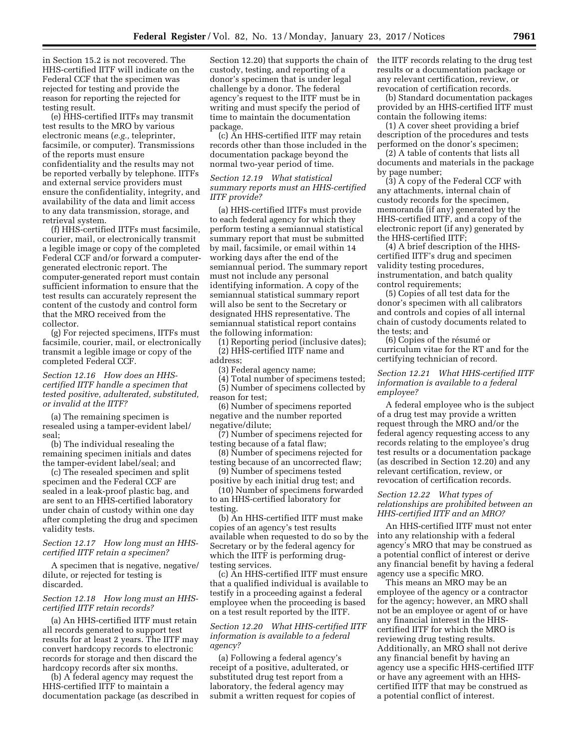in Section 15.2 is not recovered. The HHS-certified IITF will indicate on the Federal CCF that the specimen was rejected for testing and provide the reason for reporting the rejected for testing result.

(e) HHS-certified IITFs may transmit test results to the MRO by various electronic means (*e.g.,* teleprinter, facsimile, or computer). Transmissions of the reports must ensure confidentiality and the results may not be reported verbally by telephone. IITFs and external service providers must ensure the confidentiality, integrity, and availability of the data and limit access to any data transmission, storage, and retrieval system.

(f) HHS-certified IITFs must facsimile, courier, mail, or electronically transmit a legible image or copy of the completed Federal CCF and/or forward a computer-generated electronic report. The computer-generated report must contain sufficient information to ensure that the test results can accurately represent the content of the custody and control form that the MRO received from the collector.

(g) For rejected specimens, IITFs must facsimile, courier, mail, or electronically transmit a legible image or copy of the completed Federal CCF.

*Section 12.16 How does an HHS-certified IITF handle a specimen that tested positive, adulterated, substituted, or invalid at the IITF?*

(a) The remaining specimen is resealed using a tamper-evident label/seal;

(b) The individual resealing the remaining specimen initials and dates the tamper-evident label/seal; and

(c) The resealed specimen and split specimen and the Federal CCF are sealed in a leak-proof plastic bag, and are sent to an HHS-certified laboratory under chain of custody within one day after completing the drug and specimen validity tests.

*Section 12.17 How long must an HHS-certified IITF retain a specimen?*

A specimen that is negative, negative/dilute, or rejected for testing is discarded.

*Section 12.18 How long must an HHS-certified IITF retain records?*

(a) An HHS-certified IITF must retain all records generated to support test results for at least 2 years. The IITF may convert hardcopy records to electronic records for storage and then discard the hardcopy records after six months.

(b) A federal agency may request the HHS-certified IITF to maintain a documentation package (as described in Section 12.20) that supports the chain of custody, testing, and reporting of a donor's specimen that is under legal challenge by a donor. The federal agency's request to the IITF must be in writing and must specify the period of time to maintain the documentation package.

(c) An HHS-certified IITF may retain records other than those included in the documentation package beyond the normal two-year period of time.

*Section 12.19 What statistical summary reports must an HHS-certified IITF provide?*

(a) HHS-certified IITFs must provide to each federal agency for which they perform testing a semiannual statistical summary report that must be submitted by mail, facsimile, or email within 14 working days after the end of the semiannual period. The summary report must not include any personal identifying information. A copy of the semiannual statistical summary report will also be sent to the Secretary or designated HHS representative. The semiannual statistical report contains the following information:

(1) Reporting period (inclusive dates);

(2) HHS-certified IITF name and address;

(3) Federal agency name;

(4) Total number of specimens tested;

(5) Number of specimens collected by reason for test;

(6) Number of specimens reported negative and the number reported negative/dilute;

(7) Number of specimens rejected for testing because of a fatal flaw;

(8) Number of specimens rejected for testing because of an uncorrected flaw;

(9) Number of specimens tested positive by each initial drug test; and

(10) Number of specimens forwarded to an HHS-certified laboratory for testing.

(b) An HHS-certified IITF must make copies of an agency's test results available when requested to do so by the Secretary or by the federal agency for which the IITF is performing drug-testing services.

(c) An HHS-certified IITF must ensure that a qualified individual is available to testify in a proceeding against a federal employee when the proceeding is based on a test result reported by the IITF.

*Section 12.20 What HHS-certified IITF information is available to a federal agency?*

(a) Following a federal agency's receipt of a positive, adulterated, or substituted drug test report from a laboratory, the federal agency may submit a written request for copies of the IITF records relating to the drug test results or a documentation package or any relevant certification, review, or revocation of certification records.

(b) Standard documentation packages provided by an HHS-certified IITF must contain the following items:

(1) A cover sheet providing a brief description of the procedures and tests performed on the donor's specimen;

(2) A table of contents that lists all documents and materials in the package by page number;

(3) A copy of the Federal CCF with any attachments, internal chain of custody records for the specimen, memoranda (if any) generated by the HHS-certified IITF, and a copy of the electronic report (if any) generated by the HHS-certified IITF;

(4) A brief description of the HHS-certified IITF's drug and specimen validity testing procedures, instrumentation, and batch quality control requirements;

(5) Copies of all test data for the donor's specimen with all calibrators and controls and copies of all internal chain of custody documents related to the tests; and

(6) Copies of the résumé or curriculum vitae for the RT and for the certifying technician of record.

*Section 12.21 What HHS-certified IITF information is available to a federal employee?*

A federal employee who is the subject of a drug test may provide a written request through the MRO and/or the federal agency requesting access to any records relating to the employee's drug test results or a documentation package (as described in Section 12.20) and any relevant certification, review, or revocation of certification records.

*Section 12.22 What types of relationships are prohibited between an HHS-certified IITF and an MRO?*

An HHS-certified IITF must not enter into any relationship with a federal agency's MRO that may be construed as a potential conflict of interest or derive any financial benefit by having a federal agency use a specific MRO.

This means an MRO may be an employee of the agency or a contractor for the agency; however, an MRO shall not be an employee or agent of or have any financial interest in the HHS-certified IITF for which the MRO is reviewing drug testing results. Additionally, an MRO shall not derive any financial benefit by having an agency use a specific HHS-certified IITF or have any agreement with an HHS-certified IITF that may be construed as a potential conflict of interest.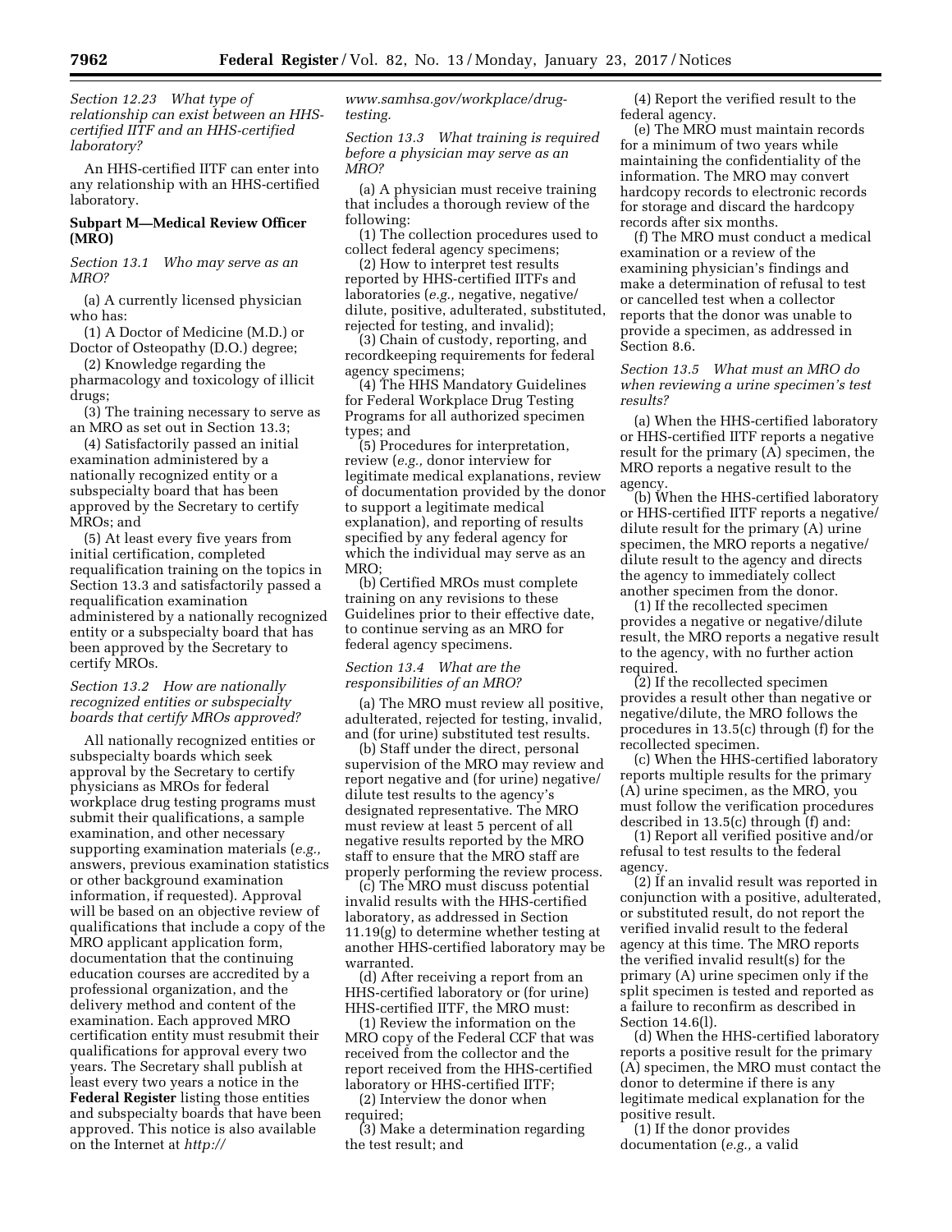*Section 12.23 What type of relationship can exist between an HHS-certified IITF and an HHS-certified laboratory?*

An HHS-certified IITF can enter into any relationship with an HHS-certified laboratory.

**Subpart M—Medical Review Officer (MRO)**

*Section 13.1 Who may serve as an MRO?*

(a) A currently licensed physician who has:

(1) A Doctor of Medicine (M.D.) or Doctor of Osteopathy (D.O.) degree;

(2) Knowledge regarding the pharmacology and toxicology of illicit drugs;

(3) The training necessary to serve as an MRO as set out in Section 13.3;

(4) Satisfactorily passed an initial examination administered by a nationally recognized entity or a subspecialty board that has been approved by the Secretary to certify MROs; and

(5) At least every five years from initial certification, completed requalification training on the topics in Section 13.3 and satisfactorily passed a requalification examination administered by a nationally recognized entity or a subspecialty board that has been approved by the Secretary to certify MROs.

*Section 13.2 How are nationally recognized entities or subspecialty boards that certify MROs approved?*

All nationally recognized entities or subspecialty boards which seek approval by the Secretary to certify physicians as MROs for federal workplace drug testing programs must submit their qualifications, a sample examination, and other necessary supporting examination materials (*e.g.,* answers, previous examination statistics or other background examination information, if requested). Approval will be based on an objective review of qualifications that include a copy of the MRO applicant application form, documentation that the continuing education courses are accredited by a professional organization, and the delivery method and content of the examination. Each approved MRO certification entity must resubmit their qualifications for approval every two years. The Secretary shall publish at least every two years a notice in the **Federal Register** listing those entities and subspecialty boards that have been approved. This notice is also available on the Internet at *http://www.samhsa.gov/workplace/drug-testing.*

*Section 13.3 What training is required before a physician may serve as an MRO?*

(a) A physician must receive training that includes a thorough review of the following:

(1) The collection procedures used to collect federal agency specimens;

(2) How to interpret test results reported by HHS-certified IITFs and laboratories (*e.g.,* negative, negative/dilute, positive, adulterated, substituted, rejected for testing, and invalid);

(3) Chain of custody, reporting, and recordkeeping requirements for federal agency specimens;

(4) The HHS Mandatory Guidelines for Federal Workplace Drug Testing Programs for all authorized specimen types; and

(5) Procedures for interpretation, review (*e.g.,* donor interview for legitimate medical explanations, review of documentation provided by the donor to support a legitimate medical explanation), and reporting of results specified by any federal agency for which the individual may serve as an MRO;

(b) Certified MROs must complete training on any revisions to these Guidelines prior to their effective date, to continue serving as an MRO for federal agency specimens.

*Section 13.4 What are the responsibilities of an MRO?*

(a) The MRO must review all positive, adulterated, rejected for testing, invalid, and (for urine) substituted test results.

(b) Staff under the direct, personal supervision of the MRO may review and report negative and (for urine) negative/dilute test results to the agency's designated representative. The MRO must review at least 5 percent of all negative results reported by the MRO staff to ensure that the MRO staff are properly performing the review process.

(c) The MRO must discuss potential invalid results with the HHS-certified laboratory, as addressed in Section 11.19(g) to determine whether testing at another HHS-certified laboratory may be warranted.

(d) After receiving a report from an HHS-certified laboratory or (for urine) HHS-certified IITF, the MRO must:

(1) Review the information on the MRO copy of the Federal CCF that was received from the collector and the report received from the HHS-certified laboratory or HHS-certified IITF;

(2) Interview the donor when required;

(3) Make a determination regarding the test result; and

(4) Report the verified result to the federal agency.

(e) The MRO must maintain records for a minimum of two years while maintaining the confidentiality of the information. The MRO may convert hardcopy records to electronic records for storage and discard the hardcopy records after six months.

(f) The MRO must conduct a medical examination or a review of the examining physician's findings and make a determination of refusal to test or cancelled test when a collector reports that the donor was unable to provide a specimen, as addressed in Section 8.6.

*Section 13.5 What must an MRO do when reviewing a urine specimen's test results?*

(a) When the HHS-certified laboratory or HHS-certified IITF reports a negative result for the primary (A) specimen, the MRO reports a negative result to the agency.

(b) When the HHS-certified laboratory or HHS-certified IITF reports a negative/dilute result for the primary (A) urine specimen, the MRO reports a negative/dilute result to the agency and directs the agency to immediately collect another specimen from the donor.

(1) If the recollected specimen provides a negative or negative/dilute result, the MRO reports a negative result to the agency, with no further action required.

(2) If the recollected specimen provides a result other than negative or negative/dilute, the MRO follows the procedures in 13.5(c) through (f) for the recollected specimen.

(c) When the HHS-certified laboratory reports multiple results for the primary (A) urine specimen, as the MRO, you must follow the verification procedures described in 13.5(c) through (f) and:

(1) Report all verified positive and/or refusal to test results to the federal agency.

(2) If an invalid result was reported in conjunction with a positive, adulterated, or substituted result, do not report the verified invalid result to the federal agency at this time. The MRO reports the verified invalid result(s) for the primary (A) urine specimen only if the split specimen is tested and reported as a failure to reconfirm as described in Section 14.6(l).

(d) When the HHS-certified laboratory reports a positive result for the primary (A) specimen, the MRO must contact the donor to determine if there is any legitimate medical explanation for the positive result.

(1) If the donor provides documentation (*e.g.,* a valid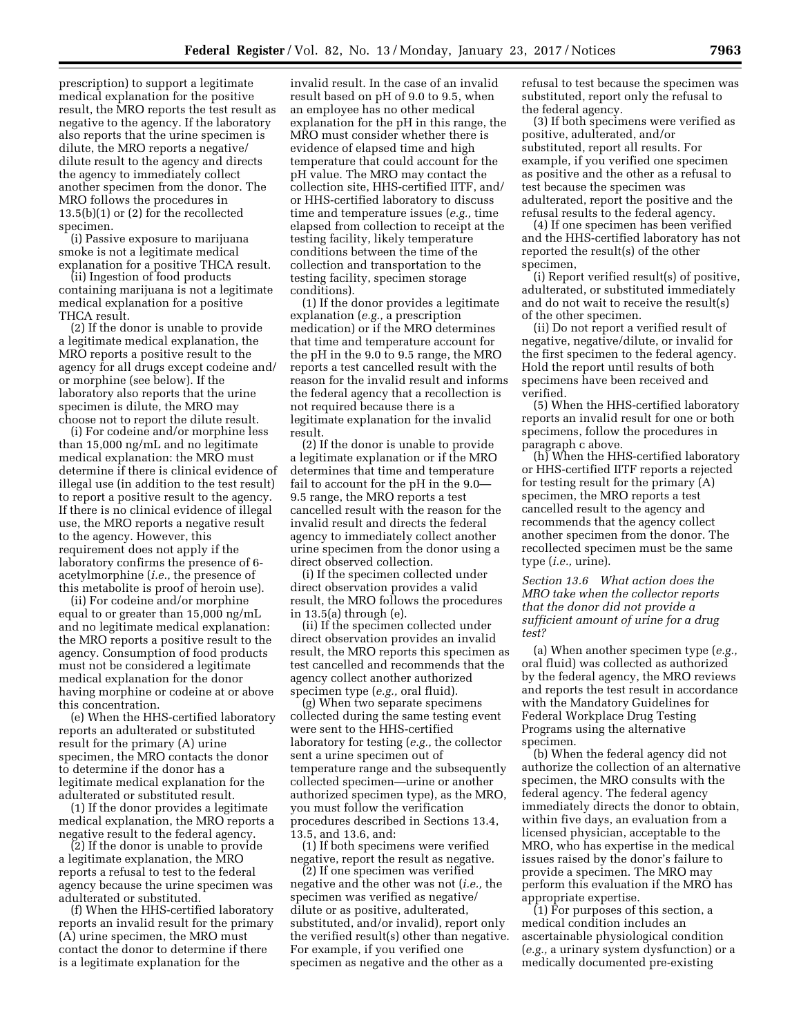prescription) to support a legitimate medical explanation for the positive result, the MRO reports the test result as negative to the agency. If the laboratory also reports that the urine specimen is dilute, the MRO reports a negative/dilute result to the agency and directs the agency to immediately collect another specimen from the donor. The MRO follows the procedures in 13.5(b)(1) or (2) for the recollected specimen.

(i) Passive exposure to marijuana smoke is not a legitimate medical explanation for a positive THCA result.

(ii) Ingestion of food products containing marijuana is not a legitimate medical explanation for a positive THCA result.

(2) If the donor is unable to provide a legitimate medical explanation, the MRO reports a positive result to the agency for all drugs except codeine and/or morphine (see below). If the laboratory also reports that the urine specimen is dilute, the MRO may choose not to report the dilute result.

(i) For codeine and/or morphine less than 15,000 ng/mL and no legitimate medical explanation: the MRO must determine if there is clinical evidence of illegal use (in addition to the test result) to report a positive result to the agency. If there is no clinical evidence of illegal use, the MRO reports a negative result to the agency. However, this requirement does not apply if the laboratory confirms the presence of 6-acetylmorphine (*i.e.,* the presence of this metabolite is proof of heroin use).

(ii) For codeine and/or morphine equal to or greater than 15,000 ng/mL and no legitimate medical explanation: the MRO reports a positive result to the agency. Consumption of food products must not be considered a legitimate medical explanation for the donor having morphine or codeine at or above this concentration.

(e) When the HHS-certified laboratory reports an adulterated or substituted result for the primary (A) urine specimen, the MRO contacts the donor to determine if the donor has a legitimate medical explanation for the adulterated or substituted result.

(1) If the donor provides a legitimate medical explanation, the MRO reports a negative result to the federal agency.

(2) If the donor is unable to provide a legitimate explanation, the MRO reports a refusal to test to the federal agency because the urine specimen was adulterated or substituted.

(f) When the HHS-certified laboratory reports an invalid result for the primary (A) urine specimen, the MRO must contact the donor to determine if there is a legitimate explanation for the invalid result. In the case of an invalid result based on pH of 9.0 to 9.5, when an employee has no other medical explanation for the pH in this range, the MRO must consider whether there is evidence of elapsed time and high temperature that could account for the pH value. The MRO may contact the collection site, HHS-certified IITF, and/or HHS-certified laboratory to discuss time and temperature issues (*e.g.,* time elapsed from collection to receipt at the testing facility, likely temperature conditions between the time of the collection and transportation to the testing facility, specimen storage conditions).

(1) If the donor provides a legitimate explanation (*e.g.,* a prescription medication) or if the MRO determines that time and temperature account for the pH in the 9.0 to 9.5 range, the MRO reports a test cancelled result with the reason for the invalid result and informs the federal agency that a recollection is not required because there is a legitimate explanation for the invalid result.

(2) If the donor is unable to provide a legitimate explanation or if the MRO determines that time and temperature fail to account for the pH in the 9.0—9.5 range, the MRO reports a test cancelled result with the reason for the invalid result and directs the federal agency to immediately collect another urine specimen from the donor using a direct observed collection.

(i) If the specimen collected under direct observation provides a valid result, the MRO follows the procedures in 13.5(a) through (e).

(ii) If the specimen collected under direct observation provides an invalid result, the MRO reports this specimen as test cancelled and recommends that the agency collect another authorized specimen type (*e.g.,* oral fluid).

(g) When two separate specimens collected during the same testing event were sent to the HHS-certified laboratory for testing (*e.g.,* the collector sent a urine specimen out of temperature range and the subsequently collected specimen—urine or another authorized specimen type), as the MRO, you must follow the verification procedures described in Sections 13.4, 13.5, and 13.6, and:

(1) If both specimens were verified negative, report the result as negative.

(2) If one specimen was verified negative and the other was not (*i.e.,* the specimen was verified as negative/dilute or as positive, adulterated, substituted, and/or invalid), report only the verified result(s) other than negative. For example, if you verified one specimen as negative and the other as a refusal to test because the specimen was substituted, report only the refusal to the federal agency.

(3) If both specimens were verified as positive, adulterated, and/or substituted, report all results. For example, if you verified one specimen as positive and the other as a refusal to test because the specimen was adulterated, report the positive and the refusal results to the federal agency.

(4) If one specimen has been verified and the HHS-certified laboratory has not reported the result(s) of the other specimen,

(i) Report verified result(s) of positive, adulterated, or substituted immediately and do not wait to receive the result(s) of the other specimen.

(ii) Do not report a verified result of negative, negative/dilute, or invalid for the first specimen to the federal agency. Hold the report until results of both specimens have been received and verified.

(5) When the HHS-certified laboratory reports an invalid result for one or both specimens, follow the procedures in paragraph c above.

(h) When the HHS-certified laboratory or HHS-certified IITF reports a rejected for testing result for the primary (A) specimen, the MRO reports a test cancelled result to the agency and recommends that the agency collect another specimen from the donor. The recollected specimen must be the same type (*i.e.,* urine).

*Section 13.6 What action does the MRO take when the collector reports that the donor did not provide a sufficient amount of urine for a drug test?*

(a) When another specimen type (*e.g.,* oral fluid) was collected as authorized by the federal agency, the MRO reviews and reports the test result in accordance with the Mandatory Guidelines for Federal Workplace Drug Testing Programs using the alternative specimen.

(b) When the federal agency did not authorize the collection of an alternative specimen, the MRO consults with the federal agency. The federal agency immediately directs the donor to obtain, within five days, an evaluation from a licensed physician, acceptable to the MRO, who has expertise in the medical issues raised by the donor's failure to provide a specimen. The MRO may perform this evaluation if the MRO has appropriate expertise.

(1) For purposes of this section, a medical condition includes an ascertainable physiological condition (*e.g.,* a urinary system dysfunction) or a medically documented pre-existing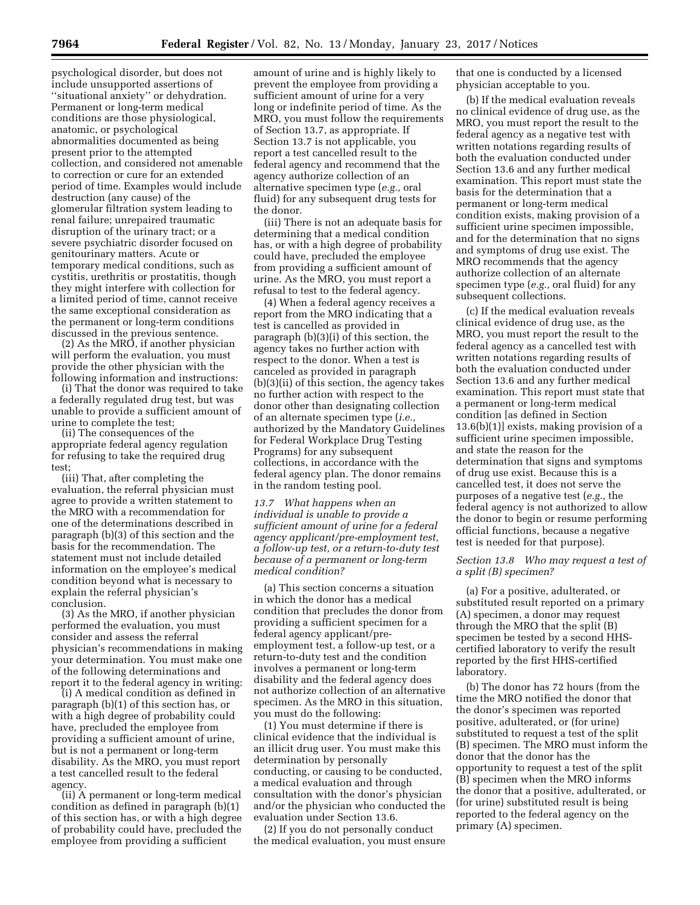psychological disorder, but does not include unsupported assertions of ''situational anxiety'' or dehydration. Permanent or long-term medical conditions are those physiological, anatomic, or psychological abnormalities documented as being present prior to the attempted collection, and considered not amenable to correction or cure for an extended period of time. Examples would include destruction (any cause) of the glomerular filtration system leading to renal failure; unrepaired traumatic disruption of the urinary tract; or a severe psychiatric disorder focused on genitourinary matters. Acute or temporary medical conditions, such as cystitis, urethritis or prostatitis, though they might interfere with collection for a limited period of time, cannot receive the same exceptional consideration as the permanent or long-term conditions discussed in the previous sentence.

(2) As the MRO, if another physician will perform the evaluation, you must provide the other physician with the following information and instructions:

(i) That the donor was required to take a federally regulated drug test, but was unable to provide a sufficient amount of urine to complete the test;

(ii) The consequences of the appropriate federal agency regulation for refusing to take the required drug test;

(iii) That, after completing the evaluation, the referral physician must agree to provide a written statement to the MRO with a recommendation for one of the determinations described in paragraph (b)(3) of this section and the basis for the recommendation. The statement must not include detailed information on the employee's medical condition beyond what is necessary to explain the referral physician's conclusion.

(3) As the MRO, if another physician performed the evaluation, you must consider and assess the referral physician's recommendations in making your determination. You must make one of the following determinations and report it to the federal agency in writing:

(i) A medical condition as defined in paragraph (b)(1) of this section has, or with a high degree of probability could have, precluded the employee from providing a sufficient amount of urine, but is not a permanent or long-term disability. As the MRO, you must report a test cancelled result to the federal agency.

(ii) A permanent or long-term medical condition as defined in paragraph (b)(1) of this section has, or with a high degree of probability could have, precluded the employee from providing a sufficient amount of urine and is highly likely to prevent the employee from providing a sufficient amount of urine for a very long or indefinite period of time. As the MRO, you must follow the requirements of Section 13.7, as appropriate. If Section 13.7 is not applicable, you report a test cancelled result to the federal agency and recommend that the agency authorize collection of an alternative specimen type (*e.g.,* oral fluid) for any subsequent drug tests for the donor.

(iii) There is not an adequate basis for determining that a medical condition has, or with a high degree of probability could have, precluded the employee from providing a sufficient amount of urine. As the MRO, you must report a refusal to test to the federal agency.

(4) When a federal agency receives a report from the MRO indicating that a test is cancelled as provided in paragraph (b)(3)(i) of this section, the agency takes no further action with respect to the donor. When a test is canceled as provided in paragraph (b)(3)(ii) of this section, the agency takes no further action with respect to the donor other than designating collection of an alternate specimen type (*i.e.,* authorized by the Mandatory Guidelines for Federal Workplace Drug Testing Programs) for any subsequent collections, in accordance with the federal agency plan. The donor remains in the random testing pool.

*13.7 What happens when an individual is unable to provide a sufficient amount of urine for a federal agency applicant/pre-employment test, a follow-up test, or a return-to-duty test because of a permanent or long-term medical condition?*

(a) This section concerns a situation in which the donor has a medical condition that precludes the donor from providing a sufficient specimen for a federal agency applicant/pre-employment test, a follow-up test, or a return-to-duty test and the condition involves a permanent or long-term disability and the federal agency does not authorize collection of an alternative specimen. As the MRO in this situation, you must do the following:

(1) You must determine if there is clinical evidence that the individual is an illicit drug user. You must make this determination by personally conducting, or causing to be conducted, a medical evaluation and through consultation with the donor's physician and/or the physician who conducted the evaluation under Section 13.6.

(2) If you do not personally conduct the medical evaluation, you must ensure that one is conducted by a licensed physician acceptable to you.

(b) If the medical evaluation reveals no clinical evidence of drug use, as the MRO, you must report the result to the federal agency as a negative test with written notations regarding results of both the evaluation conducted under Section 13.6 and any further medical examination. This report must state the basis for the determination that a permanent or long-term medical condition exists, making provision of a sufficient urine specimen impossible, and for the determination that no signs and symptoms of drug use exist. The MRO recommends that the agency authorize collection of an alternate specimen type (*e.g.,* oral fluid) for any subsequent collections.

(c) If the medical evaluation reveals clinical evidence of drug use, as the MRO, you must report the result to the federal agency as a cancelled test with written notations regarding results of both the evaluation conducted under Section 13.6 and any further medical examination. This report must state that a permanent or long-term medical condition [as defined in Section 13.6(b)(1)] exists, making provision of a sufficient urine specimen impossible, and state the reason for the determination that signs and symptoms of drug use exist. Because this is a cancelled test, it does not serve the purposes of a negative test (*e.g.,* the federal agency is not authorized to allow the donor to begin or resume performing official functions, because a negative test is needed for that purpose).

*Section 13.8 Who may request a test of a split (B) specimen?*

(a) For a positive, adulterated, or substituted result reported on a primary (A) specimen, a donor may request through the MRO that the split (B) specimen be tested by a second HHS-certified laboratory to verify the result reported by the first HHS-certified laboratory.

(b) The donor has 72 hours (from the time the MRO notified the donor that the donor's specimen was reported positive, adulterated, or (for urine) substituted to request a test of the split (B) specimen. The MRO must inform the donor that the donor has the opportunity to request a test of the split (B) specimen when the MRO informs the donor that a positive, adulterated, or (for urine) substituted result is being reported to the federal agency on the primary (A) specimen.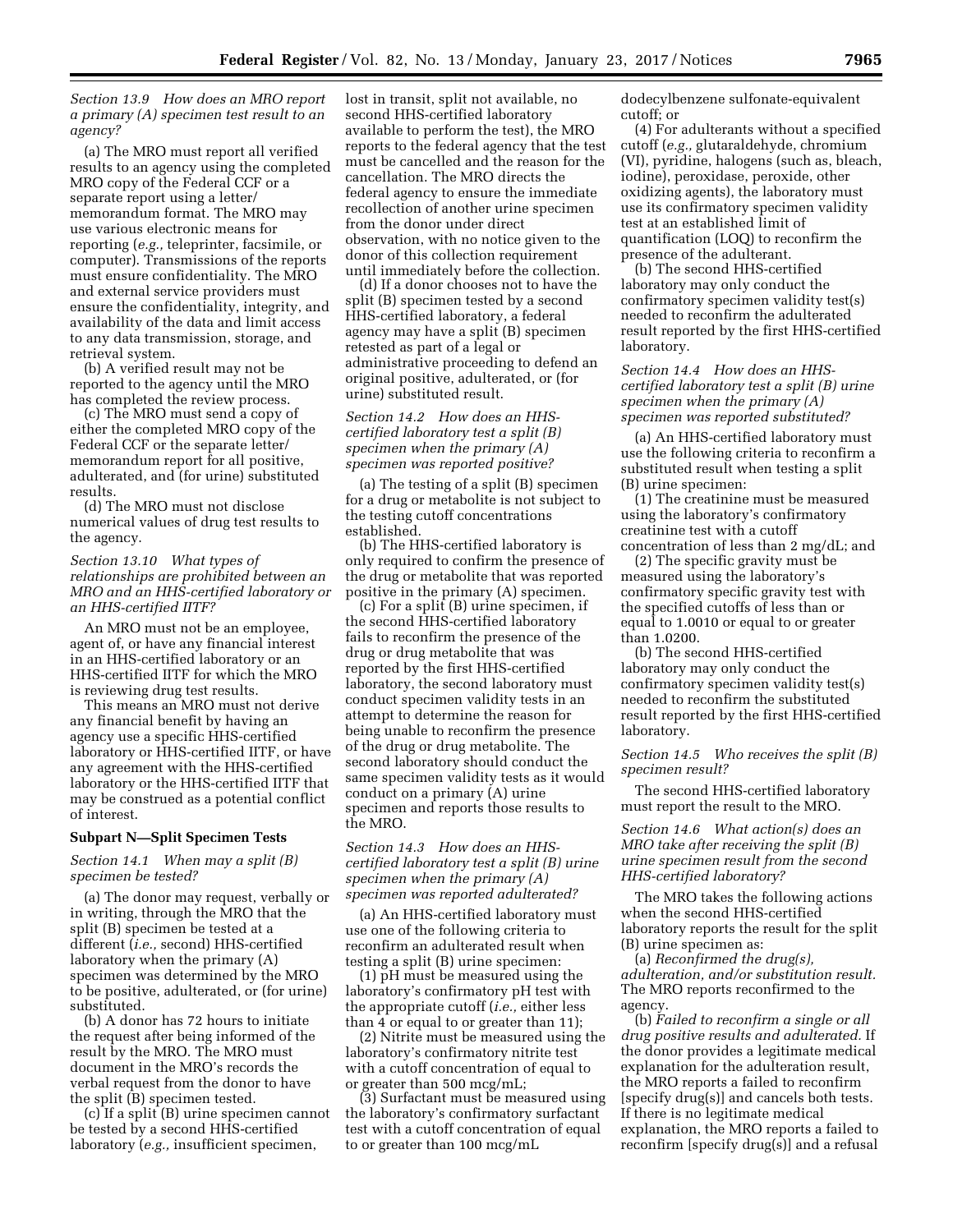*Section 13.9 How does an MRO report a primary (A) specimen test result to an agency?*

(a) The MRO must report all verified results to an agency using the completed MRO copy of the Federal CCF or a separate report using a letter/memorandum format. The MRO may use various electronic means for reporting (*e.g.,* teleprinter, facsimile, or computer). Transmissions of the reports must ensure confidentiality. The MRO and external service providers must ensure the confidentiality, integrity, and availability of the data and limit access to any data transmission, storage, and retrieval system.

(b) A verified result may not be reported to the agency until the MRO has completed the review process.

(c) The MRO must send a copy of either the completed MRO copy of the Federal CCF or the separate letter/memorandum report for all positive, adulterated, and (for urine) substituted results.

(d) The MRO must not disclose numerical values of drug test results to the agency.

*Section 13.10 What types of relationships are prohibited between an MRO and an HHS-certified laboratory or an HHS-certified IITF?*

An MRO must not be an employee, agent of, or have any financial interest in an HHS-certified laboratory or an HHS-certified IITF for which the MRO is reviewing drug test results.

This means an MRO must not derive any financial benefit by having an agency use a specific HHS-certified laboratory or HHS-certified IITF, or have any agreement with the HHS-certified laboratory or the HHS-certified IITF that may be construed as a potential conflict of interest.

**Subpart N—Split Specimen Tests**

*Section 14.1 When may a split (B) specimen be tested?*

(a) The donor may request, verbally or in writing, through the MRO that the split (B) specimen be tested at a different (*i.e.,* second) HHS-certified laboratory when the primary (A) specimen was determined by the MRO to be positive, adulterated, or (for urine) substituted.

(b) A donor has 72 hours to initiate the request after being informed of the result by the MRO. The MRO must document in the MRO's records the verbal request from the donor to have the split (B) specimen tested.

(c) If a split (B) urine specimen cannot be tested by a second HHS-certified laboratory (*e.g.,* insufficient specimen, lost in transit, split not available, no second HHS-certified laboratory available to perform the test), the MRO reports to the federal agency that the test must be cancelled and the reason for the cancellation. The MRO directs the federal agency to ensure the immediate recollection of another urine specimen from the donor under direct observation, with no notice given to the donor of this collection requirement until immediately before the collection.

(d) If a donor chooses not to have the split (B) specimen tested by a second HHS-certified laboratory, a federal agency may have a split (B) specimen retested as part of a legal or administrative proceeding to defend an original positive, adulterated, or (for urine) substituted result.

*Section 14.2 How does an HHS-certified laboratory test a split (B) specimen when the primary (A) specimen was reported positive?*

(a) The testing of a split (B) specimen for a drug or metabolite is not subject to the testing cutoff concentrations established.

(b) The HHS-certified laboratory is only required to confirm the presence of the drug or metabolite that was reported positive in the primary (A) specimen.

(c) For a split (B) urine specimen, if the second HHS-certified laboratory fails to reconfirm the presence of the drug or drug metabolite that was reported by the first HHS-certified laboratory, the second laboratory must conduct specimen validity tests in an attempt to determine the reason for being unable to reconfirm the presence of the drug or drug metabolite. The second laboratory should conduct the same specimen validity tests as it would conduct on a primary (A) urine specimen and reports those results to the MRO.

*Section 14.3 How does an HHS-certified laboratory test a split (B) urine specimen when the primary (A) specimen was reported adulterated?*

(a) An HHS-certified laboratory must use one of the following criteria to reconfirm an adulterated result when testing a split (B) urine specimen:

(1) pH must be measured using the laboratory's confirmatory pH test with the appropriate cutoff (*i.e.,* either less than 4 or equal to or greater than 11);

(2) Nitrite must be measured using the laboratory's confirmatory nitrite test with a cutoff concentration of equal to or greater than 500 mcg/mL;

(3) Surfactant must be measured using the laboratory's confirmatory surfactant test with a cutoff concentration of equal to or greater than 100 mcg/mL dodecylbenzene sulfonate-equivalent cutoff; or

(4) For adulterants without a specified cutoff (*e.g.,* glutaraldehyde, chromium (VI), pyridine, halogens (such as, bleach, iodine), peroxidase, peroxide, other oxidizing agents), the laboratory must use its confirmatory specimen validity test at an established limit of quantification (LOQ) to reconfirm the presence of the adulterant.

(b) The second HHS-certified laboratory may only conduct the confirmatory specimen validity test(s) needed to reconfirm the adulterated result reported by the first HHS-certified laboratory.

*Section 14.4 How does an HHS-certified laboratory test a split (B) urine specimen when the primary (A) specimen was reported substituted?*

(a) An HHS-certified laboratory must use the following criteria to reconfirm a substituted result when testing a split (B) urine specimen:

(1) The creatinine must be measured using the laboratory's confirmatory creatinine test with a cutoff concentration of less than 2 mg/dL; and

(2) The specific gravity must be measured using the laboratory's confirmatory specific gravity test with the specified cutoffs of less than or equal to 1.0010 or equal to or greater than 1.0200.

(b) The second HHS-certified laboratory may only conduct the confirmatory specimen validity test(s) needed to reconfirm the substituted result reported by the first HHS-certified laboratory.

*Section 14.5 Who receives the split (B) specimen result?*

The second HHS-certified laboratory must report the result to the MRO.

*Section 14.6 What action(s) does an MRO take after receiving the split (B) urine specimen result from the second HHS-certified laboratory?*

The MRO takes the following actions when the second HHS-certified laboratory reports the result for the split (B) urine specimen as:

(a) *Reconfirmed the drug(s), adulteration, and/or substitution result.* The MRO reports reconfirmed to the agency.

(b) *Failed to reconfirm a single or all drug positive results and adulterated.* If the donor provides a legitimate medical explanation for the adulteration result, the MRO reports a failed to reconfirm [specify drug(s)] and cancels both tests. If there is no legitimate medical explanation, the MRO reports a failed to reconfirm [specify drug(s)] and a refusal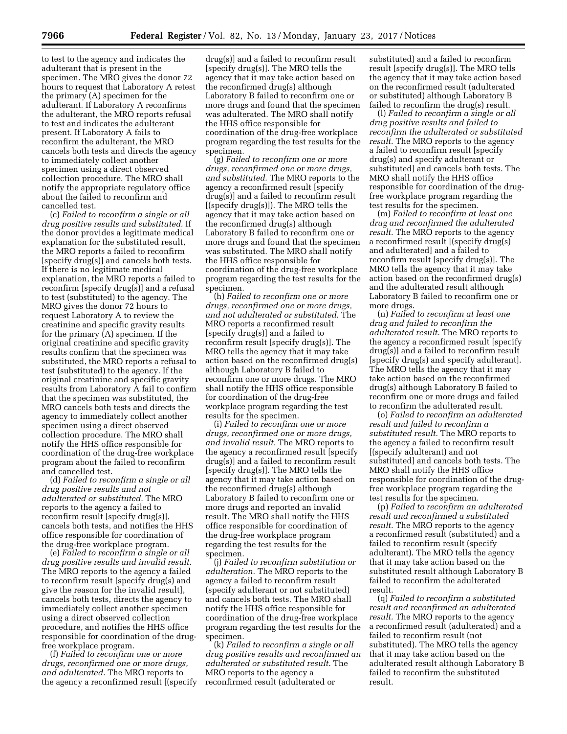to test to the agency and indicates the adulterant that is present in the specimen. The MRO gives the donor 72 hours to request that Laboratory A retest the primary (A) specimen for the adulterant. If Laboratory A reconfirms the adulterant, the MRO reports refusal to test and indicates the adulterant present. If Laboratory A fails to reconfirm the adulterant, the MRO cancels both tests and directs the agency to immediately collect another specimen using a direct observed collection procedure. The MRO shall notify the appropriate regulatory office about the failed to reconfirm and cancelled test.

(c) *Failed to reconfirm a single or all drug positive results and substituted.* If the donor provides a legitimate medical explanation for the substituted result, the MRO reports a failed to reconfirm [specify drug(s)] and cancels both tests. If there is no legitimate medical explanation, the MRO reports a failed to reconfirm [specify drug(s)] and a refusal to test (substituted) to the agency. The MRO gives the donor 72 hours to request Laboratory A to review the creatinine and specific gravity results for the primary (A) specimen. If the original creatinine and specific gravity results confirm that the specimen was substituted, the MRO reports a refusal to test (substituted) to the agency. If the original creatinine and specific gravity results from Laboratory A fail to confirm that the specimen was substituted, the MRO cancels both tests and directs the agency to immediately collect another specimen using a direct observed collection procedure. The MRO shall notify the HHS office responsible for coordination of the drug-free workplace program about the failed to reconfirm and cancelled test.

(d) *Failed to reconfirm a single or all drug positive results and not adulterated or substituted.* The MRO reports to the agency a failed to reconfirm result [specify drug(s)], cancels both tests, and notifies the HHS office responsible for coordination of the drug-free workplace program.

(e) *Failed to reconfirm a single or all drug positive results and invalid result.* The MRO reports to the agency a failed to reconfirm result [specify drug(s) and give the reason for the invalid result], cancels both tests, directs the agency to immediately collect another specimen using a direct observed collection procedure, and notifies the HHS office responsible for coordination of the drug-free workplace program.

(f) *Failed to reconfirm one or more drugs, reconfirmed one or more drugs, and adulterated.* The MRO reports to the agency a reconfirmed result [(specify drug(s)] and a failed to reconfirm result [specify drug(s)]. The MRO tells the agency that it may take action based on the reconfirmed drug(s) although Laboratory B failed to reconfirm one or more drugs and found that the specimen was adulterated. The MRO shall notify the HHS office responsible for coordination of the drug-free workplace program regarding the test results for the specimen.

(g) *Failed to reconfirm one or more drugs, reconfirmed one or more drugs, and substituted.* The MRO reports to the agency a reconfirmed result [specify drug(s)] and a failed to reconfirm result [(specify drug(s)]). The MRO tells the agency that it may take action based on the reconfirmed drug(s) although Laboratory B failed to reconfirm one or more drugs and found that the specimen was substituted. The MRO shall notify the HHS office responsible for coordination of the drug-free workplace program regarding the test results for the specimen.

(h) *Failed to reconfirm one or more drugs, reconfirmed one or more drugs, and not adulterated or substituted.* The MRO reports a reconfirmed result [specify drug(s)] and a failed to reconfirm result [specify drug(s)]. The MRO tells the agency that it may take action based on the reconfirmed drug(s) although Laboratory B failed to reconfirm one or more drugs. The MRO shall notify the HHS office responsible for coordination of the drug-free workplace program regarding the test results for the specimen.

(i) *Failed to reconfirm one or more drugs, reconfirmed one or more drugs, and invalid result.* The MRO reports to the agency a reconfirmed result [specify drug(s)] and a failed to reconfirm result [specify drug(s)]. The MRO tells the agency that it may take action based on the reconfirmed drug(s) although Laboratory B failed to reconfirm one or more drugs and reported an invalid result. The MRO shall notify the HHS office responsible for coordination of the drug-free workplace program regarding the test results for the specimen.

(j) *Failed to reconfirm substitution or adulteration.* The MRO reports to the agency a failed to reconfirm result (specify adulterant or not substituted) and cancels both tests. The MRO shall notify the HHS office responsible for coordination of the drug-free workplace program regarding the test results for the specimen.

(k) *Failed to reconfirm a single or all drug positive results and reconfirmed an adulterated or substituted result.* The MRO reports to the agency a reconfirmed result (adulterated or substituted) and a failed to reconfirm result [specify drug(s)]. The MRO tells the agency that it may take action based on the reconfirmed result (adulterated or substituted) although Laboratory B failed to reconfirm the drug(s) result.

(l) *Failed to reconfirm a single or all drug positive results and failed to reconfirm the adulterated or substituted result.* The MRO reports to the agency a failed to reconfirm result [specify drug(s) and specify adulterant or substituted] and cancels both tests. The MRO shall notify the HHS office responsible for coordination of the drug-free workplace program regarding the test results for the specimen.

(m) *Failed to reconfirm at least one drug and reconfirmed the adulterated result.* The MRO reports to the agency a reconfirmed result [(specify drug(s) and adulterated] and a failed to reconfirm result [specify drug(s)]. The MRO tells the agency that it may take action based on the reconfirmed drug(s) and the adulterated result although Laboratory B failed to reconfirm one or more drugs.

(n) *Failed to reconfirm at least one drug and failed to reconfirm the adulterated result.* The MRO reports to the agency a reconfirmed result [specify drug(s)] and a failed to reconfirm result [specify drug(s) and specify adulterant]. The MRO tells the agency that it may take action based on the reconfirmed drug(s) although Laboratory B failed to reconfirm one or more drugs and failed to reconfirm the adulterated result.

(o) *Failed to reconfirm an adulterated result and failed to reconfirm a substituted result.* The MRO reports to the agency a failed to reconfirm result [(specify adulterant) and not substituted] and cancels both tests. The MRO shall notify the HHS office responsible for coordination of the drug-free workplace program regarding the test results for the specimen.

(p) *Failed to reconfirm an adulterated result and reconfirmed a substituted result.* The MRO reports to the agency a reconfirmed result (substituted) and a failed to reconfirm result (specify adulterant). The MRO tells the agency that it may take action based on the substituted result although Laboratory B failed to reconfirm the adulterated result.

(q) *Failed to reconfirm a substituted result and reconfirmed an adulterated result.* The MRO reports to the agency a reconfirmed result (adulterated) and a failed to reconfirm result (not substituted). The MRO tells the agency that it may take action based on the adulterated result although Laboratory B failed to reconfirm the substituted result.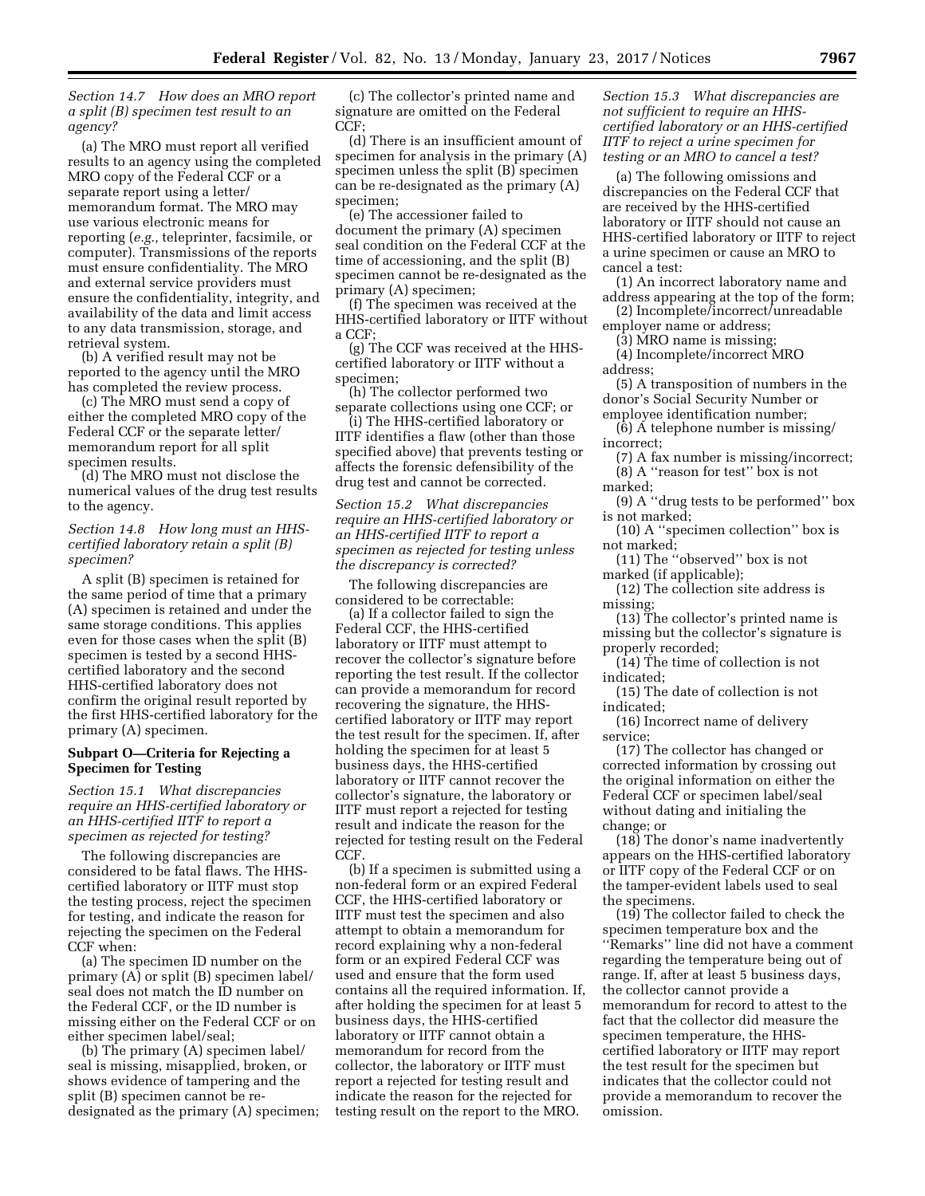*Section 14.7 How does an MRO report a split (B) specimen test result to an agency?*

(a) The MRO must report all verified results to an agency using the completed MRO copy of the Federal CCF or a separate report using a letter/memorandum format. The MRO may use various electronic means for reporting (*e.g.,* teleprinter, facsimile, or computer). Transmissions of the reports must ensure confidentiality. The MRO and external service providers must ensure the confidentiality, integrity, and availability of the data and limit access to any data transmission, storage, and retrieval system.

(b) A verified result may not be reported to the agency until the MRO has completed the review process.

(c) The MRO must send a copy of either the completed MRO copy of the Federal CCF or the separate letter/memorandum report for all split specimen results.

(d) The MRO must not disclose the numerical values of the drug test results to the agency.

*Section 14.8 How long must an HHS-certified laboratory retain a split (B) specimen?*

A split (B) specimen is retained for the same period of time that a primary (A) specimen is retained and under the same storage conditions. This applies even for those cases when the split (B) specimen is tested by a second HHS-certified laboratory and the second HHS-certified laboratory does not confirm the original result reported by the first HHS-certified laboratory for the primary (A) specimen.

## Subpart O—Criteria for Rejecting a Specimen for Testing

*Section 15.1 What discrepancies require an HHS-certified laboratory or an HHS-certified IITF to report a specimen as rejected for testing?*

The following discrepancies are considered to be fatal flaws. The HHS-certified laboratory or IITF must stop the testing process, reject the specimen for testing, and indicate the reason for rejecting the specimen on the Federal CCF when:

(a) The specimen ID number on the primary (A) or split (B) specimen label/seal does not match the ID number on the Federal CCF, or the ID number is missing either on the Federal CCF or on either specimen label/seal;

(b) The primary (A) specimen label/seal is missing, misapplied, broken, or shows evidence of tampering and the split (B) specimen cannot be re-designated as the primary (A) specimen;

(c) The collector's printed name and signature are omitted on the Federal CCF;

(d) There is an insufficient amount of specimen for analysis in the primary (A) specimen unless the split (B) specimen can be re-designated as the primary (A) specimen;

(e) The accessioner failed to document the primary (A) specimen seal condition on the Federal CCF at the time of accessioning, and the split (B) specimen cannot be re-designated as the primary (A) specimen;

(f) The specimen was received at the HHS-certified laboratory or IITF without a CCF;

(g) The CCF was received at the HHS-certified laboratory or IITF without a specimen;

(h) The collector performed two separate collections using one CCF; or

(i) The HHS-certified laboratory or IITF identifies a flaw (other than those specified above) that prevents testing or affects the forensic defensibility of the drug test and cannot be corrected.

*Section 15.2 What discrepancies require an HHS-certified laboratory or an HHS-certified IITF to report a specimen as rejected for testing unless the discrepancy is corrected?*

The following discrepancies are considered to be correctable:

(a) If a collector failed to sign the Federal CCF, the HHS-certified laboratory or IITF must attempt to recover the collector's signature before reporting the test result. If the collector can provide a memorandum for record recovering the signature, the HHS-certified laboratory or IITF may report the test result for the specimen. If, after holding the specimen for at least 5 business days, the HHS-certified laboratory or IITF cannot recover the collector's signature, the laboratory or IITF must report a rejected for testing result and indicate the reason for the rejected for testing result on the Federal CCF.

(b) If a specimen is submitted using a non-federal form or an expired Federal CCF, the HHS-certified laboratory or IITF must test the specimen and also attempt to obtain a memorandum for record explaining why a non-federal form or an expired Federal CCF was used and ensure that the form used contains all the required information. If, after holding the specimen for at least 5 business days, the HHS-certified laboratory or IITF cannot obtain a memorandum for record from the collector, the laboratory or IITF must report a rejected for testing result and indicate the reason for the rejected for testing result on the report to the MRO.

*Section 15.3 What discrepancies are not sufficient to require an HHS-certified laboratory or an HHS-certified IITF to reject a urine specimen for testing or an MRO to cancel a test?*

(a) The following omissions and discrepancies on the Federal CCF that are received by the HHS-certified laboratory or IITF should not cause an HHS-certified laboratory or IITF to reject a urine specimen or cause an MRO to cancel a test:

(1) An incorrect laboratory name and address appearing at the top of the form;

(2) Incomplete/incorrect/unreadable employer name or address;

(3) MRO name is missing;

(4) Incomplete/incorrect MRO address;

(5) A transposition of numbers in the donor's Social Security Number or employee identification number;

(6) A telephone number is missing/incorrect;

(7) A fax number is missing/incorrect;

(8) A ''reason for test'' box is not marked;

(9) A ''drug tests to be performed'' box is not marked;

(10) A ''specimen collection'' box is not marked;

(11) The ''observed'' box is not marked (if applicable);

(12) The collection site address is missing;

(13) The collector's printed name is missing but the collector's signature is properly recorded;

(14) The time of collection is not indicated;

(15) The date of collection is not indicated;

(16) Incorrect name of delivery service;

(17) The collector has changed or corrected information by crossing out the original information on either the Federal CCF or specimen label/seal without dating and initialing the change; or

(18) The donor's name inadvertently appears on the HHS-certified laboratory or IITF copy of the Federal CCF or on the tamper-evident labels used to seal the specimens.

(19) The collector failed to check the specimen temperature box and the ''Remarks'' line did not have a comment regarding the temperature being out of range. If, after at least 5 business days, the collector cannot provide a memorandum for record to attest to the fact that the collector did measure the specimen temperature, the HHS-certified laboratory or IITF may report the test result for the specimen but indicates that the collector could not provide a memorandum to recover the omission.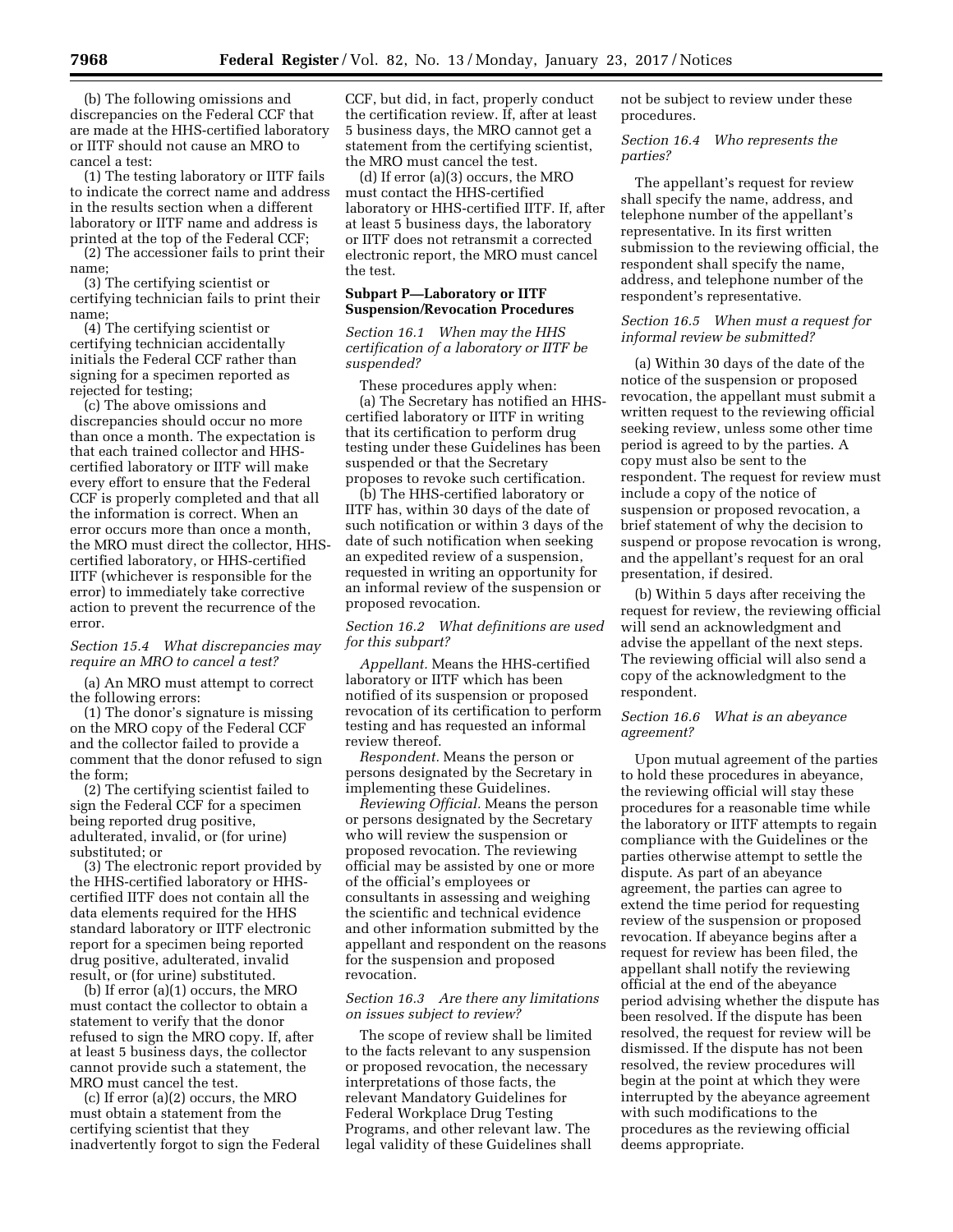(b) The following omissions and discrepancies on the Federal CCF that are made at the HHS-certified laboratory or IITF should not cause an MRO to cancel a test:

(1) The testing laboratory or IITF fails to indicate the correct name and address in the results section when a different laboratory or IITF name and address is printed at the top of the Federal CCF;

(2) The accessioner fails to print their name;

(3) The certifying scientist or certifying technician fails to print their name;

(4) The certifying scientist or certifying technician accidentally initials the Federal CCF rather than signing for a specimen reported as rejected for testing;

(c) The above omissions and discrepancies should occur no more than once a month. The expectation is that each trained collector and HHS-certified laboratory or IITF will make every effort to ensure that the Federal CCF is properly completed and that all the information is correct. When an error occurs more than once a month, the MRO must direct the collector, HHS-certified laboratory, or HHS-certified IITF (whichever is responsible for the error) to immediately take corrective action to prevent the recurrence of the error.

*Section 15.4 What discrepancies may require an MRO to cancel a test?*

(a) An MRO must attempt to correct the following errors:

(1) The donor's signature is missing on the MRO copy of the Federal CCF and the collector failed to provide a comment that the donor refused to sign the form;

(2) The certifying scientist failed to sign the Federal CCF for a specimen being reported drug positive, adulterated, invalid, or (for urine) substituted; or

(3) The electronic report provided by the HHS-certified laboratory or HHS-certified IITF does not contain all the data elements required for the HHS standard laboratory or IITF electronic report for a specimen being reported drug positive, adulterated, invalid result, or (for urine) substituted.

(b) If error (a)(1) occurs, the MRO must contact the collector to obtain a statement to verify that the donor refused to sign the MRO copy. If, after at least 5 business days, the collector cannot provide such a statement, the MRO must cancel the test.

(c) If error (a)(2) occurs, the MRO must obtain a statement from the certifying scientist that they inadvertently forgot to sign the Federal CCF, but did, in fact, properly conduct the certification review. If, after at least 5 business days, the MRO cannot get a statement from the certifying scientist, the MRO must cancel the test.

(d) If error (a)(3) occurs, the MRO must contact the HHS-certified laboratory or HHS-certified IITF. If, after at least 5 business days, the laboratory or IITF does not retransmit a corrected electronic report, the MRO must cancel the test.

**Subpart P—Laboratory or IITF Suspension/Revocation Procedures**

*Section 16.1 When may the HHS certification of a laboratory or IITF be suspended?*

These procedures apply when:

(a) The Secretary has notified an HHS-certified laboratory or IITF in writing that its certification to perform drug testing under these Guidelines has been suspended or that the Secretary proposes to revoke such certification.

(b) The HHS-certified laboratory or IITF has, within 30 days of the date of such notification or within 3 days of the date of such notification when seeking an expedited review of a suspension, requested in writing an opportunity for an informal review of the suspension or proposed revocation.

*Section 16.2 What definitions are used for this subpart?*

*Appellant.* Means the HHS-certified laboratory or IITF which has been notified of its suspension or proposed revocation of its certification to perform testing and has requested an informal review thereof.

*Respondent.* Means the person or persons designated by the Secretary in implementing these Guidelines.

*Reviewing Official.* Means the person or persons designated by the Secretary who will review the suspension or proposed revocation. The reviewing official may be assisted by one or more of the official's employees or consultants in assessing and weighing the scientific and technical evidence and other information submitted by the appellant and respondent on the reasons for the suspension and proposed revocation.

*Section 16.3 Are there any limitations on issues subject to review?*

The scope of review shall be limited to the facts relevant to any suspension or proposed revocation, the necessary interpretations of those facts, the relevant Mandatory Guidelines for Federal Workplace Drug Testing Programs, and other relevant law. The legal validity of these Guidelines shall not be subject to review under these procedures.

*Section 16.4 Who represents the parties?*

The appellant's request for review shall specify the name, address, and telephone number of the appellant's representative. In its first written submission to the reviewing official, the respondent shall specify the name, address, and telephone number of the respondent's representative.

*Section 16.5 When must a request for informal review be submitted?*

(a) Within 30 days of the date of the notice of the suspension or proposed revocation, the appellant must submit a written request to the reviewing official seeking review, unless some other time period is agreed to by the parties. A copy must also be sent to the respondent. The request for review must include a copy of the notice of suspension or proposed revocation, a brief statement of why the decision to suspend or propose revocation is wrong, and the appellant's request for an oral presentation, if desired.

(b) Within 5 days after receiving the request for review, the reviewing official will send an acknowledgment and advise the appellant of the next steps. The reviewing official will also send a copy of the acknowledgment to the respondent.

*Section 16.6 What is an abeyance agreement?*

Upon mutual agreement of the parties to hold these procedures in abeyance, the reviewing official will stay these procedures for a reasonable time while the laboratory or IITF attempts to regain compliance with the Guidelines or the parties otherwise attempt to settle the dispute. As part of an abeyance agreement, the parties can agree to extend the time period for requesting review of the suspension or proposed revocation. If abeyance begins after a request for review has been filed, the appellant shall notify the reviewing official at the end of the abeyance period advising whether the dispute has been resolved. If the dispute has been resolved, the request for review will be dismissed. If the dispute has not been resolved, the review procedures will begin at the point at which they were interrupted by the abeyance agreement with such modifications to the procedures as the reviewing official deems appropriate.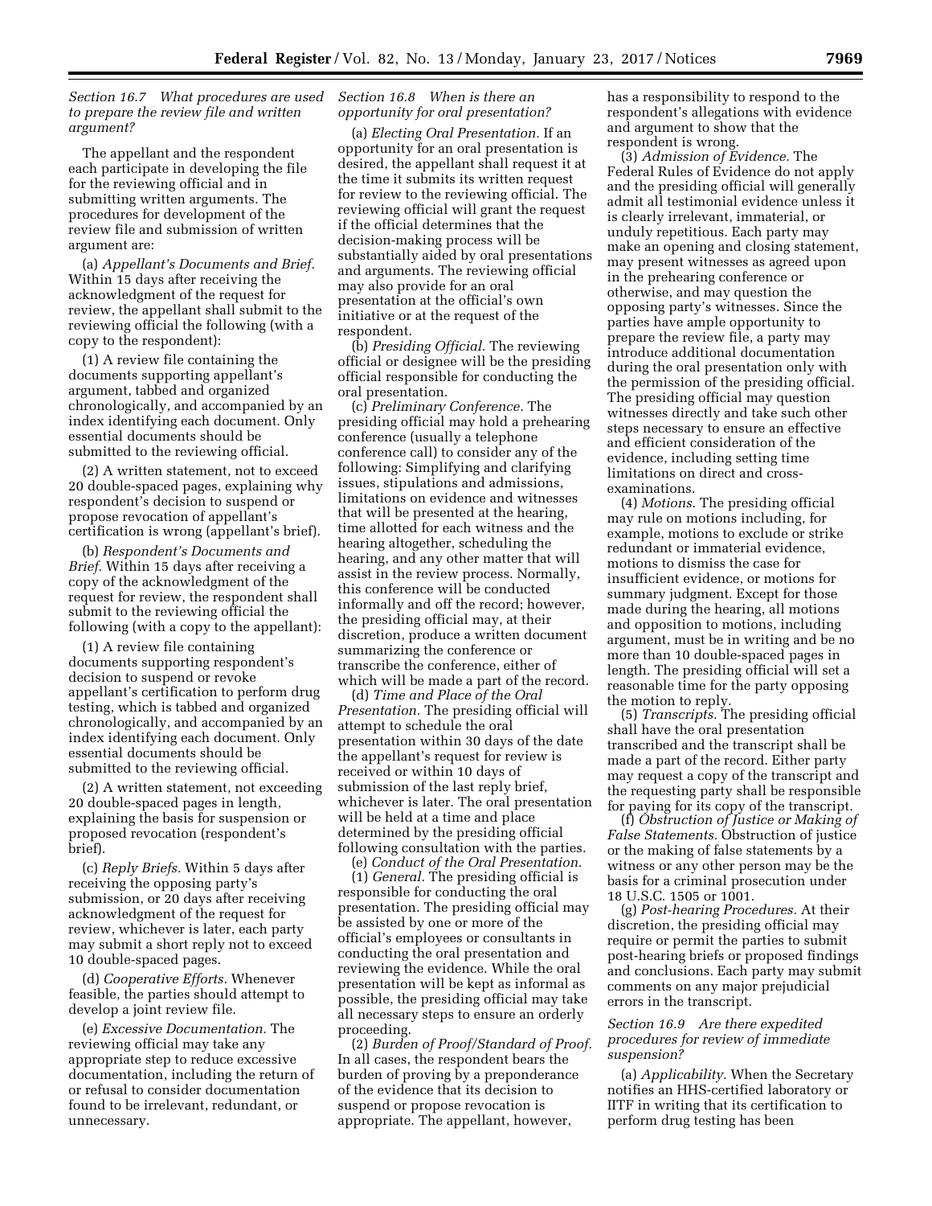### *Section 16.7 What procedures are used to prepare the review file and written argument?*

The appellant and the respondent each participate in developing the file for the reviewing official and in submitting written arguments. The procedures for development of the review file and submission of written argument are:

(a) *Appellant's Documents and Brief.* Within 15 days after receiving the acknowledgment of the request for review, the appellant shall submit to the reviewing official the following (with a copy to the respondent):

(1) A review file containing the documents supporting appellant's argument, tabbed and organized chronologically, and accompanied by an index identifying each document. Only essential documents should be submitted to the reviewing official.

(2) A written statement, not to exceed 20 double-spaced pages, explaining why respondent's decision to suspend or propose revocation of appellant's certification is wrong (appellant's brief).

(b) *Respondent's Documents and Brief.* Within 15 days after receiving a copy of the acknowledgment of the request for review, the respondent shall submit to the reviewing official the following (with a copy to the appellant):

(1) A review file containing documents supporting respondent's decision to suspend or revoke appellant's certification to perform drug testing, which is tabbed and organized chronologically, and accompanied by an index identifying each document. Only essential documents should be submitted to the reviewing official.

(2) A written statement, not exceeding 20 double-spaced pages in length, explaining the basis for suspension or proposed revocation (respondent's brief).

(c) *Reply Briefs.* Within 5 days after receiving the opposing party's submission, or 20 days after receiving acknowledgment of the request for review, whichever is later, each party may submit a short reply not to exceed 10 double-spaced pages.

(d) *Cooperative Efforts.* Whenever feasible, the parties should attempt to develop a joint review file.

(e) *Excessive Documentation.* The reviewing official may take any appropriate step to reduce excessive documentation, including the return of or refusal to consider documentation found to be irrelevant, redundant, or unnecessary.

### *Section 16.8 When is there an opportunity for oral presentation?*

(a) *Electing Oral Presentation.* If an opportunity for an oral presentation is desired, the appellant shall request it at the time it submits its written request for review to the reviewing official. The reviewing official will grant the request if the official determines that the decision-making process will be substantially aided by oral presentations and arguments. The reviewing official may also provide for an oral presentation at the official's own initiative or at the request of the respondent.

(b) *Presiding Official.* The reviewing official or designee will be the presiding official responsible for conducting the oral presentation.

(c) *Preliminary Conference.* The presiding official may hold a prehearing conference (usually a telephone conference call) to consider any of the following: Simplifying and clarifying issues, stipulations and admissions, limitations on evidence and witnesses that will be presented at the hearing, time allotted for each witness and the hearing altogether, scheduling the hearing, and any other matter that will assist in the review process. Normally, this conference will be conducted informally and off the record; however, the presiding official may, at their discretion, produce a written document summarizing the conference or transcribe the conference, either of which will be made a part of the record.

(d) *Time and Place of the Oral Presentation.* The presiding official will attempt to schedule the oral presentation within 30 days of the date the appellant's request for review is received or within 10 days of submission of the last reply brief, whichever is later. The oral presentation will be held at a time and place determined by the presiding official following consultation with the parties.

(e) *Conduct of the Oral Presentation.*

(1) *General.* The presiding official is responsible for conducting the oral presentation. The presiding official may be assisted by one or more of the official's employees or consultants in conducting the oral presentation and reviewing the evidence. While the oral presentation will be kept as informal as possible, the presiding official may take all necessary steps to ensure an orderly proceeding.

(2) *Burden of Proof/Standard of Proof.* In all cases, the respondent bears the burden of proving by a preponderance of the evidence that its decision to suspend or propose revocation is appropriate. The appellant, however, has a responsibility to respond to the respondent's allegations with evidence and argument to show that the respondent is wrong.

(3) *Admission of Evidence.* The Federal Rules of Evidence do not apply and the presiding official will generally admit all testimonial evidence unless it is clearly irrelevant, immaterial, or unduly repetitious. Each party may make an opening and closing statement, may present witnesses as agreed upon in the prehearing conference or otherwise, and may question the opposing party's witnesses. Since the parties have ample opportunity to prepare the review file, a party may introduce additional documentation during the oral presentation only with the permission of the presiding official. The presiding official may question witnesses directly and take such other steps necessary to ensure an effective and efficient consideration of the evidence, including setting time limitations on direct and cross-examinations.

(4) *Motions.* The presiding official may rule on motions including, for example, motions to exclude or strike redundant or immaterial evidence, motions to dismiss the case for insufficient evidence, or motions for summary judgment. Except for those made during the hearing, all motions and opposition to motions, including argument, must be in writing and be no more than 10 double-spaced pages in length. The presiding official will set a reasonable time for the party opposing the motion to reply.

(5) *Transcripts.* The presiding official shall have the oral presentation transcribed and the transcript shall be made a part of the record. Either party may request a copy of the transcript and the requesting party shall be responsible for paying for its copy of the transcript.

(f) *Obstruction of Justice or Making of False Statements.* Obstruction of justice or the making of false statements by a witness or any other person may be the basis for a criminal prosecution under 18 U.S.C. 1505 or 1001.

(g) *Post-hearing Procedures.* At their discretion, the presiding official may require or permit the parties to submit post-hearing briefs or proposed findings and conclusions. Each party may submit comments on any major prejudicial errors in the transcript.

### *Section 16.9 Are there expedited procedures for review of immediate suspension?*

(a) *Applicability.* When the Secretary notifies an HHS-certified laboratory or IITF in writing that its certification to perform drug testing has been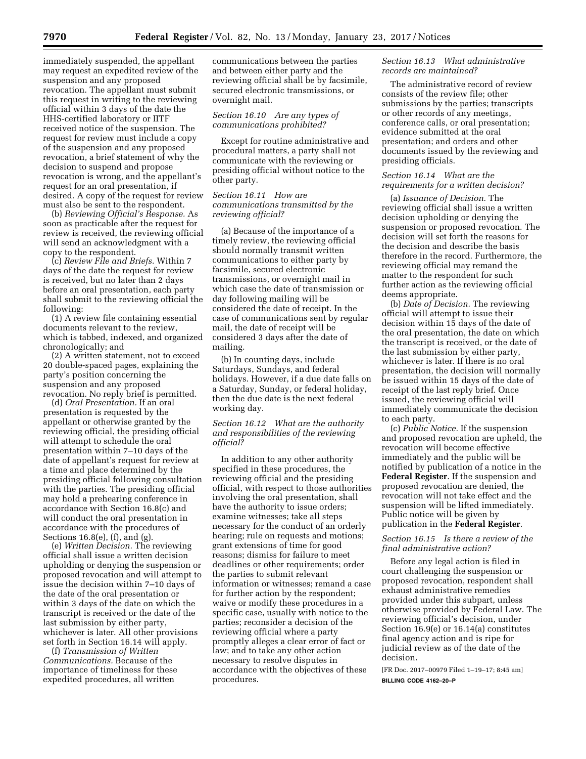immediately suspended, the appellant may request an expedited review of the suspension and any proposed revocation. The appellant must submit this request in writing to the reviewing official within 3 days of the date the HHS-certified laboratory or IITF received notice of the suspension. The request for review must include a copy of the suspension and any proposed revocation, a brief statement of why the decision to suspend and propose revocation is wrong, and the appellant's request for an oral presentation, if desired. A copy of the request for review must also be sent to the respondent.

(b) *Reviewing Official's Response.* As soon as practicable after the request for review is received, the reviewing official will send an acknowledgment with a copy to the respondent.

(c) *Review File and Briefs.* Within 7 days of the date the request for review is received, but no later than 2 days before an oral presentation, each party shall submit to the reviewing official the following:

(1) A review file containing essential documents relevant to the review, which is tabbed, indexed, and organized chronologically; and

(2) A written statement, not to exceed 20 double-spaced pages, explaining the party's position concerning the suspension and any proposed revocation. No reply brief is permitted.

(d) *Oral Presentation.* If an oral presentation is requested by the appellant or otherwise granted by the reviewing official, the presiding official will attempt to schedule the oral presentation within 7–10 days of the date of appellant's request for review at a time and place determined by the presiding official following consultation with the parties. The presiding official may hold a prehearing conference in accordance with Section 16.8(c) and will conduct the oral presentation in accordance with the procedures of Sections 16.8(e), (f), and (g).

(e) *Written Decision.* The reviewing official shall issue a written decision upholding or denying the suspension or proposed revocation and will attempt to issue the decision within 7–10 days of the date of the oral presentation or within 3 days of the date on which the transcript is received or the date of the last submission by either party, whichever is later. All other provisions set forth in Section 16.14 will apply.

(f) *Transmission of Written Communications.* Because of the importance of timeliness for these expedited procedures, all written communications between the parties and between either party and the reviewing official shall be by facsimile, secured electronic transmissions, or overnight mail.

*Section 16.10 Are any types of communications prohibited?*

Except for routine administrative and procedural matters, a party shall not communicate with the reviewing or presiding official without notice to the other party.

*Section 16.11 How are communications transmitted by the reviewing official?*

(a) Because of the importance of a timely review, the reviewing official should normally transmit written communications to either party by facsimile, secured electronic transmissions, or overnight mail in which case the date of transmission or day following mailing will be considered the date of receipt. In the case of communications sent by regular mail, the date of receipt will be considered 3 days after the date of mailing.

(b) In counting days, include Saturdays, Sundays, and federal holidays. However, if a due date falls on a Saturday, Sunday, or federal holiday, then the due date is the next federal working day.

*Section 16.12 What are the authority and responsibilities of the reviewing official?*

In addition to any other authority specified in these procedures, the reviewing official and the presiding official, with respect to those authorities involving the oral presentation, shall have the authority to issue orders; examine witnesses; take all steps necessary for the conduct of an orderly hearing; rule on requests and motions; grant extensions of time for good reasons; dismiss for failure to meet deadlines or other requirements; order the parties to submit relevant information or witnesses; remand a case for further action by the respondent; waive or modify these procedures in a specific case, usually with notice to the parties; reconsider a decision of the reviewing official where a party promptly alleges a clear error of fact or law; and to take any other action necessary to resolve disputes in accordance with the objectives of these procedures.

*Section 16.13 What administrative records are maintained?*

The administrative record of review consists of the review file; other submissions by the parties; transcripts or other records of any meetings, conference calls, or oral presentation; evidence submitted at the oral presentation; and orders and other documents issued by the reviewing and presiding officials.

*Section 16.14 What are the requirements for a written decision?*

(a) *Issuance of Decision.* The reviewing official shall issue a written decision upholding or denying the suspension or proposed revocation. The decision will set forth the reasons for the decision and describe the basis therefore in the record. Furthermore, the reviewing official may remand the matter to the respondent for such further action as the reviewing official deems appropriate.

(b) *Date of Decision.* The reviewing official will attempt to issue their decision within 15 days of the date of the oral presentation, the date on which the transcript is received, or the date of the last submission by either party, whichever is later. If there is no oral presentation, the decision will normally be issued within 15 days of the date of receipt of the last reply brief. Once issued, the reviewing official will immediately communicate the decision to each party.

(c) *Public Notice.* If the suspension and proposed revocation are upheld, the revocation will become effective immediately and the public will be notified by publication of a notice in the **Federal Register**. If the suspension and proposed revocation are denied, the revocation will not take effect and the suspension will be lifted immediately. Public notice will be given by publication in the **Federal Register**.

*Section 16.15 Is there a review of the final administrative action?*

Before any legal action is filed in court challenging the suspension or proposed revocation, respondent shall exhaust administrative remedies provided under this subpart, unless otherwise provided by Federal Law. The reviewing official's decision, under Section 16.9(e) or 16.14(a) constitutes final agency action and is ripe for judicial review as of the date of the decision.

[FR Doc. 2017–00979 Filed 1–19–17; 8:45 am]

**BILLING CODE 4162–20–P**